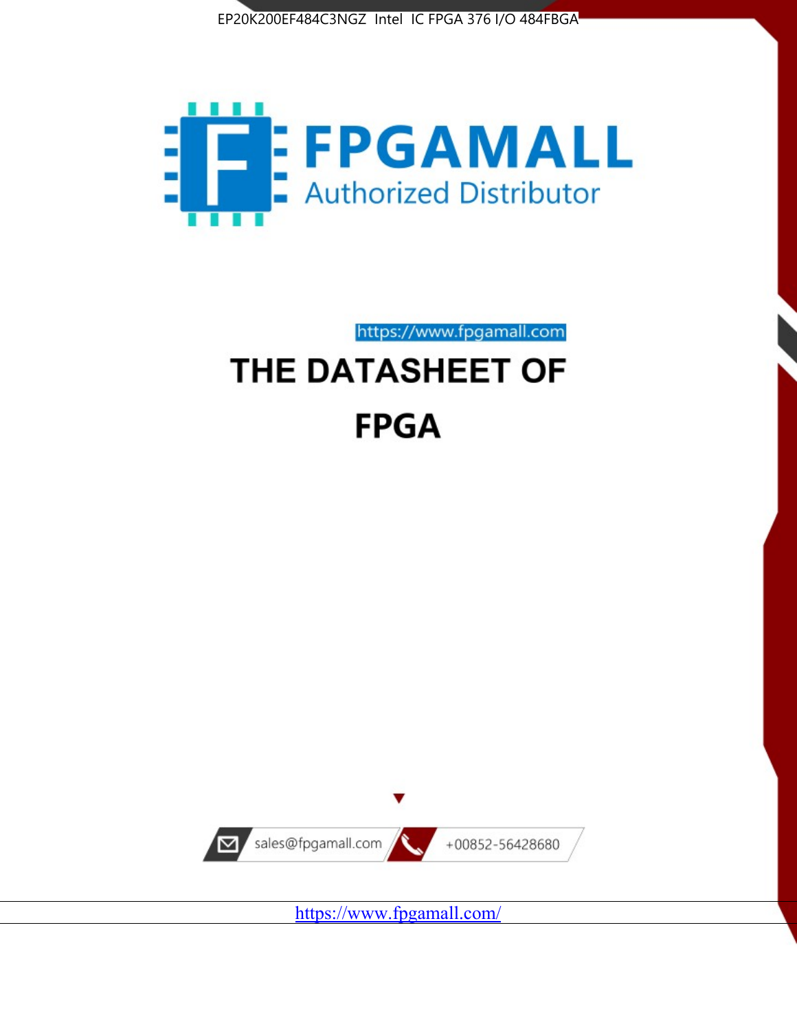EP20K200EF484C3NGZ Intel IC FPGA 376 I/O 484FBGA

FPGAMALL

Authorized Distributor

https://www.fpgamall.com

# THE DATASHEET OF

# FPGA

sales@fpgamall.com

+00852-56428680

https://www.fpgamall.com/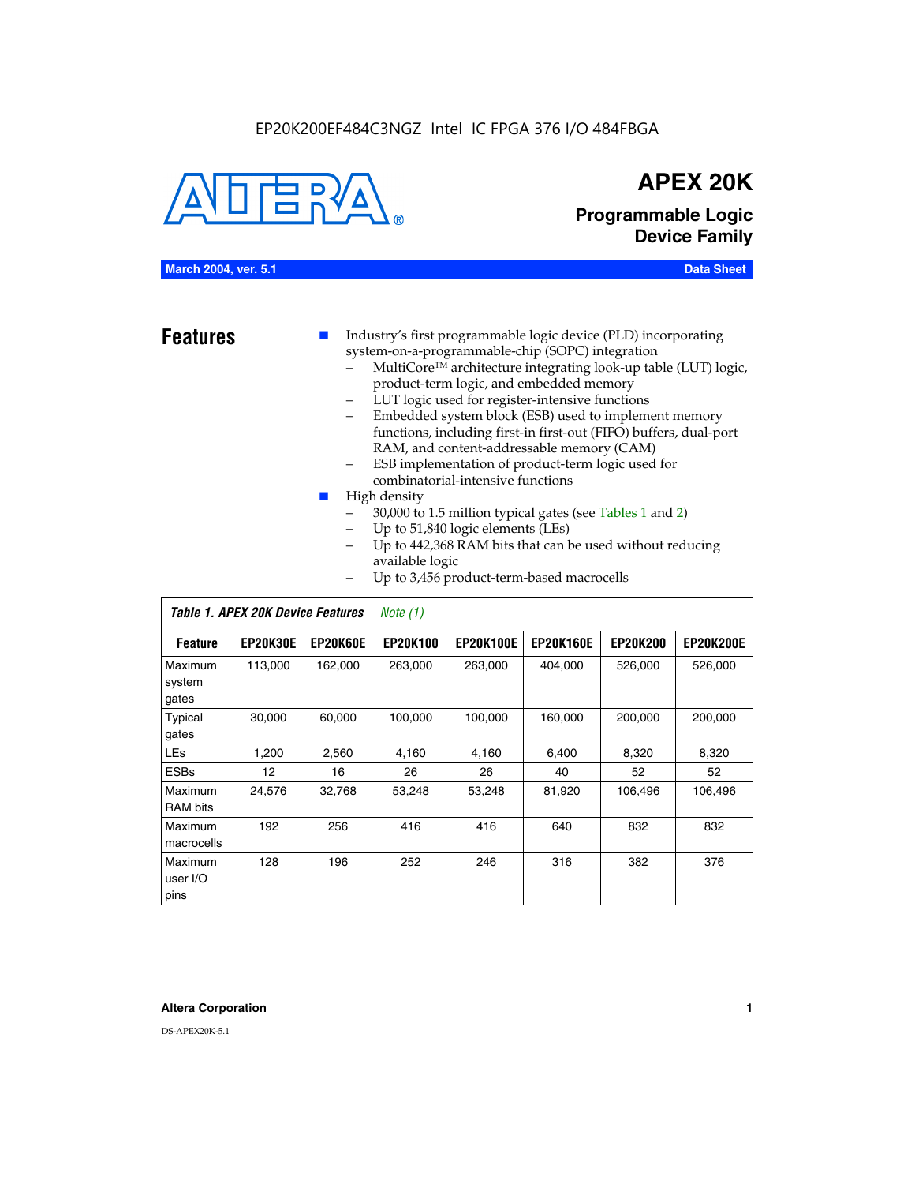EP20K200EF484C3NGZ Intel IC FPGA 376 I/O 484FBGA

# APEX 20K

## Programmable Logic Device Family

**March 2004, ver. 5.1** **Data Sheet**

## Features

- Industry's first programmable logic device (PLD) incorporating system-on-a-programmable-chip (SOPC) integration
  - MultiCore™ architecture integrating look-up table (LUT) logic, product-term logic, and embedded memory
  - LUT logic used for register-intensive functions
  - Embedded system block (ESB) used to implement memory functions, including first-in first-out (FIFO) buffers, dual-port RAM, and content-addressable memory (CAM)
  - ESB implementation of product-term logic used for combinatorial-intensive functions
- High density
  - 30,000 to 1.5 million typical gates (see Tables 1 and 2)
  - Up to 51,840 logic elements (LEs)
  - Up to 442,368 RAM bits that can be used without reducing available logic
  - Up to 3,456 product-term-based macrocells

*Table 1. APEX 20K Device Features* *Note (1)*

| Feature | EP20K30E | EP20K60E | EP20K100 | EP20K100E | EP20K160E | EP20K200 | EP20K200E |
|---|---|---|---|---|---|---|---|
| Maximum system gates | 113,000 | 162,000 | 263,000 | 263,000 | 404,000 | 526,000 | 526,000 |
| Typical gates | 30,000 | 60,000 | 100,000 | 100,000 | 160,000 | 200,000 | 200,000 |
| LEs | 1,200 | 2,560 | 4,160 | 4,160 | 6,400 | 8,320 | 8,320 |
| ESBs | 12 | 16 | 26 | 26 | 40 | 52 | 52 |
| Maximum RAM bits | 24,576 | 32,768 | 53,248 | 53,248 | 81,920 | 106,496 | 106,496 |
| Maximum macrocells | 192 | 256 | 416 | 416 | 640 | 832 | 832 |
| Maximum user I/O pins | 128 | 196 | 252 | 246 | 316 | 382 | 376 |

**Altera Corporation**

DS-APEX20K-5.1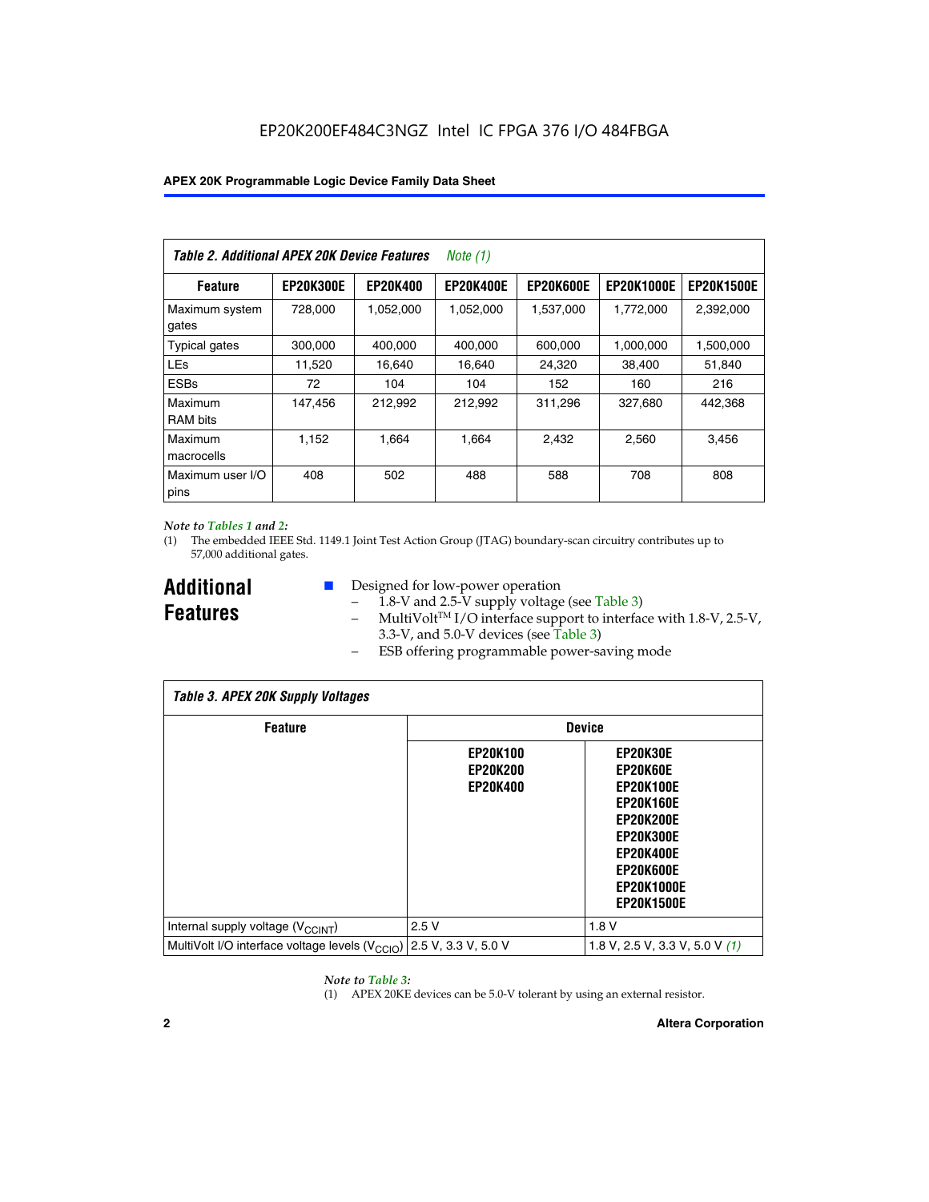EP20K200EF484C3NGZ Intel IC FPGA 376 I/O 484FBGA

| *Table 2. Additional APEX 20K Device Features* *Note (1)* | | | | | | |
|---|---|---|---|---|---|---|
| **Feature** | **EP20K300E** | **EP20K400** | **EP20K400E** | **EP20K600E** | **EP20K1000E** | **EP20K1500E** |
| Maximum system gates | 728,000 | 1,052,000 | 1,052,000 | 1,537,000 | 1,772,000 | 2,392,000 |
| Typical gates | 300,000 | 400,000 | 400,000 | 600,000 | 1,000,000 | 1,500,000 |
| LEs | 11,520 | 16,640 | 16,640 | 24,320 | 38,400 | 51,840 |
| ESBs | 72 | 104 | 104 | 152 | 160 | 216 |
| Maximum RAM bits | 147,456 | 212,992 | 212,992 | 311,296 | 327,680 | 442,368 |
| Maximum macrocells | 1,152 | 1,664 | 1,664 | 2,432 | 2,560 | 3,456 |
| Maximum user I/O pins | 408 | 502 | 488 | 588 | 708 | 808 |

*Note to Tables 1 and 2:*

(1) The embedded IEEE Std. 1149.1 Joint Test Action Group (JTAG) boundary-scan circuitry contributes up to 57,000 additional gates.

## Additional Features

- Designed for low-power operation
  - 1.8-V and 2.5-V supply voltage (see Table 3)
  - MultiVolt™ I/O interface support to interface with 1.8-V, 2.5-V, 3.3-V, and 5.0-V devices (see Table 3)
  - ESB offering programmable power-saving mode

| *Table 3. APEX 20K Supply Voltages* | | |
|---|---|---|
| **Feature** | **Device** | |
| | **EP20K100 EP20K200 EP20K400** | **EP20K30E EP20K60E EP20K100E EP20K160E EP20K200E EP20K300E EP20K400E EP20K600E EP20K1000E EP20K1500E** |
| Internal supply voltage ($V_{CCINT}$) | 2.5 V | 1.8 V |
| MultiVolt I/O interface voltage levels ($V_{CCIO}$) | 2.5 V, 3.3 V, 5.0 V | 1.8 V, 2.5 V, 3.3 V, 5.0 V *(1)* |

*Note to Table 3:*

(1) APEX 20KE devices can be 5.0-V tolerant by using an external resistor.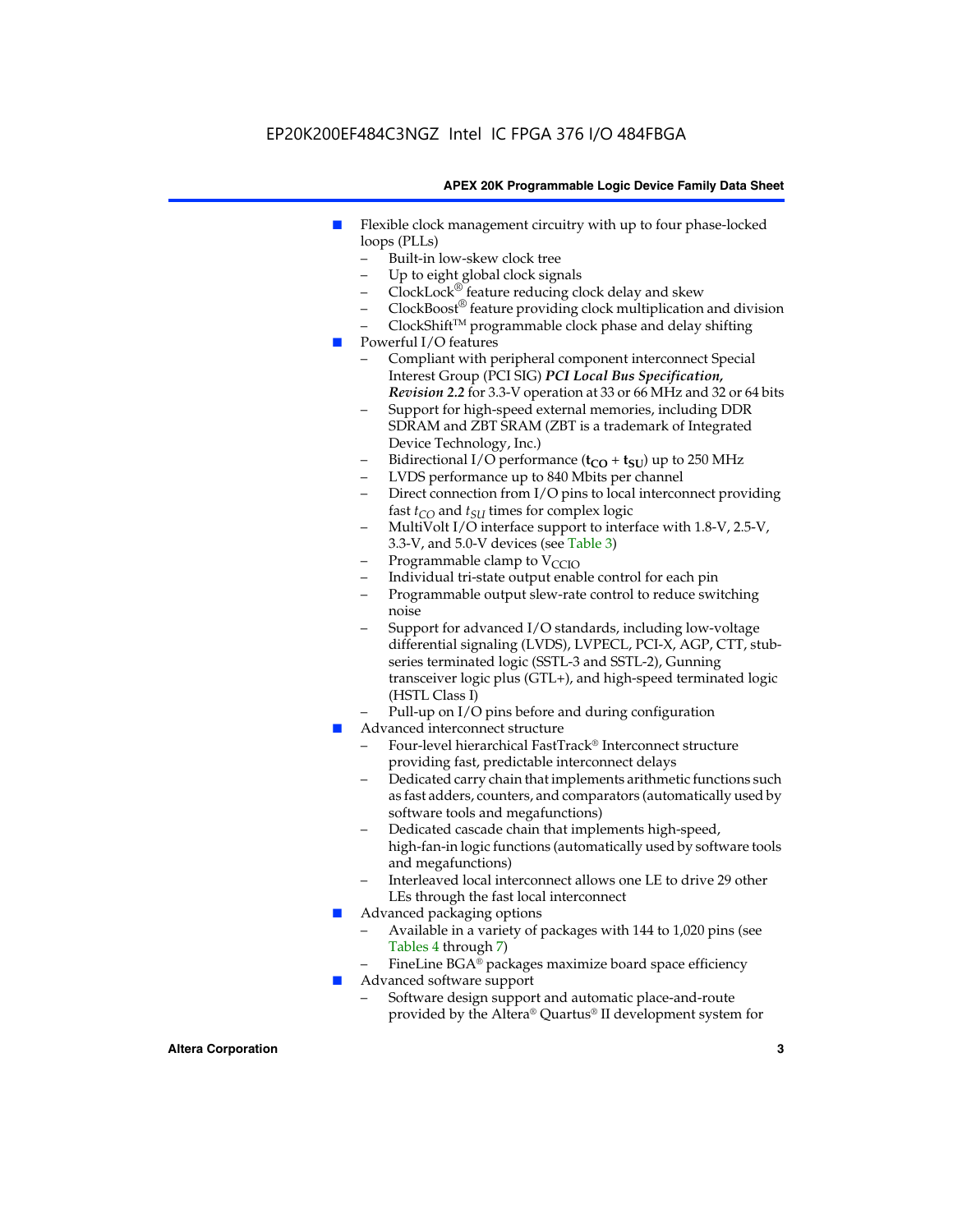- Flexible clock management circuitry with up to four phase-locked loops (PLLs)
  - Built-in low-skew clock tree
  - Up to eight global clock signals
  - ClockLock® feature reducing clock delay and skew
  - ClockBoost® feature providing clock multiplication and division
  - ClockShift™ programmable clock phase and delay shifting
- Powerful I/O features
  - Compliant with peripheral component interconnect Special Interest Group (PCI SIG) ***PCI Local Bus Specification, Revision 2.2*** for 3.3-V operation at 33 or 66 MHz and 32 or 64 bits
  - Support for high-speed external memories, including DDR SDRAM and ZBT SRAM (ZBT is a trademark of Integrated Device Technology, Inc.)
  - Bidirectional I/O performance ($\mathbf{t_{CO}} + \mathbf{t_{SU}}$) up to 250 MHz
  - LVDS performance up to 840 Mbits per channel
  - Direct connection from I/O pins to local interconnect providing fast $t_{CO}$ and $t_{SU}$ times for complex logic
  - MultiVolt I/O interface support to interface with 1.8-V, 2.5-V, 3.3-V, and 5.0-V devices (see Table 3)
  - Programmable clamp to $V_{CCIO}$
  - Individual tri-state output enable control for each pin
  - Programmable output slew-rate control to reduce switching noise
  - Support for advanced I/O standards, including low-voltage differential signaling (LVDS), LVPECL, PCI-X, AGP, CTT, stub-series terminated logic (SSTL-3 and SSTL-2), Gunning transceiver logic plus (GTL+), and high-speed terminated logic (HSTL Class I)
  - Pull-up on I/O pins before and during configuration
- Advanced interconnect structure
  - Four-level hierarchical FastTrack® Interconnect structure providing fast, predictable interconnect delays
  - Dedicated carry chain that implements arithmetic functions such as fast adders, counters, and comparators (automatically used by software tools and megafunctions)
  - Dedicated cascade chain that implements high-speed, high-fan-in logic functions (automatically used by software tools and megafunctions)
  - Interleaved local interconnect allows one LE to drive 29 other LEs through the fast local interconnect
- Advanced packaging options
  - Available in a variety of packages with 144 to 1,020 pins (see Tables 4 through 7)
  - FineLine BGA® packages maximize board space efficiency
- Advanced software support
  - Software design support and automatic place-and-route provided by the Altera® Quartus® II development system for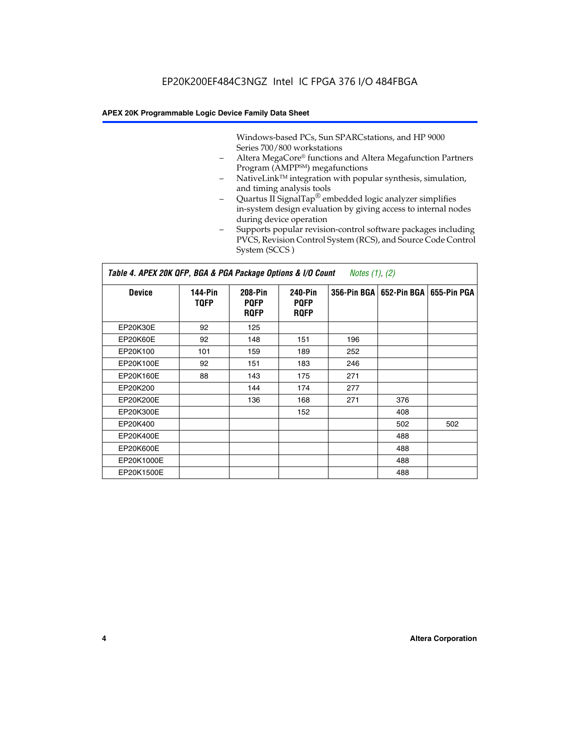Windows-based PCs, Sun SPARCstations, and HP 9000 Series 700/800 workstations
- Altera MegaCore® functions and Altera Megafunction Partners Program (AMPP℠) megafunctions
- NativeLink™ integration with popular synthesis, simulation, and timing analysis tools
- Quartus II SignalTap® embedded logic analyzer simplifies in-system design evaluation by giving access to internal nodes during device operation
- Supports popular revision-control software packages including PVCS, Revision Control System (RCS), and Source Code Control System (SCCS )

**Table 4. APEX 20K QFP, BGA & PGA Package Options & I/O Count** *Notes (1), (2)*

| Device | 144-Pin TQFP | 208-Pin PQFP RQFP | 240-Pin PQFP RQFP | 356-Pin BGA | 652-Pin BGA | 655-Pin PGA |
|---|---|---|---|---|---|---|
| EP20K30E | 92 | 125 | | | | |
| EP20K60E | 92 | 148 | 151 | 196 | | |
| EP20K100 | 101 | 159 | 189 | 252 | | |
| EP20K100E | 92 | 151 | 183 | 246 | | |
| EP20K160E | 88 | 143 | 175 | 271 | | |
| EP20K200 | | 144 | 174 | 277 | | |
| EP20K200E | | 136 | 168 | 271 | 376 | |
| EP20K300E | | | 152 | | 408 | |
| EP20K400 | | | | | 502 | 502 |
| EP20K400E | | | | | 488 | |
| EP20K600E | | | | | 488 | |
| EP20K1000E | | | | | 488 | |
| EP20K1500E | | | | | 488 | |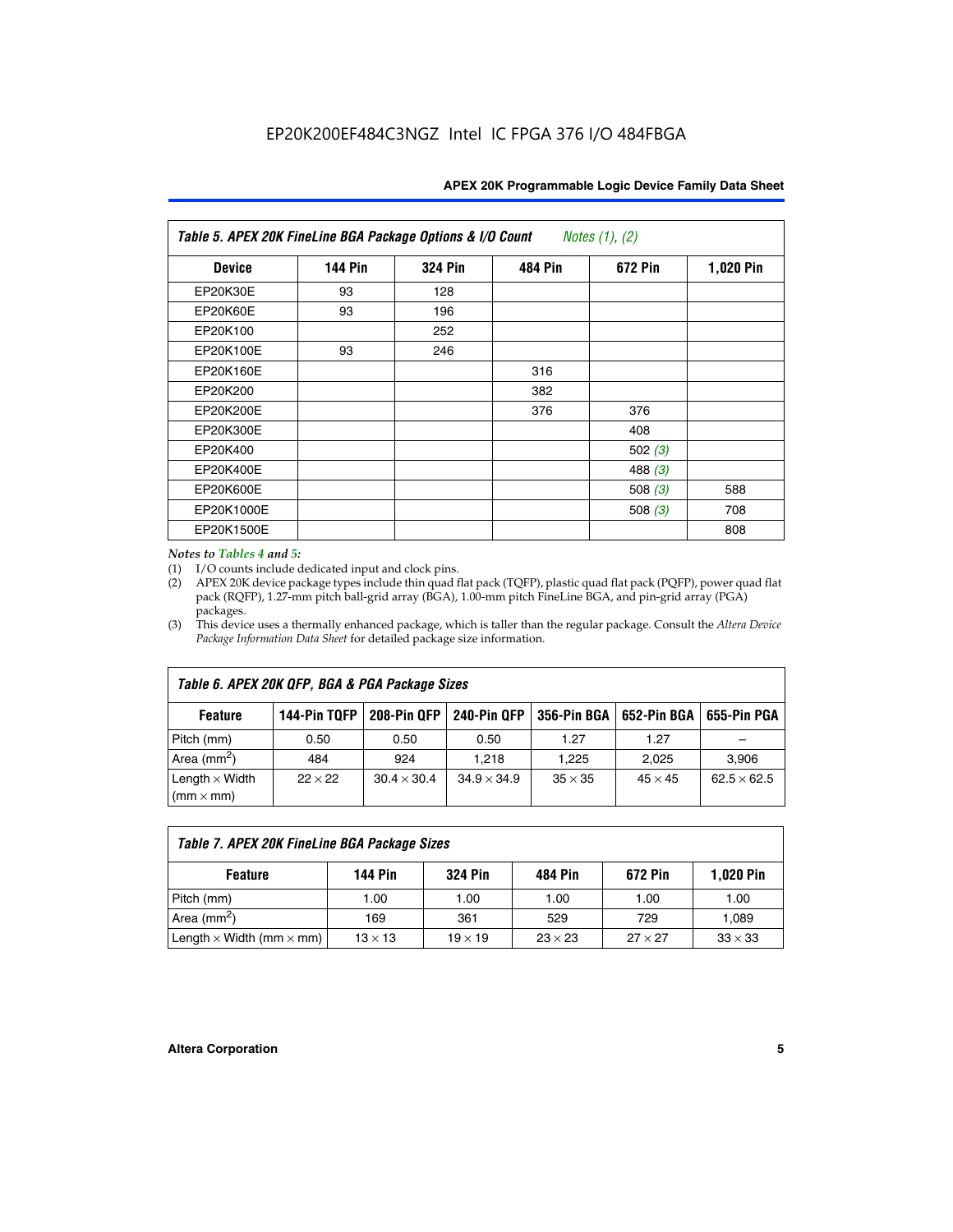| Device | 144 Pin | 324 Pin | 484 Pin | 672 Pin | 1,020 Pin |
|---|---|---|---|---|---|
| EP20K30E | 93 | 128 | | | |
| EP20K60E | 93 | 196 | | | |
| EP20K100 | | 252 | | | |
| EP20K100E | 93 | 246 | | | |
| EP20K160E | | | 316 | | |
| EP20K200 | | | 382 | | |
| EP20K200E | | | 376 | 376 | |
| EP20K300E | | | | 408 | |
| EP20K400 | | | | 502 *(3)* | |
| EP20K400E | | | | 488 *(3)* | |
| EP20K600E | | | | 508 *(3)* | 588 |
| EP20K1000E | | | | 508 *(3)* | 708 |
| EP20K1500E | | | | | 808 |

*Table 5. APEX 20K FineLine BGA Package Options & I/O Count — Notes (1), (2)*

*Notes to Tables 4 and 5:*

(1) I/O counts include dedicated input and clock pins.

(2) APEX 20K device package types include thin quad flat pack (TQFP), plastic quad flat pack (PQFP), power quad flat pack (RQFP), 1.27-mm pitch ball-grid array (BGA), 1.00-mm pitch FineLine BGA, and pin-grid array (PGA) packages.

(3) This device uses a thermally enhanced package, which is taller than the regular package. Consult the *Altera Device Package Information Data Sheet* for detailed package size information.

*Table 6. APEX 20K QFP, BGA & PGA Package Sizes*

| Feature | 144-Pin TQFP | 208-Pin QFP | 240-Pin QFP | 356-Pin BGA | 652-Pin BGA | 655-Pin PGA |
|---|---|---|---|---|---|---|
| Pitch (mm) | 0.50 | 0.50 | 0.50 | 1.27 | 1.27 | – |
| Area (mm$^2$) | 484 | 924 | 1,218 | 1,225 | 2,025 | 3,906 |
| Length × Width (mm × mm) | 22 × 22 | 30.4 × 30.4 | 34.9 × 34.9 | 35 × 35 | 45 × 45 | 62.5 × 62.5 |

*Table 7. APEX 20K FineLine BGA Package Sizes*

| Feature | 144 Pin | 324 Pin | 484 Pin | 672 Pin | 1,020 Pin |
|---|---|---|---|---|---|
| Pitch (mm) | 1.00 | 1.00 | 1.00 | 1.00 | 1.00 |
| Area (mm$^2$) | 169 | 361 | 529 | 729 | 1,089 |
| Length × Width (mm × mm) | 13 × 13 | 19 × 19 | 23 × 23 | 27 × 27 | 33 × 33 |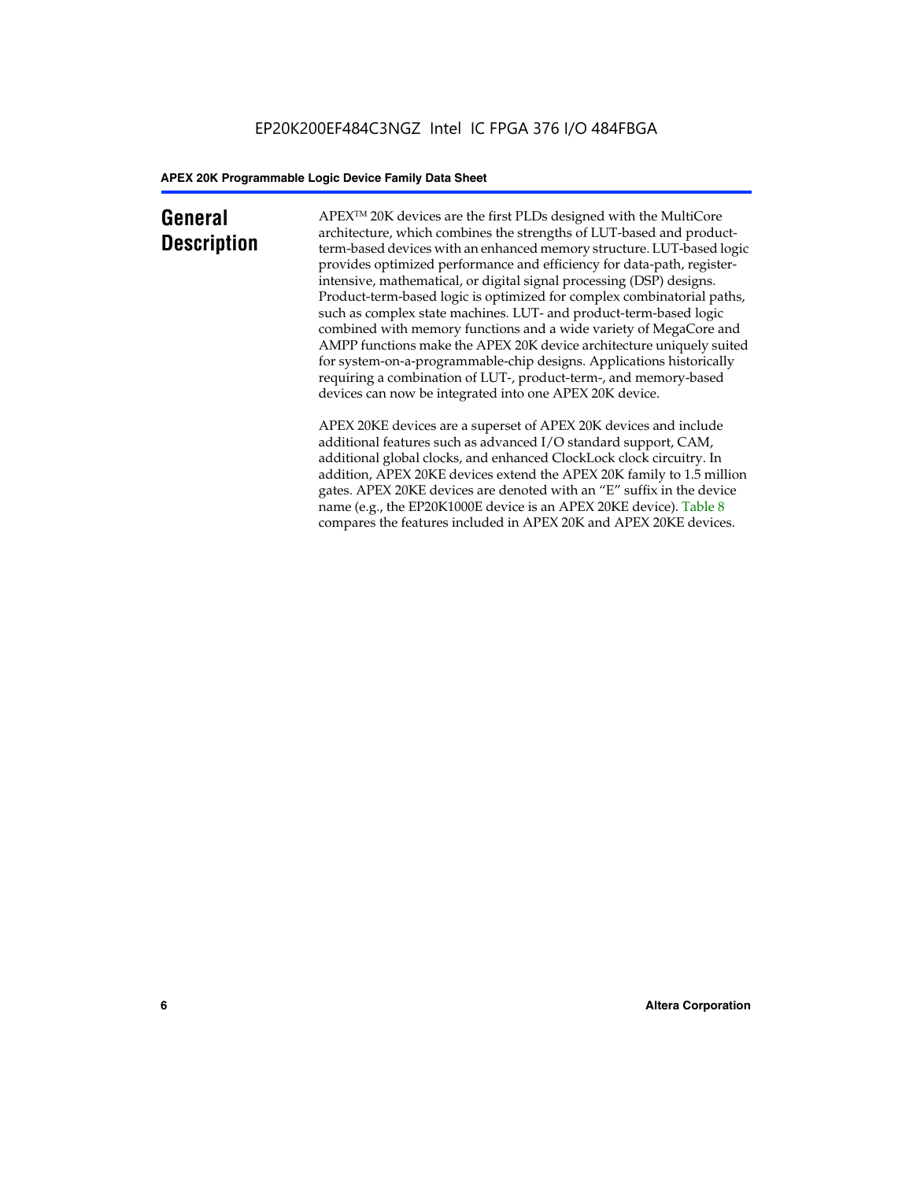## General Description

APEX™ 20K devices are the first PLDs designed with the MultiCore architecture, which combines the strengths of LUT-based and product-term-based devices with an enhanced memory structure. LUT-based logic provides optimized performance and efficiency for data-path, register-intensive, mathematical, or digital signal processing (DSP) designs. Product-term-based logic is optimized for complex combinatorial paths, such as complex state machines. LUT- and product-term-based logic combined with memory functions and a wide variety of MegaCore and AMPP functions make the APEX 20K device architecture uniquely suited for system-on-a-programmable-chip designs. Applications historically requiring a combination of LUT-, product-term-, and memory-based devices can now be integrated into one APEX 20K device.

APEX 20KE devices are a superset of APEX 20K devices and include additional features such as advanced I/O standard support, CAM, additional global clocks, and enhanced ClockLock clock circuitry. In addition, APEX 20KE devices extend the APEX 20K family to 1.5 million gates. APEX 20KE devices are denoted with an "E" suffix in the device name (e.g., the EP20K1000E device is an APEX 20KE device). Table 8 compares the features included in APEX 20K and APEX 20KE devices.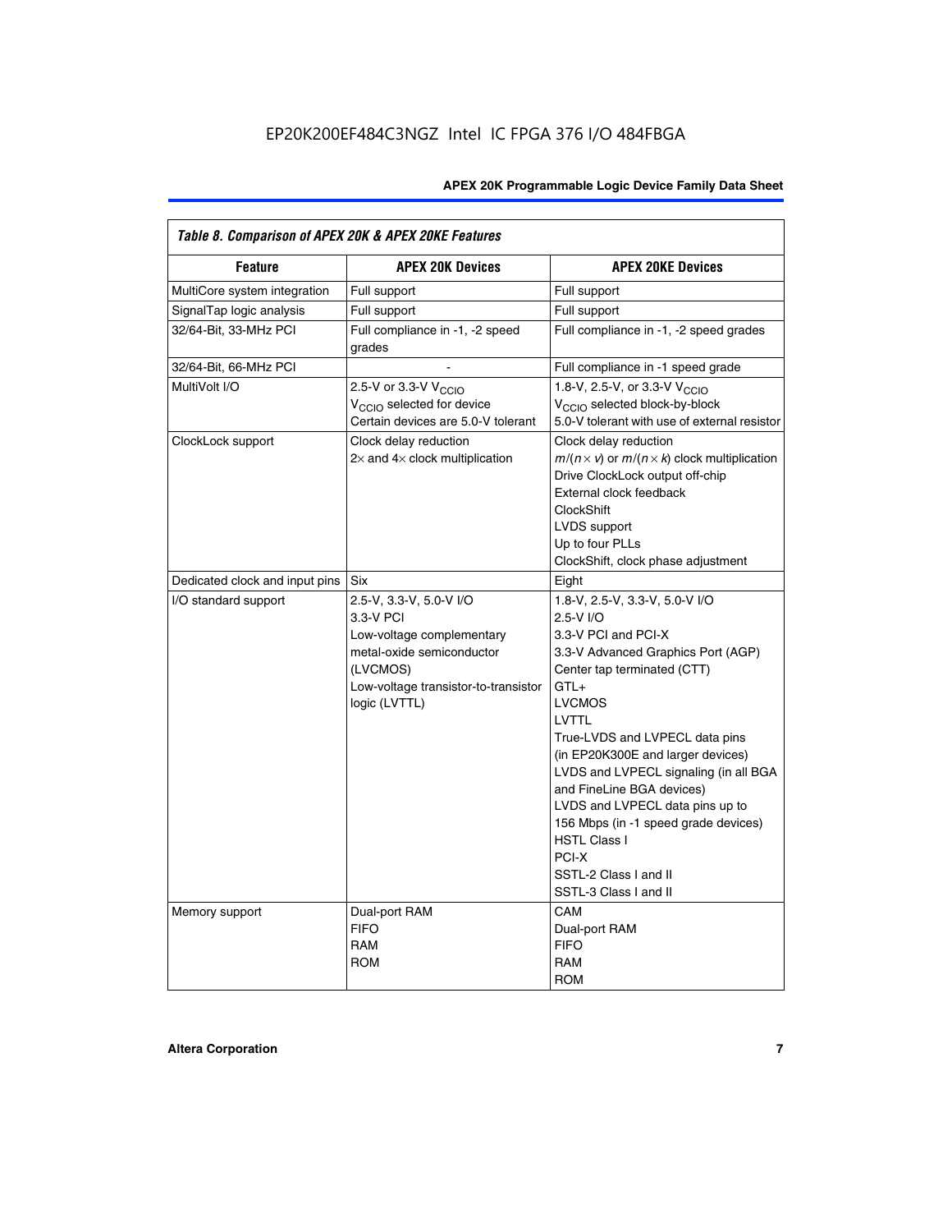Table 8. Comparison of APEX 20K & APEX 20KE Features

| Feature | APEX 20K Devices | APEX 20KE Devices |
| --- | --- | --- |
| MultiCore system integration | Full support | Full support |
| SignalTap logic analysis | Full support | Full support |
| 32/64-Bit, 33-MHz PCI | Full compliance in -1, -2 speed grades | Full compliance in -1, -2 speed grades |
| 32/64-Bit, 66-MHz PCI | - | Full compliance in -1 speed grade |
| MultiVolt I/O | 2.5-V or 3.3-V $V_{CCIO}$<br>$V_{CCIO}$ selected for device<br>Certain devices are 5.0-V tolerant | 1.8-V, 2.5-V, or 3.3-V $V_{CCIO}$<br>$V_{CCIO}$ selected block-by-block<br>5.0-V tolerant with use of external resistor |
| ClockLock support | Clock delay reduction<br>2× and 4× clock multiplication | Clock delay reduction<br>$m/(n \times v)$ or $m/(n \times k)$ clock multiplication<br>Drive ClockLock output off-chip<br>External clock feedback<br>ClockShift<br>LVDS support<br>Up to four PLLs<br>ClockShift, clock phase adjustment |
| Dedicated clock and input pins | Six | Eight |
| I/O standard support | 2.5-V, 3.3-V, 5.0-V I/O<br>3.3-V PCI<br>Low-voltage complementary metal-oxide semiconductor (LVCMOS)<br>Low-voltage transistor-to-transistor logic (LVTTL) | 1.8-V, 2.5-V, 3.3-V, 5.0-V I/O<br>2.5-V I/O<br>3.3-V PCI and PCI-X<br>3.3-V Advanced Graphics Port (AGP)<br>Center tap terminated (CTT)<br>GTL+<br>LVCMOS<br>LVTTL<br>True-LVDS and LVPECL data pins (in EP20K300E and larger devices)<br>LVDS and LVPECL signaling (in all BGA and FineLine BGA devices)<br>LVDS and LVPECL data pins up to 156 Mbps (in -1 speed grade devices)<br>HSTL Class I<br>PCI-X<br>SSTL-2 Class I and II<br>SSTL-3 Class I and II |
| Memory support | Dual-port RAM<br>FIFO<br>RAM<br>ROM | CAM<br>Dual-port RAM<br>FIFO<br>RAM<br>ROM |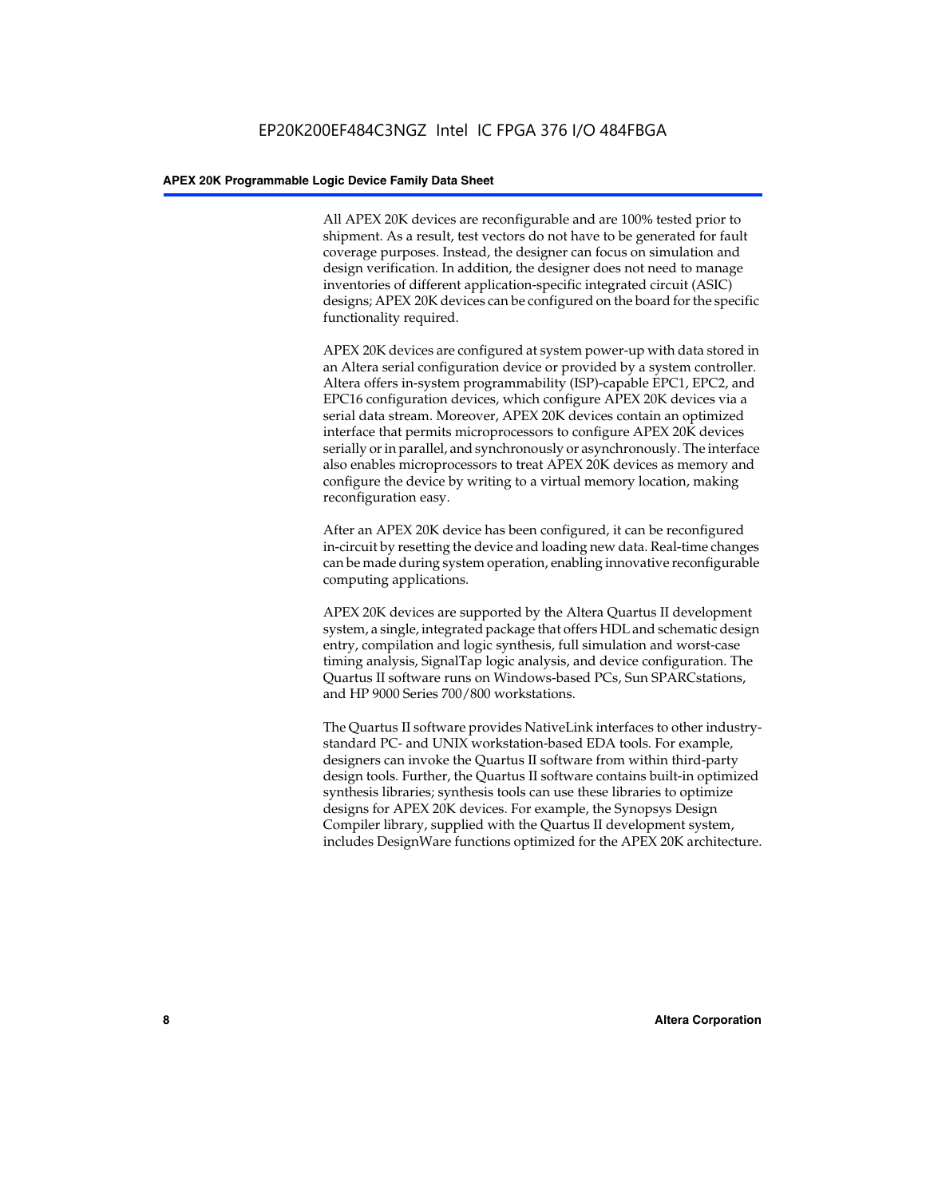All APEX 20K devices are reconfigurable and are 100% tested prior to shipment. As a result, test vectors do not have to be generated for fault coverage purposes. Instead, the designer can focus on simulation and design verification. In addition, the designer does not need to manage inventories of different application-specific integrated circuit (ASIC) designs; APEX 20K devices can be configured on the board for the specific functionality required.

APEX 20K devices are configured at system power-up with data stored in an Altera serial configuration device or provided by a system controller. Altera offers in-system programmability (ISP)-capable EPC1, EPC2, and EPC16 configuration devices, which configure APEX 20K devices via a serial data stream. Moreover, APEX 20K devices contain an optimized interface that permits microprocessors to configure APEX 20K devices serially or in parallel, and synchronously or asynchronously. The interface also enables microprocessors to treat APEX 20K devices as memory and configure the device by writing to a virtual memory location, making reconfiguration easy.

After an APEX 20K device has been configured, it can be reconfigured in-circuit by resetting the device and loading new data. Real-time changes can be made during system operation, enabling innovative reconfigurable computing applications.

APEX 20K devices are supported by the Altera Quartus II development system, a single, integrated package that offers HDL and schematic design entry, compilation and logic synthesis, full simulation and worst-case timing analysis, SignalTap logic analysis, and device configuration. The Quartus II software runs on Windows-based PCs, Sun SPARCstations, and HP 9000 Series 700/800 workstations.

The Quartus II software provides NativeLink interfaces to other industry-standard PC- and UNIX workstation-based EDA tools. For example, designers can invoke the Quartus II software from within third-party design tools. Further, the Quartus II software contains built-in optimized synthesis libraries; synthesis tools can use these libraries to optimize designs for APEX 20K devices. For example, the Synopsys Design Compiler library, supplied with the Quartus II development system, includes DesignWare functions optimized for the APEX 20K architecture.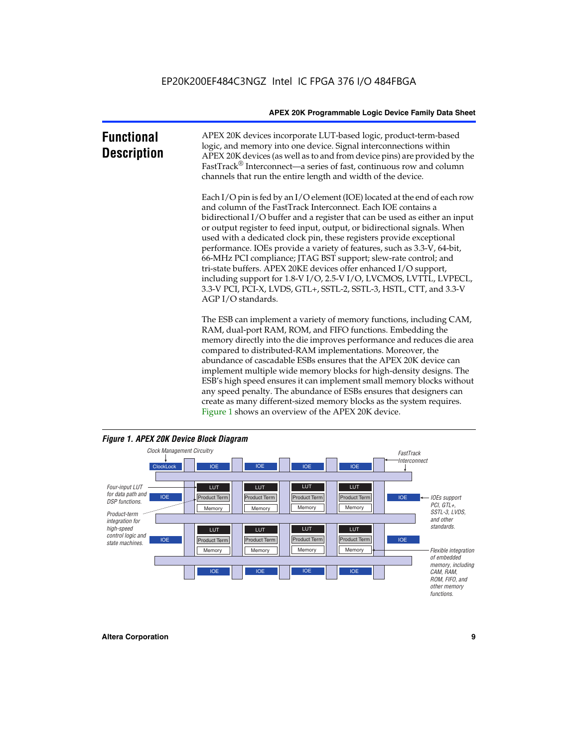# Functional Description

APEX 20K devices incorporate LUT-based logic, product-term-based logic, and memory into one device. Signal interconnections within APEX 20K devices (as well as to and from device pins) are provided by the FastTrack® Interconnect—a series of fast, continuous row and column channels that run the entire length and width of the device.

Each I/O pin is fed by an I/O element (IOE) located at the end of each row and column of the FastTrack Interconnect. Each IOE contains a bidirectional I/O buffer and a register that can be used as either an input or output register to feed input, output, or bidirectional signals. When used with a dedicated clock pin, these registers provide exceptional performance. IOEs provide a variety of features, such as 3.3-V, 64-bit, 66-MHz PCI compliance; JTAG BST support; slew-rate control; and tri-state buffers. APEX 20KE devices offer enhanced I/O support, including support for 1.8-V I/O, 2.5-V I/O, LVCMOS, LVTTL, LVPECL, 3.3-V PCI, PCI-X, LVDS, GTL+, SSTL-2, SSTL-3, HSTL, CTT, and 3.3-V AGP I/O standards.

The ESB can implement a variety of memory functions, including CAM, RAM, dual-port RAM, ROM, and FIFO functions. Embedding the memory directly into the die improves performance and reduces die area compared to distributed-RAM implementations. Moreover, the abundance of cascadable ESBs ensures that the APEX 20K device can implement multiple wide memory blocks for high-density designs. The ESB's high speed ensures it can implement small memory blocks without any speed penalty. The abundance of ESBs ensures that designers can create as many different-sized memory blocks as the system requires. Figure 1 shows an overview of the APEX 20K device.

**Figure 1. APEX 20K Device Block Diagram**

*Clock Management Circuitry* — ClockLock — IOE — IOE — IOE — IOE — *FastTrack Interconnect*

*Four-input LUT for data path and DSP functions.* — IOE — LUT / Product Term / Memory (×4) — IOE — *IOEs support PCI, GTL+, SSTL-3, LVDS, and other standards.*

*Product-term integration for high-speed control logic and state machines.* — IOE — LUT / Product Term / Memory (×4) — IOE — *Flexible integration of embedded memory, including CAM, RAM, ROM, FIFO, and other memory functions.*

IOE — IOE — IOE — IOE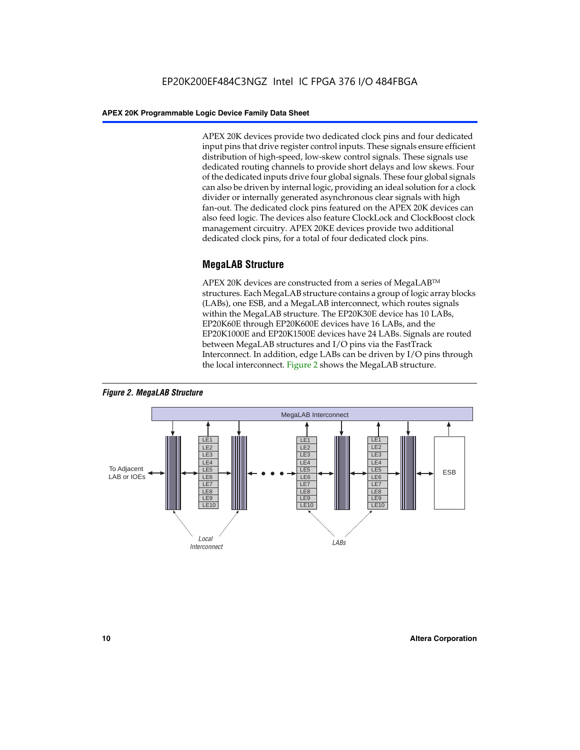APEX 20K devices provide two dedicated clock pins and four dedicated input pins that drive register control inputs. These signals ensure efficient distribution of high-speed, low-skew control signals. These signals use dedicated routing channels to provide short delays and low skews. Four of the dedicated inputs drive four global signals. These four global signals can also be driven by internal logic, providing an ideal solution for a clock divider or internally generated asynchronous clear signals with high fan-out. The dedicated clock pins featured on the APEX 20K devices can also feed logic. The devices also feature ClockLock and ClockBoost clock management circuitry. APEX 20KE devices provide two additional dedicated clock pins, for a total of four dedicated clock pins.

## MegaLAB Structure

APEX 20K devices are constructed from a series of MegaLAB™ structures. Each MegaLAB structure contains a group of logic array blocks (LABs), one ESB, and a MegaLAB interconnect, which routes signals within the MegaLAB structure. The EP20K30E device has 10 LABs, EP20K60E through EP20K600E devices have 16 LABs, and the EP20K1000E and EP20K1500E devices have 24 LABs. Signals are routed between MegaLAB structures and I/O pins via the FastTrack Interconnect. In addition, edge LABs can be driven by I/O pins through the local interconnect. Figure 2 shows the MegaLAB structure.

*Figure 2. MegaLAB Structure*

MegaLAB Interconnect

To Adjacent LAB or IOEs

LE1 LE2 LE3 LE4 LE5 LE6 LE7 LE8 LE9 LE10

ESB

Local Interconnect

LABs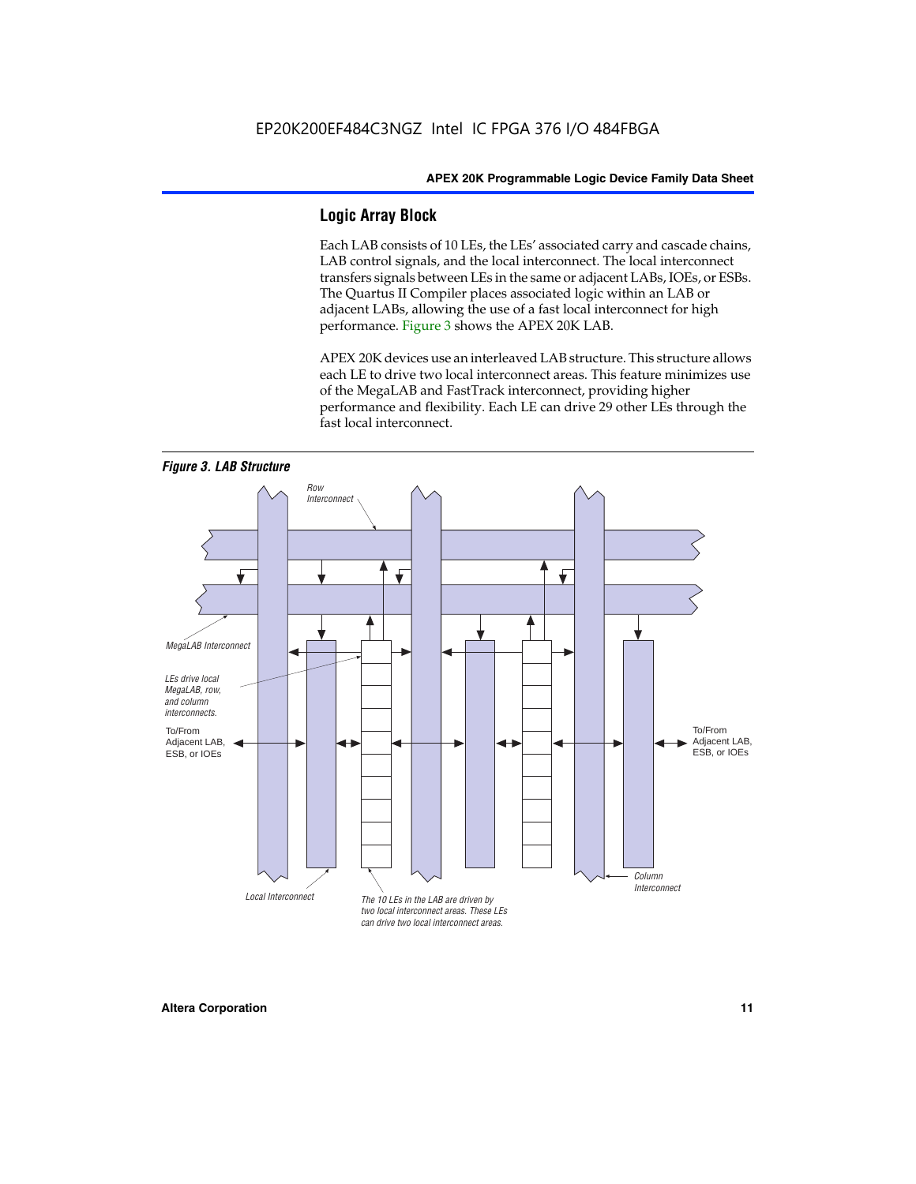## Logic Array Block

Each LAB consists of 10 LEs, the LEs' associated carry and cascade chains, LAB control signals, and the local interconnect. The local interconnect transfers signals between LEs in the same or adjacent LABs, IOEs, or ESBs. The Quartus II Compiler places associated logic within an LAB or adjacent LABs, allowing the use of a fast local interconnect for high performance. Figure 3 shows the APEX 20K LAB.

APEX 20K devices use an interleaved LAB structure. This structure allows each LE to drive two local interconnect areas. This feature minimizes use of the MegaLAB and FastTrack interconnect, providing higher performance and flexibility. Each LE can drive 29 other LEs through the fast local interconnect.

*Figure 3. LAB Structure*

Row Interconnect

MegaLAB Interconnect

LEs drive local MegaLAB, row, and column interconnects.

To/From Adjacent LAB, ESB, or IOEs

To/From Adjacent LAB, ESB, or IOEs

Local Interconnect

The 10 LEs in the LAB are driven by two local interconnect areas. These LEs can drive two local interconnect areas.

Column Interconnect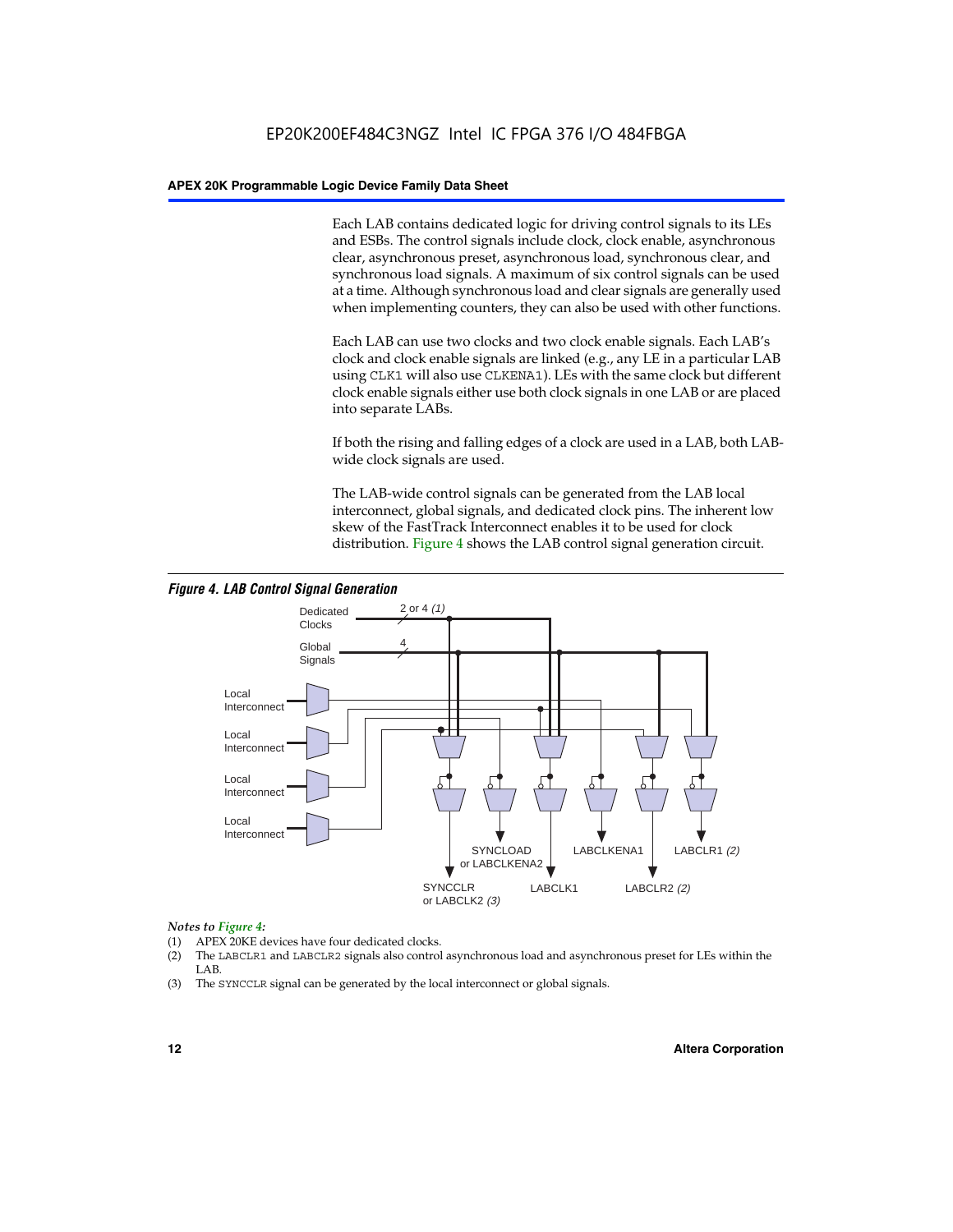Each LAB contains dedicated logic for driving control signals to its LEs and ESBs. The control signals include clock, clock enable, asynchronous clear, asynchronous preset, asynchronous load, synchronous clear, and synchronous load signals. A maximum of six control signals can be used at a time. Although synchronous load and clear signals are generally used when implementing counters, they can also be used with other functions.

Each LAB can use two clocks and two clock enable signals. Each LAB's clock and clock enable signals are linked (e.g., any LE in a particular LAB using `CLK1` will also use `CLKENA1`). LEs with the same clock but different clock enable signals either use both clock signals in one LAB or are placed into separate LABs.

If both the rising and falling edges of a clock are used in a LAB, both LAB-wide clock signals are used.

The LAB-wide control signals can be generated from the LAB local interconnect, global signals, and dedicated clock pins. The inherent low skew of the FastTrack Interconnect enables it to be used for clock distribution. Figure 4 shows the LAB control signal generation circuit.

**Figure 4. LAB Control Signal Generation**

Dedicated Clocks — 2 or 4 *(1)*
Global Signals — 4
Local Interconnect
Local Interconnect
Local Interconnect
Local Interconnect

SYNCCLR or LABCLK2 *(3)*; SYNCLOAD or LABCLKENA2; LABCLK1; LABCLKENA1; LABCLR2 *(2)*; LABCLR1 *(2)*

*Notes to Figure 4:*

(1) APEX 20KE devices have four dedicated clocks.
(2) The `LABCLR1` and `LABCLR2` signals also control asynchronous load and asynchronous preset for LEs within the LAB.
(3) The `SYNCCLR` signal can be generated by the local interconnect or global signals.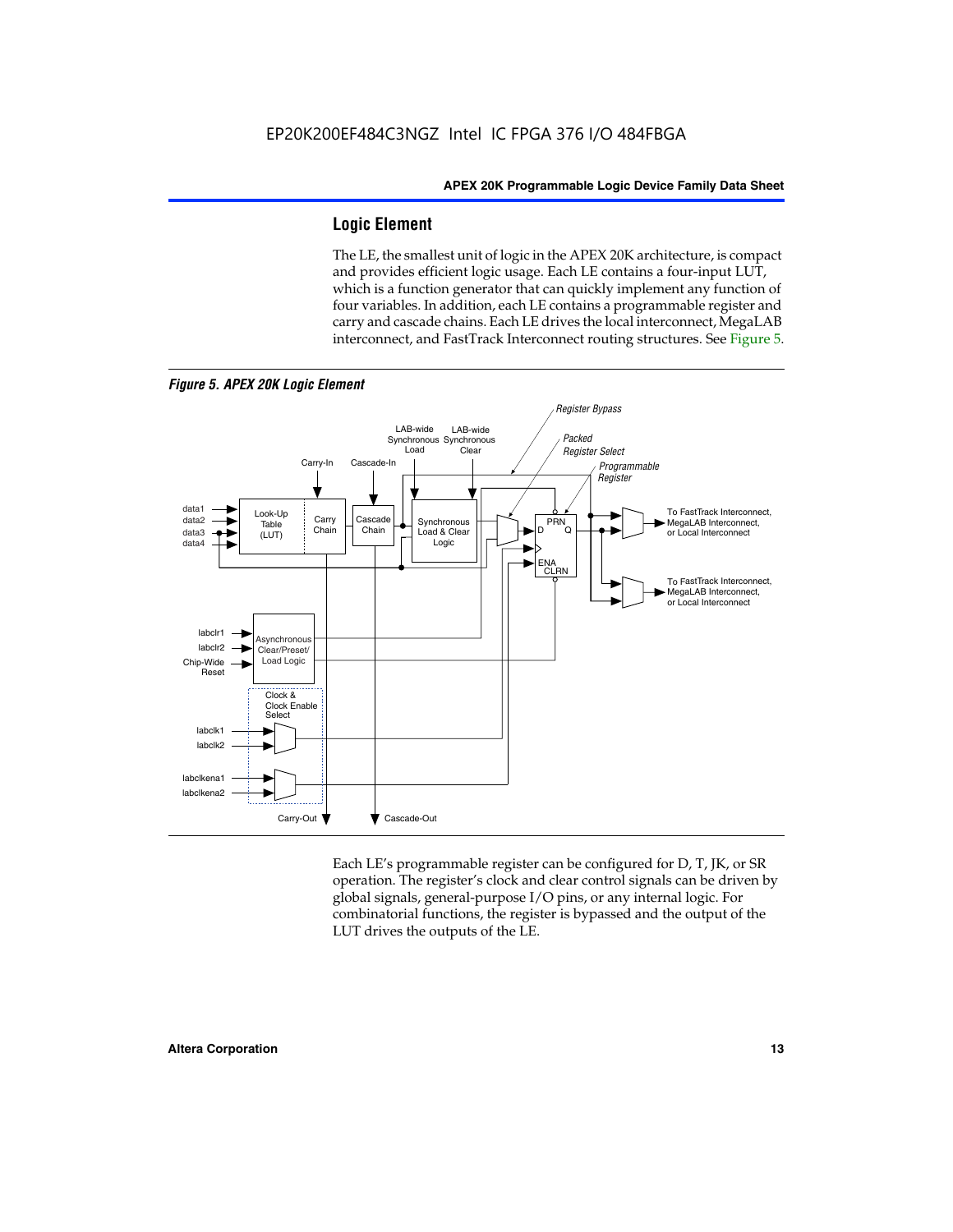## Logic Element

The LE, the smallest unit of logic in the APEX 20K architecture, is compact and provides efficient logic usage. Each LE contains a four-input LUT, which is a function generator that can quickly implement any function of four variables. In addition, each LE contains a programmable register and carry and cascade chains. Each LE drives the local interconnect, MegaLAB interconnect, and FastTrack Interconnect routing structures. See Figure 5.

*Figure 5. APEX 20K Logic Element*

Each LE's programmable register can be configured for D, T, JK, or SR operation. The register's clock and clear control signals can be driven by global signals, general-purpose I/O pins, or any internal logic. For combinatorial functions, the register is bypassed and the output of the LUT drives the outputs of the LE.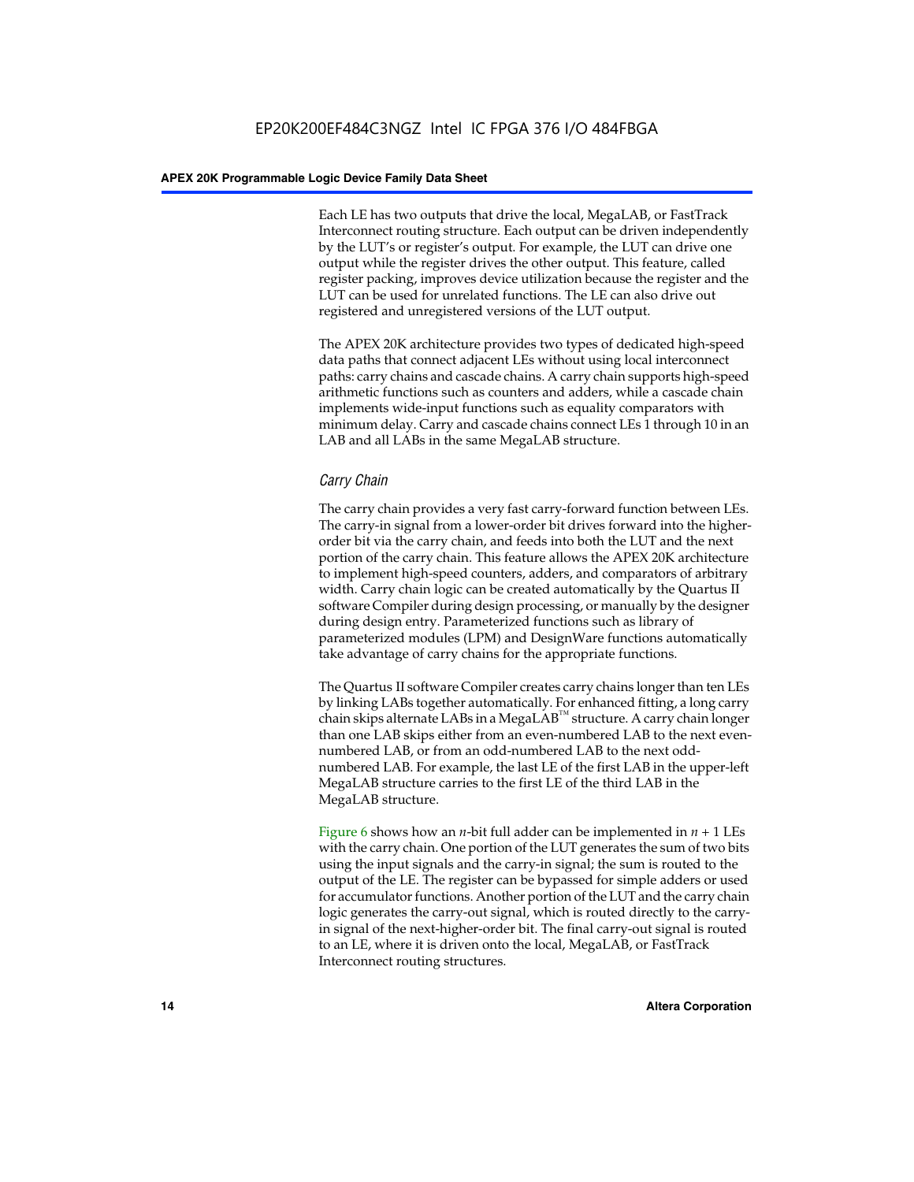Each LE has two outputs that drive the local, MegaLAB, or FastTrack Interconnect routing structure. Each output can be driven independently by the LUT's or register's output. For example, the LUT can drive one output while the register drives the other output. This feature, called register packing, improves device utilization because the register and the LUT can be used for unrelated functions. The LE can also drive out registered and unregistered versions of the LUT output.

The APEX 20K architecture provides two types of dedicated high-speed data paths that connect adjacent LEs without using local interconnect paths: carry chains and cascade chains. A carry chain supports high-speed arithmetic functions such as counters and adders, while a cascade chain implements wide-input functions such as equality comparators with minimum delay. Carry and cascade chains connect LEs 1 through 10 in an LAB and all LABs in the same MegaLAB structure.

### *Carry Chain*

The carry chain provides a very fast carry-forward function between LEs. The carry-in signal from a lower-order bit drives forward into the higher-order bit via the carry chain, and feeds into both the LUT and the next portion of the carry chain. This feature allows the APEX 20K architecture to implement high-speed counters, adders, and comparators of arbitrary width. Carry chain logic can be created automatically by the Quartus II software Compiler during design processing, or manually by the designer during design entry. Parameterized functions such as library of parameterized modules (LPM) and DesignWare functions automatically take advantage of carry chains for the appropriate functions.

The Quartus II software Compiler creates carry chains longer than ten LEs by linking LABs together automatically. For enhanced fitting, a long carry chain skips alternate LABs in a MegaLAB™ structure. A carry chain longer than one LAB skips either from an even-numbered LAB to the next even-numbered LAB, or from an odd-numbered LAB to the next odd-numbered LAB. For example, the last LE of the first LAB in the upper-left MegaLAB structure carries to the first LE of the third LAB in the MegaLAB structure.

Figure 6 shows how an $n$-bit full adder can be implemented in $n + 1$ LEs with the carry chain. One portion of the LUT generates the sum of two bits using the input signals and the carry-in signal; the sum is routed to the output of the LE. The register can be bypassed for simple adders or used for accumulator functions. Another portion of the LUT and the carry chain logic generates the carry-out signal, which is routed directly to the carry-in signal of the next-higher-order bit. The final carry-out signal is routed to an LE, where it is driven onto the local, MegaLAB, or FastTrack Interconnect routing structures.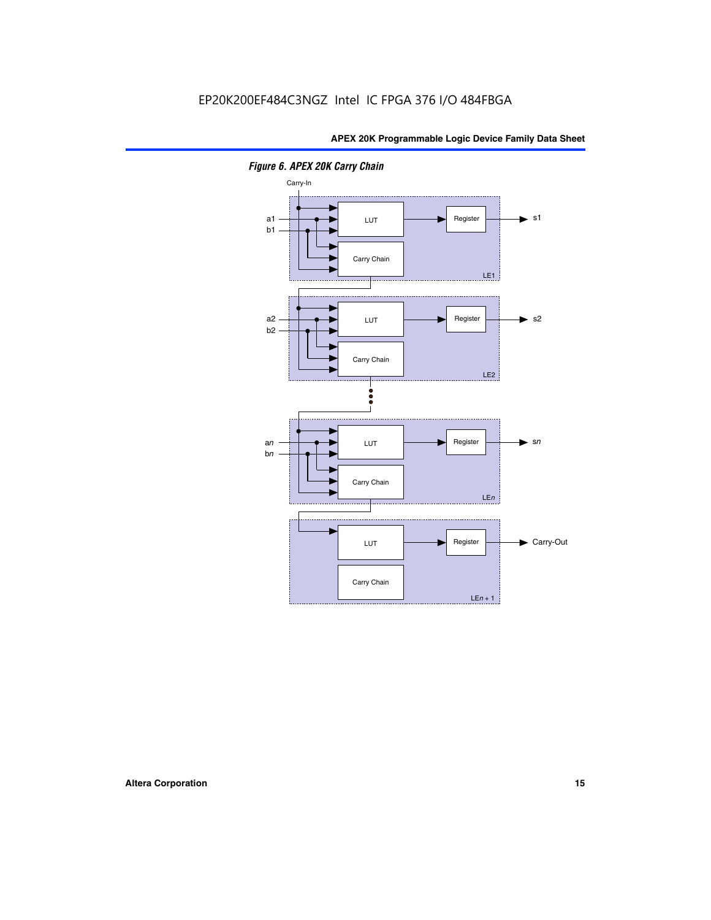*Figure 6. APEX 20K Carry Chain*

Carry-In

a1
b1

LUT

Register

s1

Carry Chain

LE1

a2
b2

LUT

Register

s2

Carry Chain

LE2

an
bn

LUT

Register

sn

Carry Chain

LEn

LUT

Register

Carry-Out

Carry Chain

LEn + 1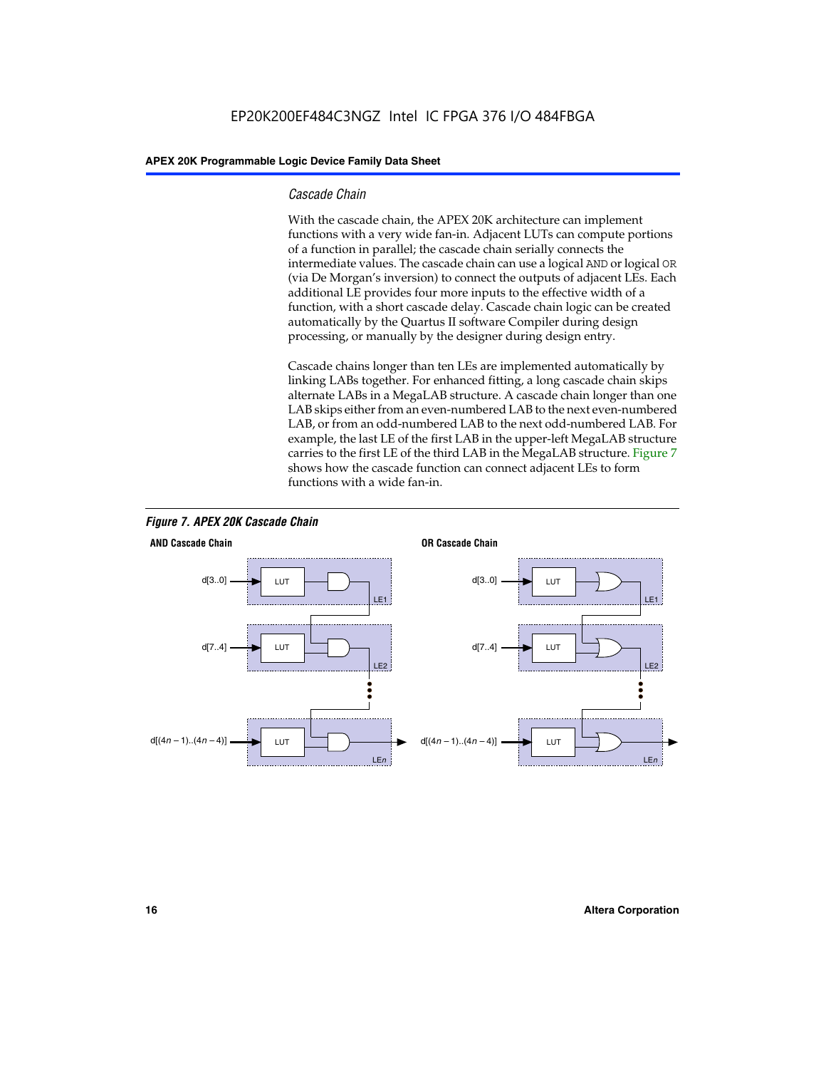### *Cascade Chain*

With the cascade chain, the APEX 20K architecture can implement functions with a very wide fan-in. Adjacent LUTs can compute portions of a function in parallel; the cascade chain serially connects the intermediate values. The cascade chain can use a logical `AND` or logical `OR` (via De Morgan's inversion) to connect the outputs of adjacent LEs. Each additional LE provides four more inputs to the effective width of a function, with a short cascade delay. Cascade chain logic can be created automatically by the Quartus II software Compiler during design processing, or manually by the designer during design entry.

Cascade chains longer than ten LEs are implemented automatically by linking LABs together. For enhanced fitting, a long cascade chain skips alternate LABs in a MegaLAB structure. A cascade chain longer than one LAB skips either from an even-numbered LAB to the next even-numbered LAB, or from an odd-numbered LAB to the next odd-numbered LAB. For example, the last LE of the first LAB in the upper-left MegaLAB structure carries to the first LE of the third LAB in the MegaLAB structure. Figure 7 shows how the cascade function can connect adjacent LEs to form functions with a wide fan-in.

***Figure 7. APEX 20K Cascade Chain***

**AND Cascade Chain**

d[3..0] → LUT → LE1
d[7..4] → LUT → LE2
d[(4*n* – 1)..(4*n* – 4)] → LUT → LE*n*

**OR Cascade Chain**

d[3..0] → LUT → LE1
d[7..4] → LUT → LE2
d[(4*n* – 1)..(4*n* – 4)] → LUT → LE*n*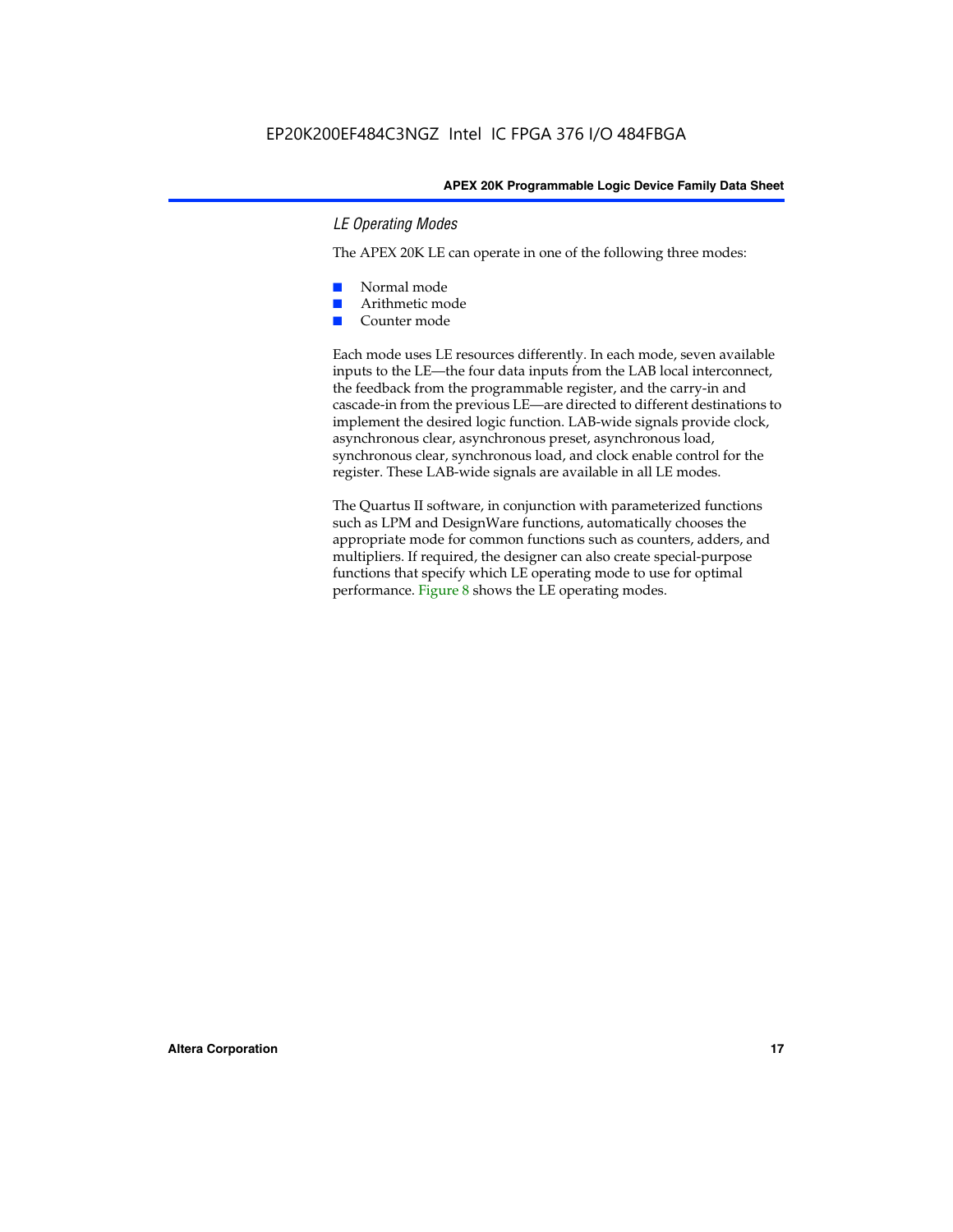### *LE Operating Modes*

The APEX 20K LE can operate in one of the following three modes:

- Normal mode
- Arithmetic mode
- Counter mode

Each mode uses LE resources differently. In each mode, seven available inputs to the LE—the four data inputs from the LAB local interconnect, the feedback from the programmable register, and the carry-in and cascade-in from the previous LE—are directed to different destinations to implement the desired logic function. LAB-wide signals provide clock, asynchronous clear, asynchronous preset, asynchronous load, synchronous clear, synchronous load, and clock enable control for the register. These LAB-wide signals are available in all LE modes.

The Quartus II software, in conjunction with parameterized functions such as LPM and DesignWare functions, automatically chooses the appropriate mode for common functions such as counters, adders, and multipliers. If required, the designer can also create special-purpose functions that specify which LE operating mode to use for optimal performance. Figure 8 shows the LE operating modes.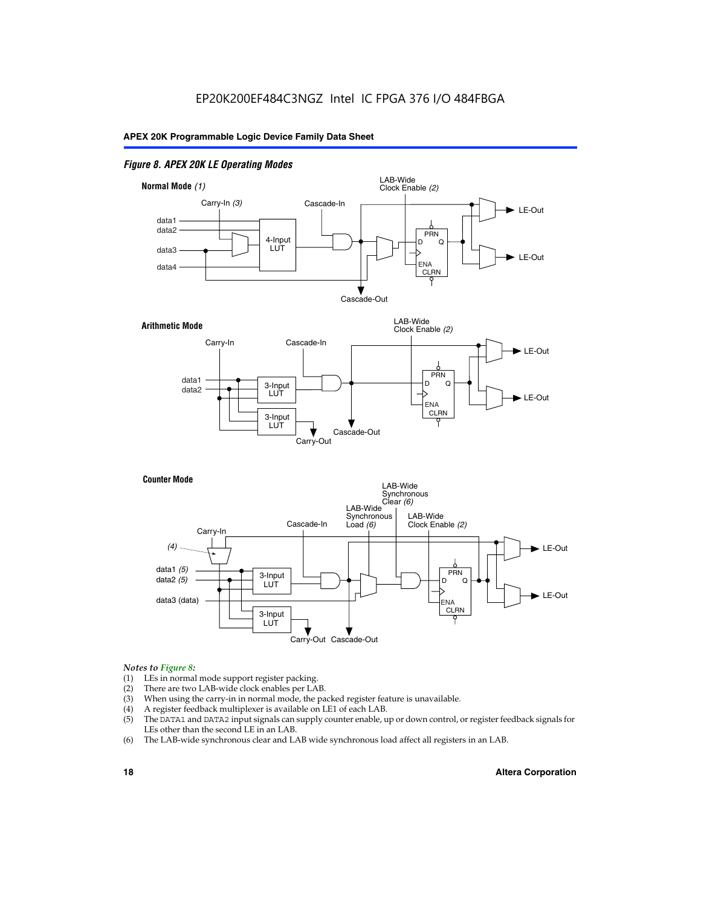*Figure 8. APEX 20K LE Operating Modes*

**Normal Mode** *(1)*

Carry-In *(3)*, Cascade-In, LAB-Wide Clock Enable *(2)*, data1, data2, data3, data4, 4-Input LUT, PRN, D, Q, ENA, CLRN, LE-Out, LE-Out, Cascade-Out

**Arithmetic Mode**

Carry-In, Cascade-In, LAB-Wide Clock Enable *(2)*, data1, data2, 3-Input LUT, 3-Input LUT, PRN, D, Q, ENA, CLRN, LE-Out, LE-Out, Carry-Out, Cascade-Out

**Counter Mode**

Carry-In, *(4)*, Cascade-In, LAB-Wide Synchronous Load *(6)*, LAB-Wide Synchronous Clear *(6)*, LAB-Wide Clock Enable *(2)*, data1 *(5)*, data2 *(5)*, data3 (data), 3-Input LUT, 3-Input LUT, PRN, D, Q, ENA, CLRN, LE-Out, LE-Out, Carry-Out, Cascade-Out

*Notes to Figure 8:*

(1) LEs in normal mode support register packing.
(2) There are two LAB-wide clock enables per LAB.
(3) When using the carry-in in normal mode, the packed register feature is unavailable.
(4) A register feedback multiplexer is available on LE1 of each LAB.
(5) The `DATA1` and `DATA2` input signals can supply counter enable, up or down control, or register feedback signals for LEs other than the second LE in an LAB.
(6) The LAB-wide synchronous clear and LAB wide synchronous load affect all registers in an LAB.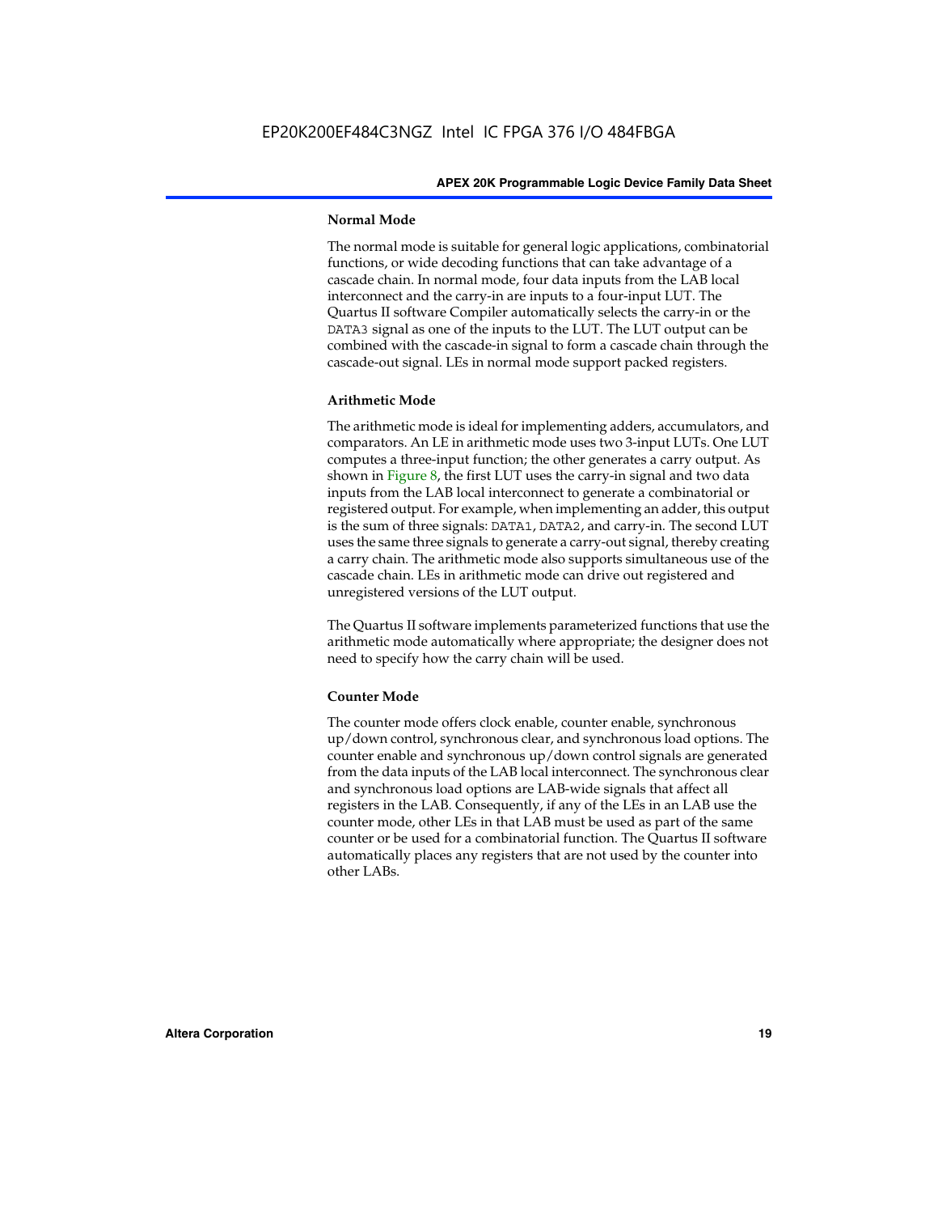#### Normal Mode

The normal mode is suitable for general logic applications, combinatorial functions, or wide decoding functions that can take advantage of a cascade chain. In normal mode, four data inputs from the LAB local interconnect and the carry-in are inputs to a four-input LUT. The Quartus II software Compiler automatically selects the carry-in or the DATA3 signal as one of the inputs to the LUT. The LUT output can be combined with the cascade-in signal to form a cascade chain through the cascade-out signal. LEs in normal mode support packed registers.

#### Arithmetic Mode

The arithmetic mode is ideal for implementing adders, accumulators, and comparators. An LE in arithmetic mode uses two 3-input LUTs. One LUT computes a three-input function; the other generates a carry output. As shown in Figure 8, the first LUT uses the carry-in signal and two data inputs from the LAB local interconnect to generate a combinatorial or registered output. For example, when implementing an adder, this output is the sum of three signals: DATA1, DATA2, and carry-in. The second LUT uses the same three signals to generate a carry-out signal, thereby creating a carry chain. The arithmetic mode also supports simultaneous use of the cascade chain. LEs in arithmetic mode can drive out registered and unregistered versions of the LUT output.

The Quartus II software implements parameterized functions that use the arithmetic mode automatically where appropriate; the designer does not need to specify how the carry chain will be used.

#### Counter Mode

The counter mode offers clock enable, counter enable, synchronous up/down control, synchronous clear, and synchronous load options. The counter enable and synchronous up/down control signals are generated from the data inputs of the LAB local interconnect. The synchronous clear and synchronous load options are LAB-wide signals that affect all registers in the LAB. Consequently, if any of the LEs in an LAB use the counter mode, other LEs in that LAB must be used as part of the same counter or be used for a combinatorial function. The Quartus II software automatically places any registers that are not used by the counter into other LABs.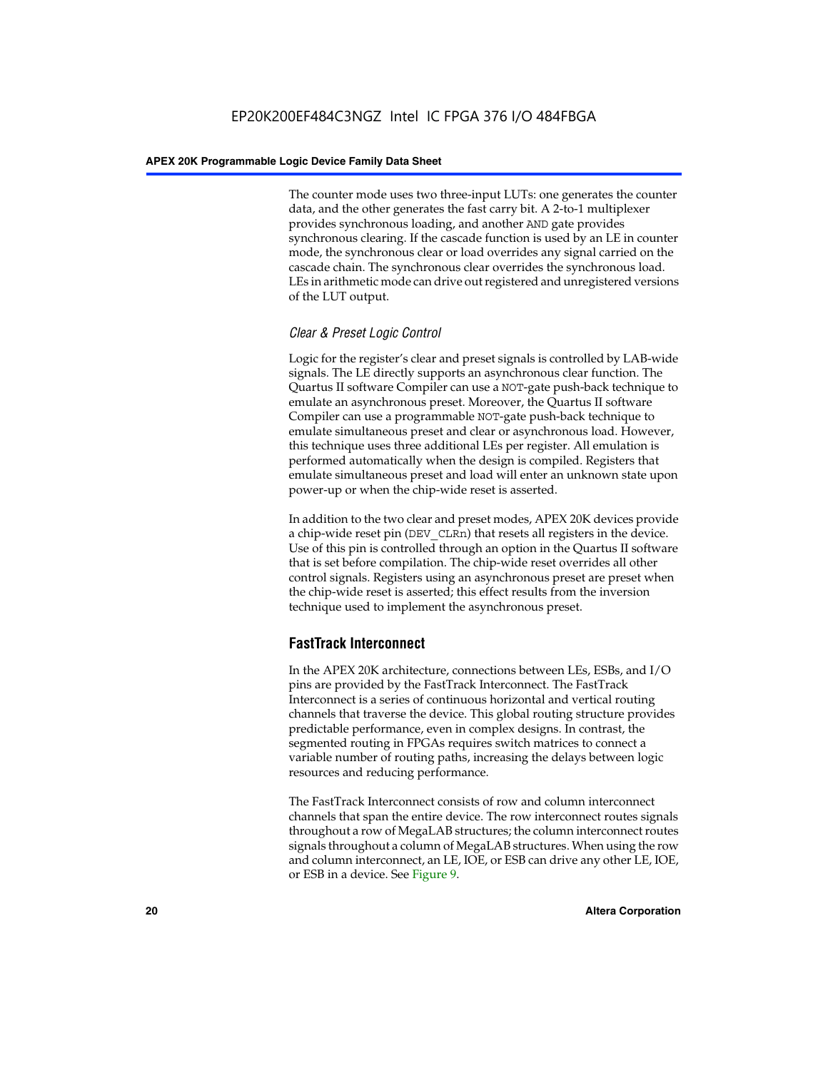The counter mode uses two three-input LUTs: one generates the counter data, and the other generates the fast carry bit. A 2-to-1 multiplexer provides synchronous loading, and another AND gate provides synchronous clearing. If the cascade function is used by an LE in counter mode, the synchronous clear or load overrides any signal carried on the cascade chain. The synchronous clear overrides the synchronous load. LEs in arithmetic mode can drive out registered and unregistered versions of the LUT output.

### *Clear & Preset Logic Control*

Logic for the register's clear and preset signals is controlled by LAB-wide signals. The LE directly supports an asynchronous clear function. The Quartus II software Compiler can use a NOT-gate push-back technique to emulate an asynchronous preset. Moreover, the Quartus II software Compiler can use a programmable NOT-gate push-back technique to emulate simultaneous preset and clear or asynchronous load. However, this technique uses three additional LEs per register. All emulation is performed automatically when the design is compiled. Registers that emulate simultaneous preset and load will enter an unknown state upon power-up or when the chip-wide reset is asserted.

In addition to the two clear and preset modes, APEX 20K devices provide a chip-wide reset pin (DEV_CLRn) that resets all registers in the device. Use of this pin is controlled through an option in the Quartus II software that is set before compilation. The chip-wide reset overrides all other control signals. Registers using an asynchronous preset are preset when the chip-wide reset is asserted; this effect results from the inversion technique used to implement the asynchronous preset.

## FastTrack Interconnect

In the APEX 20K architecture, connections between LEs, ESBs, and I/O pins are provided by the FastTrack Interconnect. The FastTrack Interconnect is a series of continuous horizontal and vertical routing channels that traverse the device. This global routing structure provides predictable performance, even in complex designs. In contrast, the segmented routing in FPGAs requires switch matrices to connect a variable number of routing paths, increasing the delays between logic resources and reducing performance.

The FastTrack Interconnect consists of row and column interconnect channels that span the entire device. The row interconnect routes signals throughout a row of MegaLAB structures; the column interconnect routes signals throughout a column of MegaLAB structures. When using the row and column interconnect, an LE, IOE, or ESB can drive any other LE, IOE, or ESB in a device. See Figure 9.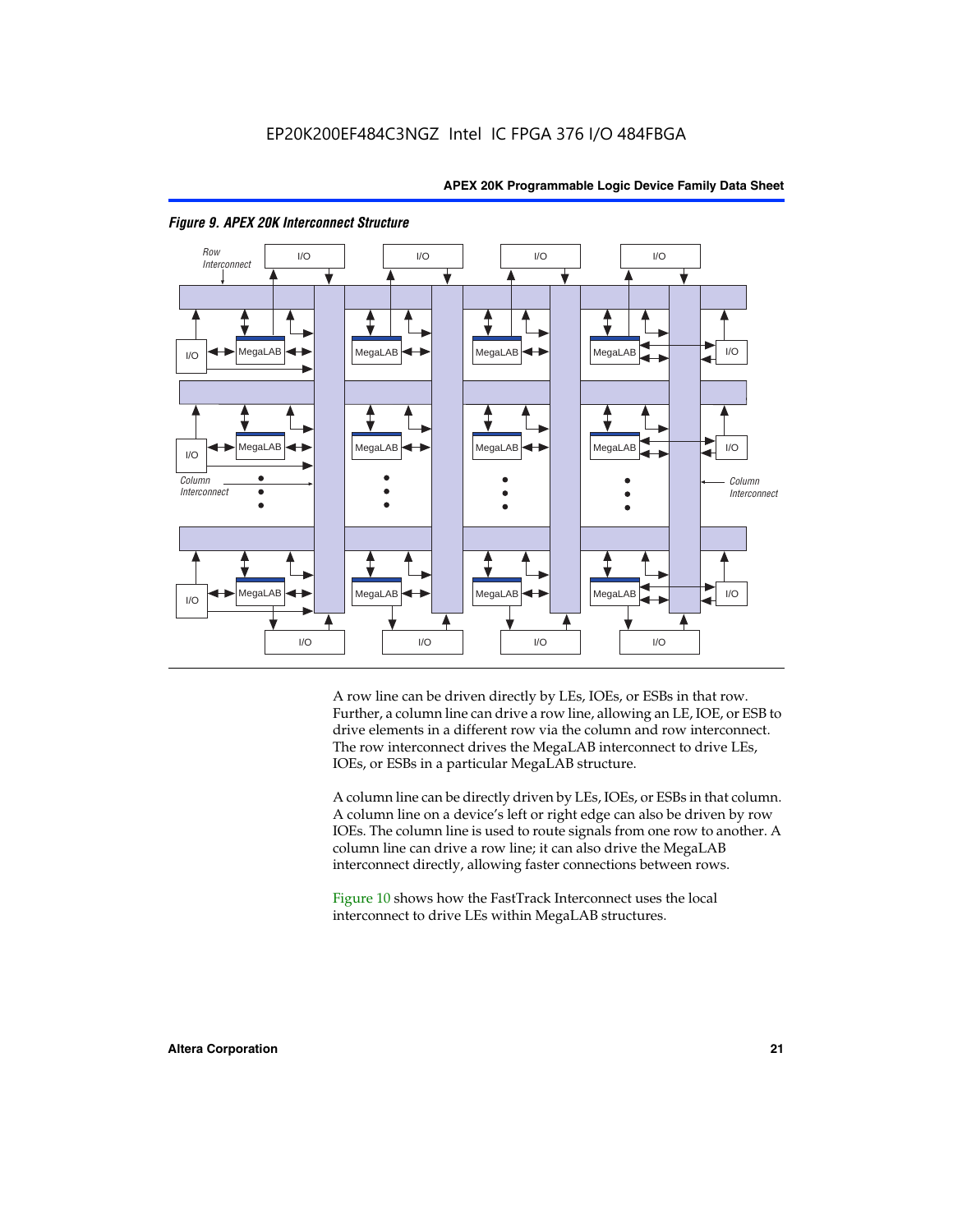*Figure 9. APEX 20K Interconnect Structure*

A row line can be driven directly by LEs, IOEs, or ESBs in that row. Further, a column line can drive a row line, allowing an LE, IOE, or ESB to drive elements in a different row via the column and row interconnect. The row interconnect drives the MegaLAB interconnect to drive LEs, IOEs, or ESBs in a particular MegaLAB structure.

A column line can be directly driven by LEs, IOEs, or ESBs in that column. A column line on a device's left or right edge can also be driven by row IOEs. The column line is used to route signals from one row to another. A column line can drive a row line; it can also drive the MegaLAB interconnect directly, allowing faster connections between rows.

Figure 10 shows how the FastTrack Interconnect uses the local interconnect to drive LEs within MegaLAB structures.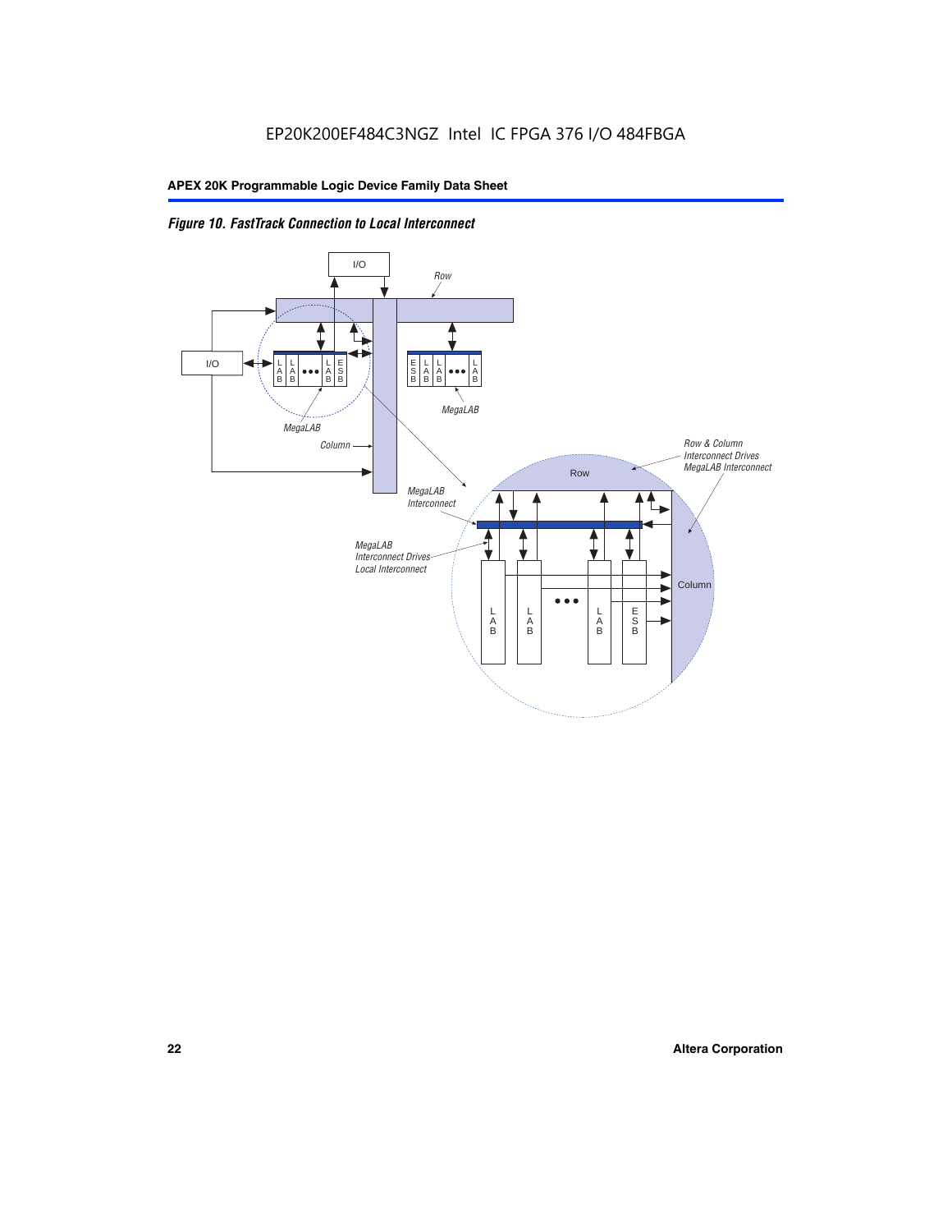*Figure 10. FastTrack Connection to Local Interconnect*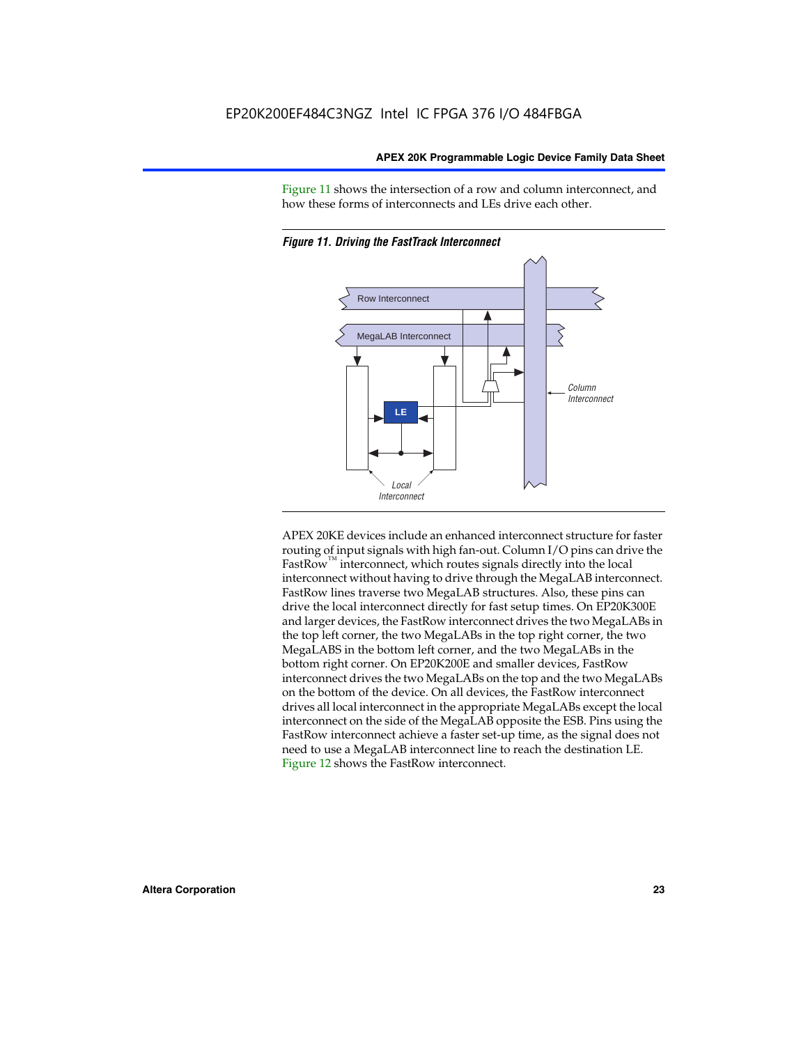Figure 11 shows the intersection of a row and column interconnect, and how these forms of interconnects and LEs drive each other.

*Figure 11. Driving the FastTrack Interconnect*

Row Interconnect

MegaLAB Interconnect

LE

Column Interconnect

Local Interconnect

APEX 20KE devices include an enhanced interconnect structure for faster routing of input signals with high fan-out. Column I/O pins can drive the FastRow™ interconnect, which routes signals directly into the local interconnect without having to drive through the MegaLAB interconnect. FastRow lines traverse two MegaLAB structures. Also, these pins can drive the local interconnect directly for fast setup times. On EP20K300E and larger devices, the FastRow interconnect drives the two MegaLABs in the top left corner, the two MegaLABs in the top right corner, the two MegaLABS in the bottom left corner, and the two MegaLABs in the bottom right corner. On EP20K200E and smaller devices, FastRow interconnect drives the two MegaLABs on the top and the two MegaLABs on the bottom of the device. On all devices, the FastRow interconnect drives all local interconnect in the appropriate MegaLABs except the local interconnect on the side of the MegaLAB opposite the ESB. Pins using the FastRow interconnect achieve a faster set-up time, as the signal does not need to use a MegaLAB interconnect line to reach the destination LE. Figure 12 shows the FastRow interconnect.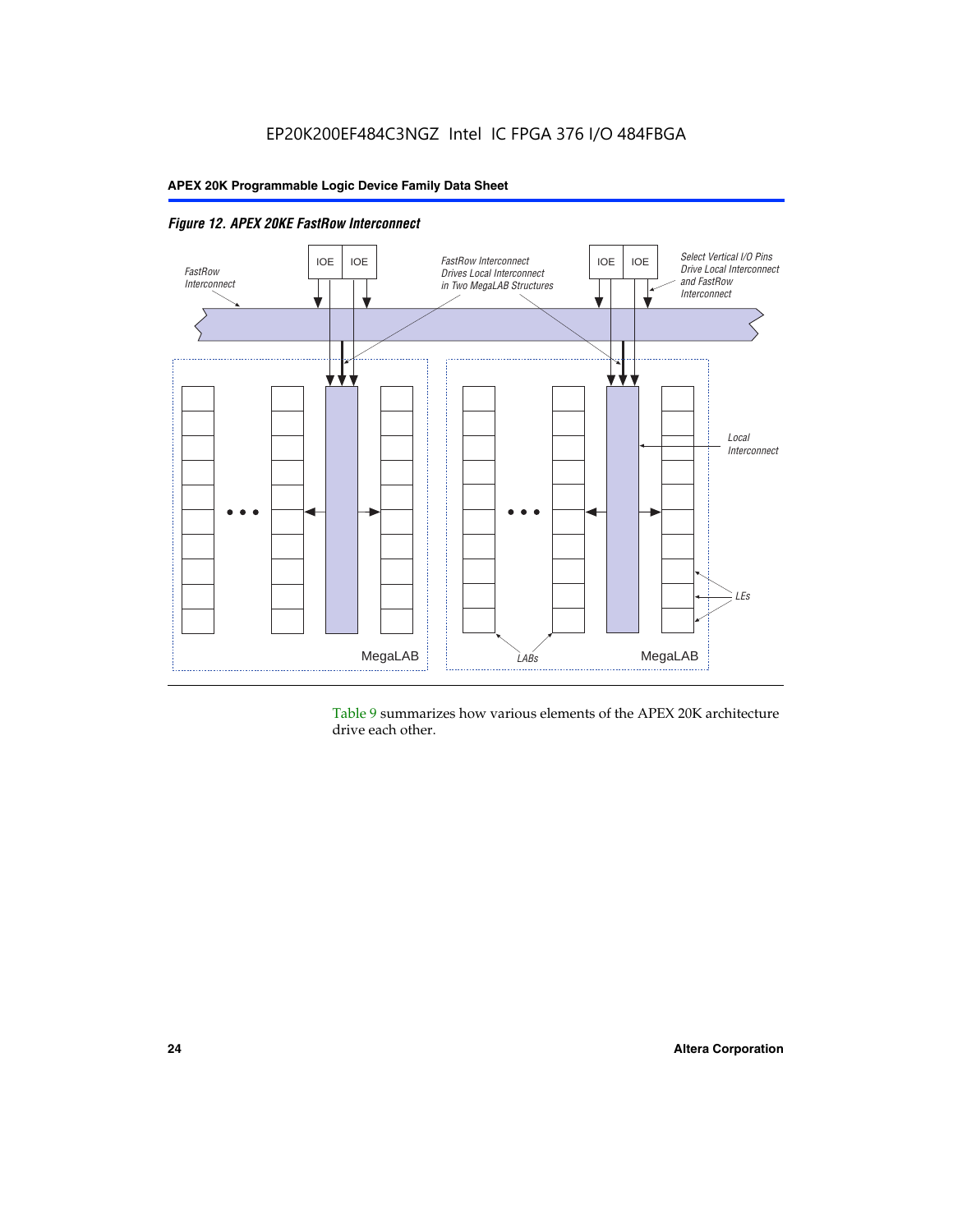*Figure 12. APEX 20KE FastRow Interconnect*

Table 9 summarizes how various elements of the APEX 20K architecture drive each other.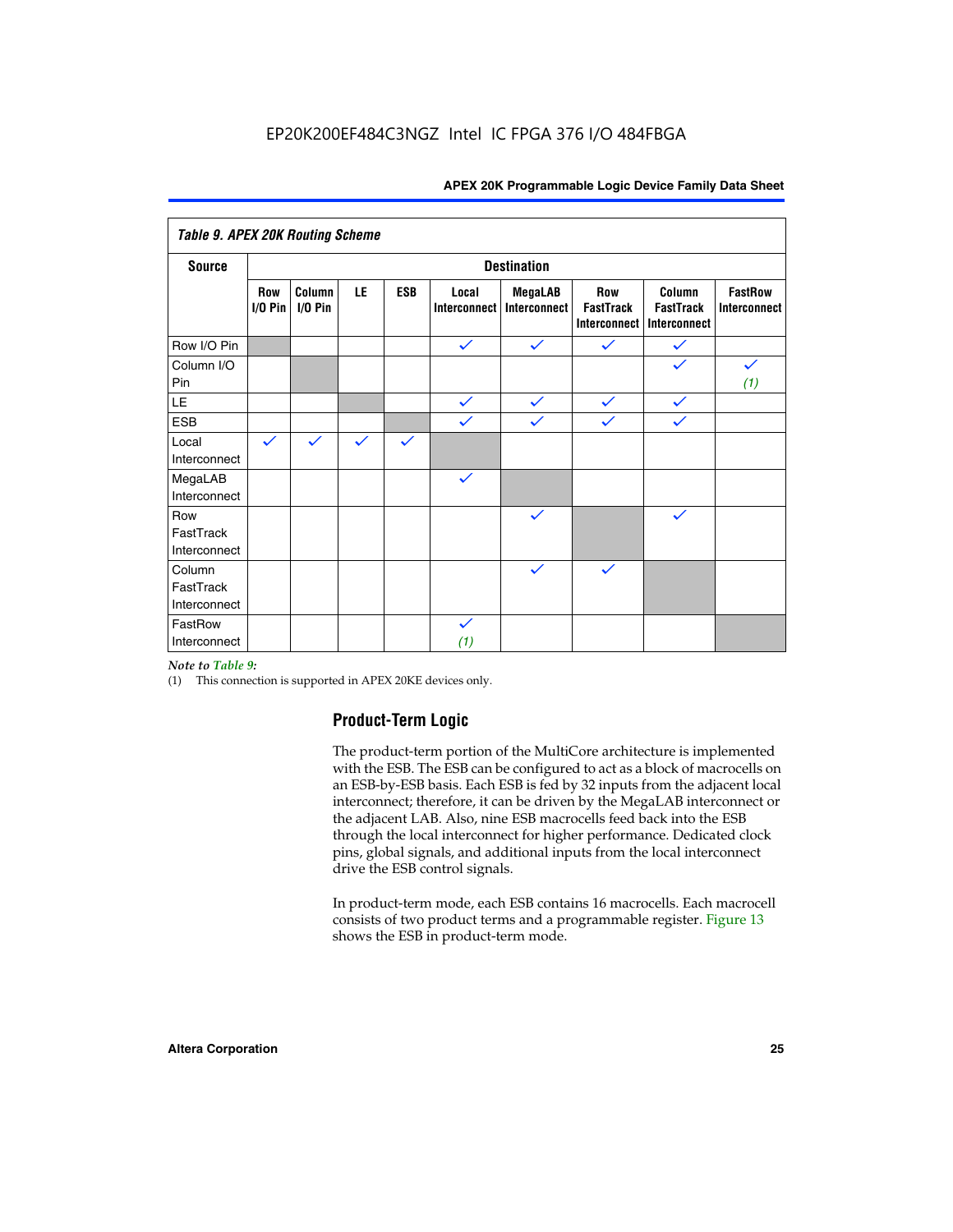EP20K200EF484C3NGZ Intel IC FPGA 376 I/O 484FBGA

| *Table 9. APEX 20K Routing Scheme* | | | | | | | | | |
|---|---|---|---|---|---|---|---|---|---|
| **Source** | **Destination** | | | | | | | | |
| | **Row I/O Pin** | **Column I/O Pin** | **LE** | **ESB** | **Local Interconnect** | **MegaLAB Interconnect** | **Row FastTrack Interconnect** | **Column FastTrack Interconnect** | **FastRow Interconnect** |
| Row I/O Pin | | | | | ✓ | ✓ | ✓ | ✓ | |
| Column I/O Pin | | | | | | | | ✓ | ✓ *(1)* |
| LE | | | | | ✓ | ✓ | ✓ | ✓ | |
| ESB | | | | | ✓ | ✓ | ✓ | ✓ | |
| Local Interconnect | ✓ | ✓ | ✓ | ✓ | | | | | |
| MegaLAB Interconnect | | | | | ✓ | | | | |
| Row FastTrack Interconnect | | | | | | ✓ | | ✓ | |
| Column FastTrack Interconnect | | | | | | ✓ | ✓ | | |
| FastRow Interconnect | | | | | ✓ *(1)* | | | | |

*Note to Table 9:*

(1) This connection is supported in APEX 20KE devices only.

## Product-Term Logic

The product-term portion of the MultiCore architecture is implemented with the ESB. The ESB can be configured to act as a block of macrocells on an ESB-by-ESB basis. Each ESB is fed by 32 inputs from the adjacent local interconnect; therefore, it can be driven by the MegaLAB interconnect or the adjacent LAB. Also, nine ESB macrocells feed back into the ESB through the local interconnect for higher performance. Dedicated clock pins, global signals, and additional inputs from the local interconnect drive the ESB control signals.

In product-term mode, each ESB contains 16 macrocells. Each macrocell consists of two product terms and a programmable register. Figure 13 shows the ESB in product-term mode.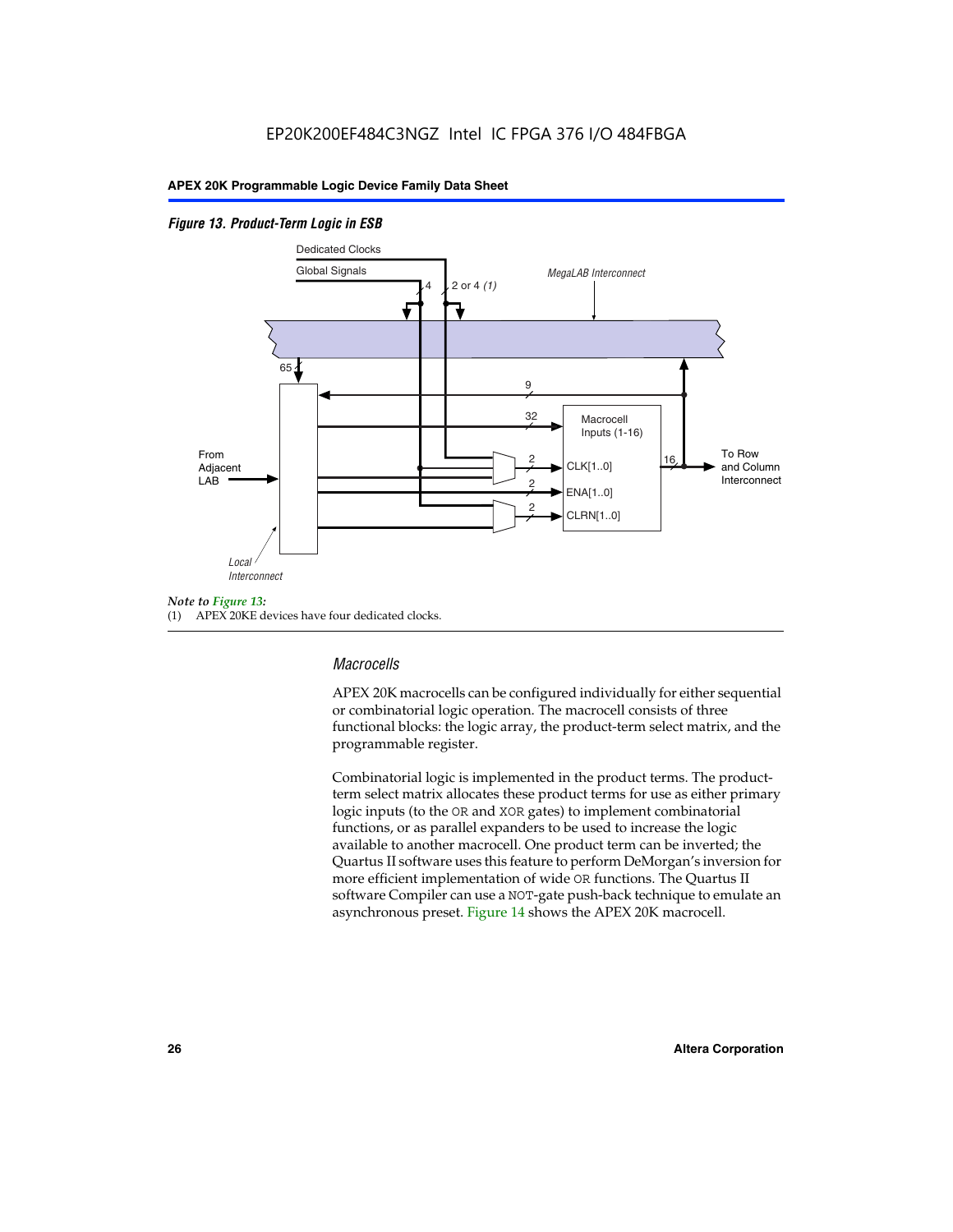*Figure 13. Product-Term Logic in ESB*

Dedicated Clocks

Global Signals

4

2 or 4 *(1)*

*MegaLAB Interconnect*

65

9

32

Macrocell Inputs (1-16)

From Adjacent LAB

2

CLK[1..0]

16

To Row and Column Interconnect

2

ENA[1..0]

2

CLRN[1..0]

*Local Interconnect*

*Note to Figure 13:*

(1) APEX 20KE devices have four dedicated clocks.

### *Macrocells*

APEX 20K macrocells can be configured individually for either sequential or combinatorial logic operation. The macrocell consists of three functional blocks: the logic array, the product-term select matrix, and the programmable register.

Combinatorial logic is implemented in the product terms. The product-term select matrix allocates these product terms for use as either primary logic inputs (to the OR and XOR gates) to implement combinatorial functions, or as parallel expanders to be used to increase the logic available to another macrocell. One product term can be inverted; the Quartus II software uses this feature to perform DeMorgan's inversion for more efficient implementation of wide OR functions. The Quartus II software Compiler can use a NOT-gate push-back technique to emulate an asynchronous preset. Figure 14 shows the APEX 20K macrocell.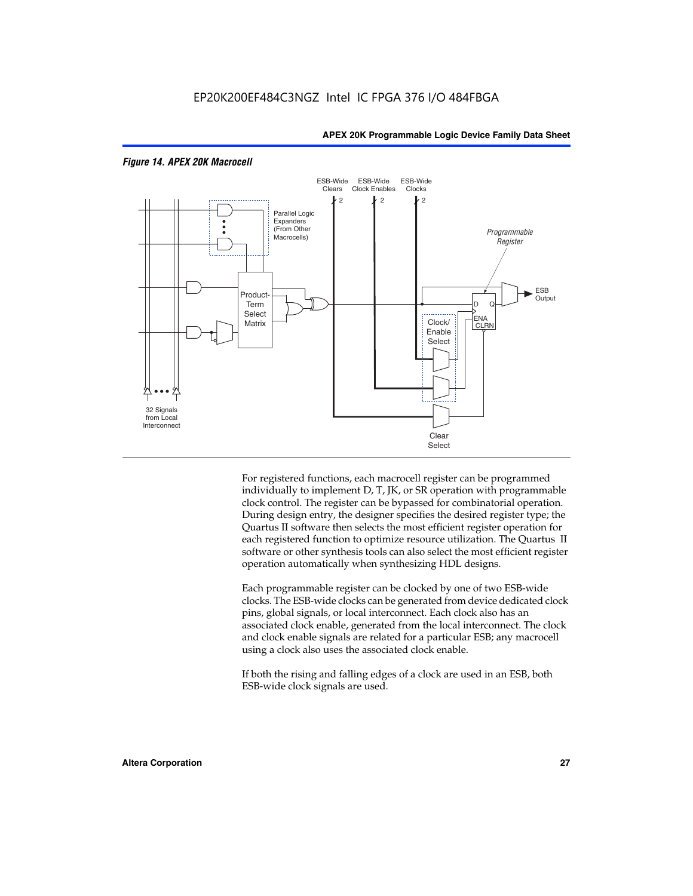*Figure 14. APEX 20K Macrocell*

For registered functions, each macrocell register can be programmed individually to implement D, T, JK, or SR operation with programmable clock control. The register can be bypassed for combinatorial operation. During design entry, the designer specifies the desired register type; the Quartus II software then selects the most efficient register operation for each registered function to optimize resource utilization. The Quartus II software or other synthesis tools can also select the most efficient register operation automatically when synthesizing HDL designs.

Each programmable register can be clocked by one of two ESB-wide clocks. The ESB-wide clocks can be generated from device dedicated clock pins, global signals, or local interconnect. Each clock also has an associated clock enable, generated from the local interconnect. The clock and clock enable signals are related for a particular ESB; any macrocell using a clock also uses the associated clock enable.

If both the rising and falling edges of a clock are used in an ESB, both ESB-wide clock signals are used.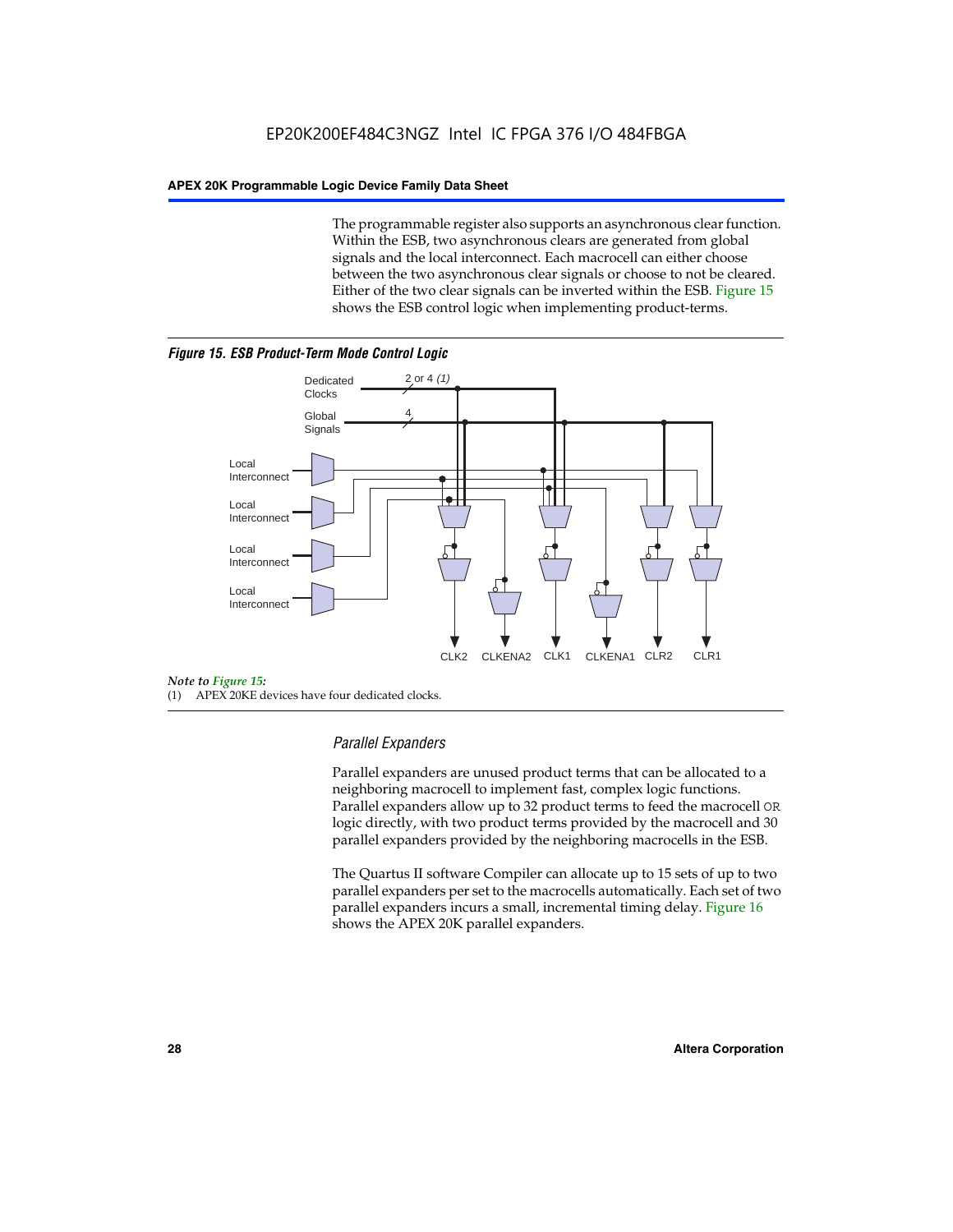The programmable register also supports an asynchronous clear function. Within the ESB, two asynchronous clears are generated from global signals and the local interconnect. Each macrocell can either choose between the two asynchronous clear signals or choose to not be cleared. Either of the two clear signals can be inverted within the ESB. Figure 15 shows the ESB control logic when implementing product-terms.

*Figure 15. ESB Product-Term Mode Control Logic*

Dedicated Clocks — 2 or 4 *(1)*

Global Signals — 4

Local Interconnect

Local Interconnect

Local Interconnect

Local Interconnect

CLK2 CLKENA2 CLK1 CLKENA1 CLR2 CLR1

*Note to Figure 15:*

(1) APEX 20KE devices have four dedicated clocks.

### *Parallel Expanders*

Parallel expanders are unused product terms that can be allocated to a neighboring macrocell to implement fast, complex logic functions. Parallel expanders allow up to 32 product terms to feed the macrocell OR logic directly, with two product terms provided by the macrocell and 30 parallel expanders provided by the neighboring macrocells in the ESB.

The Quartus II software Compiler can allocate up to 15 sets of up to two parallel expanders per set to the macrocells automatically. Each set of two parallel expanders incurs a small, incremental timing delay. Figure 16 shows the APEX 20K parallel expanders.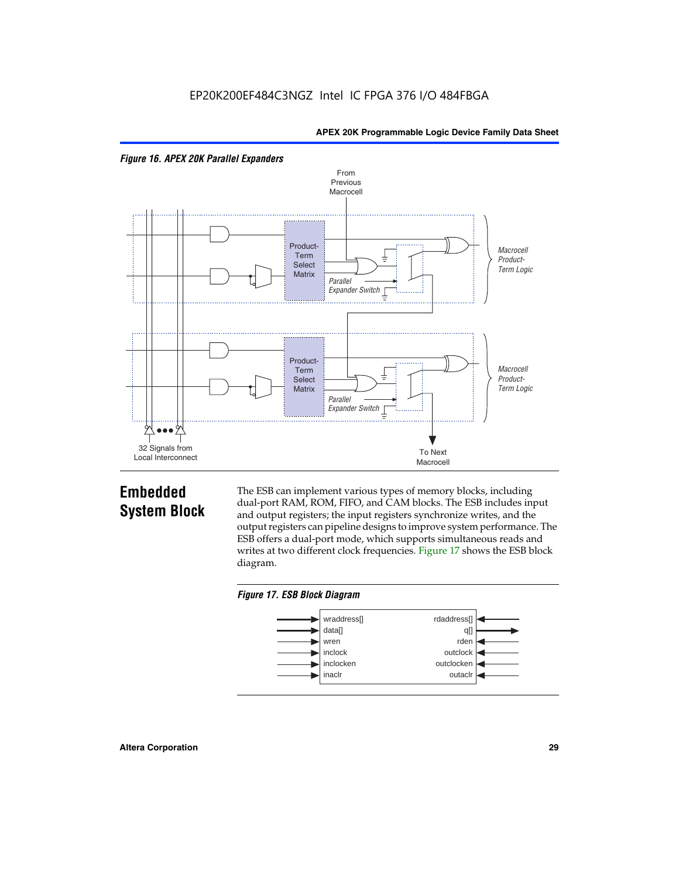*Figure 16. APEX 20K Parallel Expanders*

From Previous Macrocell

Product-Term Select Matrix

Parallel Expander Switch

Macrocell Product-Term Logic

Product-Term Select Matrix

Parallel Expander Switch

Macrocell Product-Term Logic

32 Signals from Local Interconnect

To Next Macrocell

## Embedded System Block

The ESB can implement various types of memory blocks, including dual-port RAM, ROM, FIFO, and CAM blocks. The ESB includes input and output registers; the input registers synchronize writes, and the output registers can pipeline designs to improve system performance. The ESB offers a dual-port mode, which supports simultaneous reads and writes at two different clock frequencies. Figure 17 shows the ESB block diagram.

*Figure 17. ESB Block Diagram*

| Inputs | Outputs/Read side |
|---|---|
| wraddress[] | rdaddress[] |
| data[] | q[] |
| wren | rden |
| inclock | outclock |
| inclocken | outclocken |
| inaclr | outaclr |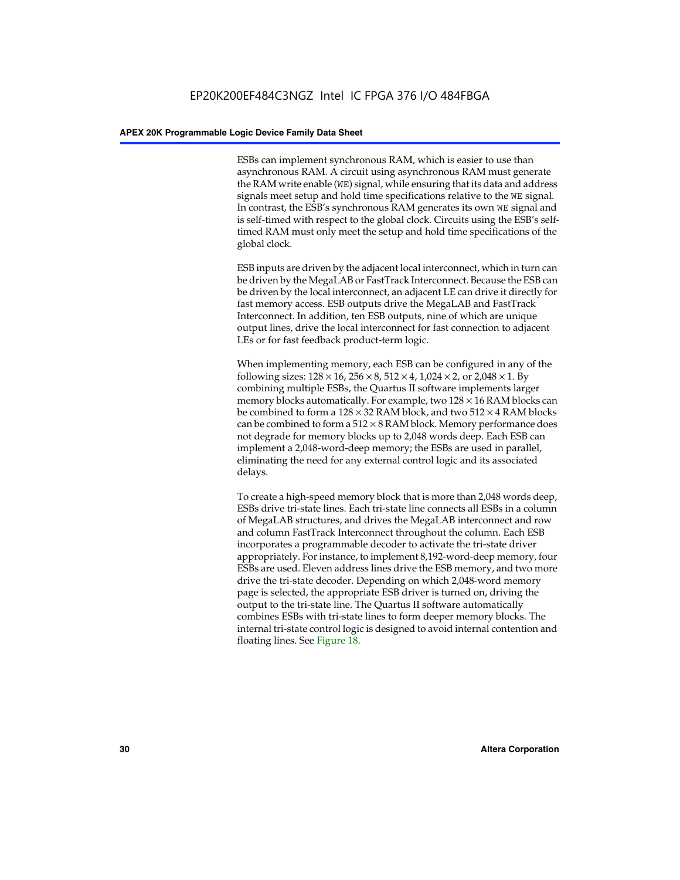ESBs can implement synchronous RAM, which is easier to use than asynchronous RAM. A circuit using asynchronous RAM must generate the RAM write enable (`WE`) signal, while ensuring that its data and address signals meet setup and hold time specifications relative to the `WE` signal. In contrast, the ESB's synchronous RAM generates its own `WE` signal and is self-timed with respect to the global clock. Circuits using the ESB's self-timed RAM must only meet the setup and hold time specifications of the global clock.

ESB inputs are driven by the adjacent local interconnect, which in turn can be driven by the MegaLAB or FastTrack Interconnect. Because the ESB can be driven by the local interconnect, an adjacent LE can drive it directly for fast memory access. ESB outputs drive the MegaLAB and FastTrack Interconnect. In addition, ten ESB outputs, nine of which are unique output lines, drive the local interconnect for fast connection to adjacent LEs or for fast feedback product-term logic.

When implementing memory, each ESB can be configured in any of the following sizes: $128 \times 16$, $256 \times 8$, $512 \times 4$, $1{,}024 \times 2$, or $2{,}048 \times 1$. By combining multiple ESBs, the Quartus II software implements larger memory blocks automatically. For example, two $128 \times 16$ RAM blocks can be combined to form a $128 \times 32$ RAM block, and two $512 \times 4$ RAM blocks can be combined to form a $512 \times 8$ RAM block. Memory performance does not degrade for memory blocks up to 2,048 words deep. Each ESB can implement a 2,048-word-deep memory; the ESBs are used in parallel, eliminating the need for any external control logic and its associated delays.

To create a high-speed memory block that is more than 2,048 words deep, ESBs drive tri-state lines. Each tri-state line connects all ESBs in a column of MegaLAB structures, and drives the MegaLAB interconnect and row and column FastTrack Interconnect throughout the column. Each ESB incorporates a programmable decoder to activate the tri-state driver appropriately. For instance, to implement 8,192-word-deep memory, four ESBs are used. Eleven address lines drive the ESB memory, and two more drive the tri-state decoder. Depending on which 2,048-word memory page is selected, the appropriate ESB driver is turned on, driving the output to the tri-state line. The Quartus II software automatically combines ESBs with tri-state lines to form deeper memory blocks. The internal tri-state control logic is designed to avoid internal contention and floating lines. See Figure 18.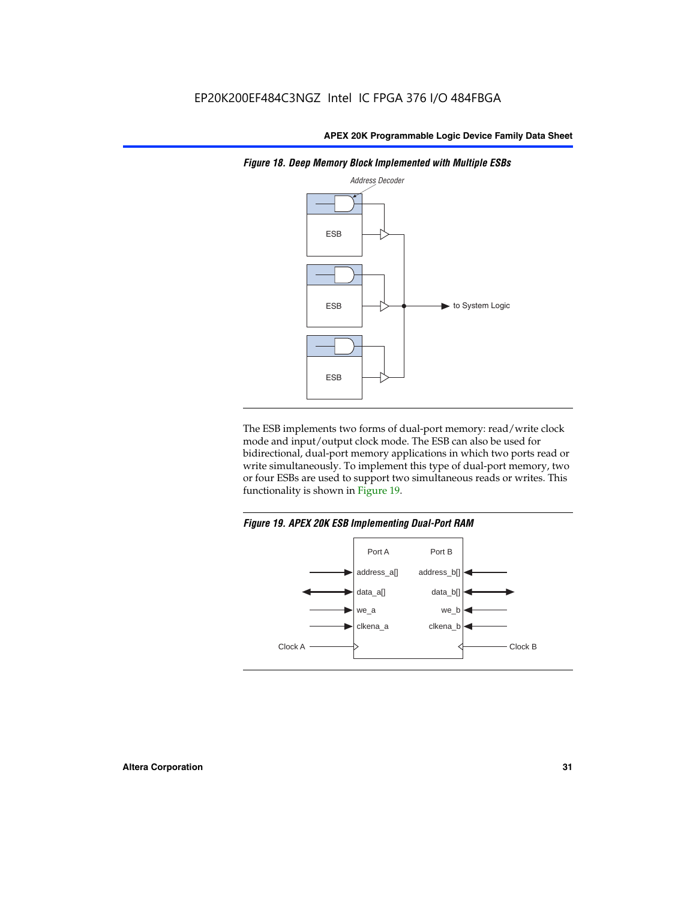*Figure 18. Deep Memory Block Implemented with Multiple ESBs*

The ESB implements two forms of dual-port memory: read/write clock mode and input/output clock mode. The ESB can also be used for bidirectional, dual-port memory applications in which two ports read or write simultaneously. To implement this type of dual-port memory, two or four ESBs are used to support two simultaneous reads or writes. This functionality is shown in Figure 19.

*Figure 19. APEX 20K ESB Implementing Dual-Port RAM*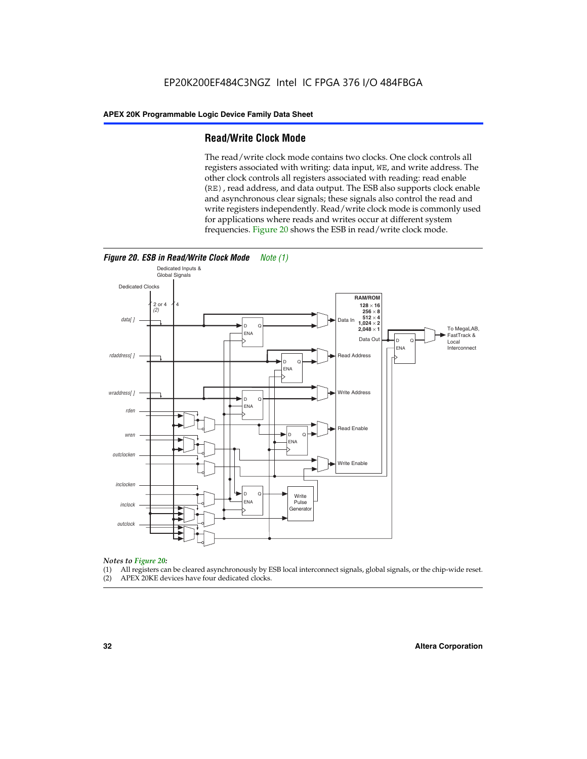## Read/Write Clock Mode

The read/write clock mode contains two clocks. One clock controls all registers associated with writing: data input, WE, and write address. The other clock controls all registers associated with reading: read enable (RE), read address, and data output. The ESB also supports clock enable and asynchronous clear signals; these signals also control the read and write registers independently. Read/write clock mode is commonly used for applications where reads and writes occur at different system frequencies. Figure 20 shows the ESB in read/write clock mode.

**Figure 20. ESB in Read/Write Clock Mode** *Note (1)*

*Notes to Figure 20:*

(1) All registers can be cleared asynchronously by ESB local interconnect signals, global signals, or the chip-wide reset.
(2) APEX 20KE devices have four dedicated clocks.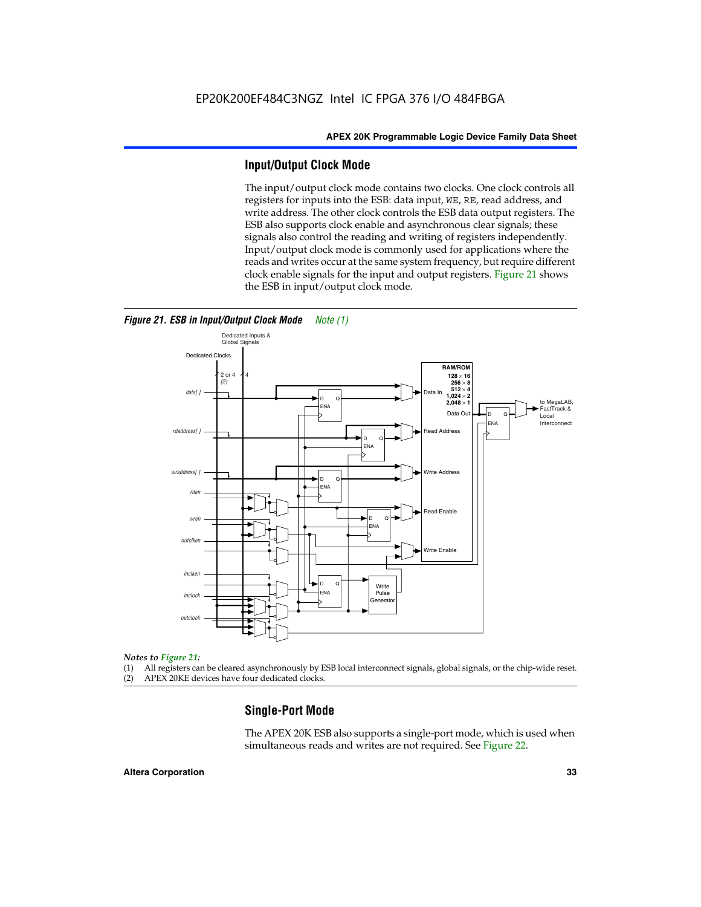## Input/Output Clock Mode

The input/output clock mode contains two clocks. One clock controls all registers for inputs into the ESB: data input, WE, RE, read address, and write address. The other clock controls the ESB data output registers. The ESB also supports clock enable and asynchronous clear signals; these signals also control the reading and writing of registers independently. Input/output clock mode is commonly used for applications where the reads and writes occur at the same system frequency, but require different clock enable signals for the input and output registers. Figure 21 shows the ESB in input/output clock mode.

***Figure 21. ESB in Input/Output Clock Mode*** *Note (1)*

*Notes to Figure 21:*

(1) All registers can be cleared asynchronously by ESB local interconnect signals, global signals, or the chip-wide reset.
(2) APEX 20KE devices have four dedicated clocks.

## Single-Port Mode

The APEX 20K ESB also supports a single-port mode, which is used when simultaneous reads and writes are not required. See Figure 22.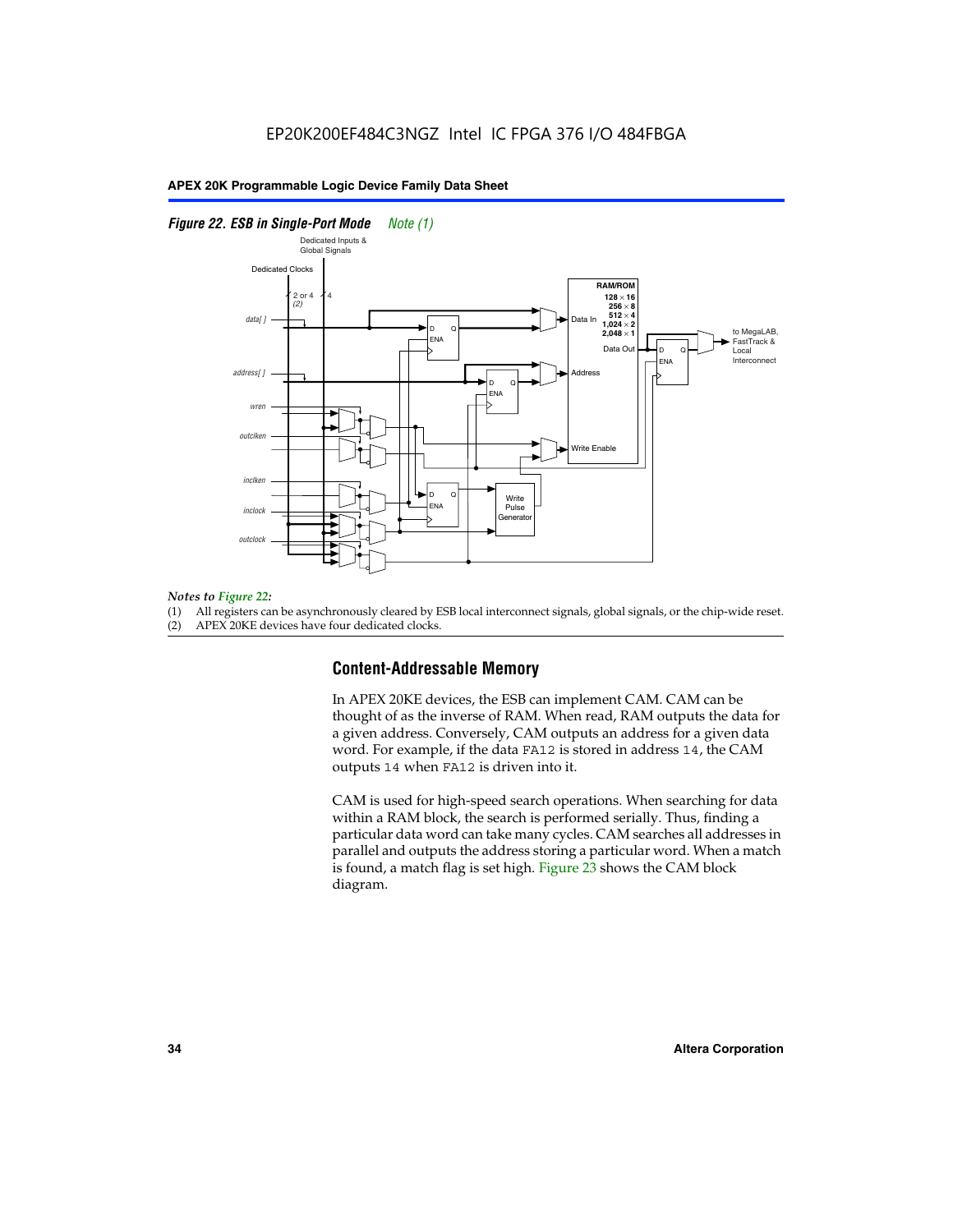*Figure 22. ESB in Single-Port Mode   Note (1)*

*Notes to Figure 22:*

(1) All registers can be asynchronously cleared by ESB local interconnect signals, global signals, or the chip-wide reset.
(2) APEX 20KE devices have four dedicated clocks.

## Content-Addressable Memory

In APEX 20KE devices, the ESB can implement CAM. CAM can be thought of as the inverse of RAM. When read, RAM outputs the data for a given address. Conversely, CAM outputs an address for a given data word. For example, if the data FA12 is stored in address 14, the CAM outputs 14 when FA12 is driven into it.

CAM is used for high-speed search operations. When searching for data within a RAM block, the search is performed serially. Thus, finding a particular data word can take many cycles. CAM searches all addresses in parallel and outputs the address storing a particular word. When a match is found, a match flag is set high. Figure 23 shows the CAM block diagram.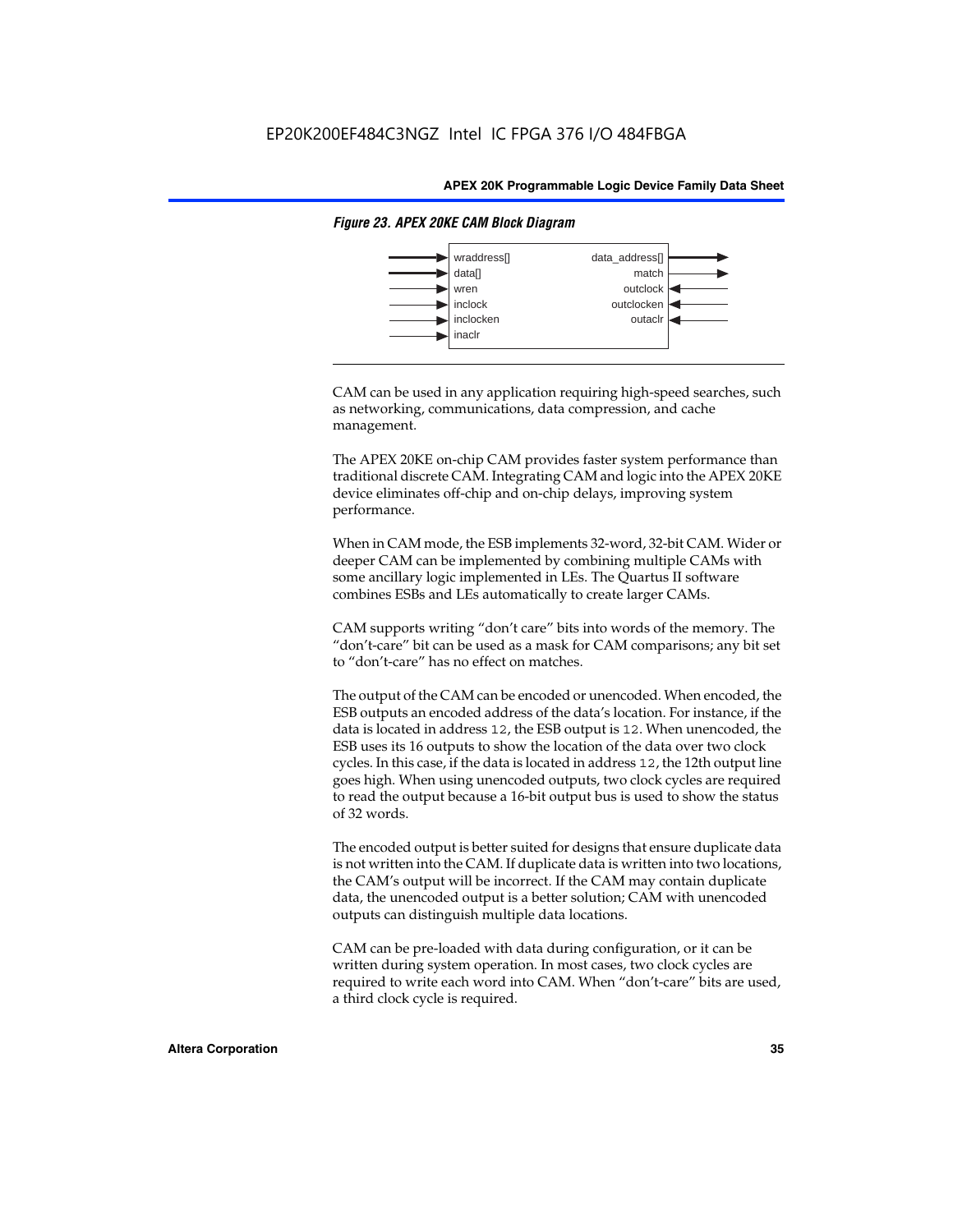**Figure 23. APEX 20KE CAM Block Diagram**

| Inputs | Outputs |
| --- | --- |
| wraddress[] | data_address[] |
| data[] | match |
| wren | outclock |
| inclock | outclocken |
| inclocken | outaclr |
| inaclr | |

CAM can be used in any application requiring high-speed searches, such as networking, communications, data compression, and cache management.

The APEX 20KE on-chip CAM provides faster system performance than traditional discrete CAM. Integrating CAM and logic into the APEX 20KE device eliminates off-chip and on-chip delays, improving system performance.

When in CAM mode, the ESB implements 32-word, 32-bit CAM. Wider or deeper CAM can be implemented by combining multiple CAMs with some ancillary logic implemented in LEs. The Quartus II software combines ESBs and LEs automatically to create larger CAMs.

CAM supports writing "don't care" bits into words of the memory. The "don't-care" bit can be used as a mask for CAM comparisons; any bit set to "don't-care" has no effect on matches.

The output of the CAM can be encoded or unencoded. When encoded, the ESB outputs an encoded address of the data's location. For instance, if the data is located in address `12`, the ESB output is `12`. When unencoded, the ESB uses its 16 outputs to show the location of the data over two clock cycles. In this case, if the data is located in address `12`, the 12th output line goes high. When using unencoded outputs, two clock cycles are required to read the output because a 16-bit output bus is used to show the status of 32 words.

The encoded output is better suited for designs that ensure duplicate data is not written into the CAM. If duplicate data is written into two locations, the CAM's output will be incorrect. If the CAM may contain duplicate data, the unencoded output is a better solution; CAM with unencoded outputs can distinguish multiple data locations.

CAM can be pre-loaded with data during configuration, or it can be written during system operation. In most cases, two clock cycles are required to write each word into CAM. When "don't-care" bits are used, a third clock cycle is required.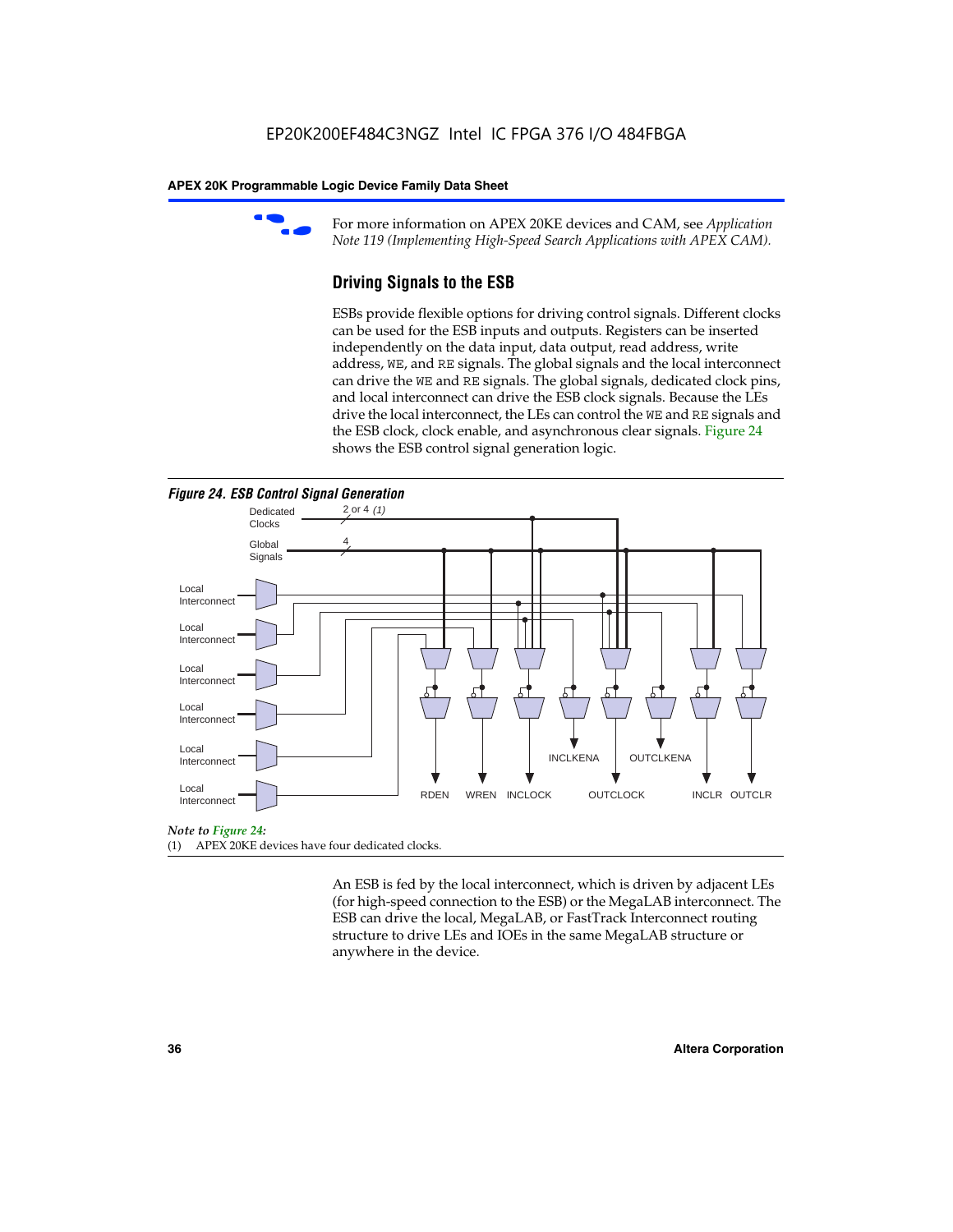For more information on APEX 20KE devices and CAM, see *Application Note 119 (Implementing High-Speed Search Applications with APEX CAM).*

### Driving Signals to the ESB

ESBs provide flexible options for driving control signals. Different clocks can be used for the ESB inputs and outputs. Registers can be inserted independently on the data input, data output, read address, write address, WE, and RE signals. The global signals and the local interconnect can drive the WE and RE signals. The global signals, dedicated clock pins, and local interconnect can drive the ESB clock signals. Because the LEs drive the local interconnect, the LEs can control the WE and RE signals and the ESB clock, clock enable, and asynchronous clear signals. Figure 24 shows the ESB control signal generation logic.

***Figure 24. ESB Control Signal Generation***

Dedicated Clocks 2 or 4 *(1)*

Global Signals 4

Local Interconnect

Local Interconnect

Local Interconnect

Local Interconnect

Local Interconnect

Local Interconnect

RDEN WREN INCLOCK INCLKENA OUTCLOCK OUTCLKENA INCLR OUTCLR

*Note to Figure 24:*

(1) APEX 20KE devices have four dedicated clocks.

An ESB is fed by the local interconnect, which is driven by adjacent LEs (for high-speed connection to the ESB) or the MegaLAB interconnect. The ESB can drive the local, MegaLAB, or FastTrack Interconnect routing structure to drive LEs and IOEs in the same MegaLAB structure or anywhere in the device.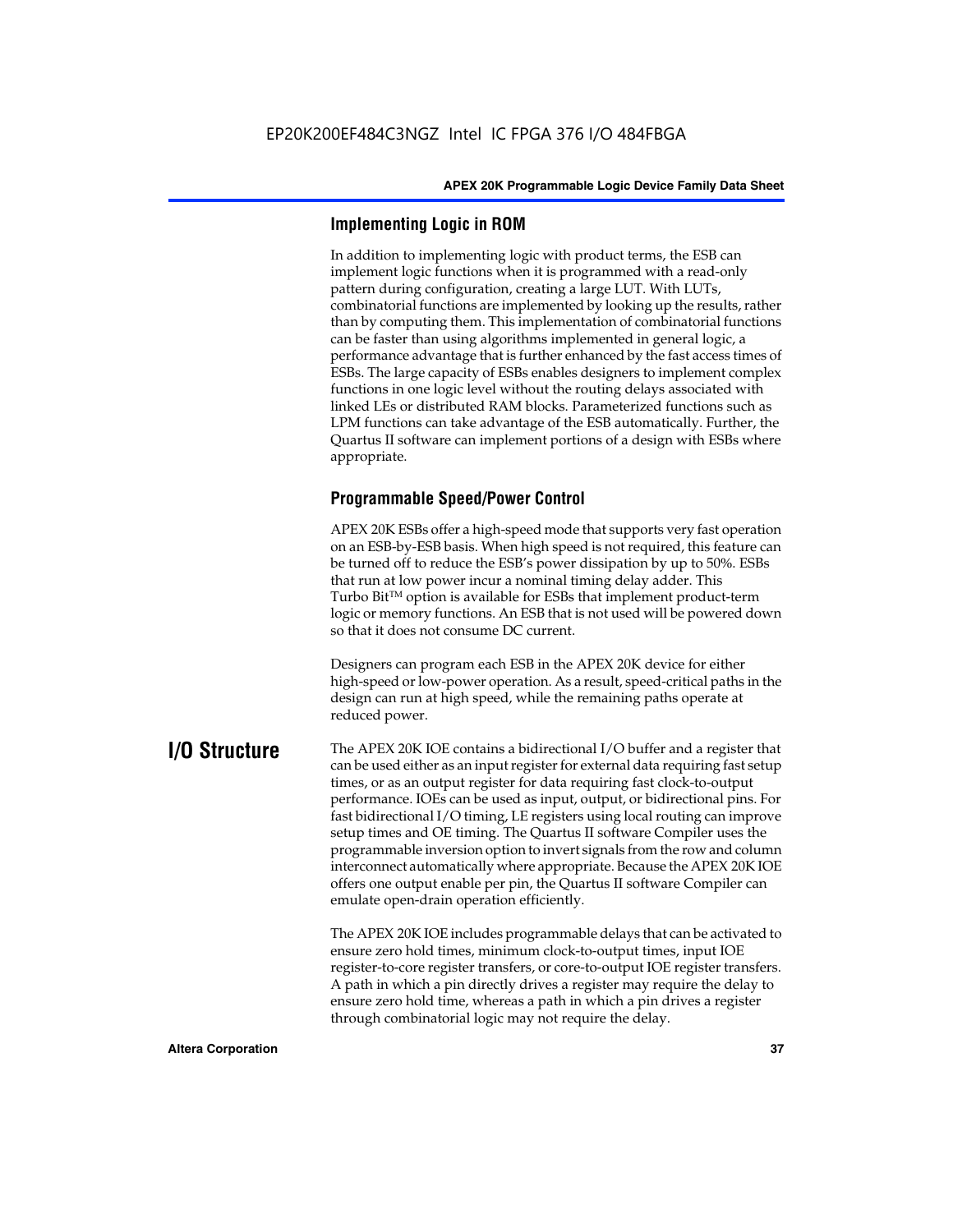### Implementing Logic in ROM

In addition to implementing logic with product terms, the ESB can implement logic functions when it is programmed with a read-only pattern during configuration, creating a large LUT. With LUTs, combinatorial functions are implemented by looking up the results, rather than by computing them. This implementation of combinatorial functions can be faster than using algorithms implemented in general logic, a performance advantage that is further enhanced by the fast access times of ESBs. The large capacity of ESBs enables designers to implement complex functions in one logic level without the routing delays associated with linked LEs or distributed RAM blocks. Parameterized functions such as LPM functions can take advantage of the ESB automatically. Further, the Quartus II software can implement portions of a design with ESBs where appropriate.

### Programmable Speed/Power Control

APEX 20K ESBs offer a high-speed mode that supports very fast operation on an ESB-by-ESB basis. When high speed is not required, this feature can be turned off to reduce the ESB's power dissipation by up to 50%. ESBs that run at low power incur a nominal timing delay adder. This Turbo Bit™ option is available for ESBs that implement product-term logic or memory functions. An ESB that is not used will be powered down so that it does not consume DC current.

Designers can program each ESB in the APEX 20K device for either high-speed or low-power operation. As a result, speed-critical paths in the design can run at high speed, while the remaining paths operate at reduced power.

## I/O Structure

The APEX 20K IOE contains a bidirectional I/O buffer and a register that can be used either as an input register for external data requiring fast setup times, or as an output register for data requiring fast clock-to-output performance. IOEs can be used as input, output, or bidirectional pins. For fast bidirectional I/O timing, LE registers using local routing can improve setup times and OE timing. The Quartus II software Compiler uses the programmable inversion option to invert signals from the row and column interconnect automatically where appropriate. Because the APEX 20K IOE offers one output enable per pin, the Quartus II software Compiler can emulate open-drain operation efficiently.

The APEX 20K IOE includes programmable delays that can be activated to ensure zero hold times, minimum clock-to-output times, input IOE register-to-core register transfers, or core-to-output IOE register transfers. A path in which a pin directly drives a register may require the delay to ensure zero hold time, whereas a path in which a pin drives a register through combinatorial logic may not require the delay.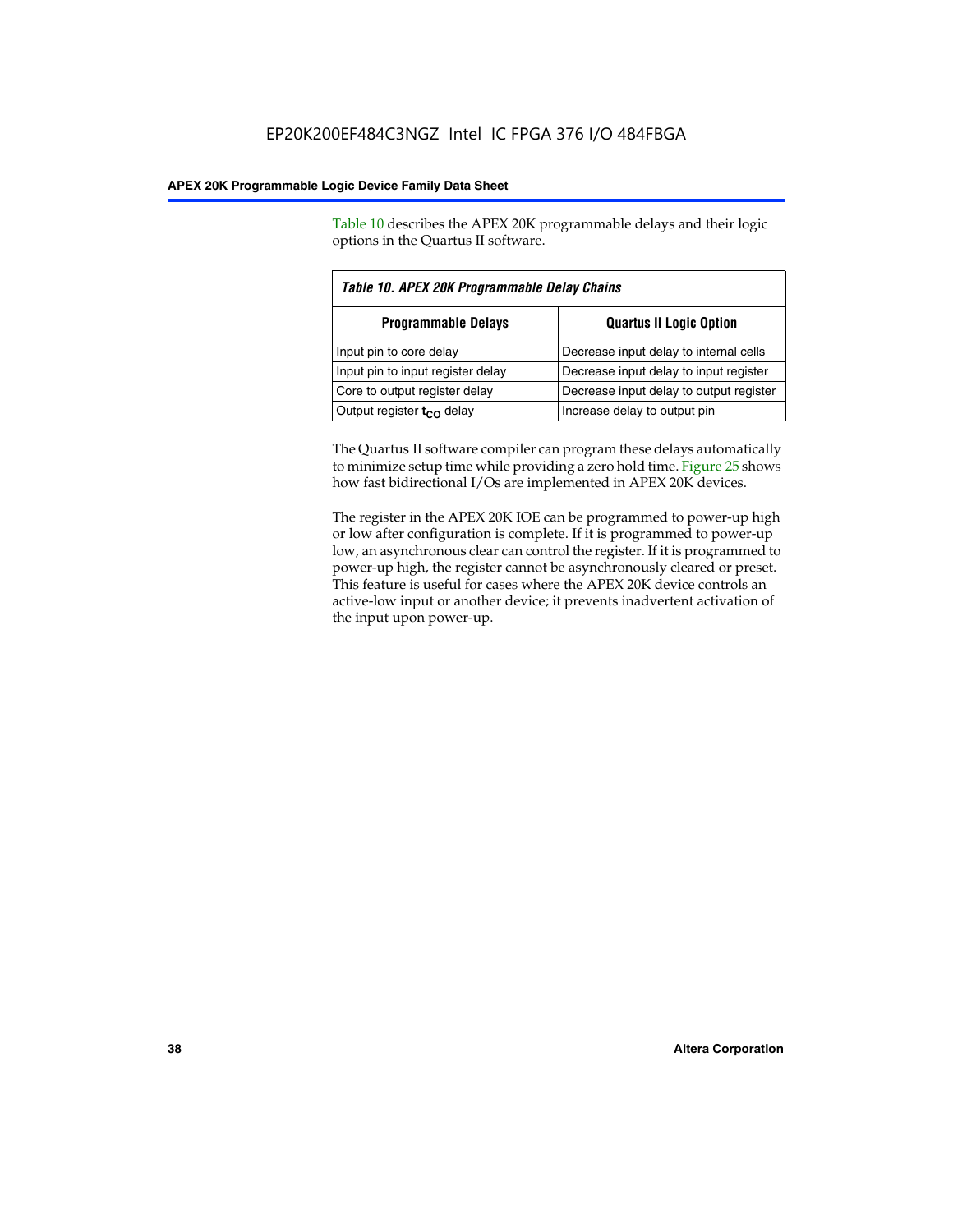Table 10 describes the APEX 20K programmable delays and their logic options in the Quartus II software.

*Table 10. APEX 20K Programmable Delay Chains*

| Programmable Delays | Quartus II Logic Option |
|---|---|
| Input pin to core delay | Decrease input delay to internal cells |
| Input pin to input register delay | Decrease input delay to input register |
| Core to output register delay | Decrease input delay to output register |
| Output register $t_{CO}$ delay | Increase delay to output pin |

The Quartus II software compiler can program these delays automatically to minimize setup time while providing a zero hold time. Figure 25 shows how fast bidirectional I/Os are implemented in APEX 20K devices.

The register in the APEX 20K IOE can be programmed to power-up high or low after configuration is complete. If it is programmed to power-up low, an asynchronous clear can control the register. If it is programmed to power-up high, the register cannot be asynchronously cleared or preset. This feature is useful for cases where the APEX 20K device controls an active-low input or another device; it prevents inadvertent activation of the input upon power-up.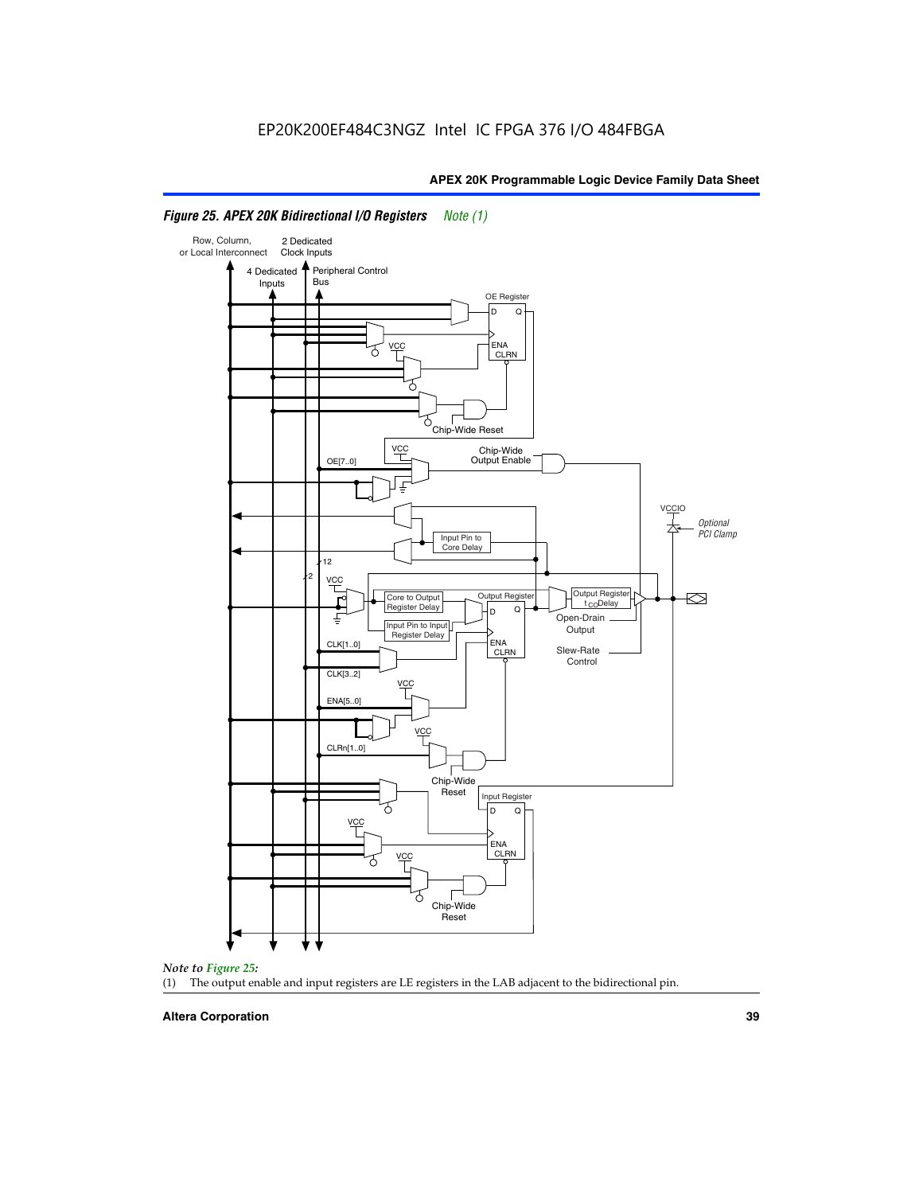*Figure 25. APEX 20K Bidirectional I/O Registers Note (1)*

*Note to Figure 25:*

(1) The output enable and input registers are LE registers in the LAB adjacent to the bidirectional pin.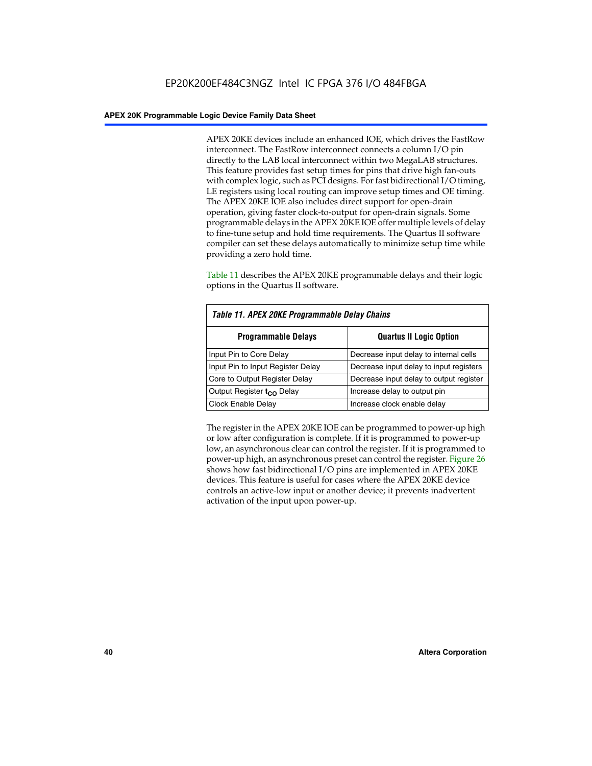APEX 20KE devices include an enhanced IOE, which drives the FastRow interconnect. The FastRow interconnect connects a column I/O pin directly to the LAB local interconnect within two MegaLAB structures. This feature provides fast setup times for pins that drive high fan-outs with complex logic, such as PCI designs. For fast bidirectional I/O timing, LE registers using local routing can improve setup times and OE timing. The APEX 20KE IOE also includes direct support for open-drain operation, giving faster clock-to-output for open-drain signals. Some programmable delays in the APEX 20KE IOE offer multiple levels of delay to fine-tune setup and hold time requirements. The Quartus II software compiler can set these delays automatically to minimize setup time while providing a zero hold time.

Table 11 describes the APEX 20KE programmable delays and their logic options in the Quartus II software.

*Table 11. APEX 20KE Programmable Delay Chains*

| Programmable Delays | Quartus II Logic Option |
| --- | --- |
| Input Pin to Core Delay | Decrease input delay to internal cells |
| Input Pin to Input Register Delay | Decrease input delay to input registers |
| Core to Output Register Delay | Decrease input delay to output register |
| Output Register $t_{CO}$ Delay | Increase delay to output pin |
| Clock Enable Delay | Increase clock enable delay |

The register in the APEX 20KE IOE can be programmed to power-up high or low after configuration is complete. If it is programmed to power-up low, an asynchronous clear can control the register. If it is programmed to power-up high, an asynchronous preset can control the register. Figure 26 shows how fast bidirectional I/O pins are implemented in APEX 20KE devices. This feature is useful for cases where the APEX 20KE device controls an active-low input or another device; it prevents inadvertent activation of the input upon power-up.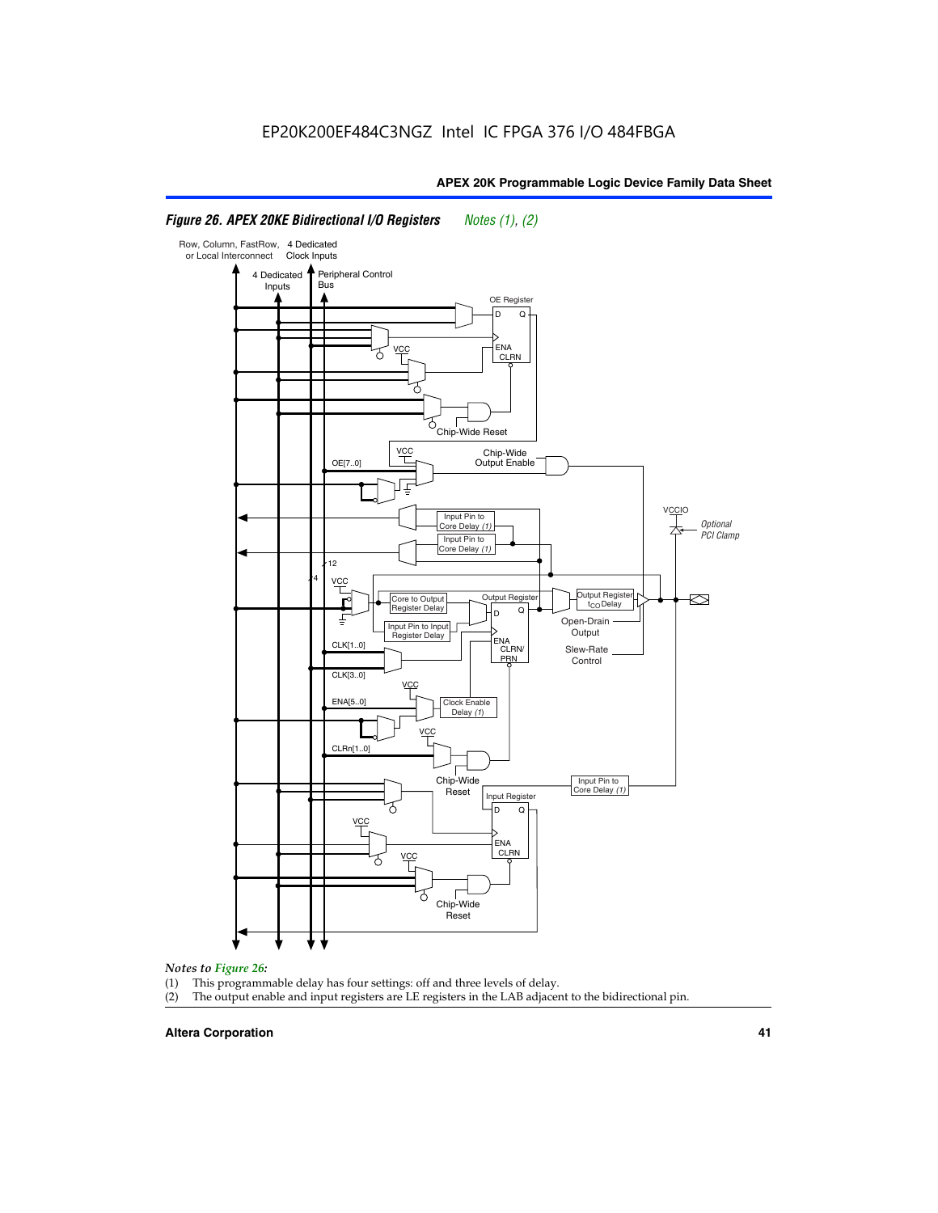EP20K200EF484C3NGZ Intel IC FPGA 376 I/O 484FBGA

*Figure 26. APEX 20KE Bidirectional I/O Registers* *Notes (1), (2)*

Row, Column, FastRow, or Local Interconnect

4 Dedicated Clock Inputs

4 Dedicated Inputs

Peripheral Control Bus

OE Register

D Q

ENA CLRN

VCC

Chip-Wide Reset

VCC

Chip-Wide Output Enable

OE[7..0]

Input Pin to Core Delay (1)

Input Pin to Core Delay (1)

VCCIO

Optional PCI Clamp

12

4

VCC

Core to Output Register Delay

Output Register

Output Register $t_{CO}$ Delay

Input Pin to Input Register Delay

D Q

Open-Drain Output

ENA CLRN/ PRN

Slew-Rate Control

CLK[1..0]

CLK[3..0]

VCC

ENA[5..0]

Clock Enable Delay (1)

VCC

CLRn[1..0]

Chip-Wide Reset

Input Pin to Core Delay (1)

Input Register

D Q

VCC

ENA CLRN

VCC

Chip-Wide Reset

*Notes to Figure 26:*

(1) This programmable delay has four settings: off and three levels of delay.

(2) The output enable and input registers are LE registers in the LAB adjacent to the bidirectional pin.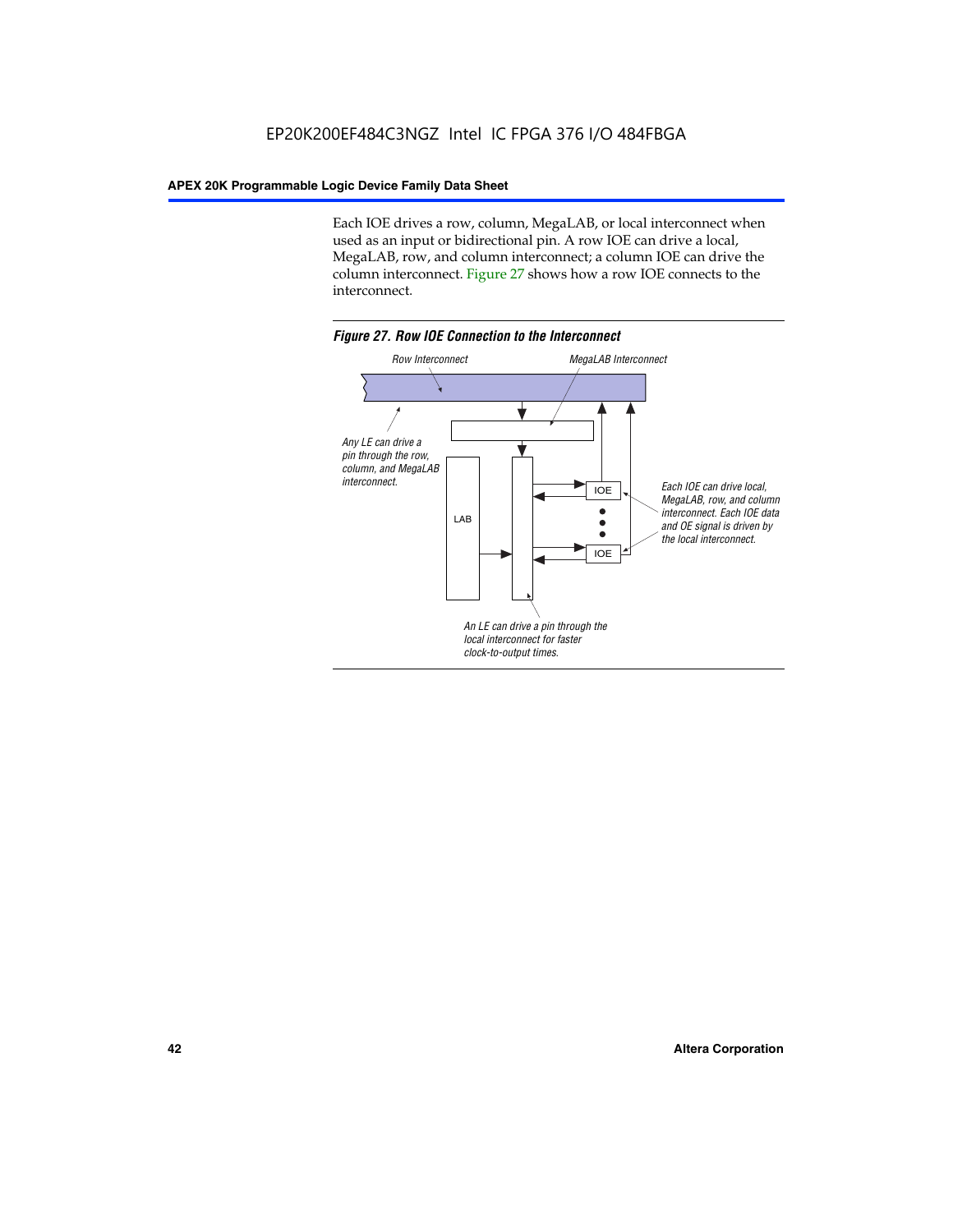Each IOE drives a row, column, MegaLAB, or local interconnect when used as an input or bidirectional pin. A row IOE can drive a local, MegaLAB, row, and column interconnect; a column IOE can drive the column interconnect. Figure 27 shows how a row IOE connects to the interconnect.

*Figure 27. Row IOE Connection to the Interconnect*

Row Interconnect

MegaLAB Interconnect

Any LE can drive a pin through the row, column, and MegaLAB interconnect.

LAB

IOE

IOE

Each IOE can drive local, MegaLAB, row, and column interconnect. Each IOE data and OE signal is driven by the local interconnect.

An LE can drive a pin through the local interconnect for faster clock-to-output times.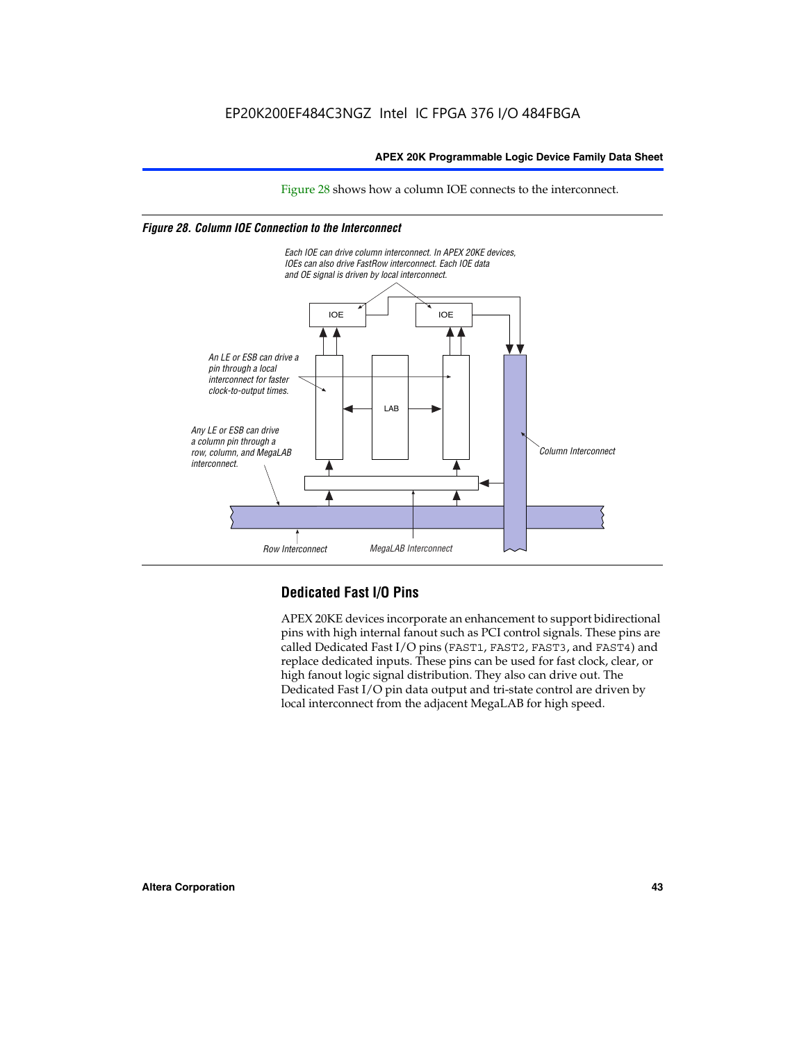Figure 28 shows how a column IOE connects to the interconnect.

*Figure 28. Column IOE Connection to the Interconnect*

Each IOE can drive column interconnect. In APEX 20KE devices, IOEs can also drive FastRow interconnect. Each IOE data and OE signal is driven by local interconnect.

An LE or ESB can drive a pin through a local interconnect for faster clock-to-output times.

Any LE or ESB can drive a column pin through a row, column, and MegaLAB interconnect.

IOE

IOE

LAB

Column Interconnect

Row Interconnect

MegaLAB Interconnect

## Dedicated Fast I/O Pins

APEX 20KE devices incorporate an enhancement to support bidirectional pins with high internal fanout such as PCI control signals. These pins are called Dedicated Fast I/O pins (FAST1, FAST2, FAST3, and FAST4) and replace dedicated inputs. These pins can be used for fast clock, clear, or high fanout logic signal distribution. They also can drive out. The Dedicated Fast I/O pin data output and tri-state control are driven by local interconnect from the adjacent MegaLAB for high speed.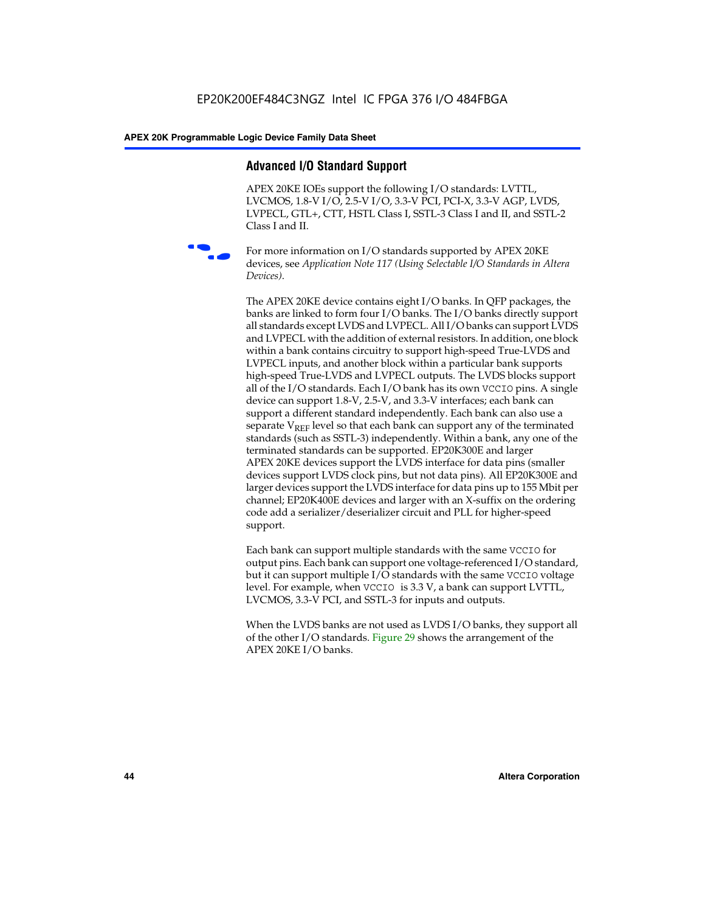## Advanced I/O Standard Support

APEX 20KE IOEs support the following I/O standards: LVTTL, LVCMOS, 1.8-V I/O, 2.5-V I/O, 3.3-V PCI, PCI-X, 3.3-V AGP, LVDS, LVPECL, GTL+, CTT, HSTL Class I, SSTL-3 Class I and II, and SSTL-2 Class I and II.

For more information on I/O standards supported by APEX 20KE devices, see *Application Note 117 (Using Selectable I/O Standards in Altera Devices)*.

The APEX 20KE device contains eight I/O banks. In QFP packages, the banks are linked to form four I/O banks. The I/O banks directly support all standards except LVDS and LVPECL. All I/O banks can support LVDS and LVPECL with the addition of external resistors. In addition, one block within a bank contains circuitry to support high-speed True-LVDS and LVPECL inputs, and another block within a particular bank supports high-speed True-LVDS and LVPECL outputs. The LVDS blocks support all of the I/O standards. Each I/O bank has its own `VCCIO` pins. A single device can support 1.8-V, 2.5-V, and 3.3-V interfaces; each bank can support a different standard independently. Each bank can also use a separate $V_{REF}$ level so that each bank can support any of the terminated standards (such as SSTL-3) independently. Within a bank, any one of the terminated standards can be supported. EP20K300E and larger APEX 20KE devices support the LVDS interface for data pins (smaller devices support LVDS clock pins, but not data pins). All EP20K300E and larger devices support the LVDS interface for data pins up to 155 Mbit per channel; EP20K400E devices and larger with an X-suffix on the ordering code add a serializer/deserializer circuit and PLL for higher-speed support.

Each bank can support multiple standards with the same `VCCIO` for output pins. Each bank can support one voltage-referenced I/O standard, but it can support multiple I/O standards with the same `VCCIO` voltage level. For example, when `VCCIO` is 3.3 V, a bank can support LVTTL, LVCMOS, 3.3-V PCI, and SSTL-3 for inputs and outputs.

When the LVDS banks are not used as LVDS I/O banks, they support all of the other I/O standards. Figure 29 shows the arrangement of the APEX 20KE I/O banks.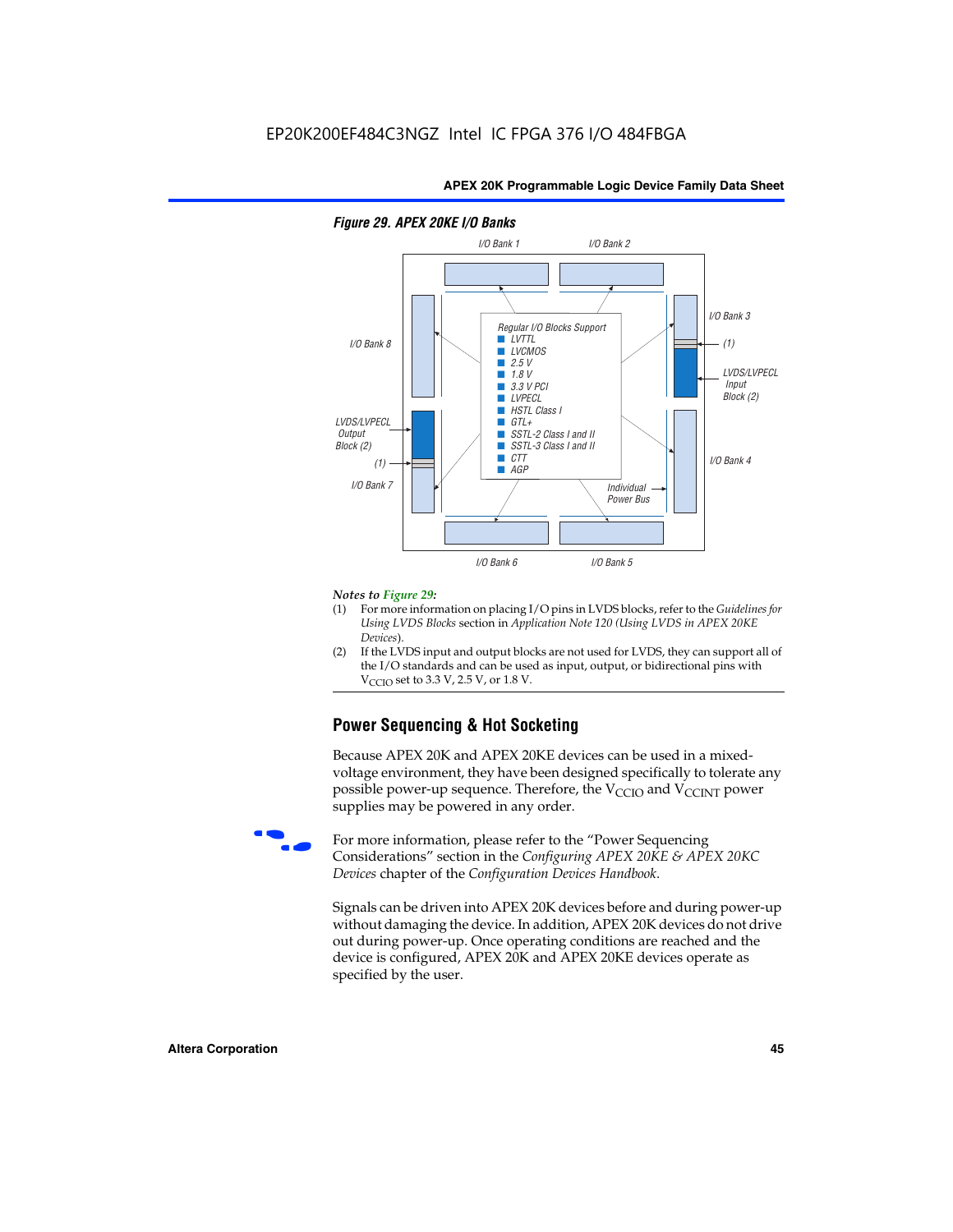*Figure 29. APEX 20KE I/O Banks*

I/O Bank 1, I/O Bank 2, I/O Bank 3, I/O Bank 4, I/O Bank 5, I/O Bank 6, I/O Bank 7, I/O Bank 8

Regular I/O Blocks Support
- LVTTL
- LVCMOS
- 2.5 V
- 1.8 V
- 3.3 V PCI
- LVPECL
- HSTL Class I
- GTL+
- SSTL-2 Class I and II
- SSTL-3 Class I and II
- CTT
- AGP

LVDS/LVPECL Input Block (2)

LVDS/LVPECL Output Block (2)

(1)

Individual Power Bus

*Notes to Figure 29:*

(1) For more information on placing I/O pins in LVDS blocks, refer to the *Guidelines for Using LVDS Blocks* section in *Application Note 120 (Using LVDS in APEX 20KE Devices)*.

(2) If the LVDS input and output blocks are not used for LVDS, they can support all of the I/O standards and can be used as input, output, or bidirectional pins with $V_{CCIO}$ set to 3.3 V, 2.5 V, or 1.8 V.

## Power Sequencing & Hot Socketing

Because APEX 20K and APEX 20KE devices can be used in a mixed-voltage environment, they have been designed specifically to tolerate any possible power-up sequence. Therefore, the $V_{CCIO}$ and $V_{CCINT}$ power supplies may be powered in any order.

For more information, please refer to the "Power Sequencing Considerations" section in the *Configuring APEX 20KE & APEX 20KC Devices* chapter of the *Configuration Devices Handbook*.

Signals can be driven into APEX 20K devices before and during power-up without damaging the device. In addition, APEX 20K devices do not drive out during power-up. Once operating conditions are reached and the device is configured, APEX 20K and APEX 20KE devices operate as specified by the user.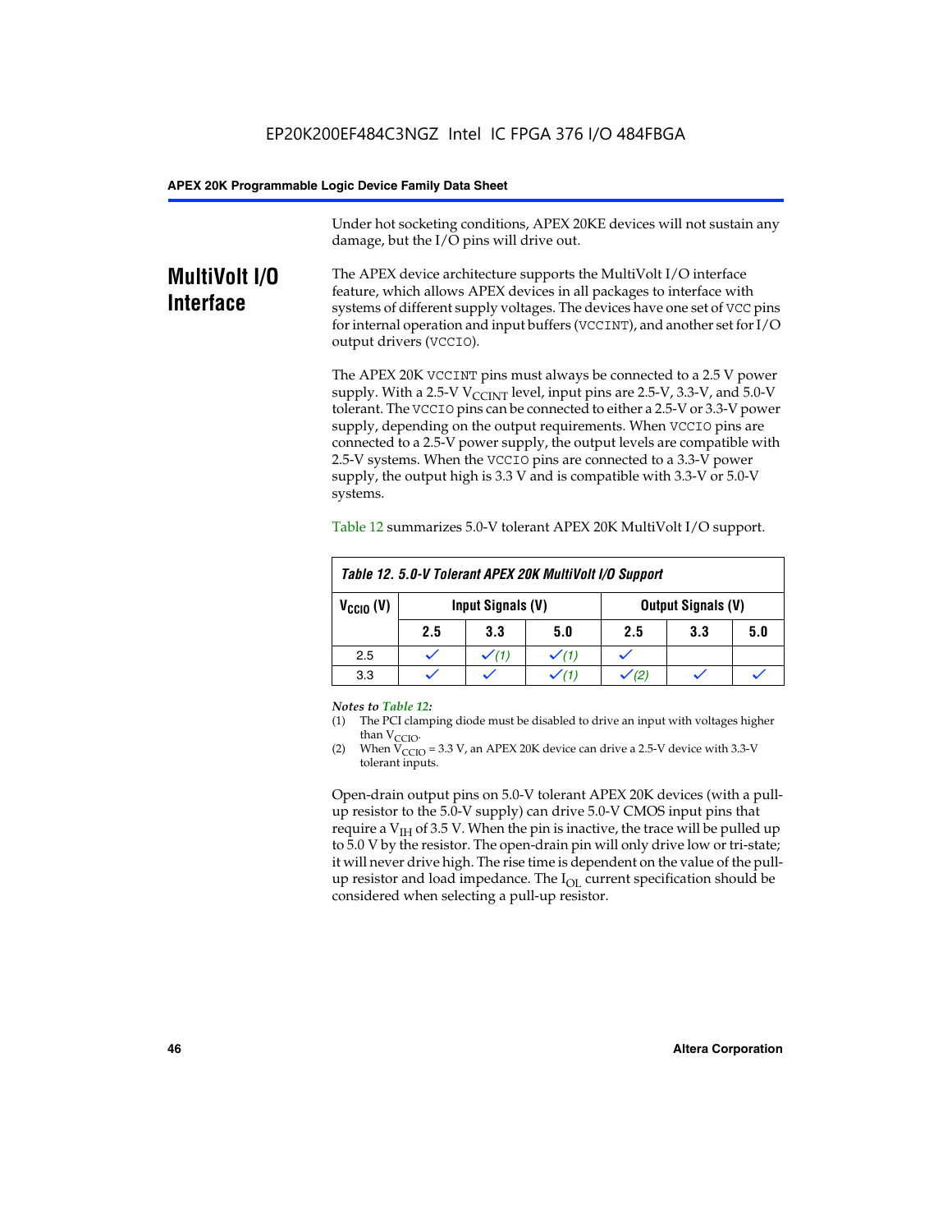Under hot socketing conditions, APEX 20KE devices will not sustain any damage, but the I/O pins will drive out.

## MultiVolt I/O Interface

The APEX device architecture supports the MultiVolt I/O interface feature, which allows APEX devices in all packages to interface with systems of different supply voltages. The devices have one set of VCC pins for internal operation and input buffers (VCCINT), and another set for I/O output drivers (VCCIO).

The APEX 20K VCCINT pins must always be connected to a 2.5 V power supply. With a 2.5-V $V_{CCINT}$ level, input pins are 2.5-V, 3.3-V, and 5.0-V tolerant. The VCCIO pins can be connected to either a 2.5-V or 3.3-V power supply, depending on the output requirements. When VCCIO pins are connected to a 2.5-V power supply, the output levels are compatible with 2.5-V systems. When the VCCIO pins are connected to a 3.3-V power supply, the output high is 3.3 V and is compatible with 3.3-V or 5.0-V systems.

Table 12 summarizes 5.0-V tolerant APEX 20K MultiVolt I/O support.

**Table 12. 5.0-V Tolerant APEX 20K MultiVolt I/O Support**

| $V_{CCIO}$ (V) | Input Signals (V) | | | Output Signals (V) | | |
|---|---|---|---|---|---|---|
| | 2.5 | 3.3 | 5.0 | 2.5 | 3.3 | 5.0 |
| 2.5 | ✓ | ✓ (1) | ✓ (1) | ✓ | | |
| 3.3 | ✓ | ✓ | ✓ (1) | ✓ (2) | ✓ | ✓ |

*Notes to Table 12:*

(1) The PCI clamping diode must be disabled to drive an input with voltages higher than $V_{CCIO}$.

(2) When $V_{CCIO}$ = 3.3 V, an APEX 20K device can drive a 2.5-V device with 3.3-V tolerant inputs.

Open-drain output pins on 5.0-V tolerant APEX 20K devices (with a pull-up resistor to the 5.0-V supply) can drive 5.0-V CMOS input pins that require a $V_{IH}$ of 3.5 V. When the pin is inactive, the trace will be pulled up to 5.0 V by the resistor. The open-drain pin will only drive low or tri-state; it will never drive high. The rise time is dependent on the value of the pull-up resistor and load impedance. The $I_{OL}$ current specification should be considered when selecting a pull-up resistor.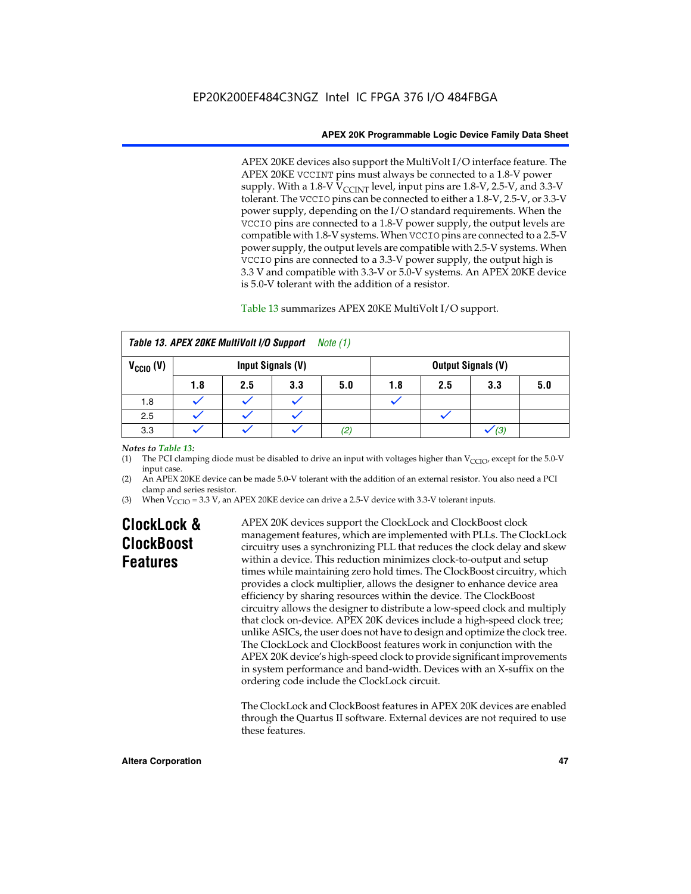APEX 20KE devices also support the MultiVolt I/O interface feature. The APEX 20KE VCCINT pins must always be connected to a 1.8-V power supply. With a 1.8-V $V_{CCINT}$ level, input pins are 1.8-V, 2.5-V, and 3.3-V tolerant. The VCCIO pins can be connected to either a 1.8-V, 2.5-V, or 3.3-V power supply, depending on the I/O standard requirements. When the VCCIO pins are connected to a 1.8-V power supply, the output levels are compatible with 1.8-V systems. When VCCIO pins are connected to a 2.5-V power supply, the output levels are compatible with 2.5-V systems. When VCCIO pins are connected to a 3.3-V power supply, the output high is 3.3 V and compatible with 3.3-V or 5.0-V systems. An APEX 20KE device is 5.0-V tolerant with the addition of a resistor.

Table 13 summarizes APEX 20KE MultiVolt I/O support.

**Table 13. APEX 20KE MultiVolt I/O Support** *Note (1)*

| $V_{CCIO}$ (V) | Input Signals (V) | | | | Output Signals (V) | | | |
|---|---|---|---|---|---|---|---|---|
| | 1.8 | 2.5 | 3.3 | 5.0 | 1.8 | 2.5 | 3.3 | 5.0 |
| 1.8 | ✓ | ✓ | ✓ | | ✓ | | | |
| 2.5 | ✓ | ✓ | ✓ | | | ✓ | | |
| 3.3 | ✓ | ✓ | ✓ | *(2)* | | | ✓ *(3)* | |

*Notes to Table 13:*

(1) The PCI clamping diode must be disabled to drive an input with voltages higher than $V_{CCIO}$, except for the 5.0-V input case.

(2) An APEX 20KE device can be made 5.0-V tolerant with the addition of an external resistor. You also need a PCI clamp and series resistor.

(3) When $V_{CCIO}$ = 3.3 V, an APEX 20KE device can drive a 2.5-V device with 3.3-V tolerant inputs.

## ClockLock & ClockBoost Features

APEX 20K devices support the ClockLock and ClockBoost clock management features, which are implemented with PLLs. The ClockLock circuitry uses a synchronizing PLL that reduces the clock delay and skew within a device. This reduction minimizes clock-to-output and setup times while maintaining zero hold times. The ClockBoost circuitry, which provides a clock multiplier, allows the designer to enhance device area efficiency by sharing resources within the device. The ClockBoost circuitry allows the designer to distribute a low-speed clock and multiply that clock on-device. APEX 20K devices include a high-speed clock tree; unlike ASICs, the user does not have to design and optimize the clock tree. The ClockLock and ClockBoost features work in conjunction with the APEX 20K device's high-speed clock to provide significant improvements in system performance and band-width. Devices with an X-suffix on the ordering code include the ClockLock circuit.

The ClockLock and ClockBoost features in APEX 20K devices are enabled through the Quartus II software. External devices are not required to use these features.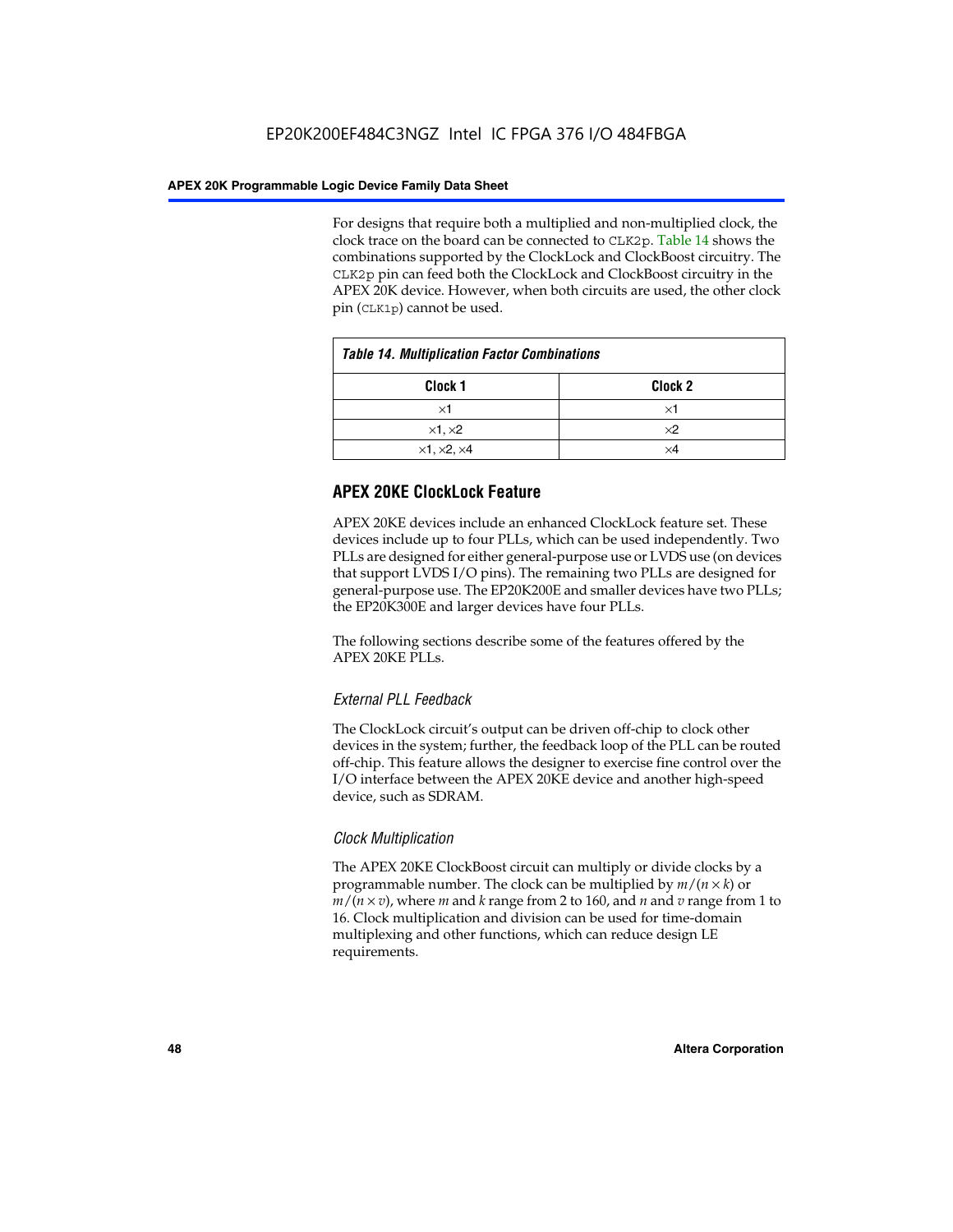For designs that require both a multiplied and non-multiplied clock, the clock trace on the board can be connected to CLK2p. Table 14 shows the combinations supported by the ClockLock and ClockBoost circuitry. The CLK2p pin can feed both the ClockLock and ClockBoost circuitry in the APEX 20K device. However, when both circuits are used, the other clock pin (CLK1p) cannot be used.

**Table 14. Multiplication Factor Combinations**

| Clock 1 | Clock 2 |
|---|---|
| ×1 | ×1 |
| ×1, ×2 | ×2 |
| ×1, ×2, ×4 | ×4 |

## APEX 20KE ClockLock Feature

APEX 20KE devices include an enhanced ClockLock feature set. These devices include up to four PLLs, which can be used independently. Two PLLs are designed for either general-purpose use or LVDS use (on devices that support LVDS I/O pins). The remaining two PLLs are designed for general-purpose use. The EP20K200E and smaller devices have two PLLs; the EP20K300E and larger devices have four PLLs.

The following sections describe some of the features offered by the APEX 20KE PLLs.

### *External PLL Feedback*

The ClockLock circuit's output can be driven off-chip to clock other devices in the system; further, the feedback loop of the PLL can be routed off-chip. This feature allows the designer to exercise fine control over the I/O interface between the APEX 20KE device and another high-speed device, such as SDRAM.

### *Clock Multiplication*

The APEX 20KE ClockBoost circuit can multiply or divide clocks by a programmable number. The clock can be multiplied by $m/(n \times k)$ or $m/(n \times v)$, where $m$ and $k$ range from 2 to 160, and $n$ and $v$ range from 1 to 16. Clock multiplication and division can be used for time-domain multiplexing and other functions, which can reduce design LE requirements.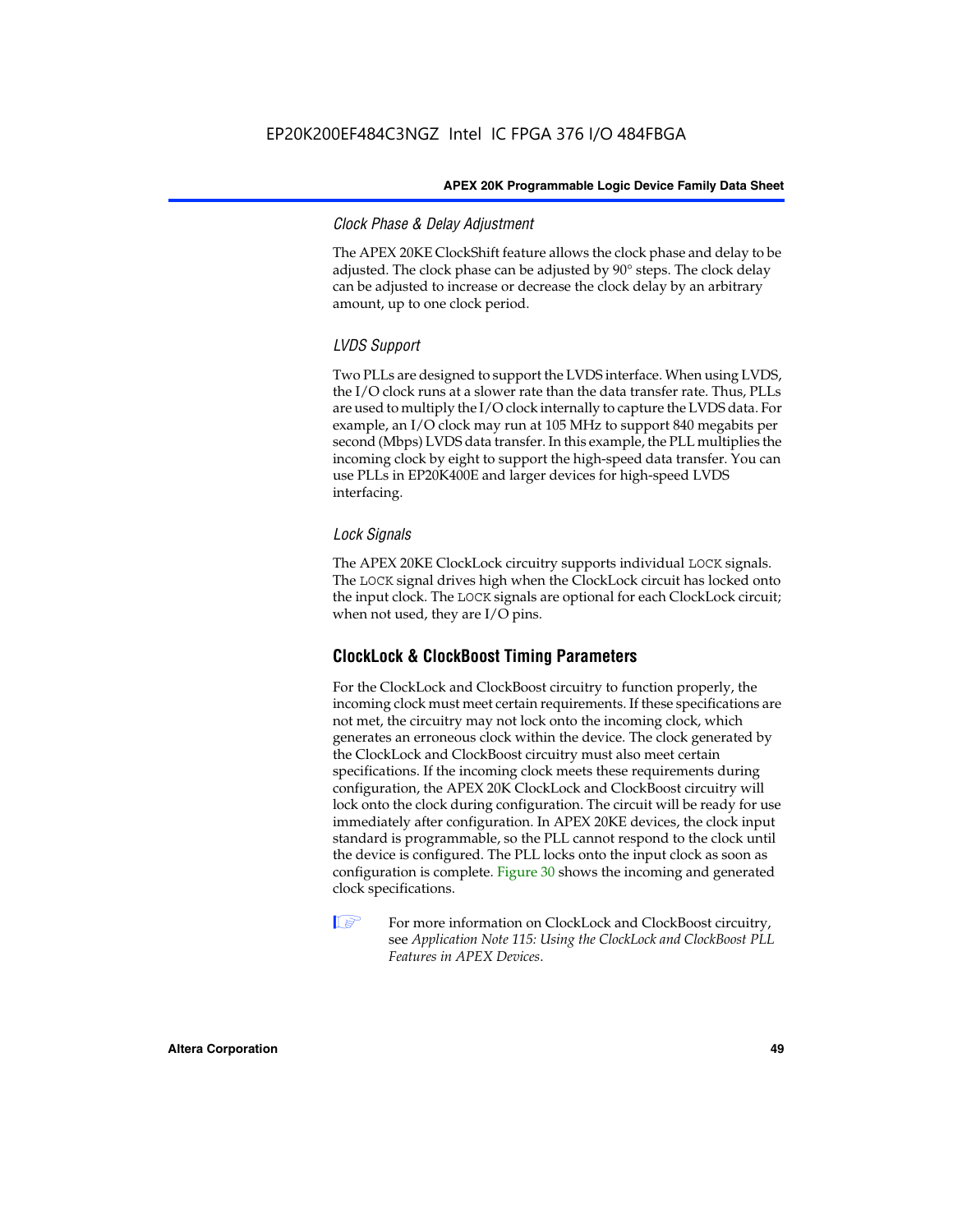### Clock Phase & Delay Adjustment

The APEX 20KE ClockShift feature allows the clock phase and delay to be adjusted. The clock phase can be adjusted by 90° steps. The clock delay can be adjusted to increase or decrease the clock delay by an arbitrary amount, up to one clock period.

### LVDS Support

Two PLLs are designed to support the LVDS interface. When using LVDS, the I/O clock runs at a slower rate than the data transfer rate. Thus, PLLs are used to multiply the I/O clock internally to capture the LVDS data. For example, an I/O clock may run at 105 MHz to support 840 megabits per second (Mbps) LVDS data transfer. In this example, the PLL multiplies the incoming clock by eight to support the high-speed data transfer. You can use PLLs in EP20K400E and larger devices for high-speed LVDS interfacing.

### Lock Signals

The APEX 20KE ClockLock circuitry supports individual `LOCK` signals. The `LOCK` signal drives high when the ClockLock circuit has locked onto the input clock. The `LOCK` signals are optional for each ClockLock circuit; when not used, they are I/O pins.

## ClockLock & ClockBoost Timing Parameters

For the ClockLock and ClockBoost circuitry to function properly, the incoming clock must meet certain requirements. If these specifications are not met, the circuitry may not lock onto the incoming clock, which generates an erroneous clock within the device. The clock generated by the ClockLock and ClockBoost circuitry must also meet certain specifications. If the incoming clock meets these requirements during configuration, the APEX 20K ClockLock and ClockBoost circuitry will lock onto the clock during configuration. The circuit will be ready for use immediately after configuration. In APEX 20KE devices, the clock input standard is programmable, so the PLL cannot respond to the clock until the device is configured. The PLL locks onto the input clock as soon as configuration is complete. Figure 30 shows the incoming and generated clock specifications.

For more information on ClockLock and ClockBoost circuitry, see *Application Note 115: Using the ClockLock and ClockBoost PLL Features in APEX Devices*.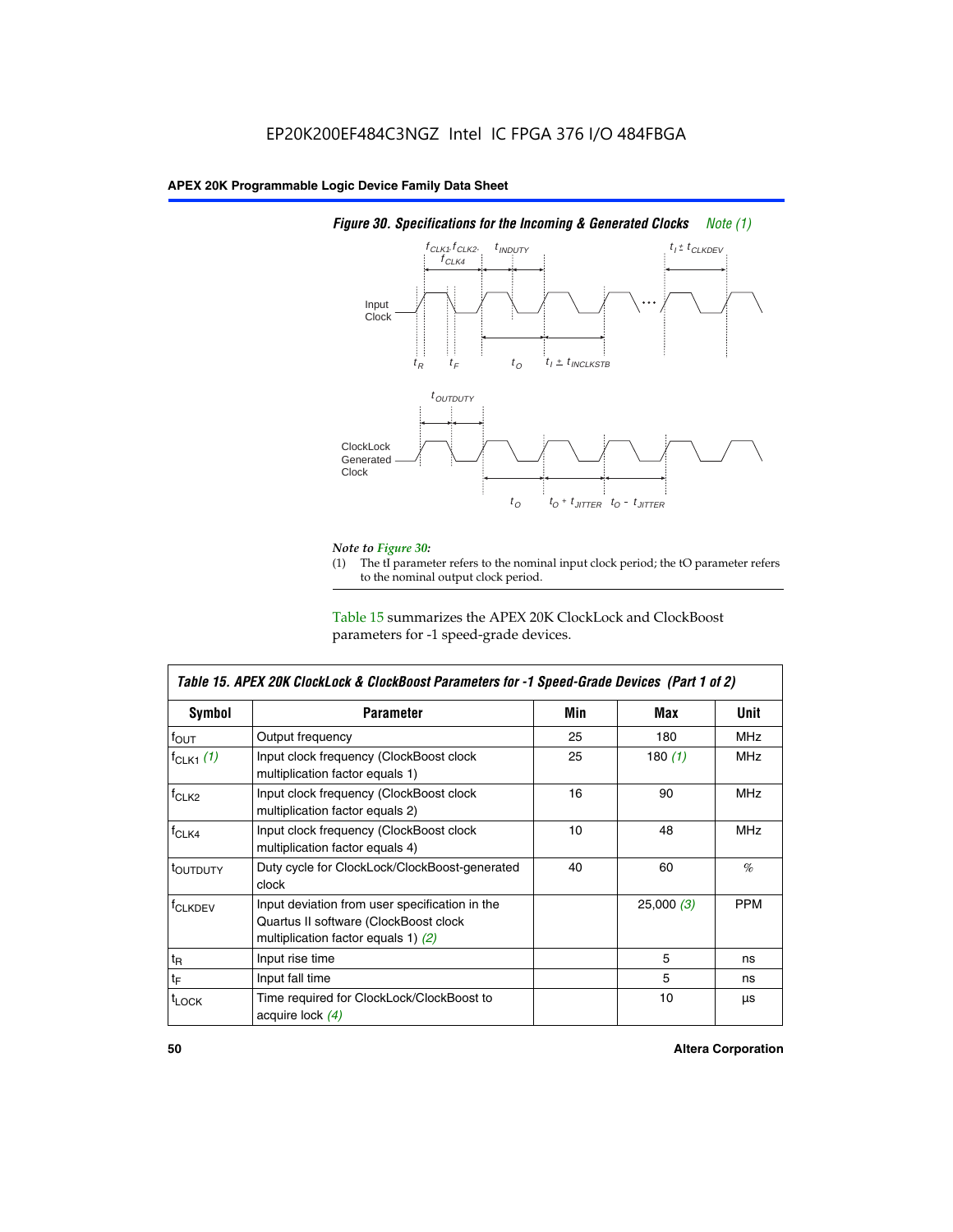*Figure 30. Specifications for the Incoming & Generated Clocks Note (1)*

*Note to Figure 30:*

(1) The tI parameter refers to the nominal input clock period; the tO parameter refers to the nominal output clock period.

Table 15 summarizes the APEX 20K ClockLock and ClockBoost parameters for -1 speed-grade devices.

| Table 15. APEX 20K ClockLock & ClockBoost Parameters for -1 Speed-Grade Devices (Part 1 of 2) | | | | |
|---|---|---|---|---|
| **Symbol** | **Parameter** | **Min** | **Max** | **Unit** |
| $f_{OUT}$ | Output frequency | 25 | 180 | MHz |
| $f_{CLK1}$ *(1)* | Input clock frequency (ClockBoost clock multiplication factor equals 1) | 25 | 180 *(1)* | MHz |
| $f_{CLK2}$ | Input clock frequency (ClockBoost clock multiplication factor equals 2) | 16 | 90 | MHz |
| $f_{CLK4}$ | Input clock frequency (ClockBoost clock multiplication factor equals 4) | 10 | 48 | MHz |
| $t_{OUTDUTY}$ | Duty cycle for ClockLock/ClockBoost-generated clock | 40 | 60 | % |
| $f_{CLKDEV}$ | Input deviation from user specification in the Quartus II software (ClockBoost clock multiplication factor equals 1) *(2)* | | 25,000 *(3)* | PPM |
| $t_R$ | Input rise time | | 5 | ns |
| $t_F$ | Input fall time | | 5 | ns |
| $t_{LOCK}$ | Time required for ClockLock/ClockBoost to acquire lock *(4)* | | 10 | µs |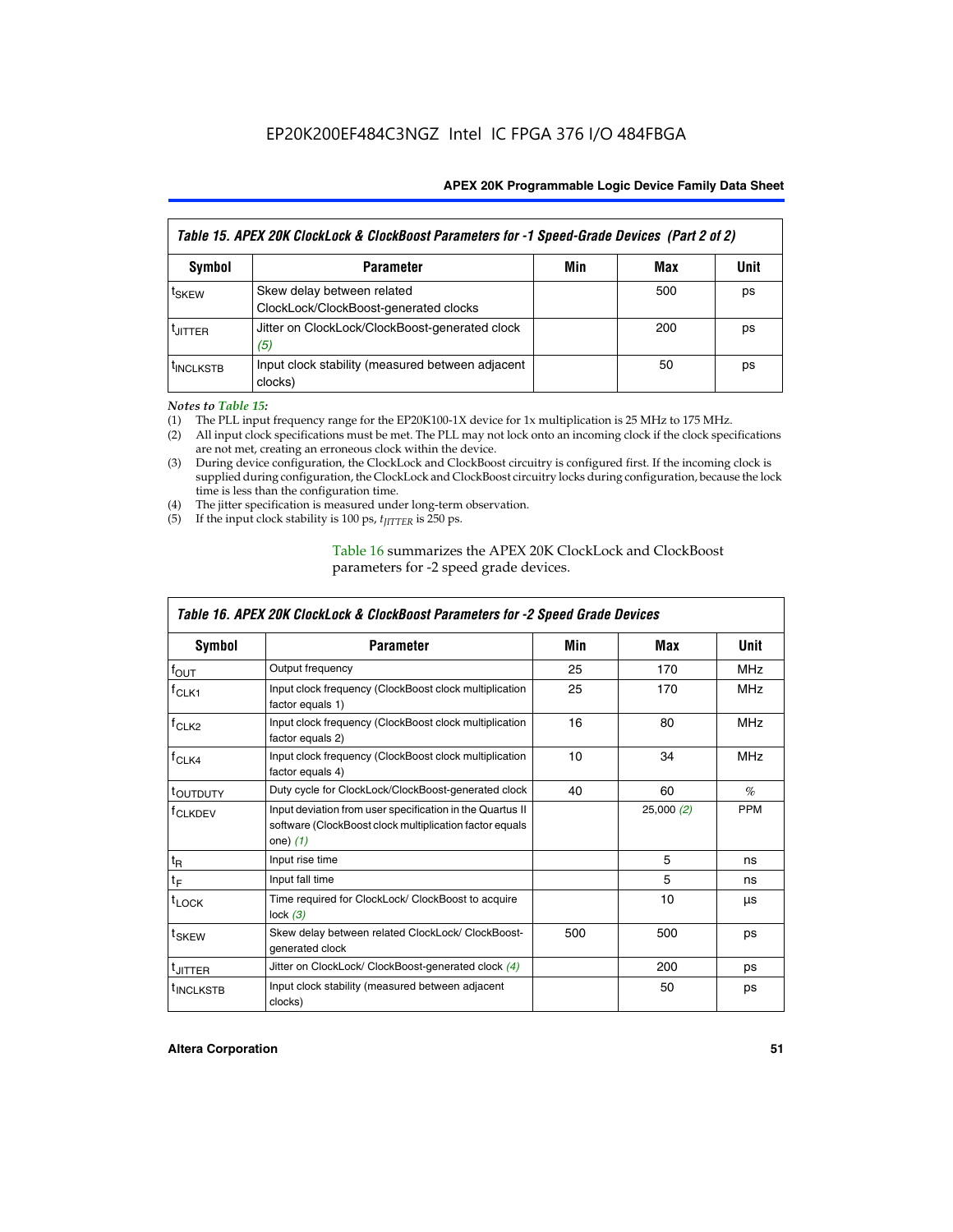| Table 15. APEX 20K ClockLock & ClockBoost Parameters for -1 Speed-Grade Devices (Part 2 of 2) | | | | |
|---|---|---|---|---|
| **Symbol** | **Parameter** | **Min** | **Max** | **Unit** |
| $t_{SKEW}$ | Skew delay between related ClockLock/ClockBoost-generated clocks | | 500 | ps |
| $t_{JITTER}$ | Jitter on ClockLock/ClockBoost-generated clock *(5)* | | 200 | ps |
| $t_{INCLKSTB}$ | Input clock stability (measured between adjacent clocks) | | 50 | ps |

*Notes to Table 15:*

(1) The PLL input frequency range for the EP20K100-1X device for 1x multiplication is 25 MHz to 175 MHz.
(2) All input clock specifications must be met. The PLL may not lock onto an incoming clock if the clock specifications are not met, creating an erroneous clock within the device.
(3) During device configuration, the ClockLock and ClockBoost circuitry is configured first. If the incoming clock is supplied during configuration, the ClockLock and ClockBoost circuitry locks during configuration, because the lock time is less than the configuration time.
(4) The jitter specification is measured under long-term observation.
(5) If the input clock stability is 100 ps, $t_{JITTER}$ is 250 ps.

Table 16 summarizes the APEX 20K ClockLock and ClockBoost parameters for -2 speed grade devices.

| Table 16. APEX 20K ClockLock & ClockBoost Parameters for -2 Speed Grade Devices | | | | |
|---|---|---|---|---|
| **Symbol** | **Parameter** | **Min** | **Max** | **Unit** |
| $f_{OUT}$ | Output frequency | 25 | 170 | MHz |
| $f_{CLK1}$ | Input clock frequency (ClockBoost clock multiplication factor equals 1) | 25 | 170 | MHz |
| $f_{CLK2}$ | Input clock frequency (ClockBoost clock multiplication factor equals 2) | 16 | 80 | MHz |
| $f_{CLK4}$ | Input clock frequency (ClockBoost clock multiplication factor equals 4) | 10 | 34 | MHz |
| $t_{OUTDUTY}$ | Duty cycle for ClockLock/ClockBoost-generated clock | 40 | 60 | % |
| $f_{CLKDEV}$ | Input deviation from user specification in the Quartus II software (ClockBoost clock multiplication factor equals one) *(1)* | | 25,000 *(2)* | PPM |
| $t_R$ | Input rise time | | 5 | ns |
| $t_F$ | Input fall time | | 5 | ns |
| $t_{LOCK}$ | Time required for ClockLock/ ClockBoost to acquire lock *(3)* | | 10 | µs |
| $t_{SKEW}$ | Skew delay between related ClockLock/ ClockBoost-generated clock | 500 | 500 | ps |
| $t_{JITTER}$ | Jitter on ClockLock/ ClockBoost-generated clock *(4)* | | 200 | ps |
| $t_{INCLKSTB}$ | Input clock stability (measured between adjacent clocks) | | 50 | ps |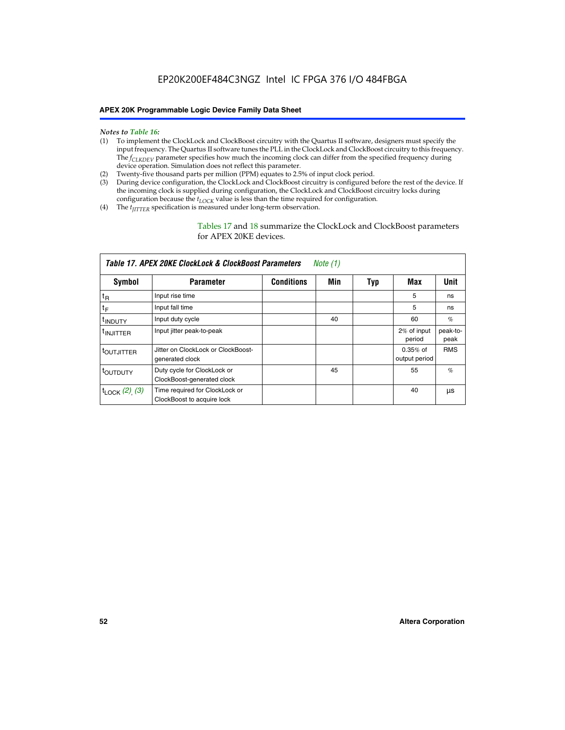*Notes to Table 16:*

(1) To implement the ClockLock and ClockBoost circuitry with the Quartus II software, designers must specify the input frequency. The Quartus II software tunes the PLL in the ClockLock and ClockBoost circuitry to this frequency. The $f_{CLKDEV}$ parameter specifies how much the incoming clock can differ from the specified frequency during device operation. Simulation does not reflect this parameter.

(2) Twenty-five thousand parts per million (PPM) equates to 2.5% of input clock period.

(3) During device configuration, the ClockLock and ClockBoost circuitry is configured before the rest of the device. If the incoming clock is supplied during configuration, the ClockLock and ClockBoost circuitry locks during configuration because the $t_{LOCK}$ value is less than the time required for configuration.

(4) The $t_{JITTER}$ specification is measured under long-term observation.

Tables 17 and 18 summarize the ClockLock and ClockBoost parameters for APEX 20KE devices.

*Table 17. APEX 20KE ClockLock & ClockBoost Parameters Note (1)*

| Symbol | Parameter | Conditions | Min | Typ | Max | Unit |
|---|---|---|---|---|---|---|
| $t_R$ | Input rise time | | | | 5 | ns |
| $t_F$ | Input fall time | | | | 5 | ns |
| $t_{INDUTY}$ | Input duty cycle | | 40 | | 60 | % |
| $t_{INJITTER}$ | Input jitter peak-to-peak | | | | 2% of input period | peak-to-peak |
| $t_{OUTJITTER}$ | Jitter on ClockLock or ClockBoost-generated clock | | | | 0.35% of output period | RMS |
| $t_{OUTDUTY}$ | Duty cycle for ClockLock or ClockBoost-generated clock | | 45 | | 55 | % |
| $t_{LOCK}$ (2), (3) | Time required for ClockLock or ClockBoost to acquire lock | | | | 40 | µs |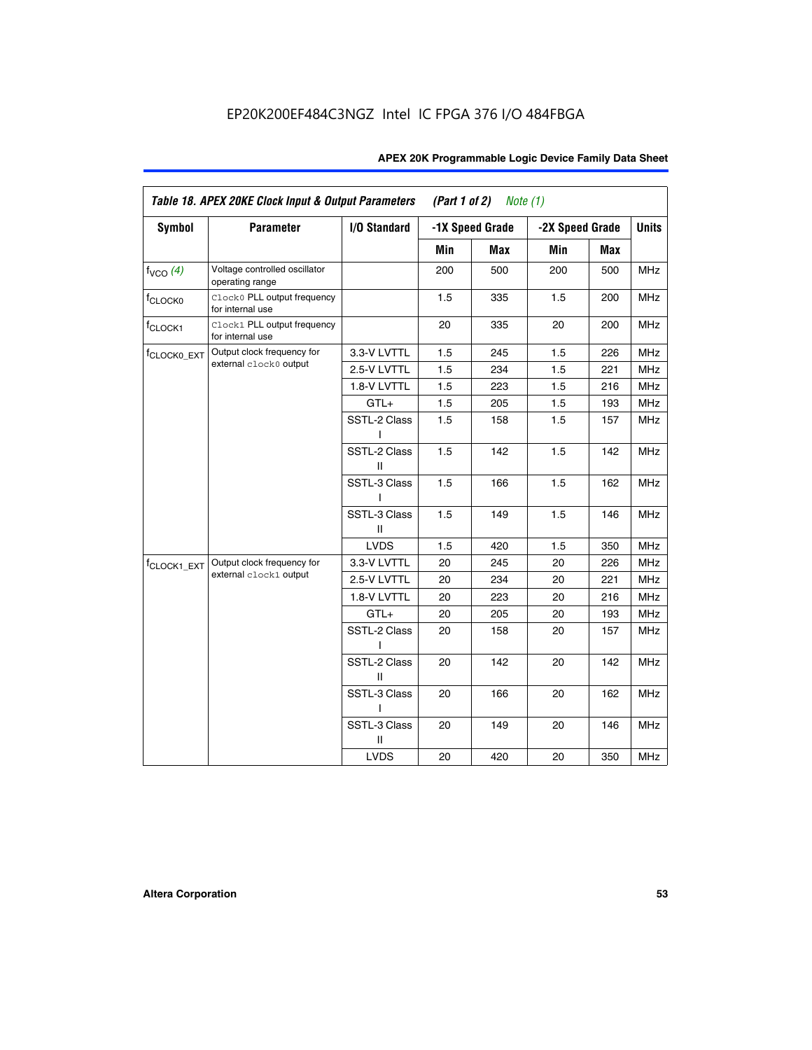EP20K200EF484C3NGZ Intel IC FPGA 376 I/O 484FBGA

| Table 18. APEX 20KE Clock Input & Output Parameters (Part 1 of 2) *Note (1)* | | | | | | | |
|---|---|---|---|---|---|---|---|
| **Symbol** | **Parameter** | **I/O Standard** | **-1X Speed Grade** | | **-2X Speed Grade** | | **Units** |
| | | | **Min** | **Max** | **Min** | **Max** | |
| $f_{VCO}$ *(4)* | Voltage controlled oscillator operating range | | 200 | 500 | 200 | 500 | MHz |
| $f_{CLOCK0}$ | `Clock0` PLL output frequency for internal use | | 1.5 | 335 | 1.5 | 200 | MHz |
| $f_{CLOCK1}$ | `Clock1` PLL output frequency for internal use | | 20 | 335 | 20 | 200 | MHz |
| $f_{CLOCK0\_EXT}$ | Output clock frequency for external `clock0` output | 3.3-V LVTTL | 1.5 | 245 | 1.5 | 226 | MHz |
| | | 2.5-V LVTTL | 1.5 | 234 | 1.5 | 221 | MHz |
| | | 1.8-V LVTTL | 1.5 | 223 | 1.5 | 216 | MHz |
| | | GTL+ | 1.5 | 205 | 1.5 | 193 | MHz |
| | | SSTL-2 Class I | 1.5 | 158 | 1.5 | 157 | MHz |
| | | SSTL-2 Class II | 1.5 | 142 | 1.5 | 142 | MHz |
| | | SSTL-3 Class I | 1.5 | 166 | 1.5 | 162 | MHz |
| | | SSTL-3 Class II | 1.5 | 149 | 1.5 | 146 | MHz |
| | | LVDS | 1.5 | 420 | 1.5 | 350 | MHz |
| $f_{CLOCK1\_EXT}$ | Output clock frequency for external `clock1` output | 3.3-V LVTTL | 20 | 245 | 20 | 226 | MHz |
| | | 2.5-V LVTTL | 20 | 234 | 20 | 221 | MHz |
| | | 1.8-V LVTTL | 20 | 223 | 20 | 216 | MHz |
| | | GTL+ | 20 | 205 | 20 | 193 | MHz |
| | | SSTL-2 Class I | 20 | 158 | 20 | 157 | MHz |
| | | SSTL-2 Class II | 20 | 142 | 20 | 142 | MHz |
| | | SSTL-3 Class I | 20 | 166 | 20 | 162 | MHz |
| | | SSTL-3 Class II | 20 | 149 | 20 | 146 | MHz |
| | | LVDS | 20 | 420 | 20 | 350 | MHz |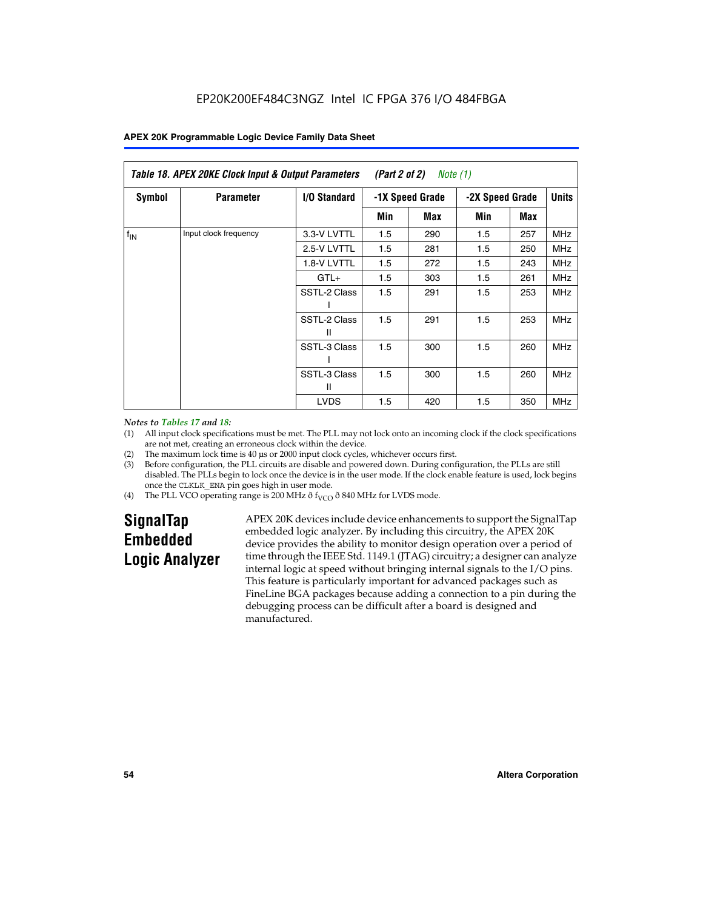EP20K200EF484C3NGZ Intel IC FPGA 376 I/O 484FBGA

| Table 18. APEX 20KE Clock Input & Output Parameters (Part 2 of 2) Note (1) | | | | | | | |
|---|---|---|---|---|---|---|---|
| Symbol | Parameter | I/O Standard | -1X Speed Grade | | -2X Speed Grade | | Units |
| | | | Min | Max | Min | Max | |
| $f_{IN}$ | Input clock frequency | 3.3-V LVTTL | 1.5 | 290 | 1.5 | 257 | MHz |
| | | 2.5-V LVTTL | 1.5 | 281 | 1.5 | 250 | MHz |
| | | 1.8-V LVTTL | 1.5 | 272 | 1.5 | 243 | MHz |
| | | GTL+ | 1.5 | 303 | 1.5 | 261 | MHz |
| | | SSTL-2 Class I | 1.5 | 291 | 1.5 | 253 | MHz |
| | | SSTL-2 Class II | 1.5 | 291 | 1.5 | 253 | MHz |
| | | SSTL-3 Class I | 1.5 | 300 | 1.5 | 260 | MHz |
| | | SSTL-3 Class II | 1.5 | 300 | 1.5 | 260 | MHz |
| | | LVDS | 1.5 | 420 | 1.5 | 350 | MHz |

*Notes to Tables 17 and 18:*

(1) All input clock specifications must be met. The PLL may not lock onto an incoming clock if the clock specifications are not met, creating an erroneous clock within the device.

(2) The maximum lock time is 40 µs or 2000 input clock cycles, whichever occurs first.

(3) Before configuration, the PLL circuits are disable and powered down. During configuration, the PLLs are still disabled. The PLLs begin to lock once the device is in the user mode. If the clock enable feature is used, lock begins once the CLKLK_ENA pin goes high in user mode.

(4) The PLL VCO operating range is 200 MHz ð $f_{VCO}$ ð 840 MHz for LVDS mode.

## SignalTap Embedded Logic Analyzer

APEX 20K devices include device enhancements to support the SignalTap embedded logic analyzer. By including this circuitry, the APEX 20K device provides the ability to monitor design operation over a period of time through the IEEE Std. 1149.1 (JTAG) circuitry; a designer can analyze internal logic at speed without bringing internal signals to the I/O pins. This feature is particularly important for advanced packages such as FineLine BGA packages because adding a connection to a pin during the debugging process can be difficult after a board is designed and manufactured.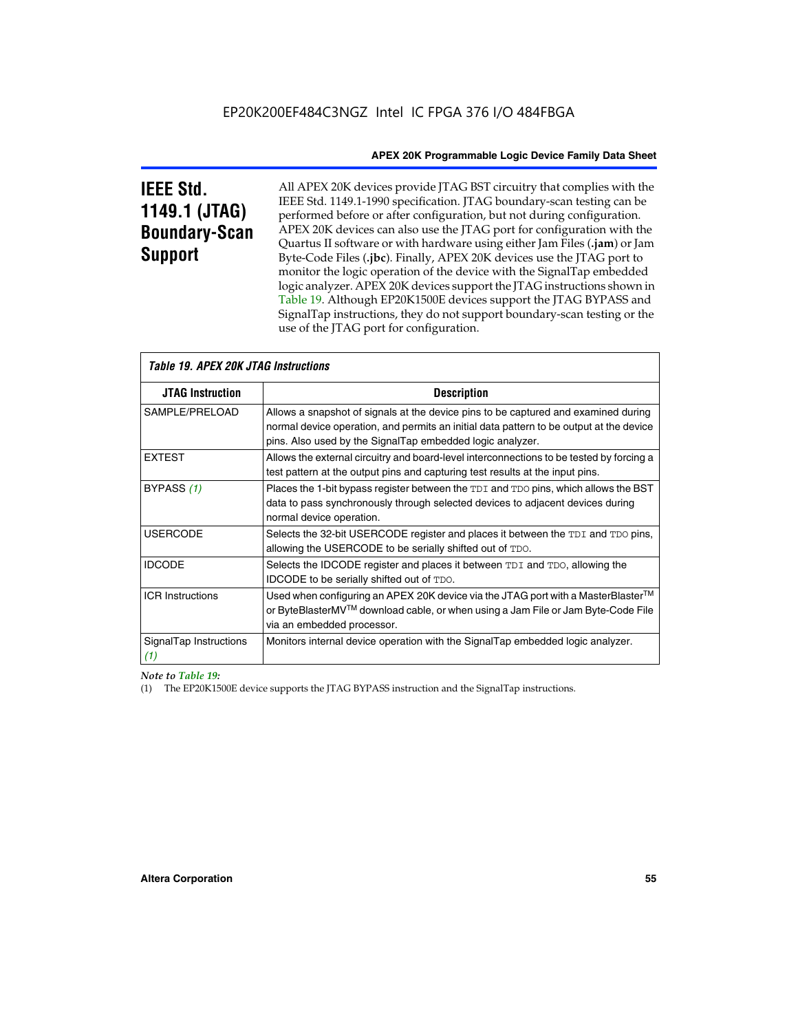## IEEE Std. 1149.1 (JTAG) Boundary-Scan Support

All APEX 20K devices provide JTAG BST circuitry that complies with the IEEE Std. 1149.1-1990 specification. JTAG boundary-scan testing can be performed before or after configuration, but not during configuration. APEX 20K devices can also use the JTAG port for configuration with the Quartus II software or with hardware using either Jam Files (**.jam**) or Jam Byte-Code Files (**.jbc**). Finally, APEX 20K devices use the JTAG port to monitor the logic operation of the device with the SignalTap embedded logic analyzer. APEX 20K devices support the JTAG instructions shown in Table 19. Although EP20K1500E devices support the JTAG BYPASS and SignalTap instructions, they do not support boundary-scan testing or the use of the JTAG port for configuration.

*Table 19. APEX 20K JTAG Instructions*

| JTAG Instruction | Description |
|---|---|
| SAMPLE/PRELOAD | Allows a snapshot of signals at the device pins to be captured and examined during normal device operation, and permits an initial data pattern to be output at the device pins. Also used by the SignalTap embedded logic analyzer. |
| EXTEST | Allows the external circuitry and board-level interconnections to be tested by forcing a test pattern at the output pins and capturing test results at the input pins. |
| BYPASS *(1)* | Places the 1-bit bypass register between the `TDI` and `TDO` pins, which allows the BST data to pass synchronously through selected devices to adjacent devices during normal device operation. |
| USERCODE | Selects the 32-bit USERCODE register and places it between the `TDI` and `TDO` pins, allowing the USERCODE to be serially shifted out of `TDO`. |
| IDCODE | Selects the IDCODE register and places it between `TDI` and `TDO`, allowing the IDCODE to be serially shifted out of `TDO`. |
| ICR Instructions | Used when configuring an APEX 20K device via the JTAG port with a MasterBlaster™ or ByteBlasterMV™ download cable, or when using a Jam File or Jam Byte-Code File via an embedded processor. |
| SignalTap Instructions *(1)* | Monitors internal device operation with the SignalTap embedded logic analyzer. |

*Note to Table 19:*

(1) The EP20K1500E device supports the JTAG BYPASS instruction and the SignalTap instructions.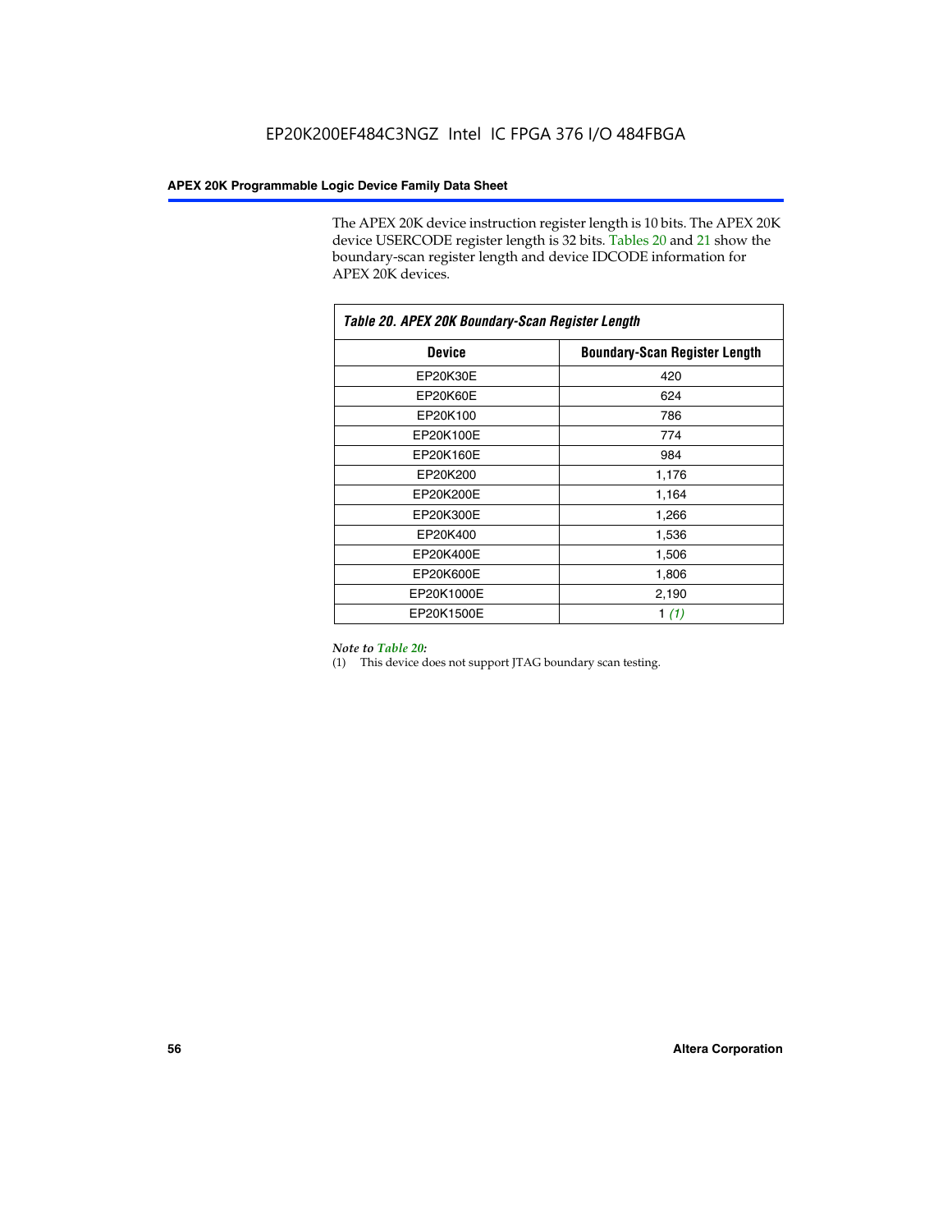The APEX 20K device instruction register length is 10 bits. The APEX 20K device USERCODE register length is 32 bits. Tables 20 and 21 show the boundary-scan register length and device IDCODE information for APEX 20K devices.

**Table 20. APEX 20K Boundary-Scan Register Length**

| Device | Boundary-Scan Register Length |
|---|---|
| EP20K30E | 420 |
| EP20K60E | 624 |
| EP20K100 | 786 |
| EP20K100E | 774 |
| EP20K160E | 984 |
| EP20K200 | 1,176 |
| EP20K200E | 1,164 |
| EP20K300E | 1,266 |
| EP20K400 | 1,536 |
| EP20K400E | 1,506 |
| EP20K600E | 1,806 |
| EP20K1000E | 2,190 |
| EP20K1500E | 1 *(1)* |

*Note to Table 20:*

(1) This device does not support JTAG boundary scan testing.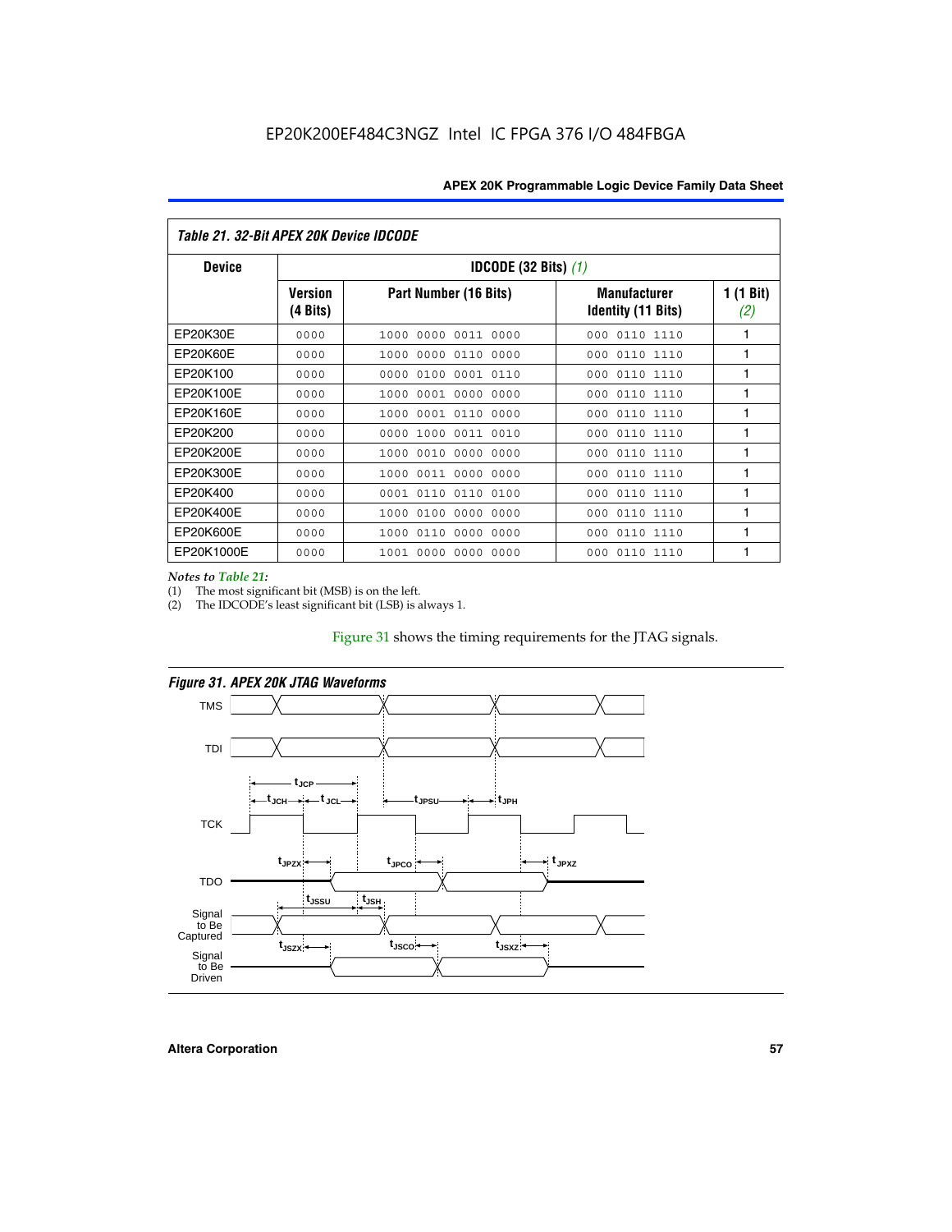*Table 21. 32-Bit APEX 20K Device IDCODE*

| Device | IDCODE (32 Bits) *(1)* | | | |
|---|---|---|---|---|
| | Version (4 Bits) | Part Number (16 Bits) | Manufacturer Identity (11 Bits) | 1 (1 Bit) *(2)* |
| EP20K30E | 0000 | 1000 0000 0011 0000 | 000 0110 1110 | 1 |
| EP20K60E | 0000 | 1000 0000 0110 0000 | 000 0110 1110 | 1 |
| EP20K100 | 0000 | 0000 0100 0001 0110 | 000 0110 1110 | 1 |
| EP20K100E | 0000 | 1000 0001 0000 0000 | 000 0110 1110 | 1 |
| EP20K160E | 0000 | 1000 0001 0110 0000 | 000 0110 1110 | 1 |
| EP20K200 | 0000 | 0000 1000 0011 0010 | 000 0110 1110 | 1 |
| EP20K200E | 0000 | 1000 0010 0000 0000 | 000 0110 1110 | 1 |
| EP20K300E | 0000 | 1000 0011 0000 0000 | 000 0110 1110 | 1 |
| EP20K400 | 0000 | 0001 0110 0110 0100 | 000 0110 1110 | 1 |
| EP20K400E | 0000 | 1000 0100 0000 0000 | 000 0110 1110 | 1 |
| EP20K600E | 0000 | 1000 0110 0000 0000 | 000 0110 1110 | 1 |
| EP20K1000E | 0000 | 1001 0000 0000 0000 | 000 0110 1110 | 1 |

*Notes to Table 21:*

(1) The most significant bit (MSB) is on the left.

(2) The IDCODE's least significant bit (LSB) is always 1.

Figure 31 shows the timing requirements for the JTAG signals.

*Figure 31. APEX 20K JTAG Waveforms*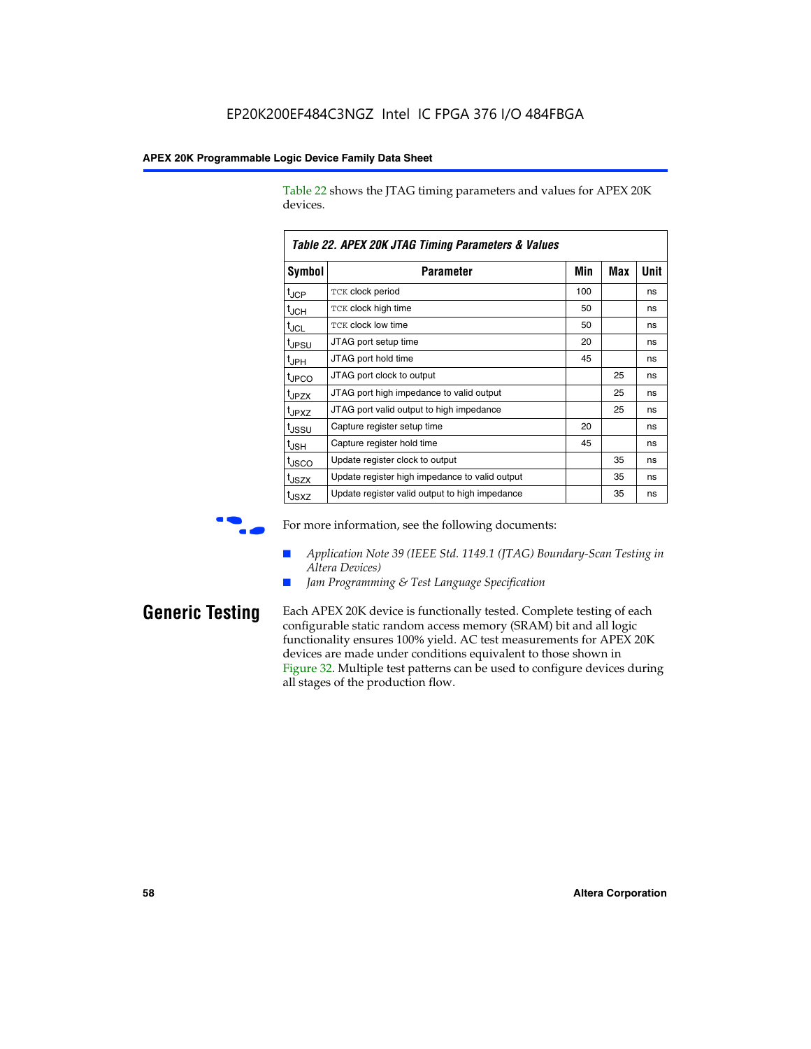Table 22 shows the JTAG timing parameters and values for APEX 20K devices.

**Table 22. APEX 20K JTAG Timing Parameters & Values**

| Symbol | Parameter | Min | Max | Unit |
|---|---|---|---|---|
| $t_{JCP}$ | TCK clock period | 100 | | ns |
| $t_{JCH}$ | TCK clock high time | 50 | | ns |
| $t_{JCL}$ | TCK clock low time | 50 | | ns |
| $t_{JPSU}$ | JTAG port setup time | 20 | | ns |
| $t_{JPH}$ | JTAG port hold time | 45 | | ns |
| $t_{JPCO}$ | JTAG port clock to output | | 25 | ns |
| $t_{JPZX}$ | JTAG port high impedance to valid output | | 25 | ns |
| $t_{JPXZ}$ | JTAG port valid output to high impedance | | 25 | ns |
| $t_{JSSU}$ | Capture register setup time | 20 | | ns |
| $t_{JSH}$ | Capture register hold time | 45 | | ns |
| $t_{JSCO}$ | Update register clock to output | | 35 | ns |
| $t_{JSZX}$ | Update register high impedance to valid output | | 35 | ns |
| $t_{JSXZ}$ | Update register valid output to high impedance | | 35 | ns |

For more information, see the following documents:

- *Application Note 39 (IEEE Std. 1149.1 (JTAG) Boundary-Scan Testing in Altera Devices)*
- *Jam Programming & Test Language Specification*

## Generic Testing

Each APEX 20K device is functionally tested. Complete testing of each configurable static random access memory (SRAM) bit and all logic functionality ensures 100% yield. AC test measurements for APEX 20K devices are made under conditions equivalent to those shown in Figure 32. Multiple test patterns can be used to configure devices during all stages of the production flow.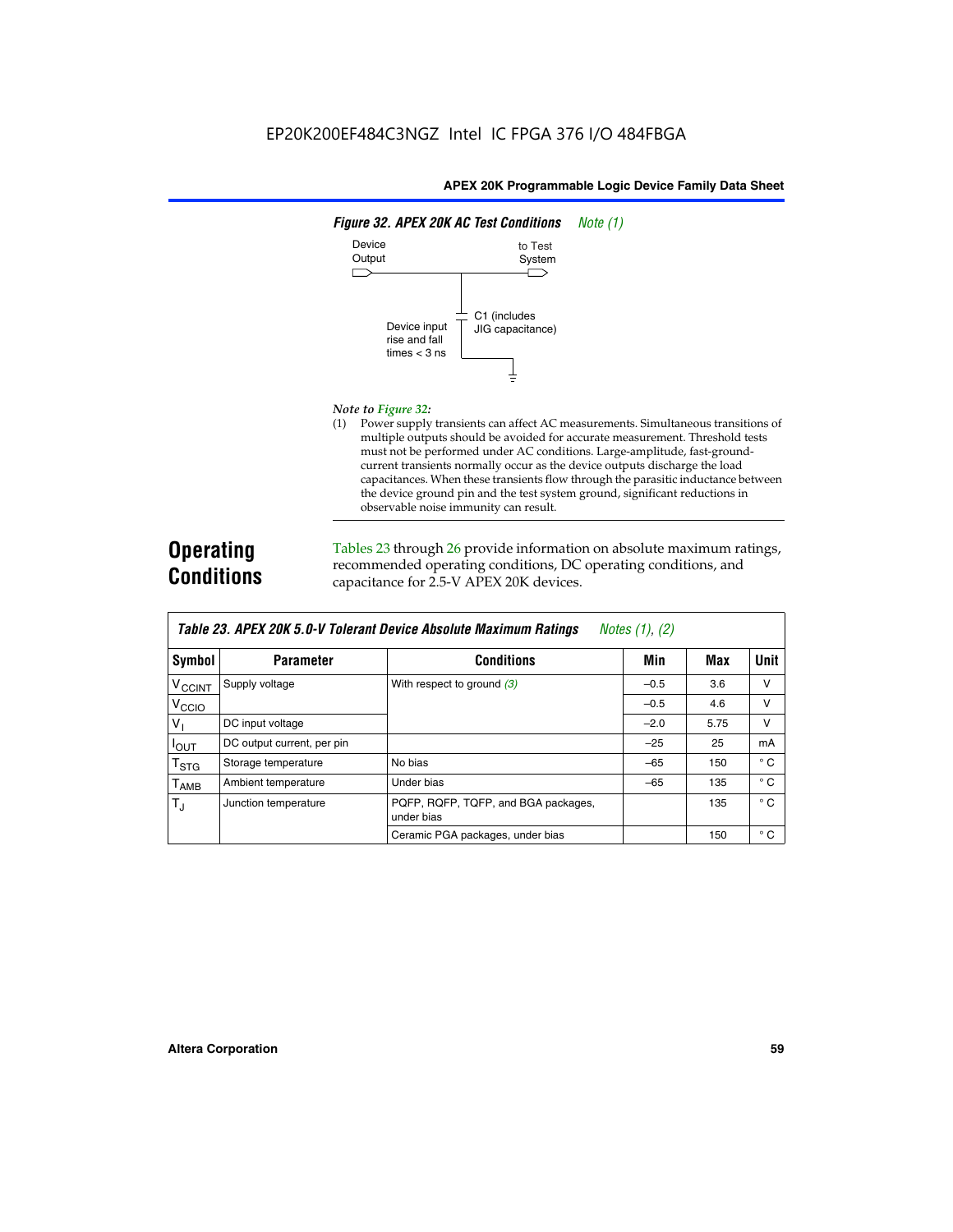EP20K200EF484C3NGZ Intel IC FPGA 376 I/O 484FBGA

**Figure 32. APEX 20K AC Test Conditions** *Note (1)*

Device Output

to Test System

C1 (includes JIG capacitance)

Device input rise and fall times < 3 ns

*Note to Figure 32:*

(1) Power supply transients can affect AC measurements. Simultaneous transitions of multiple outputs should be avoided for accurate measurement. Threshold tests must not be performed under AC conditions. Large-amplitude, fast-ground-current transients normally occur as the device outputs discharge the load capacitances. When these transients flow through the parasitic inductance between the device ground pin and the test system ground, significant reductions in observable noise immunity can result.

## Operating Conditions

Tables 23 through 26 provide information on absolute maximum ratings, recommended operating conditions, DC operating conditions, and capacitance for 2.5-V APEX 20K devices.

**Table 23. APEX 20K 5.0-V Tolerant Device Absolute Maximum Ratings** *Notes (1), (2)*

| Symbol | Parameter | Conditions | Min | Max | Unit |
|---|---|---|---|---|---|
| $V_{CCINT}$ | Supply voltage | With respect to ground *(3)* | –0.5 | 3.6 | V |
| $V_{CCIO}$ | | | –0.5 | 4.6 | V |
| $V_I$ | DC input voltage | | –2.0 | 5.75 | V |
| $I_{OUT}$ | DC output current, per pin | | –25 | 25 | mA |
| $T_{STG}$ | Storage temperature | No bias | –65 | 150 | ° C |
| $T_{AMB}$ | Ambient temperature | Under bias | –65 | 135 | ° C |
| $T_J$ | Junction temperature | PQFP, RQFP, TQFP, and BGA packages, under bias | | 135 | ° C |
| | | Ceramic PGA packages, under bias | | 150 | ° C |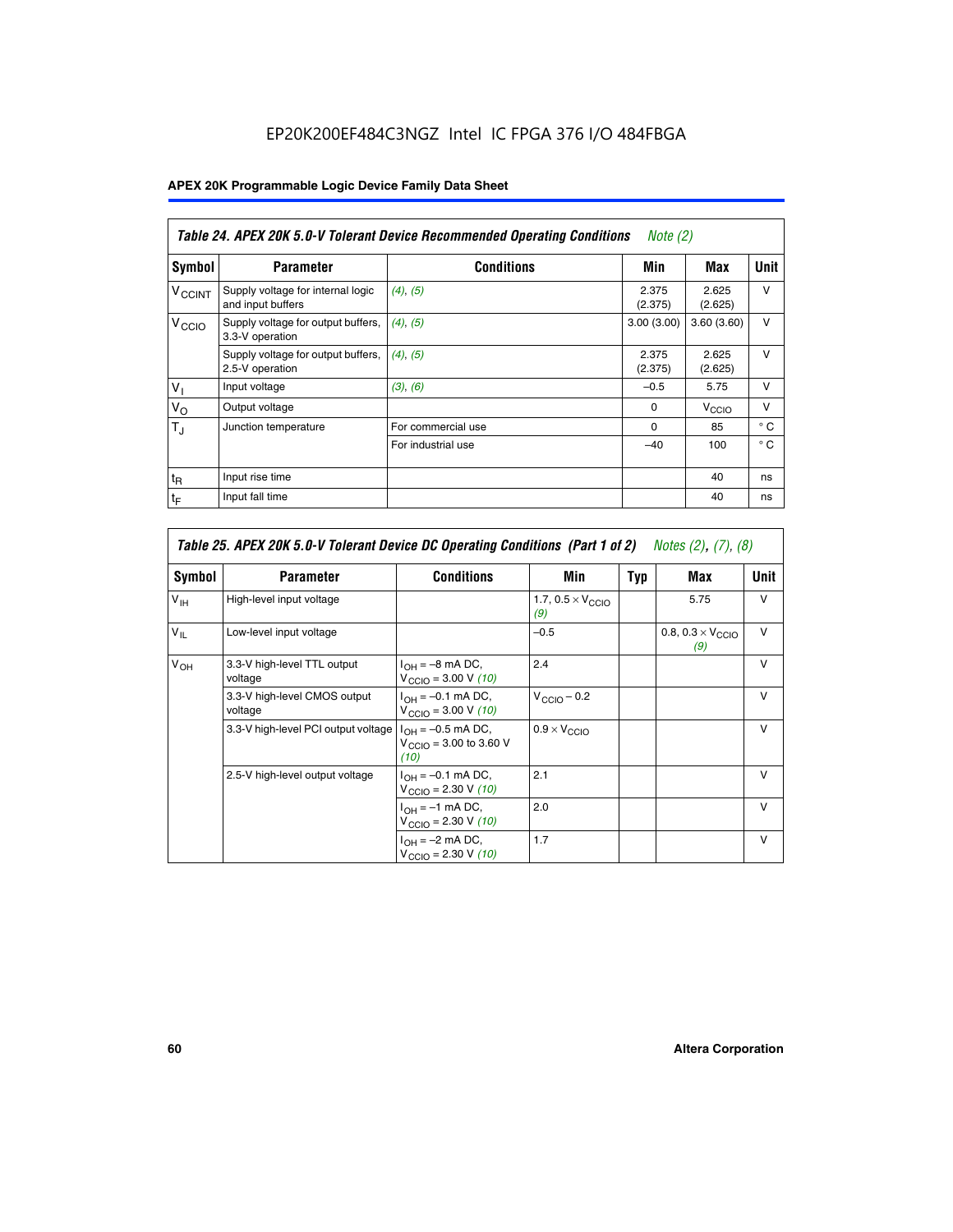EP20K200EF484C3NGZ Intel IC FPGA 376 I/O 484FBGA

| Table 24. APEX 20K 5.0-V Tolerant Device Recommended Operating Conditions *Note (2)* | | | | | |
|---|---|---|---|---|---|
| Symbol | Parameter | Conditions | Min | Max | Unit |
| $V_{CCINT}$ | Supply voltage for internal logic and input buffers | *(4)*, *(5)* | 2.375 (2.375) | 2.625 (2.625) | V |
| $V_{CCIO}$ | Supply voltage for output buffers, 3.3-V operation | *(4)*, *(5)* | 3.00 (3.00) | 3.60 (3.60) | V |
| | Supply voltage for output buffers, 2.5-V operation | *(4)*, *(5)* | 2.375 (2.375) | 2.625 (2.625) | V |
| $V_I$ | Input voltage | *(3)*, *(6)* | –0.5 | 5.75 | V |
| $V_O$ | Output voltage | | 0 | $V_{CCIO}$ | V |
| $T_J$ | Junction temperature | For commercial use | 0 | 85 | ° C |
| | | For industrial use | –40 | 100 | ° C |
| $t_R$ | Input rise time | | | 40 | ns |
| $t_F$ | Input fall time | | | 40 | ns |

| Table 25. APEX 20K 5.0-V Tolerant Device DC Operating Conditions (Part 1 of 2) *Notes (2), (7), (8)* | | | | | | |
|---|---|---|---|---|---|---|
| Symbol | Parameter | Conditions | Min | Typ | Max | Unit |
| $V_{IH}$ | High-level input voltage | | 1.7, $0.5 \times V_{CCIO}$ *(9)* | | 5.75 | V |
| $V_{IL}$ | Low-level input voltage | | –0.5 | | 0.8, $0.3 \times V_{CCIO}$ *(9)* | V |
| $V_{OH}$ | 3.3-V high-level TTL output voltage | $I_{OH}$ = –8 mA DC, $V_{CCIO}$ = 3.00 V *(10)* | 2.4 | | | V |
| | 3.3-V high-level CMOS output voltage | $I_{OH}$ = –0.1 mA DC, $V_{CCIO}$ = 3.00 V *(10)* | $V_{CCIO}$ – 0.2 | | | V |
| | 3.3-V high-level PCI output voltage | $I_{OH}$ = –0.5 mA DC, $V_{CCIO}$ = 3.00 to 3.60 V *(10)* | $0.9 \times V_{CCIO}$ | | | V |
| | 2.5-V high-level output voltage | $I_{OH}$ = –0.1 mA DC, $V_{CCIO}$ = 2.30 V *(10)* | 2.1 | | | V |
| | | $I_{OH}$ = –1 mA DC, $V_{CCIO}$ = 2.30 V *(10)* | 2.0 | | | V |
| | | $I_{OH}$ = –2 mA DC, $V_{CCIO}$ = 2.30 V *(10)* | 1.7 | | | V |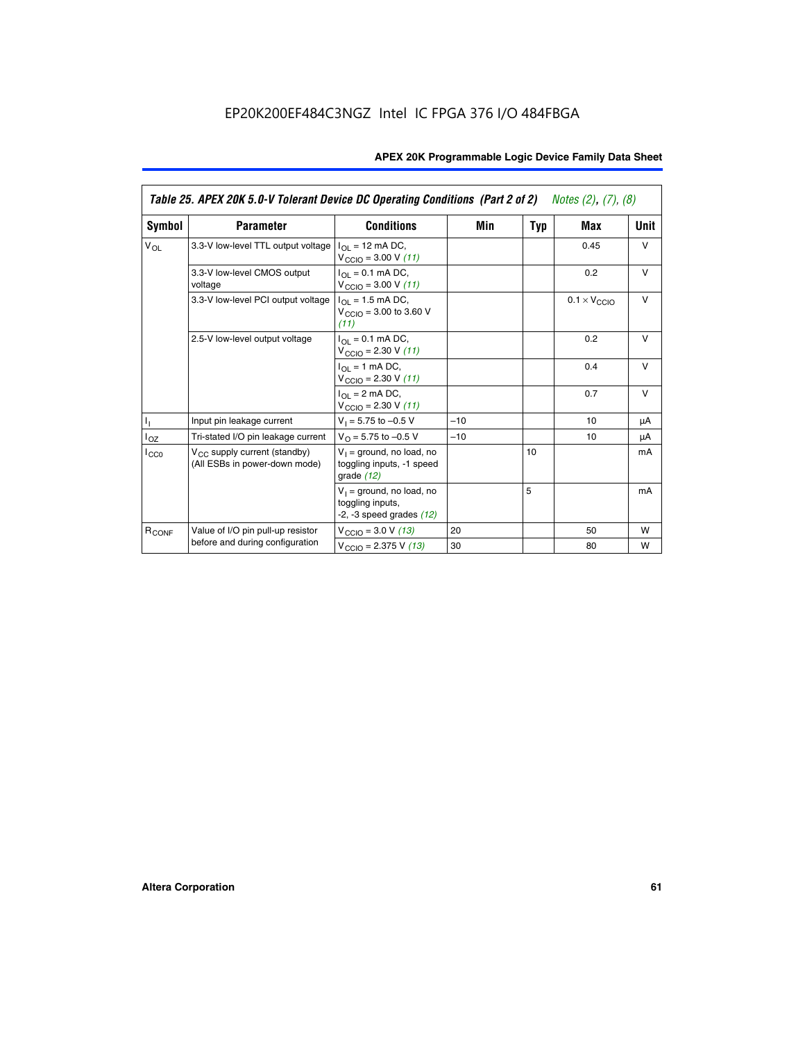EP20K200EF484C3NGZ Intel IC FPGA 376 I/O 484FBGA

**Table 25. APEX 20K 5.0-V Tolerant Device DC Operating Conditions (Part 2 of 2)** *Notes (2), (7), (8)*

| Symbol | Parameter | Conditions | Min | Typ | Max | Unit |
|---|---|---|---|---|---|---|
| $V_{OL}$ | 3.3-V low-level TTL output voltage | $I_{OL}$ = 12 mA DC, $V_{CCIO}$ = 3.00 V *(11)* | | | 0.45 | V |
| | 3.3-V low-level CMOS output voltage | $I_{OL}$ = 0.1 mA DC, $V_{CCIO}$ = 3.00 V *(11)* | | | 0.2 | V |
| | 3.3-V low-level PCI output voltage | $I_{OL}$ = 1.5 mA DC, $V_{CCIO}$ = 3.00 to 3.60 V *(11)* | | | $0.1 \times V_{CCIO}$ | V |
| | 2.5-V low-level output voltage | $I_{OL}$ = 0.1 mA DC, $V_{CCIO}$ = 2.30 V *(11)* | | | 0.2 | V |
| | | $I_{OL}$ = 1 mA DC, $V_{CCIO}$ = 2.30 V *(11)* | | | 0.4 | V |
| | | $I_{OL}$ = 2 mA DC, $V_{CCIO}$ = 2.30 V *(11)* | | | 0.7 | V |
| $I_I$ | Input pin leakage current | $V_I$ = 5.75 to –0.5 V | –10 | | 10 | μA |
| $I_{OZ}$ | Tri-stated I/O pin leakage current | $V_O$ = 5.75 to –0.5 V | –10 | | 10 | μA |
| $I_{CC0}$ | $V_{CC}$ supply current (standby) (All ESBs in power-down mode) | $V_I$ = ground, no load, no toggling inputs, -1 speed grade *(12)* | | 10 | | mA |
| | | $V_I$ = ground, no load, no toggling inputs, -2, -3 speed grades *(12)* | | 5 | | mA |
| $R_{CONF}$ | Value of I/O pin pull-up resistor before and during configuration | $V_{CCIO}$ = 3.0 V *(13)* | 20 | | 50 | W |
| | | $V_{CCIO}$ = 2.375 V *(13)* | 30 | | 80 | W |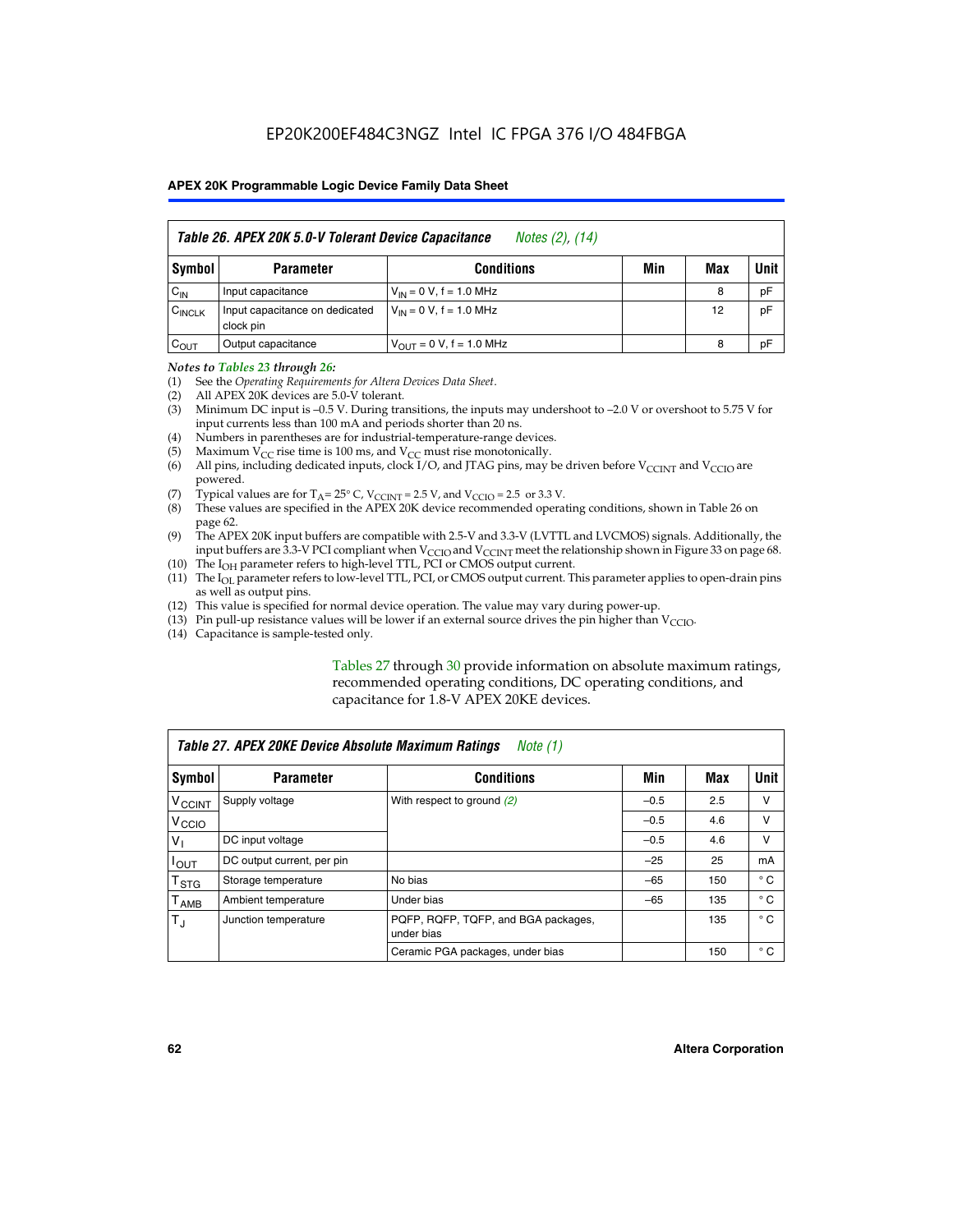**Table 26. APEX 20K 5.0-V Tolerant Device Capacitance** *Notes (2), (14)*

| Symbol | Parameter | Conditions | Min | Max | Unit |
|---|---|---|---|---|---|
| $C_{IN}$ | Input capacitance | $V_{IN}$ = 0 V, f = 1.0 MHz | | 8 | pF |
| $C_{INCLK}$ | Input capacitance on dedicated clock pin | $V_{IN}$ = 0 V, f = 1.0 MHz | | 12 | pF |
| $C_{OUT}$ | Output capacitance | $V_{OUT}$ = 0 V, f = 1.0 MHz | | 8 | pF |

*Notes to Tables 23 through 26:*

(1) See the *Operating Requirements for Altera Devices Data Sheet*.
(2) All APEX 20K devices are 5.0-V tolerant.
(3) Minimum DC input is –0.5 V. During transitions, the inputs may undershoot to –2.0 V or overshoot to 5.75 V for input currents less than 100 mA and periods shorter than 20 ns.
(4) Numbers in parentheses are for industrial-temperature-range devices.
(5) Maximum $V_{CC}$ rise time is 100 ms, and $V_{CC}$ must rise monotonically.
(6) All pins, including dedicated inputs, clock I/O, and JTAG pins, may be driven before $V_{CCINT}$ and $V_{CCIO}$ are powered.
(7) Typical values are for $T_A$ = 25° C, $V_{CCINT}$ = 2.5 V, and $V_{CCIO}$ = 2.5 or 3.3 V.
(8) These values are specified in the APEX 20K device recommended operating conditions, shown in Table 26 on page 62.
(9) The APEX 20K input buffers are compatible with 2.5-V and 3.3-V (LVTTL and LVCMOS) signals. Additionally, the input buffers are 3.3-V PCI compliant when $V_{CCIO}$ and $V_{CCINT}$ meet the relationship shown in Figure 33 on page 68.
(10) The $I_{OH}$ parameter refers to high-level TTL, PCI or CMOS output current.
(11) The $I_{OL}$ parameter refers to low-level TTL, PCI, or CMOS output current. This parameter applies to open-drain pins as well as output pins.
(12) This value is specified for normal device operation. The value may vary during power-up.
(13) Pin pull-up resistance values will be lower if an external source drives the pin higher than $V_{CCIO}$.
(14) Capacitance is sample-tested only.

Tables 27 through 30 provide information on absolute maximum ratings, recommended operating conditions, DC operating conditions, and capacitance for 1.8-V APEX 20KE devices.

**Table 27. APEX 20KE Device Absolute Maximum Ratings** *Note (1)*

| Symbol | Parameter | Conditions | Min | Max | Unit |
|---|---|---|---|---|---|
| $V_{CCINT}$ | Supply voltage | With respect to ground *(2)* | –0.5 | 2.5 | V |
| $V_{CCIO}$ | | | –0.5 | 4.6 | V |
| $V_I$ | DC input voltage | | –0.5 | 4.6 | V |
| $I_{OUT}$ | DC output current, per pin | | –25 | 25 | mA |
| $T_{STG}$ | Storage temperature | No bias | –65 | 150 | ° C |
| $T_{AMB}$ | Ambient temperature | Under bias | –65 | 135 | ° C |
| $T_J$ | Junction temperature | PQFP, RQFP, TQFP, and BGA packages, under bias | | 135 | ° C |
| | | Ceramic PGA packages, under bias | | 150 | ° C |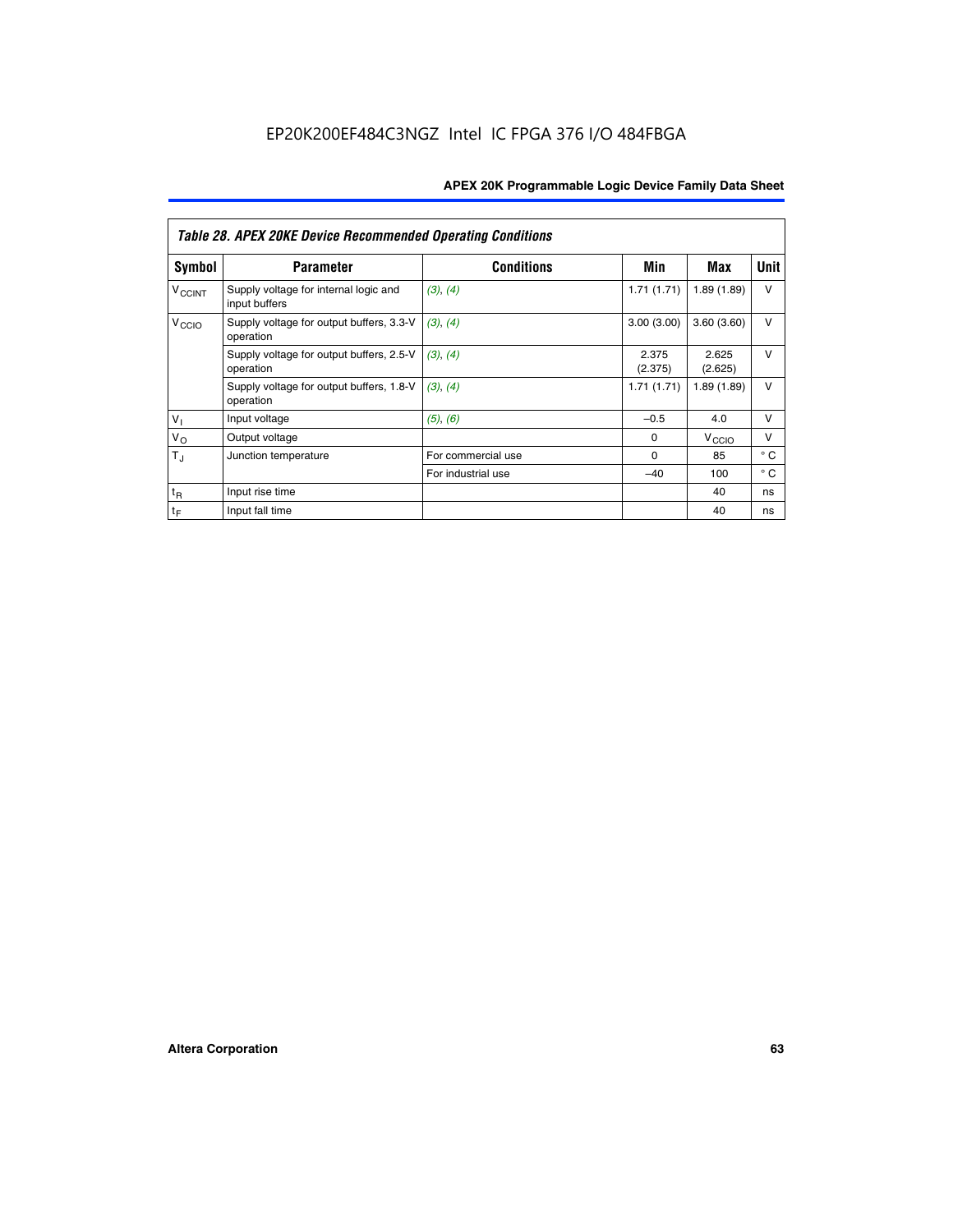*Table 28. APEX 20KE Device Recommended Operating Conditions*

| Symbol | Parameter | Conditions | Min | Max | Unit |
|---|---|---|---|---|---|
| $V_{CCINT}$ | Supply voltage for internal logic and input buffers | *(3)*, *(4)* | 1.71 (1.71) | 1.89 (1.89) | V |
| $V_{CCIO}$ | Supply voltage for output buffers, 3.3-V operation | *(3)*, *(4)* | 3.00 (3.00) | 3.60 (3.60) | V |
| | Supply voltage for output buffers, 2.5-V operation | *(3)*, *(4)* | 2.375 (2.375) | 2.625 (2.625) | V |
| | Supply voltage for output buffers, 1.8-V operation | *(3)*, *(4)* | 1.71 (1.71) | 1.89 (1.89) | V |
| $V_I$ | Input voltage | *(5)*, *(6)* | –0.5 | 4.0 | V |
| $V_O$ | Output voltage | | 0 | $V_{CCIO}$ | V |
| $T_J$ | Junction temperature | For commercial use | 0 | 85 | ° C |
| | | For industrial use | –40 | 100 | ° C |
| $t_R$ | Input rise time | | | 40 | ns |
| $t_F$ | Input fall time | | | 40 | ns |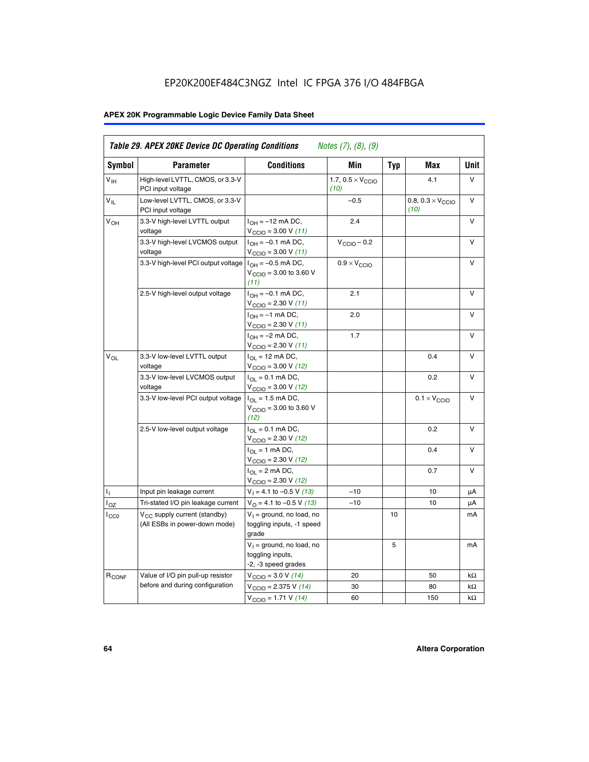EP20K200EF484C3NGZ Intel IC FPGA 376 I/O 484FBGA

| *Table 29. APEX 20KE Device DC Operating Conditions* *Notes (7), (8), (9)* | | | | | | |
|---|---|---|---|---|---|---|
| **Symbol** | **Parameter** | **Conditions** | **Min** | **Typ** | **Max** | **Unit** |
| $V_{IH}$ | High-level LVTTL, CMOS, or 3.3-V PCI input voltage | | 1.7, $0.5 \times V_{CCIO}$ *(10)* | | 4.1 | V |
| $V_{IL}$ | Low-level LVTTL, CMOS, or 3.3-V PCI input voltage | | –0.5 | | 0.8, $0.3 \times V_{CCIO}$ *(10)* | V |
| $V_{OH}$ | 3.3-V high-level LVTTL output voltage | $I_{OH}$ = –12 mA DC, $V_{CCIO}$ = 3.00 V *(11)* | 2.4 | | | V |
| | 3.3-V high-level LVCMOS output voltage | $I_{OH}$ = –0.1 mA DC, $V_{CCIO}$ = 3.00 V *(11)* | $V_{CCIO}$ – 0.2 | | | V |
| | 3.3-V high-level PCI output voltage | $I_{OH}$ = –0.5 mA DC, $V_{CCIO}$ = 3.00 to 3.60 V *(11)* | $0.9 \times V_{CCIO}$ | | | V |
| | 2.5-V high-level output voltage | $I_{OH}$ = –0.1 mA DC, $V_{CCIO}$ = 2.30 V *(11)* | 2.1 | | | V |
| | | $I_{OH}$ = –1 mA DC, $V_{CCIO}$ = 2.30 V *(11)* | 2.0 | | | V |
| | | $I_{OH}$ = –2 mA DC, $V_{CCIO}$ = 2.30 V *(11)* | 1.7 | | | V |
| $V_{OL}$ | 3.3-V low-level LVTTL output voltage | $I_{OL}$ = 12 mA DC, $V_{CCIO}$ = 3.00 V *(12)* | | | 0.4 | V |
| | 3.3-V low-level LVCMOS output voltage | $I_{OL}$ = 0.1 mA DC, $V_{CCIO}$ = 3.00 V *(12)* | | | 0.2 | V |
| | 3.3-V low-level PCI output voltage | $I_{OL}$ = 1.5 mA DC, $V_{CCIO}$ = 3.00 to 3.60 V *(12)* | | | $0.1 \times V_{CCIO}$ | V |
| | 2.5-V low-level output voltage | $I_{OL}$ = 0.1 mA DC, $V_{CCIO}$ = 2.30 V *(12)* | | | 0.2 | V |
| | | $I_{OL}$ = 1 mA DC, $V_{CCIO}$ = 2.30 V *(12)* | | | 0.4 | V |
| | | $I_{OL}$ = 2 mA DC, $V_{CCIO}$ = 2.30 V *(12)* | | | 0.7 | V |
| $I_I$ | Input pin leakage current | $V_I$ = 4.1 to –0.5 V *(13)* | –10 | | 10 | µA |
| $I_{OZ}$ | Tri-stated I/O pin leakage current | $V_O$ = 4.1 to –0.5 V *(13)* | –10 | | 10 | µA |
| $I_{CC0}$ | $V_{CC}$ supply current (standby) (All ESBs in power-down mode) | $V_I$ = ground, no load, no toggling inputs, -1 speed grade | | 10 | | mA |
| | | $V_I$ = ground, no load, no toggling inputs, -2, -3 speed grades | | 5 | | mA |
| $R_{CONF}$ | Value of I/O pin pull-up resistor before and during configuration | $V_{CCIO}$ = 3.0 V *(14)* | 20 | | 50 | kΩ |
| | | $V_{CCIO}$ = 2.375 V *(14)* | 30 | | 80 | kΩ |
| | | $V_{CCIO}$ = 1.71 V *(14)* | 60 | | 150 | kΩ |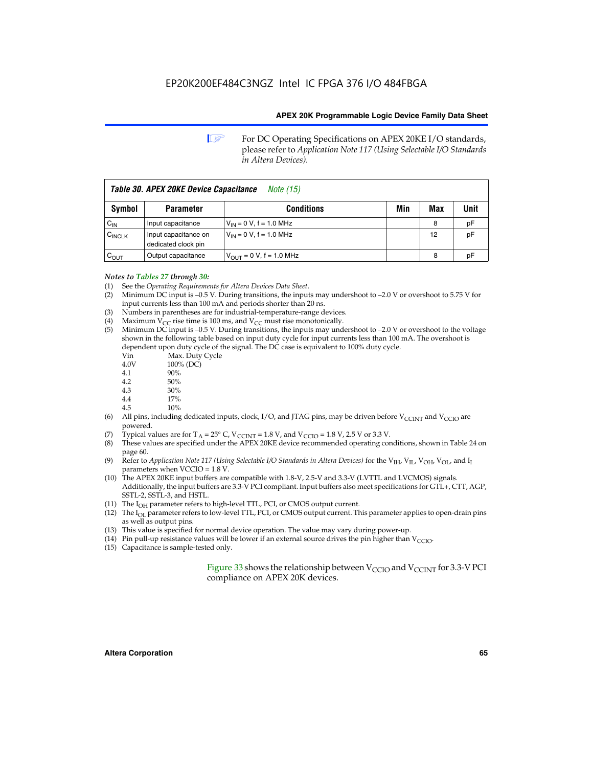For DC Operating Specifications on APEX 20KE I/O standards, please refer to *Application Note 117 (Using Selectable I/O Standards in Altera Devices).*

**Table 30. APEX 20KE Device Capacitance** *Note (15)*

| Symbol | Parameter | Conditions | Min | Max | Unit |
|---|---|---|---|---|---|
| $C_{IN}$ | Input capacitance | $V_{IN}$ = 0 V, f = 1.0 MHz | | 8 | pF |
| $C_{INCLK}$ | Input capacitance on dedicated clock pin | $V_{IN}$ = 0 V, f = 1.0 MHz | | 12 | pF |
| $C_{OUT}$ | Output capacitance | $V_{OUT}$ = 0 V, f = 1.0 MHz | | 8 | pF |

*Notes to Tables 27 through 30:*

(1) See the *Operating Requirements for Altera Devices Data Sheet*.
(2) Minimum DC input is –0.5 V. During transitions, the inputs may undershoot to –2.0 V or overshoot to 5.75 V for input currents less than 100 mA and periods shorter than 20 ns.
(3) Numbers in parentheses are for industrial-temperature-range devices.
(4) Maximum $V_{CC}$ rise time is 100 ms, and $V_{CC}$ must rise monotonically.
(5) Minimum DC input is –0.5 V. During transitions, the inputs may undershoot to –2.0 V or overshoot to the voltage shown in the following table based on input duty cycle for input currents less than 100 mA. The overshoot is dependent upon duty cycle of the signal. The DC case is equivalent to 100% duty cycle.

| Vin | Max. Duty Cycle |
|---|---|
| 4.0V | 100% (DC) |
| 4.1 | 90% |
| 4.2 | 50% |
| 4.3 | 30% |
| 4.4 | 17% |
| 4.5 | 10% |

(6) All pins, including dedicated inputs, clock, I/O, and JTAG pins, may be driven before $V_{CCINT}$ and $V_{CCIO}$ are powered.
(7) Typical values are for $T_A$ = 25° C, $V_{CCINT}$ = 1.8 V, and $V_{CCIO}$ = 1.8 V, 2.5 V or 3.3 V.
(8) These values are specified under the APEX 20KE device recommended operating conditions, shown in Table 24 on page 60.
(9) Refer to *Application Note 117 (Using Selectable I/O Standards in Altera Devices)* for the $V_{IH}$, $V_{IL}$, $V_{OH}$, $V_{OL}$, and $I_I$ parameters when VCCIO = 1.8 V.
(10) The APEX 20KE input buffers are compatible with 1.8-V, 2.5-V and 3.3-V (LVTTL and LVCMOS) signals. Additionally, the input buffers are 3.3-V PCI compliant. Input buffers also meet specifications for GTL+, CTT, AGP, SSTL-2, SSTL-3, and HSTL.
(11) The $I_{OH}$ parameter refers to high-level TTL, PCI, or CMOS output current.
(12) The $I_{OL}$ parameter refers to low-level TTL, PCI, or CMOS output current. This parameter applies to open-drain pins as well as output pins.
(13) This value is specified for normal device operation. The value may vary during power-up.
(14) Pin pull-up resistance values will be lower if an external source drives the pin higher than $V_{CCIO}$.
(15) Capacitance is sample-tested only.

Figure 33 shows the relationship between $V_{CCIO}$ and $V_{CCINT}$ for 3.3-V PCI compliance on APEX 20K devices.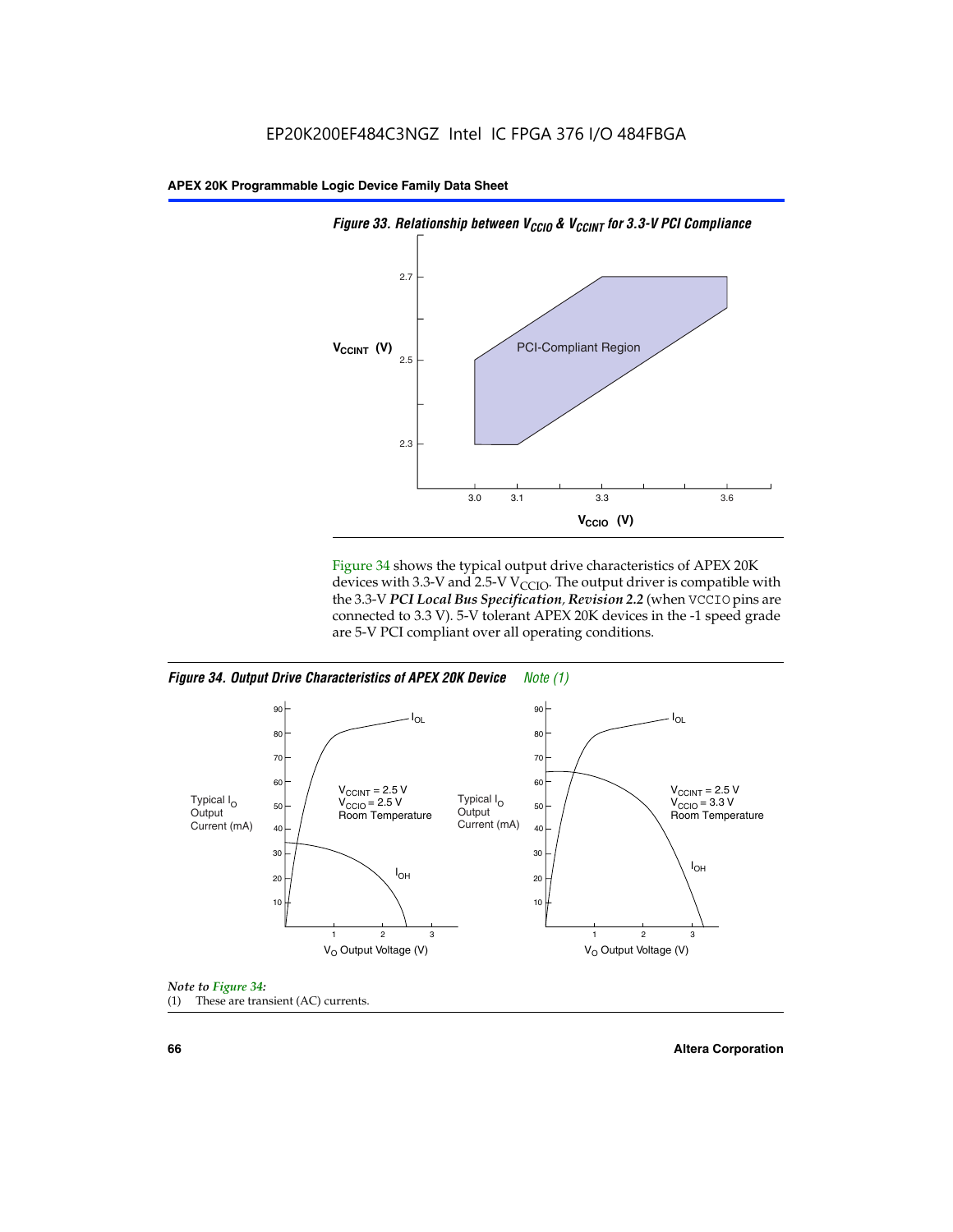*Figure 33. Relationship between $V_{CCIO}$ & $V_{CCINT}$ for 3.3-V PCI Compliance*

Figure 34 shows the typical output drive characteristics of APEX 20K devices with 3.3-V and 2.5-V $V_{CCIO}$. The output driver is compatible with the 3.3-V ***PCI Local Bus Specification, Revision 2.2*** (when VCCIO pins are connected to 3.3 V). 5-V tolerant APEX 20K devices in the -1 speed grade are 5-V PCI compliant over all operating conditions.

*Figure 34. Output Drive Characteristics of APEX 20K Device* *Note (1)*

*Note to Figure 34:*

(1) These are transient (AC) currents.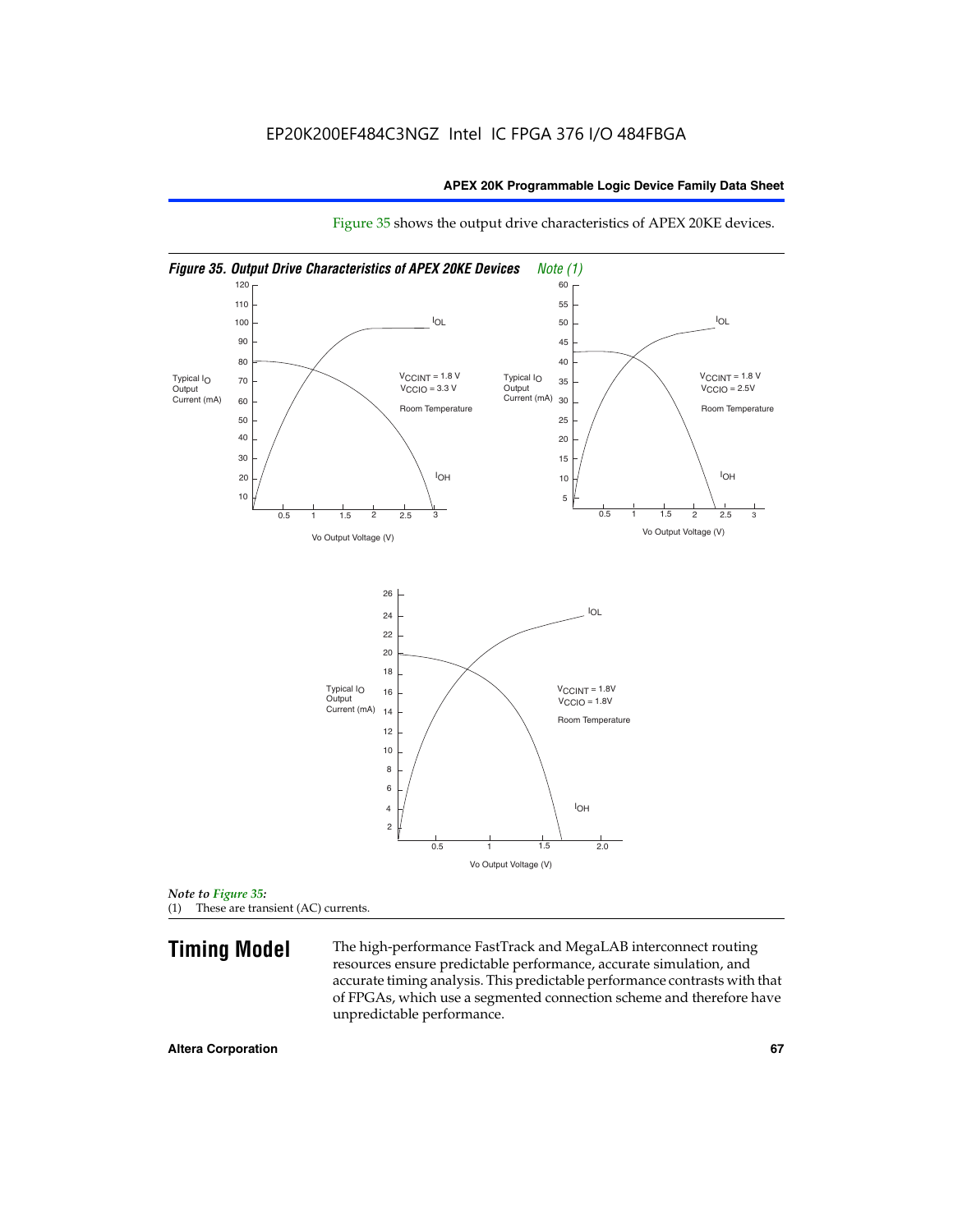Figure 35 shows the output drive characteristics of APEX 20KE devices.

*Figure 35. Output Drive Characteristics of APEX 20KE Devices* *Note (1)*

*Note to Figure 35:*
(1) These are transient (AC) currents.

## Timing Model

The high-performance FastTrack and MegaLAB interconnect routing resources ensure predictable performance, accurate simulation, and accurate timing analysis. This predictable performance contrasts with that of FPGAs, which use a segmented connection scheme and therefore have unpredictable performance.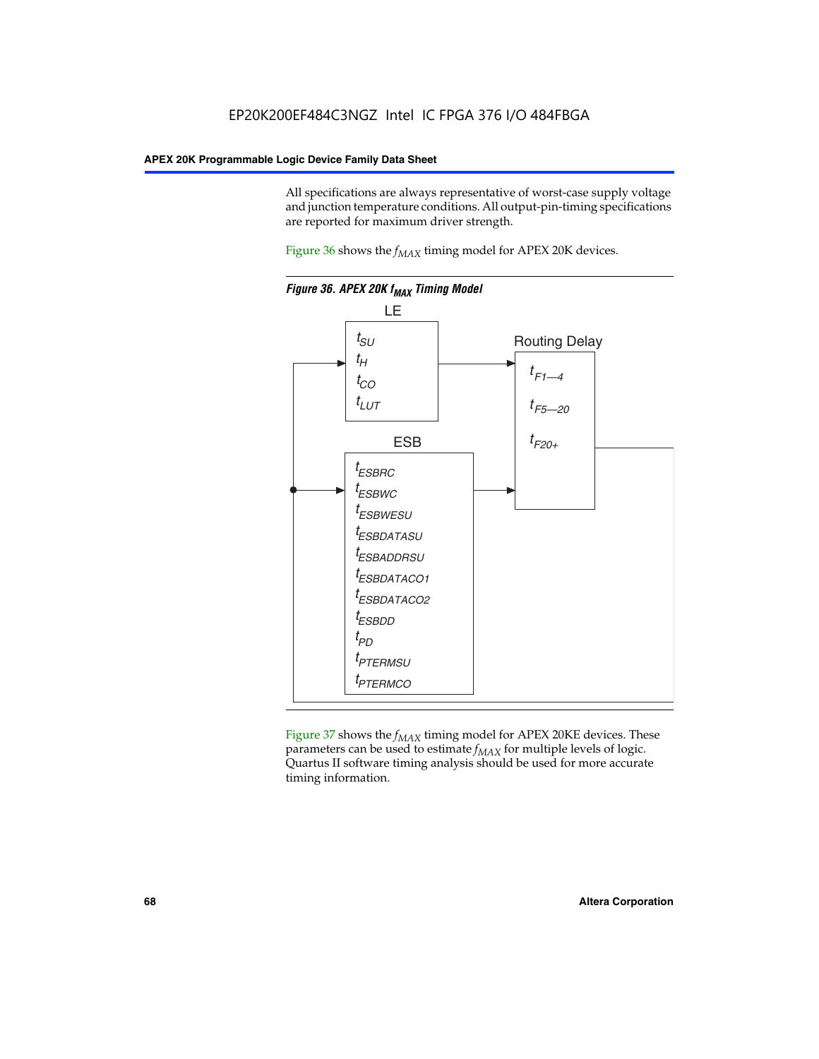All specifications are always representative of worst-case supply voltage and junction temperature conditions. All output-pin-timing specifications are reported for maximum driver strength.

Figure 36 shows the $f_{MAX}$ timing model for APEX 20K devices.

**Figure 36. APEX 20K $f_{MAX}$ Timing Model**

LE

$t_{SU}$

$t_{H}$

$t_{CO}$

$t_{LUT}$

Routing Delay

$t_{F1-4}$

$t_{F5-20}$

$t_{F20+}$

ESB

$t_{ESBRC}$

$t_{ESBWC}$

$t_{ESBWESU}$

$t_{ESBDATASU}$

$t_{ESBADDRSU}$

$t_{ESBDATACO1}$

$t_{ESBDATACO2}$

$t_{ESBDD}$

$t_{PD}$

$t_{PTERMSU}$

$t_{PTERMCO}$

Figure 37 shows the $f_{MAX}$ timing model for APEX 20KE devices. These parameters can be used to estimate $f_{MAX}$ for multiple levels of logic. Quartus II software timing analysis should be used for more accurate timing information.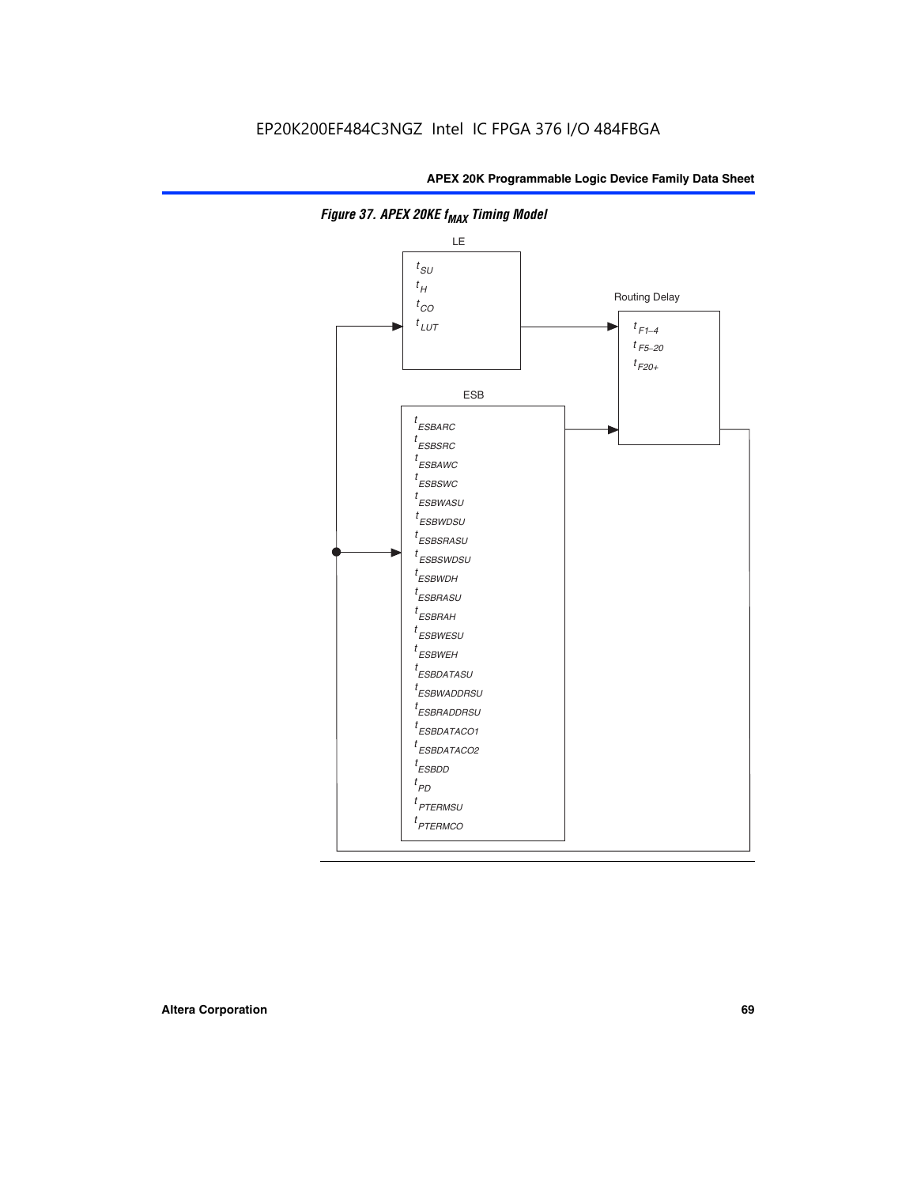EP20K200EF484C3NGZ Intel IC FPGA 376 I/O 484FBGA

*Figure 37. APEX 20KE $f_{MAX}$ Timing Model*

LE

$t_{SU}$
$t_{H}$
$t_{CO}$
$t_{LUT}$

Routing Delay

$t_{F1-4}$
$t_{F5-20}$
$t_{F20+}$

ESB

$t_{ESBARC}$
$t_{ESBSRC}$
$t_{ESBAWC}$
$t_{ESBSWC}$
$t_{ESBWASU}$
$t_{ESBWDSU}$
$t_{ESBSRASU}$
$t_{ESBSWDSU}$
$t_{ESBWDH}$
$t_{ESBRASU}$
$t_{ESBRAH}$
$t_{ESBWESU}$
$t_{ESBWEH}$
$t_{ESBDATASU}$
$t_{ESBWADDRSU}$
$t_{ESBRADDRSU}$
$t_{ESBDATACO1}$
$t_{ESBDATACO2}$
$t_{ESBDD}$
$t_{PD}$
$t_{PTERMSU}$
$t_{PTERMCO}$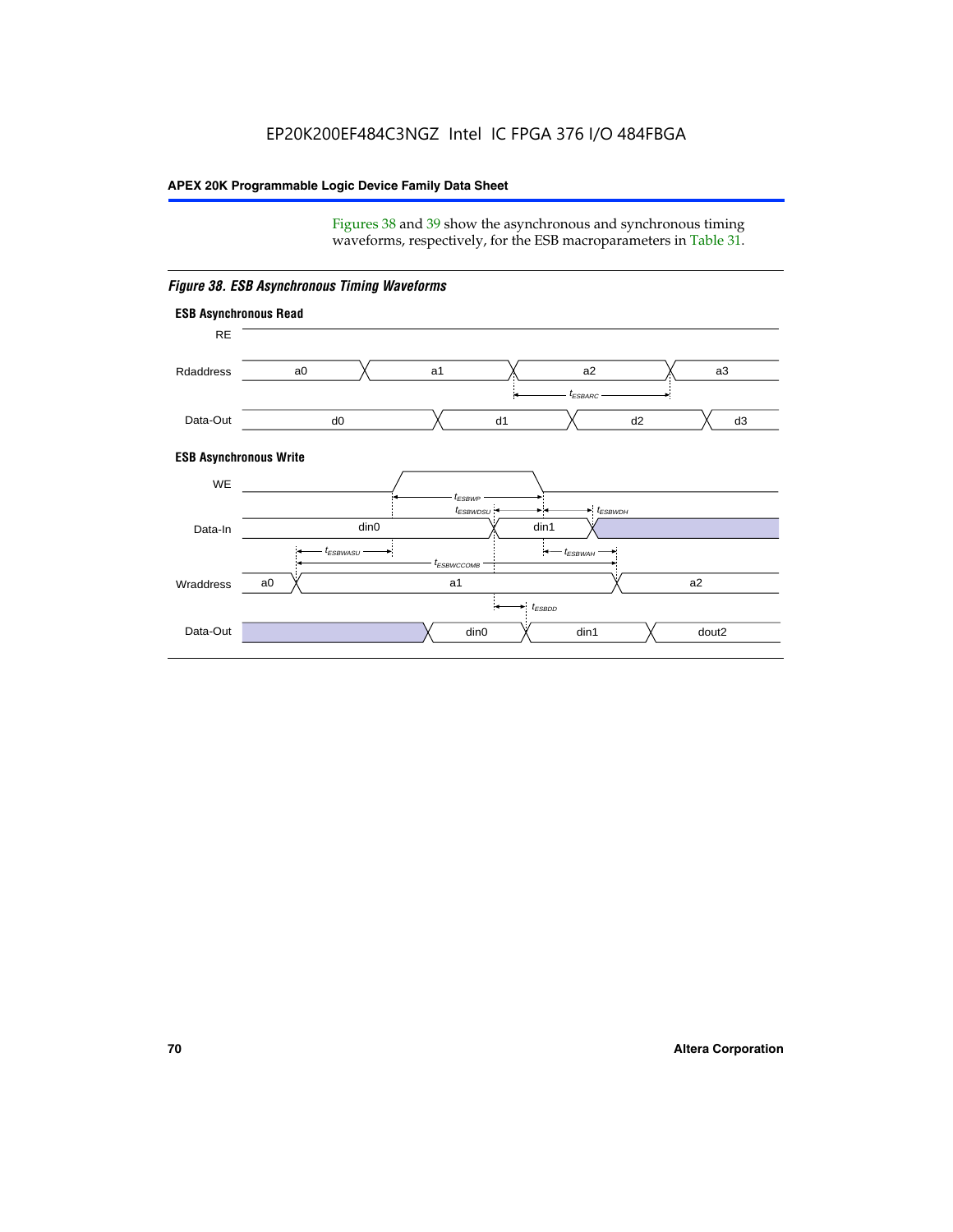Figures 38 and 39 show the asynchronous and synchronous timing waveforms, respectively, for the ESB macroparameters in Table 31.

*Figure 38. ESB Asynchronous Timing Waveforms*

**ESB Asynchronous Read**

RE

Rdaddress: a0, a1, a2, a3

$t_{ESBARC}$

Data-Out: d0, d1, d2, d3

**ESB Asynchronous Write**

WE

$t_{ESBWP}$

$t_{ESBWDSU}$ $t_{ESBWDH}$

Data-In: din0, din1

$t_{ESBWASU}$ $t_{ESBWAH}$

$t_{ESBWCCOMB}$

Wraddress: a0, a1, a2

$t_{ESBDD}$

Data-Out: din0, din1, dout2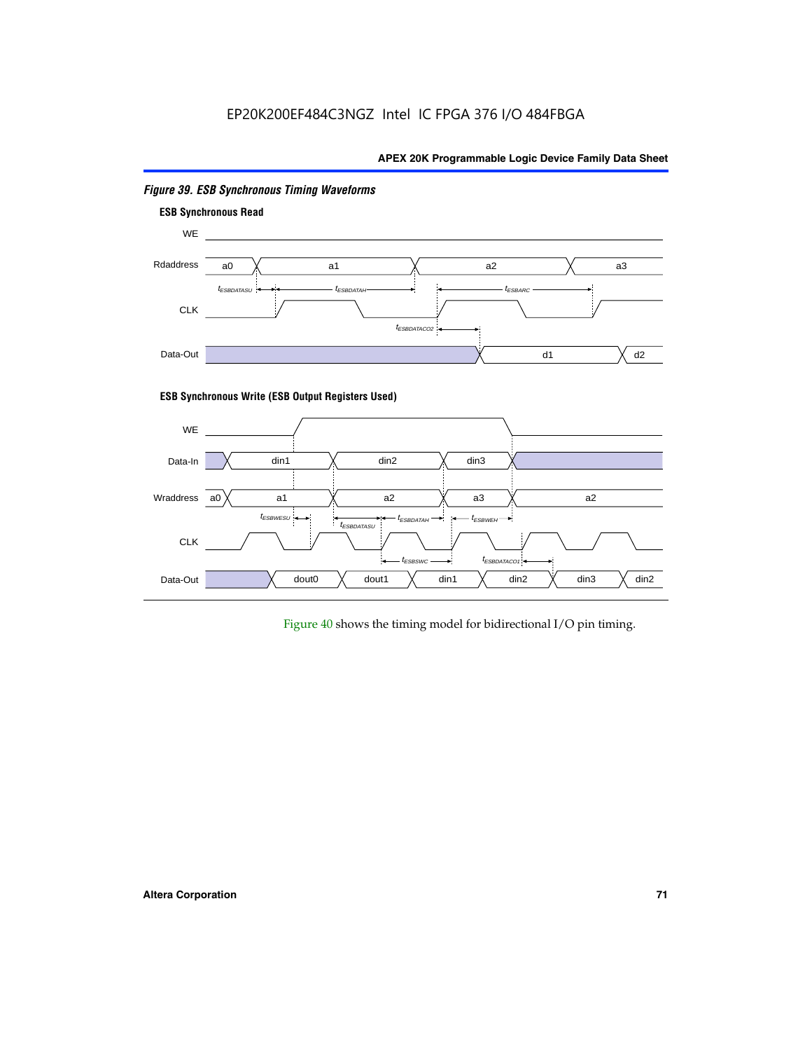*Figure 39. ESB Synchronous Timing Waveforms*

**ESB Synchronous Read**

WE

Rdaddress: a0, a1, a2, a3

$t_{ESBDATASU}$, $t_{ESBDATAH}$, $t_{ESBARC}$

CLK

$t_{ESBDATACO2}$

Data-Out: d1, d2

**ESB Synchronous Write (ESB Output Registers Used)**

WE

Data-In: din1, din2, din3

Wraddress: a0, a1, a2, a3, a2

$t_{ESBWESU}$, $t_{ESBDATASU}$, $t_{ESBDATAH}$, $t_{ESBWEH}$

CLK

$t_{ESBSWC}$, $t_{ESBDATACO1}$

Data-Out: dout0, dout1, din1, din2, din3, din2

Figure 40 shows the timing model for bidirectional I/O pin timing.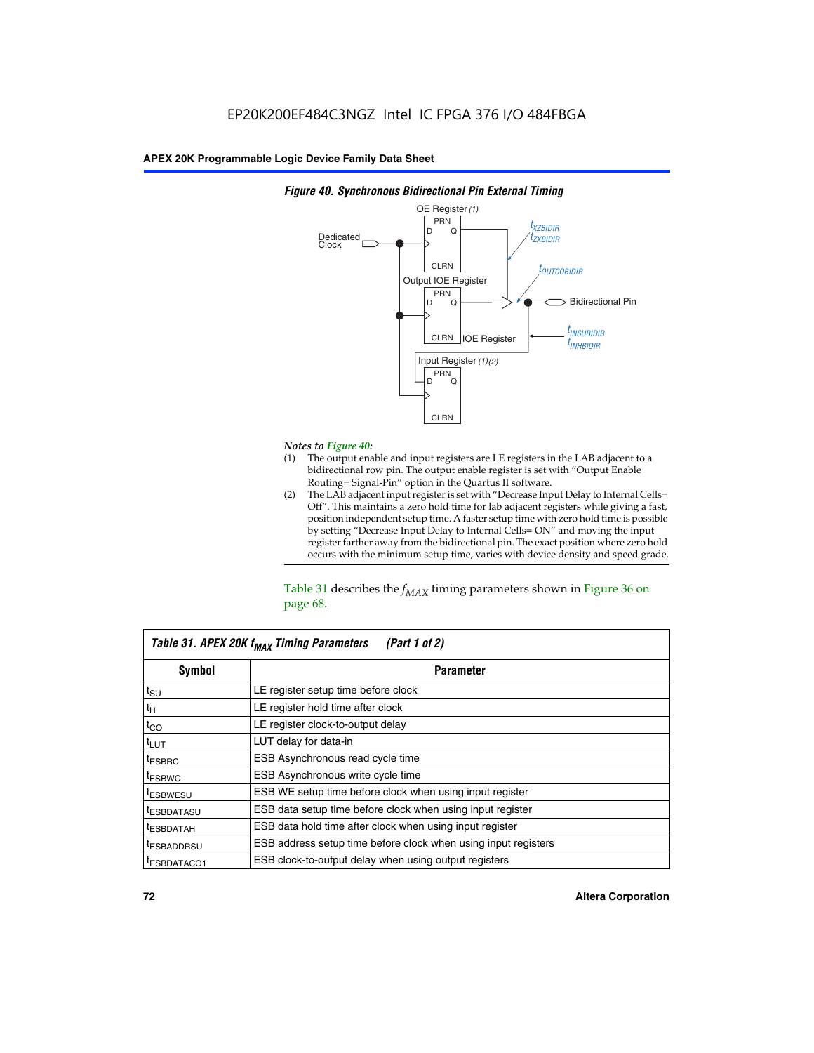*Figure 40. Synchronous Bidirectional Pin External Timing*

*Notes to Figure 40:*

(1) The output enable and input registers are LE registers in the LAB adjacent to a bidirectional row pin. The output enable register is set with "Output Enable Routing= Signal-Pin" option in the Quartus II software.

(2) The LAB adjacent input register is set with "Decrease Input Delay to Internal Cells= Off". This maintains a zero hold time for lab adjacent registers while giving a fast, position independent setup time. A faster setup time with zero hold time is possible by setting "Decrease Input Delay to Internal Cells= ON" and moving the input register farther away from the bidirectional pin. The exact position where zero hold occurs with the minimum setup time, varies with device density and speed grade.

Table 31 describes the $f_{MAX}$ timing parameters shown in Figure 36 on page 68.

**Table 31. APEX 20K $f_{MAX}$ Timing Parameters (Part 1 of 2)**

| Symbol | Parameter |
|---|---|
| $t_{SU}$ | LE register setup time before clock |
| $t_{H}$ | LE register hold time after clock |
| $t_{CO}$ | LE register clock-to-output delay |
| $t_{LUT}$ | LUT delay for data-in |
| $t_{ESBRC}$ | ESB Asynchronous read cycle time |
| $t_{ESBWC}$ | ESB Asynchronous write cycle time |
| $t_{ESBWESU}$ | ESB WE setup time before clock when using input register |
| $t_{ESBDATASU}$ | ESB data setup time before clock when using input register |
| $t_{ESBDATAH}$ | ESB data hold time after clock when using input register |
| $t_{ESBADDRSU}$ | ESB address setup time before clock when using input registers |
| $t_{ESBDATACO1}$ | ESB clock-to-output delay when using output registers |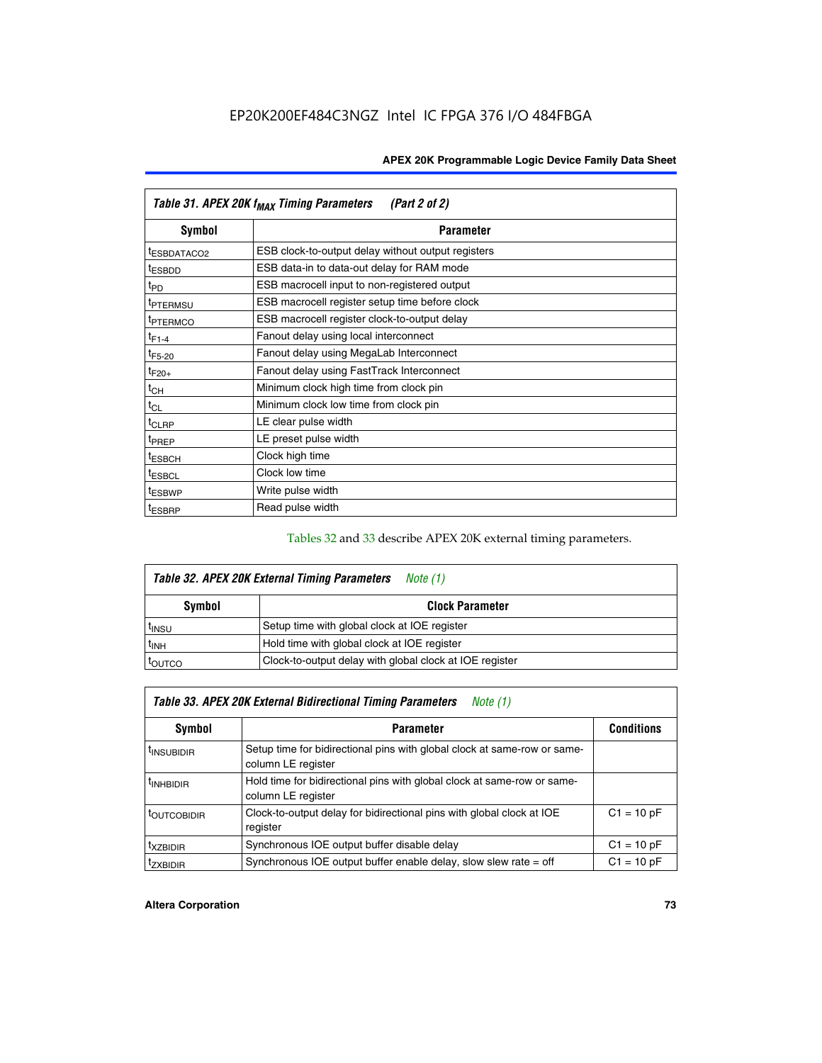| Symbol | Parameter |
|---|---|
| $t_{ESBDATACO2}$ | ESB clock-to-output delay without output registers |
| $t_{ESBDD}$ | ESB data-in to data-out delay for RAM mode |
| $t_{PD}$ | ESB macrocell input to non-registered output |
| $t_{PTERMSU}$ | ESB macrocell register setup time before clock |
| $t_{PTERMCO}$ | ESB macrocell register clock-to-output delay |
| $t_{F1-4}$ | Fanout delay using local interconnect |
| $t_{F5-20}$ | Fanout delay using MegaLab Interconnect |
| $t_{F20+}$ | Fanout delay using FastTrack Interconnect |
| $t_{CH}$ | Minimum clock high time from clock pin |
| $t_{CL}$ | Minimum clock low time from clock pin |
| $t_{CLRP}$ | LE clear pulse width |
| $t_{PREP}$ | LE preset pulse width |
| $t_{ESBCH}$ | Clock high time |
| $t_{ESBCL}$ | Clock low time |
| $t_{ESBWP}$ | Write pulse width |
| $t_{ESBRP}$ | Read pulse width |

Table 31. APEX 20K $f_{MAX}$ Timing Parameters (Part 2 of 2)

Tables 32 and 33 describe APEX 20K external timing parameters.

*Table 32. APEX 20K External Timing Parameters* *Note (1)*

| Symbol | Clock Parameter |
|---|---|
| $t_{INSU}$ | Setup time with global clock at IOE register |
| $t_{INH}$ | Hold time with global clock at IOE register |
| $t_{OUTCO}$ | Clock-to-output delay with global clock at IOE register |

*Table 33. APEX 20K External Bidirectional Timing Parameters* *Note (1)*

| Symbol | Parameter | Conditions |
|---|---|---|
| $t_{INSUBIDIR}$ | Setup time for bidirectional pins with global clock at same-row or same-column LE register | |
| $t_{INHBIDIR}$ | Hold time for bidirectional pins with global clock at same-row or same-column LE register | |
| $t_{OUTCOBIDIR}$ | Clock-to-output delay for bidirectional pins with global clock at IOE register | C1 = 10 pF |
| $t_{XZBIDIR}$ | Synchronous IOE output buffer disable delay | C1 = 10 pF |
| $t_{ZXBIDIR}$ | Synchronous IOE output buffer enable delay, slow slew rate = off | C1 = 10 pF |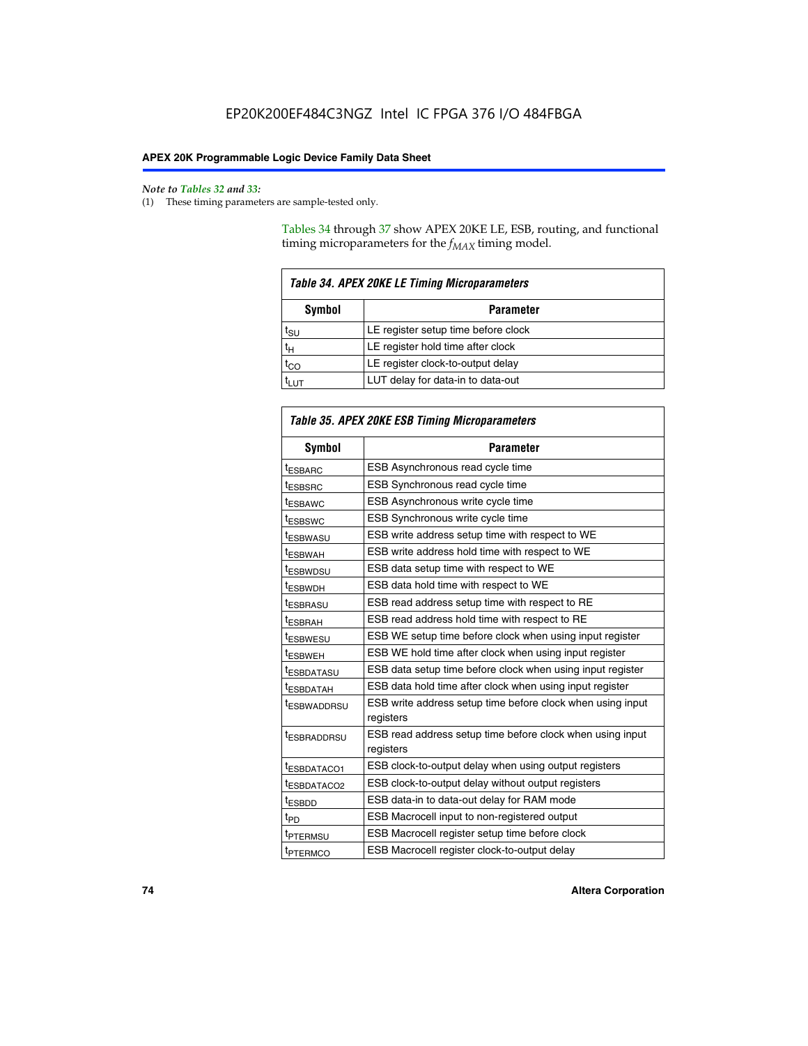*Note to Tables 32 and 33:*

(1) These timing parameters are sample-tested only.

Tables 34 through 37 show APEX 20KE LE, ESB, routing, and functional timing microparameters for the $f_{MAX}$ timing model.

| *Table 34. APEX 20KE LE Timing Microparameters* | |
|---|---|
| **Symbol** | **Parameter** |
| $t_{SU}$ | LE register setup time before clock |
| $t_{H}$ | LE register hold time after clock |
| $t_{CO}$ | LE register clock-to-output delay |
| $t_{LUT}$ | LUT delay for data-in to data-out |

| *Table 35. APEX 20KE ESB Timing Microparameters* | |
|---|---|
| **Symbol** | **Parameter** |
| $t_{ESBARC}$ | ESB Asynchronous read cycle time |
| $t_{ESBSRC}$ | ESB Synchronous read cycle time |
| $t_{ESBAWC}$ | ESB Asynchronous write cycle time |
| $t_{ESBSWC}$ | ESB Synchronous write cycle time |
| $t_{ESBWASU}$ | ESB write address setup time with respect to WE |
| $t_{ESBWAH}$ | ESB write address hold time with respect to WE |
| $t_{ESBWDSU}$ | ESB data setup time with respect to WE |
| $t_{ESBWDH}$ | ESB data hold time with respect to WE |
| $t_{ESBRASU}$ | ESB read address setup time with respect to RE |
| $t_{ESBRAH}$ | ESB read address hold time with respect to RE |
| $t_{ESBWESU}$ | ESB WE setup time before clock when using input register |
| $t_{ESBWEH}$ | ESB WE hold time after clock when using input register |
| $t_{ESBDATASU}$ | ESB data setup time before clock when using input register |
| $t_{ESBDATAH}$ | ESB data hold time after clock when using input register |
| $t_{ESBWADDRSU}$ | ESB write address setup time before clock when using input registers |
| $t_{ESBRADDRSU}$ | ESB read address setup time before clock when using input registers |
| $t_{ESBDATACO1}$ | ESB clock-to-output delay when using output registers |
| $t_{ESBDATACO2}$ | ESB clock-to-output delay without output registers |
| $t_{ESBDD}$ | ESB data-in to data-out delay for RAM mode |
| $t_{PD}$ | ESB Macrocell input to non-registered output |
| $t_{PTERMSU}$ | ESB Macrocell register setup time before clock |
| $t_{PTERMCO}$ | ESB Macrocell register clock-to-output delay |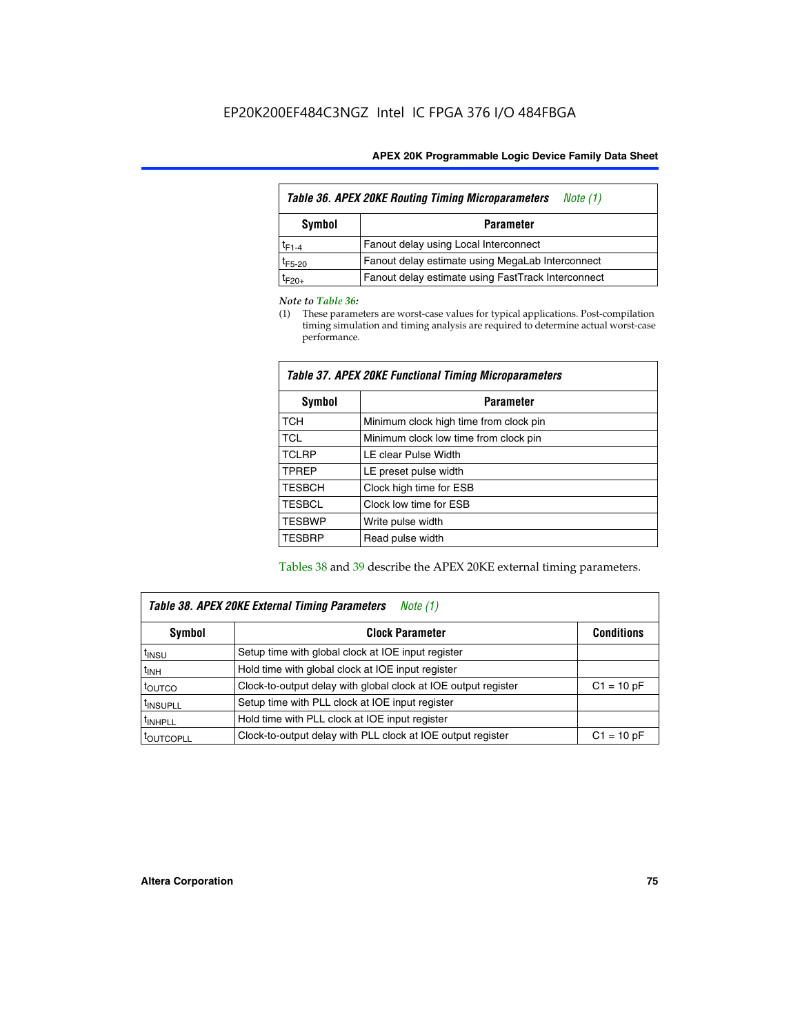Table 36. APEX 20KE Routing Timing Microparameters *Note (1)*

| Symbol | Parameter |
|---|---|
| $t_{F1-4}$ | Fanout delay using Local Interconnect |
| $t_{F5-20}$ | Fanout delay estimate using MegaLab Interconnect |
| $t_{F20+}$ | Fanout delay estimate using FastTrack Interconnect |

*Note to Table 36:*

(1) These parameters are worst-case values for typical applications. Post-compilation timing simulation and timing analysis are required to determine actual worst-case performance.

Table 37. APEX 20KE Functional Timing Microparameters

| Symbol | Parameter |
|---|---|
| TCH | Minimum clock high time from clock pin |
| TCL | Minimum clock low time from clock pin |
| TCLRP | LE clear Pulse Width |
| TPREP | LE preset pulse width |
| TESBCH | Clock high time for ESB |
| TESBCL | Clock low time for ESB |
| TESBWP | Write pulse width |
| TESBRP | Read pulse width |

Tables 38 and 39 describe the APEX 20KE external timing parameters.

Table 38. APEX 20KE External Timing Parameters *Note (1)*

| Symbol | Clock Parameter | Conditions |
|---|---|---|
| $t_{INSU}$ | Setup time with global clock at IOE input register | |
| $t_{INH}$ | Hold time with global clock at IOE input register | |
| $t_{OUTCO}$ | Clock-to-output delay with global clock at IOE output register | C1 = 10 pF |
| $t_{INSUPLL}$ | Setup time with PLL clock at IOE input register | |
| $t_{INHPLL}$ | Hold time with PLL clock at IOE input register | |
| $t_{OUTCOPLL}$ | Clock-to-output delay with PLL clock at IOE output register | C1 = 10 pF |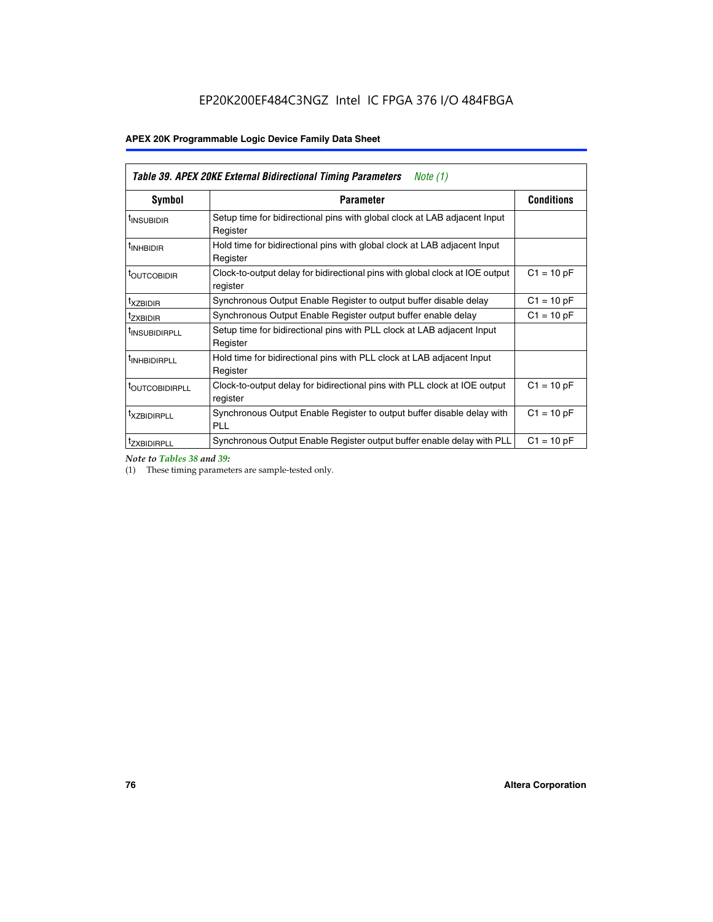| *Table 39. APEX 20KE External Bidirectional Timing Parameters* *Note (1)* | | |
|---|---|---|
| **Symbol** | **Parameter** | **Conditions** |
| $t_{INSUBIDIR}$ | Setup time for bidirectional pins with global clock at LAB adjacent Input Register | |
| $t_{INHBIDIR}$ | Hold time for bidirectional pins with global clock at LAB adjacent Input Register | |
| $t_{OUTCOBIDIR}$ | Clock-to-output delay for bidirectional pins with global clock at IOE output register | C1 = 10 pF |
| $t_{XZBIDIR}$ | Synchronous Output Enable Register to output buffer disable delay | C1 = 10 pF |
| $t_{ZXBIDIR}$ | Synchronous Output Enable Register output buffer enable delay | C1 = 10 pF |
| $t_{INSUBIDIRPLL}$ | Setup time for bidirectional pins with PLL clock at LAB adjacent Input Register | |
| $t_{INHBIDIRPLL}$ | Hold time for bidirectional pins with PLL clock at LAB adjacent Input Register | |
| $t_{OUTCOBIDIRPLL}$ | Clock-to-output delay for bidirectional pins with PLL clock at IOE output register | C1 = 10 pF |
| $t_{XZBIDIRPLL}$ | Synchronous Output Enable Register to output buffer disable delay with PLL | C1 = 10 pF |
| $t_{ZXBIDIRPLL}$ | Synchronous Output Enable Register output buffer enable delay with PLL | C1 = 10 pF |

*Note to Tables 38 and 39:*

(1) These timing parameters are sample-tested only.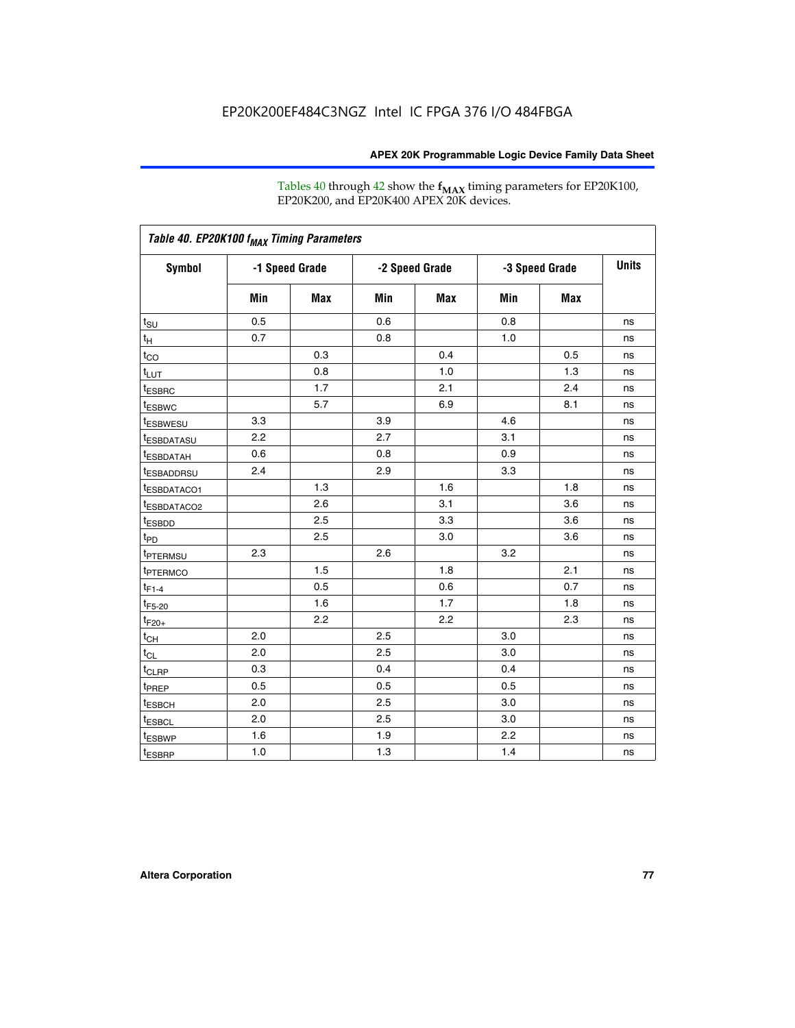Tables 40 through 42 show the $f_{MAX}$ timing parameters for EP20K100, EP20K200, and EP20K400 APEX 20K devices.

*Table 40. EP20K100 $f_{MAX}$ Timing Parameters*

| Symbol | -1 Speed Grade | | -2 Speed Grade | | -3 Speed Grade | | Units |
|---|---|---|---|---|---|---|---|
| | Min | Max | Min | Max | Min | Max | |
| $t_{SU}$ | 0.5 | | 0.6 | | 0.8 | | ns |
| $t_{H}$ | 0.7 | | 0.8 | | 1.0 | | ns |
| $t_{CO}$ | | 0.3 | | 0.4 | | 0.5 | ns |
| $t_{LUT}$ | | 0.8 | | 1.0 | | 1.3 | ns |
| $t_{ESBRC}$ | | 1.7 | | 2.1 | | 2.4 | ns |
| $t_{ESBWC}$ | | 5.7 | | 6.9 | | 8.1 | ns |
| $t_{ESBWESU}$ | 3.3 | | 3.9 | | 4.6 | | ns |
| $t_{ESBDATASU}$ | 2.2 | | 2.7 | | 3.1 | | ns |
| $t_{ESBDATAH}$ | 0.6 | | 0.8 | | 0.9 | | ns |
| $t_{ESBADDRSU}$ | 2.4 | | 2.9 | | 3.3 | | ns |
| $t_{ESBDATACO1}$ | | 1.3 | | 1.6 | | 1.8 | ns |
| $t_{ESBDATACO2}$ | | 2.6 | | 3.1 | | 3.6 | ns |
| $t_{ESBDD}$ | | 2.5 | | 3.3 | | 3.6 | ns |
| $t_{PD}$ | | 2.5 | | 3.0 | | 3.6 | ns |
| $t_{PTERMSU}$ | 2.3 | | 2.6 | | 3.2 | | ns |
| $t_{PTERMCO}$ | | 1.5 | | 1.8 | | 2.1 | ns |
| $t_{F1-4}$ | | 0.5 | | 0.6 | | 0.7 | ns |
| $t_{F5-20}$ | | 1.6 | | 1.7 | | 1.8 | ns |
| $t_{F20+}$ | | 2.2 | | 2.2 | | 2.3 | ns |
| $t_{CH}$ | 2.0 | | 2.5 | | 3.0 | | ns |
| $t_{CL}$ | 2.0 | | 2.5 | | 3.0 | | ns |
| $t_{CLRP}$ | 0.3 | | 0.4 | | 0.4 | | ns |
| $t_{PREP}$ | 0.5 | | 0.5 | | 0.5 | | ns |
| $t_{ESBCH}$ | 2.0 | | 2.5 | | 3.0 | | ns |
| $t_{ESBCL}$ | 2.0 | | 2.5 | | 3.0 | | ns |
| $t_{ESBWP}$ | 1.6 | | 1.9 | | 2.2 | | ns |
| $t_{ESBRP}$ | 1.0 | | 1.3 | | 1.4 | | ns |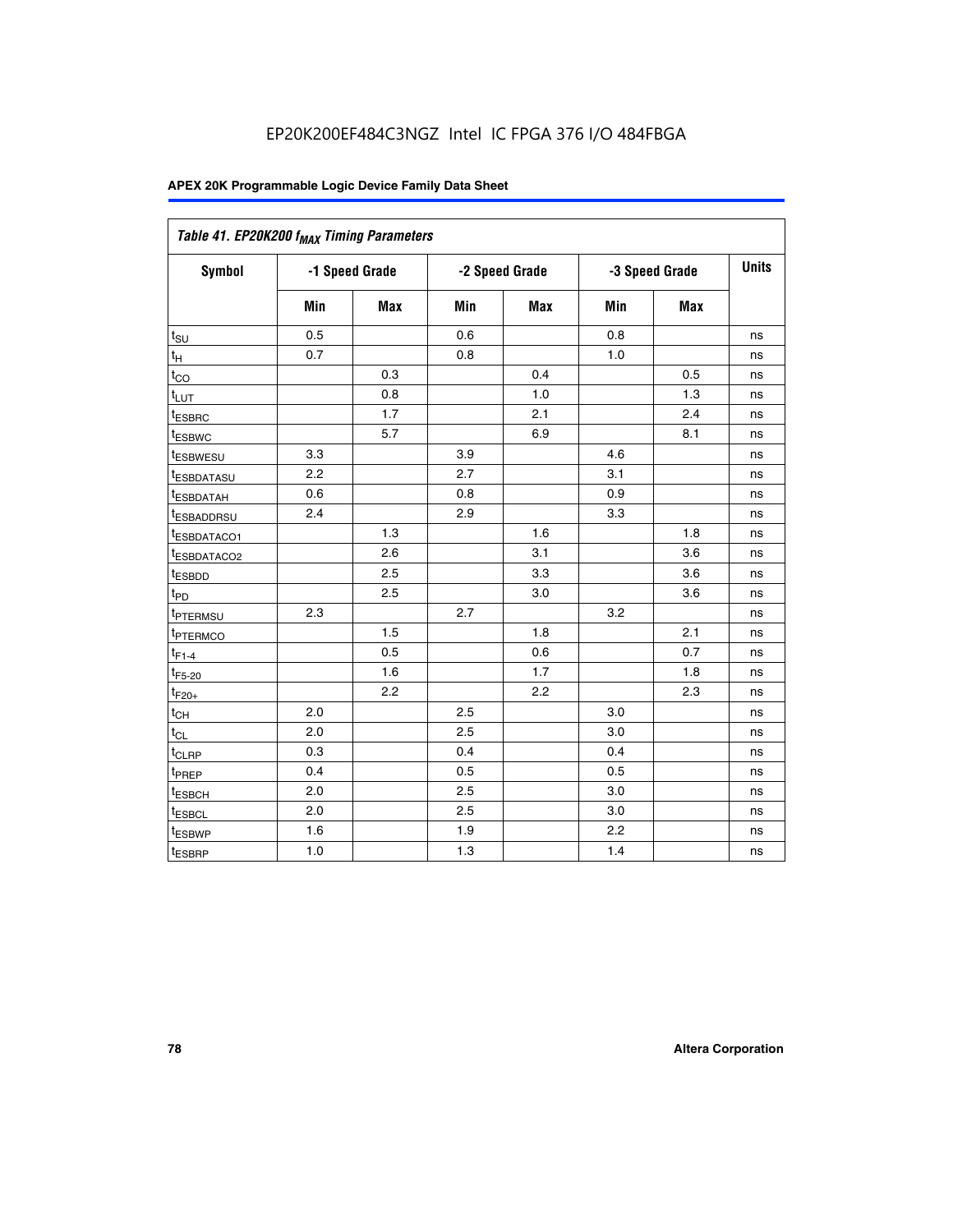EP20K200EF484C3NGZ Intel IC FPGA 376 I/O 484FBGA

| Table 41. EP20K200 $f_{MAX}$ Timing Parameters | | | | | | | |
|---|---|---|---|---|---|---|---|
| Symbol | -1 Speed Grade | | -2 Speed Grade | | -3 Speed Grade | | Units |
| | Min | Max | Min | Max | Min | Max | |
| $t_{SU}$ | 0.5 | | 0.6 | | 0.8 | | ns |
| $t_{H}$ | 0.7 | | 0.8 | | 1.0 | | ns |
| $t_{CO}$ | | 0.3 | | 0.4 | | 0.5 | ns |
| $t_{LUT}$ | | 0.8 | | 1.0 | | 1.3 | ns |
| $t_{ESBRC}$ | | 1.7 | | 2.1 | | 2.4 | ns |
| $t_{ESBWC}$ | | 5.7 | | 6.9 | | 8.1 | ns |
| $t_{ESBWESU}$ | 3.3 | | 3.9 | | 4.6 | | ns |
| $t_{ESBDATASU}$ | 2.2 | | 2.7 | | 3.1 | | ns |
| $t_{ESBDATAH}$ | 0.6 | | 0.8 | | 0.9 | | ns |
| $t_{ESBADDRSU}$ | 2.4 | | 2.9 | | 3.3 | | ns |
| $t_{ESBDATACO1}$ | | 1.3 | | 1.6 | | 1.8 | ns |
| $t_{ESBDATACO2}$ | | 2.6 | | 3.1 | | 3.6 | ns |
| $t_{ESBDD}$ | | 2.5 | | 3.3 | | 3.6 | ns |
| $t_{PD}$ | | 2.5 | | 3.0 | | 3.6 | ns |
| $t_{PTERMSU}$ | 2.3 | | 2.7 | | 3.2 | | ns |
| $t_{PTERMCO}$ | | 1.5 | | 1.8 | | 2.1 | ns |
| $t_{F1-4}$ | | 0.5 | | 0.6 | | 0.7 | ns |
| $t_{F5-20}$ | | 1.6 | | 1.7 | | 1.8 | ns |
| $t_{F20+}$ | | 2.2 | | 2.2 | | 2.3 | ns |
| $t_{CH}$ | 2.0 | | 2.5 | | 3.0 | | ns |
| $t_{CL}$ | 2.0 | | 2.5 | | 3.0 | | ns |
| $t_{CLRP}$ | 0.3 | | 0.4 | | 0.4 | | ns |
| $t_{PREP}$ | 0.4 | | 0.5 | | 0.5 | | ns |
| $t_{ESBCH}$ | 2.0 | | 2.5 | | 3.0 | | ns |
| $t_{ESBCL}$ | 2.0 | | 2.5 | | 3.0 | | ns |
| $t_{ESBWP}$ | 1.6 | | 1.9 | | 2.2 | | ns |
| $t_{ESBRP}$ | 1.0 | | 1.3 | | 1.4 | | ns |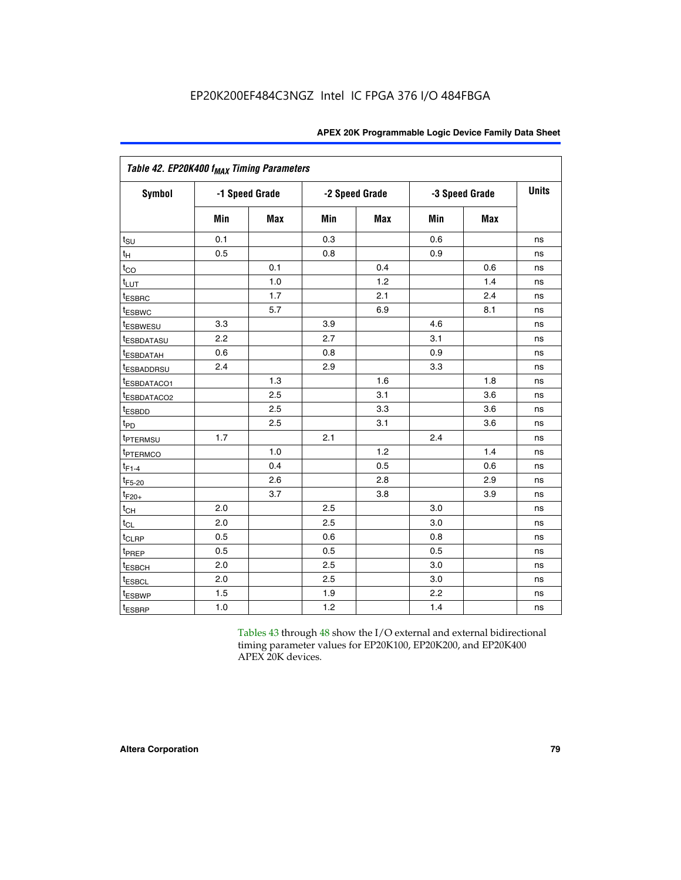**Table 42. EP20K400 $f_{MAX}$ Timing Parameters**

| Symbol | -1 Speed Grade | | -2 Speed Grade | | -3 Speed Grade | | Units |
|---|---|---|---|---|---|---|---|
| | Min | Max | Min | Max | Min | Max | |
| $t_{SU}$ | 0.1 | | 0.3 | | 0.6 | | ns |
| $t_H$ | 0.5 | | 0.8 | | 0.9 | | ns |
| $t_{CO}$ | | 0.1 | | 0.4 | | 0.6 | ns |
| $t_{LUT}$ | | 1.0 | | 1.2 | | 1.4 | ns |
| $t_{ESBRC}$ | | 1.7 | | 2.1 | | 2.4 | ns |
| $t_{ESBWC}$ | | 5.7 | | 6.9 | | 8.1 | ns |
| $t_{ESBWESU}$ | 3.3 | | 3.9 | | 4.6 | | ns |
| $t_{ESBDATASU}$ | 2.2 | | 2.7 | | 3.1 | | ns |
| $t_{ESBDATAH}$ | 0.6 | | 0.8 | | 0.9 | | ns |
| $t_{ESBADDRSU}$ | 2.4 | | 2.9 | | 3.3 | | ns |
| $t_{ESBDATACO1}$ | | 1.3 | | 1.6 | | 1.8 | ns |
| $t_{ESBDATACO2}$ | | 2.5 | | 3.1 | | 3.6 | ns |
| $t_{ESBDD}$ | | 2.5 | | 3.3 | | 3.6 | ns |
| $t_{PD}$ | | 2.5 | | 3.1 | | 3.6 | ns |
| $t_{PTERMSU}$ | 1.7 | | 2.1 | | 2.4 | | ns |
| $t_{PTERMCO}$ | | 1.0 | | 1.2 | | 1.4 | ns |
| $t_{F1-4}$ | | 0.4 | | 0.5 | | 0.6 | ns |
| $t_{F5-20}$ | | 2.6 | | 2.8 | | 2.9 | ns |
| $t_{F20+}$ | | 3.7 | | 3.8 | | 3.9 | ns |
| $t_{CH}$ | 2.0 | | 2.5 | | 3.0 | | ns |
| $t_{CL}$ | 2.0 | | 2.5 | | 3.0 | | ns |
| $t_{CLRP}$ | 0.5 | | 0.6 | | 0.8 | | ns |
| $t_{PREP}$ | 0.5 | | 0.5 | | 0.5 | | ns |
| $t_{ESBCH}$ | 2.0 | | 2.5 | | 3.0 | | ns |
| $t_{ESBCL}$ | 2.0 | | 2.5 | | 3.0 | | ns |
| $t_{ESBWP}$ | 1.5 | | 1.9 | | 2.2 | | ns |
| $t_{ESBRP}$ | 1.0 | | 1.2 | | 1.4 | | ns |

Tables 43 through 48 show the I/O external and external bidirectional timing parameter values for EP20K100, EP20K200, and EP20K400 APEX 20K devices.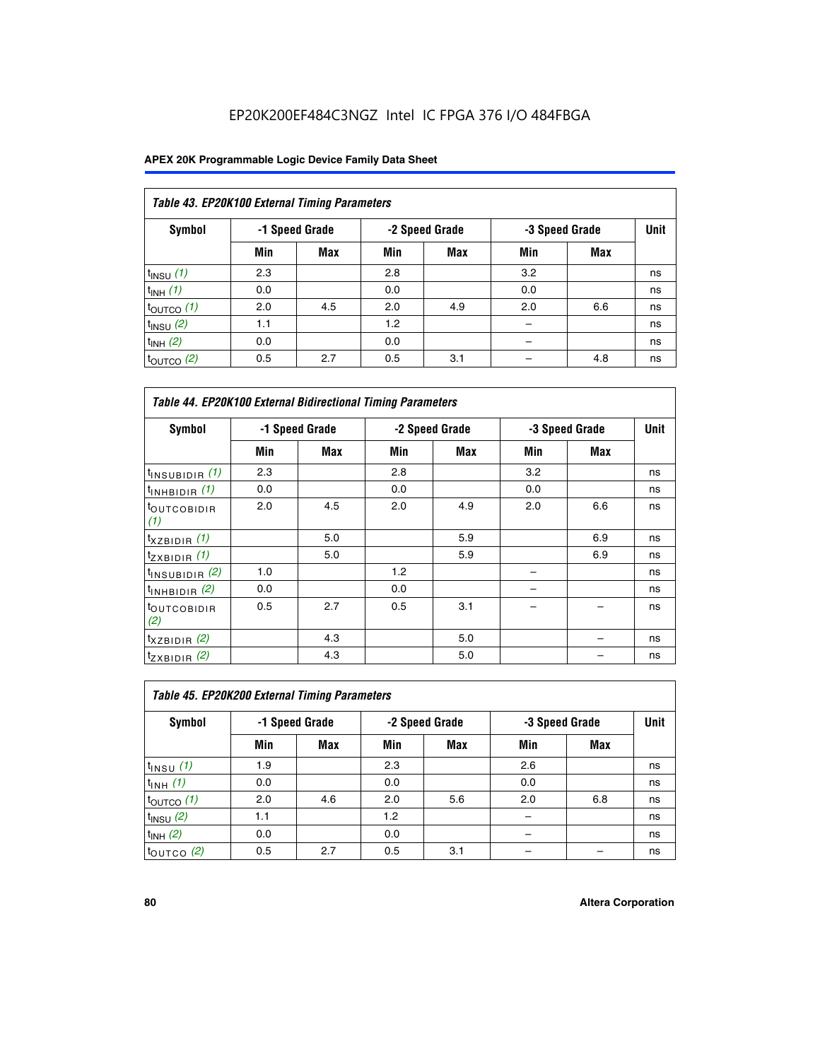# EP20K200EF484C3NGZ Intel IC FPGA 376 I/O 484FBGA

**APEX 20K Programmable Logic Device Family Data Sheet**

*Table 43. EP20K100 External Timing Parameters*

| Symbol | -1 Speed Grade | | -2 Speed Grade | | -3 Speed Grade | | Unit |
|---|---|---|---|---|---|---|---|
| | Min | Max | Min | Max | Min | Max | |
| $t_{INSU}$ *(1)* | 2.3 | | 2.8 | | 3.2 | | ns |
| $t_{INH}$ *(1)* | 0.0 | | 0.0 | | 0.0 | | ns |
| $t_{OUTCO}$ *(1)* | 2.0 | 4.5 | 2.0 | 4.9 | 2.0 | 6.6 | ns |
| $t_{INSU}$ *(2)* | 1.1 | | 1.2 | | – | | ns |
| $t_{INH}$ *(2)* | 0.0 | | 0.0 | | – | | ns |
| $t_{OUTCO}$ *(2)* | 0.5 | 2.7 | 0.5 | 3.1 | – | 4.8 | ns |

*Table 44. EP20K100 External Bidirectional Timing Parameters*

| Symbol | -1 Speed Grade | | -2 Speed Grade | | -3 Speed Grade | | Unit |
|---|---|---|---|---|---|---|---|
| | Min | Max | Min | Max | Min | Max | |
| $t_{INSUBIDIR}$ *(1)* | 2.3 | | 2.8 | | 3.2 | | ns |
| $t_{INHBIDIR}$ *(1)* | 0.0 | | 0.0 | | 0.0 | | ns |
| $t_{OUTCOBIDIR}$ *(1)* | 2.0 | 4.5 | 2.0 | 4.9 | 2.0 | 6.6 | ns |
| $t_{XZBIDIR}$ *(1)* | | 5.0 | | 5.9 | | 6.9 | ns |
| $t_{ZXBIDIR}$ *(1)* | | 5.0 | | 5.9 | | 6.9 | ns |
| $t_{INSUBIDIR}$ *(2)* | 1.0 | | 1.2 | | – | | ns |
| $t_{INHBIDIR}$ *(2)* | 0.0 | | 0.0 | | – | | ns |
| $t_{OUTCOBIDIR}$ *(2)* | 0.5 | 2.7 | 0.5 | 3.1 | – | – | ns |
| $t_{XZBIDIR}$ *(2)* | | 4.3 | | 5.0 | | – | ns |
| $t_{ZXBIDIR}$ *(2)* | | 4.3 | | 5.0 | | – | ns |

*Table 45. EP20K200 External Timing Parameters*

| Symbol | -1 Speed Grade | | -2 Speed Grade | | -3 Speed Grade | | Unit |
|---|---|---|---|---|---|---|---|
| | Min | Max | Min | Max | Min | Max | |
| $t_{INSU}$ *(1)* | 1.9 | | 2.3 | | 2.6 | | ns |
| $t_{INH}$ *(1)* | 0.0 | | 0.0 | | 0.0 | | ns |
| $t_{OUTCO}$ *(1)* | 2.0 | 4.6 | 2.0 | 5.6 | 2.0 | 6.8 | ns |
| $t_{INSU}$ *(2)* | 1.1 | | 1.2 | | – | | ns |
| $t_{INH}$ *(2)* | 0.0 | | 0.0 | | – | | ns |
| $t_{OUTCO}$ *(2)* | 0.5 | 2.7 | 0.5 | 3.1 | – | – | ns |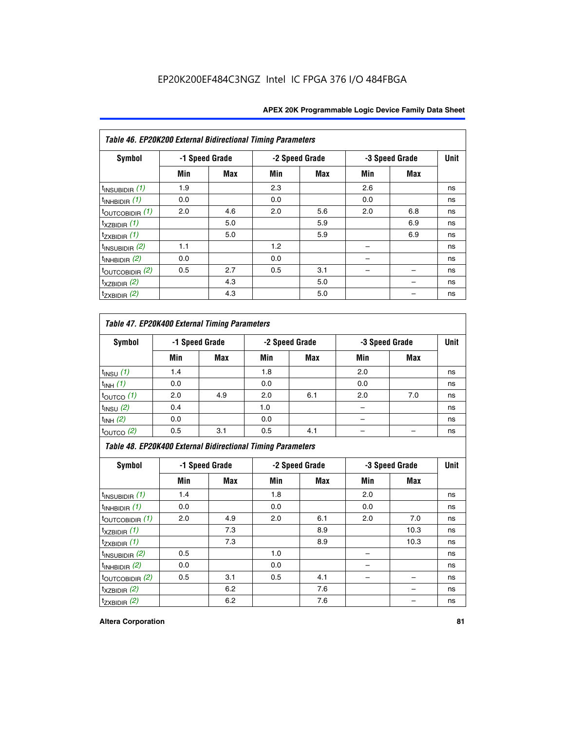EP20K200EF484C3NGZ Intel IC FPGA 376 I/O 484FBGA

**Table 46. EP20K200 External Bidirectional Timing Parameters**

| Symbol | -1 Speed Grade | | -2 Speed Grade | | -3 Speed Grade | | Unit |
|---|---|---|---|---|---|---|---|
| | Min | Max | Min | Max | Min | Max | |
| $t_{INSUBIDIR}$ *(1)* | 1.9 | | 2.3 | | 2.6 | | ns |
| $t_{INHBIDIR}$ *(1)* | 0.0 | | 0.0 | | 0.0 | | ns |
| $t_{OUTCOBIDIR}$ *(1)* | 2.0 | 4.6 | 2.0 | 5.6 | 2.0 | 6.8 | ns |
| $t_{XZBIDIR}$ *(1)* | | 5.0 | | 5.9 | | 6.9 | ns |
| $t_{ZXBIDIR}$ *(1)* | | 5.0 | | 5.9 | | 6.9 | ns |
| $t_{INSUBIDIR}$ *(2)* | 1.1 | | 1.2 | | – | | ns |
| $t_{INHBIDIR}$ *(2)* | 0.0 | | 0.0 | | – | | ns |
| $t_{OUTCOBIDIR}$ *(2)* | 0.5 | 2.7 | 0.5 | 3.1 | – | – | ns |
| $t_{XZBIDIR}$ *(2)* | | 4.3 | | 5.0 | | – | ns |
| $t_{ZXBIDIR}$ *(2)* | | 4.3 | | 5.0 | | – | ns |

**Table 47. EP20K400 External Timing Parameters**

| Symbol | -1 Speed Grade | | -2 Speed Grade | | -3 Speed Grade | | Unit |
|---|---|---|---|---|---|---|---|
| | Min | Max | Min | Max | Min | Max | |
| $t_{INSU}$ *(1)* | 1.4 | | 1.8 | | 2.0 | | ns |
| $t_{INH}$ *(1)* | 0.0 | | 0.0 | | 0.0 | | ns |
| $t_{OUTCO}$ *(1)* | 2.0 | 4.9 | 2.0 | 6.1 | 2.0 | 7.0 | ns |
| $t_{INSU}$ *(2)* | 0.4 | | 1.0 | | – | | ns |
| $t_{INH}$ *(2)* | 0.0 | | 0.0 | | – | | ns |
| $t_{OUTCO}$ *(2)* | 0.5 | 3.1 | 0.5 | 4.1 | – | – | ns |

**Table 48. EP20K400 External Bidirectional Timing Parameters**

| Symbol | -1 Speed Grade | | -2 Speed Grade | | -3 Speed Grade | | Unit |
|---|---|---|---|---|---|---|---|
| | Min | Max | Min | Max | Min | Max | |
| $t_{INSUBIDIR}$ *(1)* | 1.4 | | 1.8 | | 2.0 | | ns |
| $t_{INHBIDIR}$ *(1)* | 0.0 | | 0.0 | | 0.0 | | ns |
| $t_{OUTCOBIDIR}$ *(1)* | 2.0 | 4.9 | 2.0 | 6.1 | 2.0 | 7.0 | ns |
| $t_{XZBIDIR}$ *(1)* | | 7.3 | | 8.9 | | 10.3 | ns |
| $t_{ZXBIDIR}$ *(1)* | | 7.3 | | 8.9 | | 10.3 | ns |
| $t_{INSUBIDIR}$ *(2)* | 0.5 | | 1.0 | | – | | ns |
| $t_{INHBIDIR}$ *(2)* | 0.0 | | 0.0 | | – | | ns |
| $t_{OUTCOBIDIR}$ *(2)* | 0.5 | 3.1 | 0.5 | 4.1 | – | – | ns |
| $t_{XZBIDIR}$ *(2)* | | 6.2 | | 7.6 | | – | ns |
| $t_{ZXBIDIR}$ *(2)* | | 6.2 | | 7.6 | | – | ns |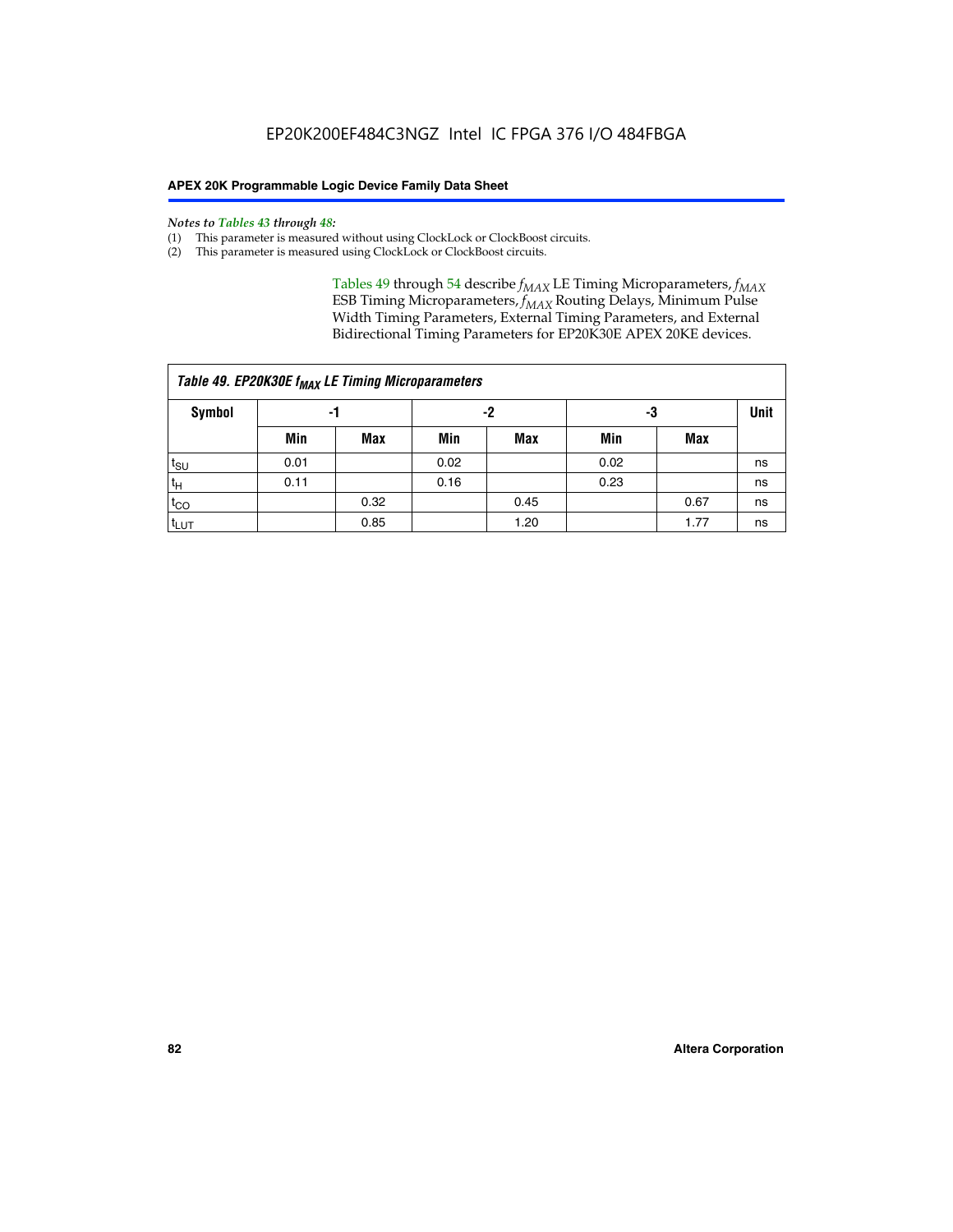*Notes to Tables 43 through 48:*

(1) This parameter is measured without using ClockLock or ClockBoost circuits.
(2) This parameter is measured using ClockLock or ClockBoost circuits.

Tables 49 through 54 describe $f_{MAX}$ LE Timing Microparameters, $f_{MAX}$ ESB Timing Microparameters, $f_{MAX}$ Routing Delays, Minimum Pulse Width Timing Parameters, External Timing Parameters, and External Bidirectional Timing Parameters for EP20K30E APEX 20KE devices.

**Table 49. EP20K30E $f_{MAX}$ LE Timing Microparameters**

| Symbol | -1 | | -2 | | -3 | | Unit |
|---|---|---|---|---|---|---|---|
| | Min | Max | Min | Max | Min | Max | |
| $t_{SU}$ | 0.01 | | 0.02 | | 0.02 | | ns |
| $t_H$ | 0.11 | | 0.16 | | 0.23 | | ns |
| $t_{CO}$ | | 0.32 | | 0.45 | | 0.67 | ns |
| $t_{LUT}$ | | 0.85 | | 1.20 | | 1.77 | ns |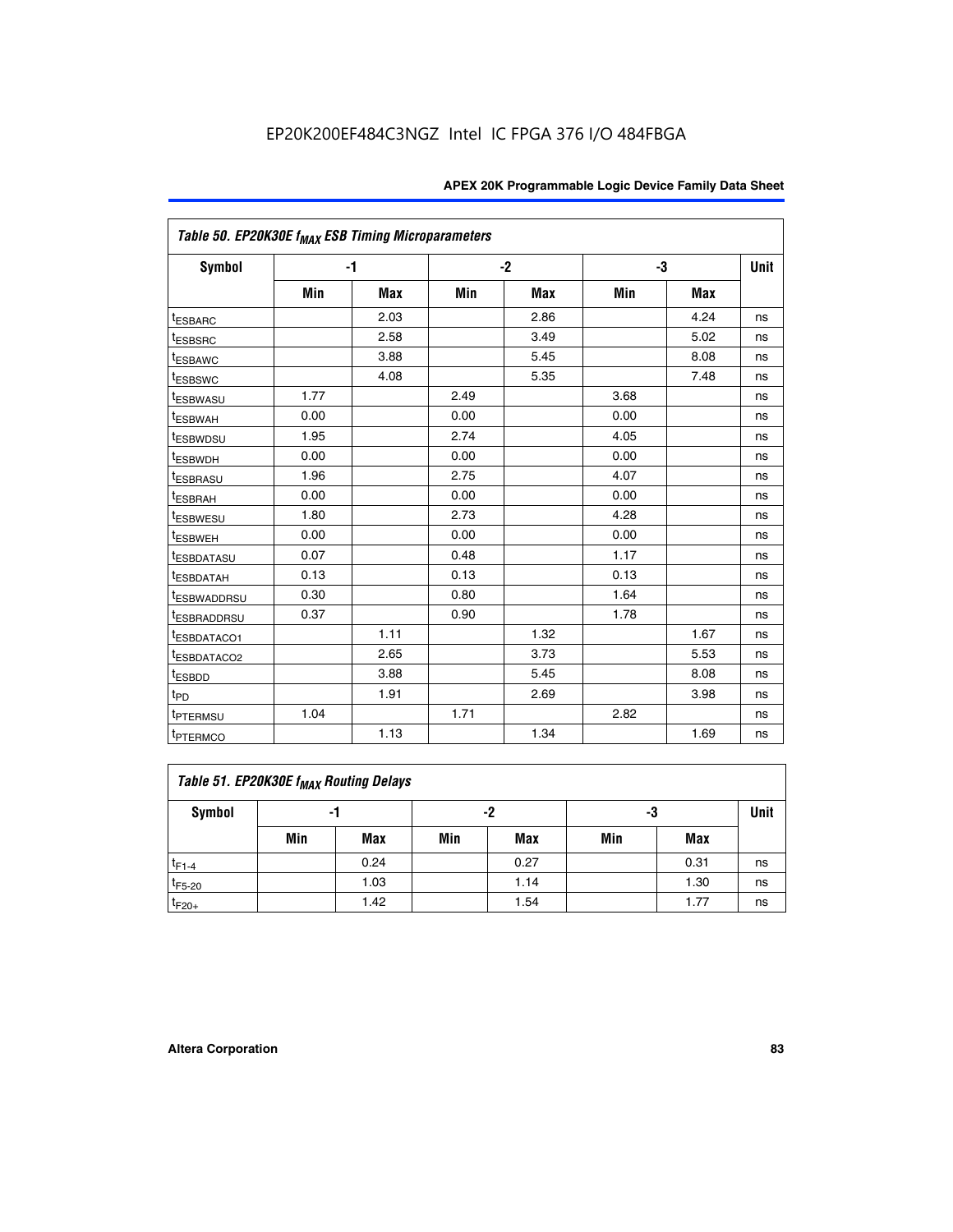Table 50. EP20K30E $f_{MAX}$ ESB Timing Microparameters

| Symbol | -1 | | -2 | | -3 | | Unit |
|---|---|---|---|---|---|---|---|
| | Min | Max | Min | Max | Min | Max | |
| $t_{ESBARC}$ | | 2.03 | | 2.86 | | 4.24 | ns |
| $t_{ESBSRC}$ | | 2.58 | | 3.49 | | 5.02 | ns |
| $t_{ESBAWC}$ | | 3.88 | | 5.45 | | 8.08 | ns |
| $t_{ESBSWC}$ | | 4.08 | | 5.35 | | 7.48 | ns |
| $t_{ESBWASU}$ | 1.77 | | 2.49 | | 3.68 | | ns |
| $t_{ESBWAH}$ | 0.00 | | 0.00 | | 0.00 | | ns |
| $t_{ESBWDSU}$ | 1.95 | | 2.74 | | 4.05 | | ns |
| $t_{ESBWDH}$ | 0.00 | | 0.00 | | 0.00 | | ns |
| $t_{ESBRASU}$ | 1.96 | | 2.75 | | 4.07 | | ns |
| $t_{ESBRAH}$ | 0.00 | | 0.00 | | 0.00 | | ns |
| $t_{ESBWESU}$ | 1.80 | | 2.73 | | 4.28 | | ns |
| $t_{ESBWEH}$ | 0.00 | | 0.00 | | 0.00 | | ns |
| $t_{ESBDATASU}$ | 0.07 | | 0.48 | | 1.17 | | ns |
| $t_{ESBDATAH}$ | 0.13 | | 0.13 | | 0.13 | | ns |
| $t_{ESBWADDRSU}$ | 0.30 | | 0.80 | | 1.64 | | ns |
| $t_{ESBRADDRSU}$ | 0.37 | | 0.90 | | 1.78 | | ns |
| $t_{ESBDATACO1}$ | | 1.11 | | 1.32 | | 1.67 | ns |
| $t_{ESBDATACO2}$ | | 2.65 | | 3.73 | | 5.53 | ns |
| $t_{ESBDD}$ | | 3.88 | | 5.45 | | 8.08 | ns |
| $t_{PD}$ | | 1.91 | | 2.69 | | 3.98 | ns |
| $t_{PTERMSU}$ | 1.04 | | 1.71 | | 2.82 | | ns |
| $t_{PTERMCO}$ | | 1.13 | | 1.34 | | 1.69 | ns |

Table 51. EP20K30E $f_{MAX}$ Routing Delays

| Symbol | -1 | | -2 | | -3 | | Unit |
|---|---|---|---|---|---|---|---|
| | Min | Max | Min | Max | Min | Max | |
| $t_{F1-4}$ | | 0.24 | | 0.27 | | 0.31 | ns |
| $t_{F5-20}$ | | 1.03 | | 1.14 | | 1.30 | ns |
| $t_{F20+}$ | | 1.42 | | 1.54 | | 1.77 | ns |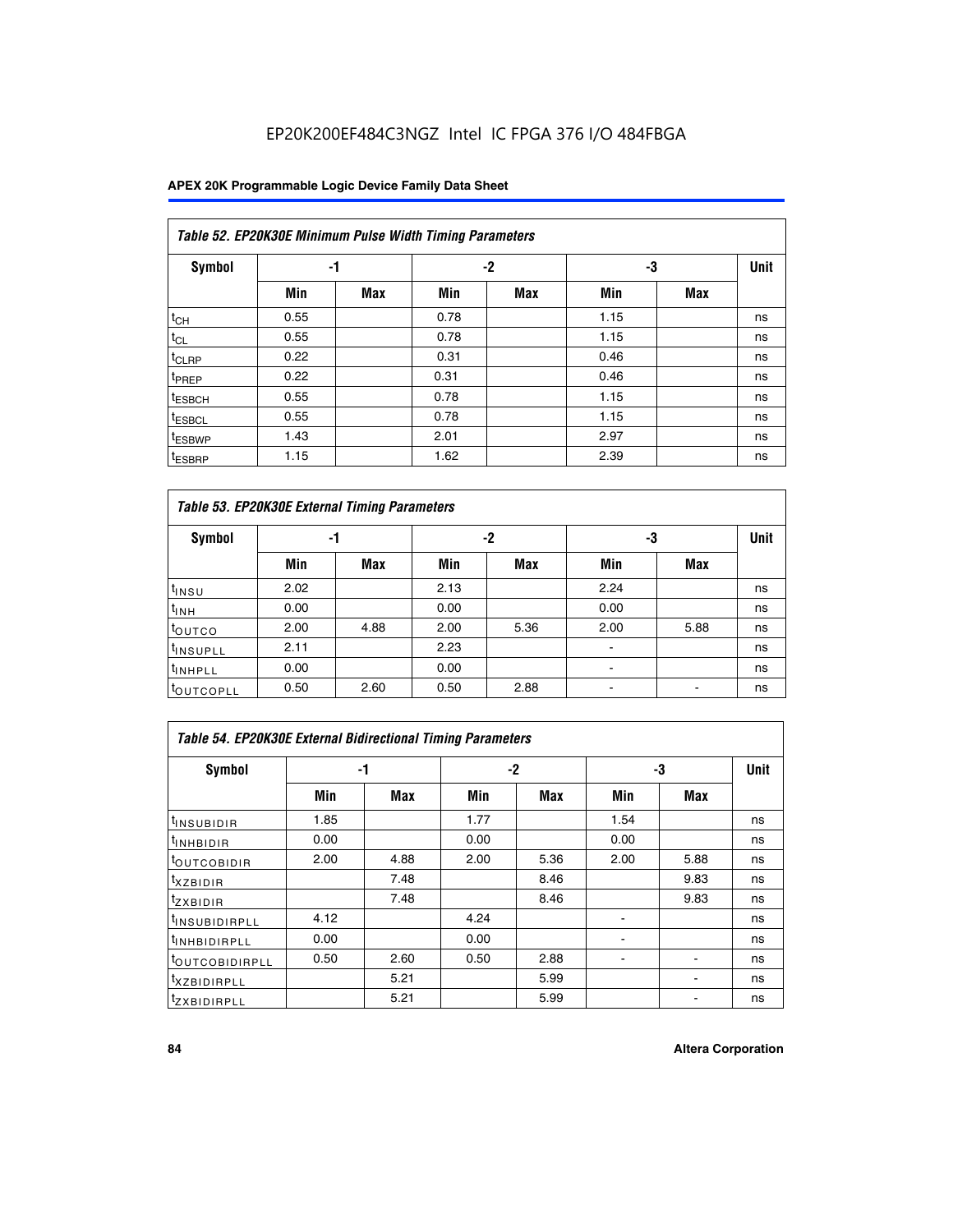EP20K200EF484C3NGZ Intel IC FPGA 376 I/O 484FBGA

| Table 52. EP20K30E Minimum Pulse Width Timing Parameters | | | | | | | |
|---|---|---|---|---|---|---|---|
| Symbol | -1 | | -2 | | -3 | | Unit |
| | Min | Max | Min | Max | Min | Max | |
| $t_{CH}$ | 0.55 | | 0.78 | | 1.15 | | ns |
| $t_{CL}$ | 0.55 | | 0.78 | | 1.15 | | ns |
| $t_{CLRP}$ | 0.22 | | 0.31 | | 0.46 | | ns |
| $t_{PREP}$ | 0.22 | | 0.31 | | 0.46 | | ns |
| $t_{ESBCH}$ | 0.55 | | 0.78 | | 1.15 | | ns |
| $t_{ESBCL}$ | 0.55 | | 0.78 | | 1.15 | | ns |
| $t_{ESBWP}$ | 1.43 | | 2.01 | | 2.97 | | ns |
| $t_{ESBRP}$ | 1.15 | | 1.62 | | 2.39 | | ns |

| Table 53. EP20K30E External Timing Parameters | | | | | | | |
|---|---|---|---|---|---|---|---|
| Symbol | -1 | | -2 | | -3 | | Unit |
| | Min | Max | Min | Max | Min | Max | |
| $t_{INSU}$ | 2.02 | | 2.13 | | 2.24 | | ns |
| $t_{INH}$ | 0.00 | | 0.00 | | 0.00 | | ns |
| $t_{OUTCO}$ | 2.00 | 4.88 | 2.00 | 5.36 | 2.00 | 5.88 | ns |
| $t_{INSUPLL}$ | 2.11 | | 2.23 | | - | | ns |
| $t_{INHPLL}$ | 0.00 | | 0.00 | | - | | ns |
| $t_{OUTCOPLL}$ | 0.50 | 2.60 | 0.50 | 2.88 | - | - | ns |

| Table 54. EP20K30E External Bidirectional Timing Parameters | | | | | | | |
|---|---|---|---|---|---|---|---|
| Symbol | -1 | | -2 | | -3 | | Unit |
| | Min | Max | Min | Max | Min | Max | |
| $t_{INSUBIDIR}$ | 1.85 | | 1.77 | | 1.54 | | ns |
| $t_{INHBIDIR}$ | 0.00 | | 0.00 | | 0.00 | | ns |
| $t_{OUTCOBIDIR}$ | 2.00 | 4.88 | 2.00 | 5.36 | 2.00 | 5.88 | ns |
| $t_{XZBIDIR}$ | | 7.48 | | 8.46 | | 9.83 | ns |
| $t_{ZXBIDIR}$ | | 7.48 | | 8.46 | | 9.83 | ns |
| $t_{INSUBIDIRPLL}$ | 4.12 | | 4.24 | | - | | ns |
| $t_{INHBIDIRPLL}$ | 0.00 | | 0.00 | | - | | ns |
| $t_{OUTCOBIDIRPLL}$ | 0.50 | 2.60 | 0.50 | 2.88 | - | - | ns |
| $t_{XZBIDIRPLL}$ | | 5.21 | | 5.99 | | - | ns |
| $t_{ZXBIDIRPLL}$ | | 5.21 | | 5.99 | | - | ns |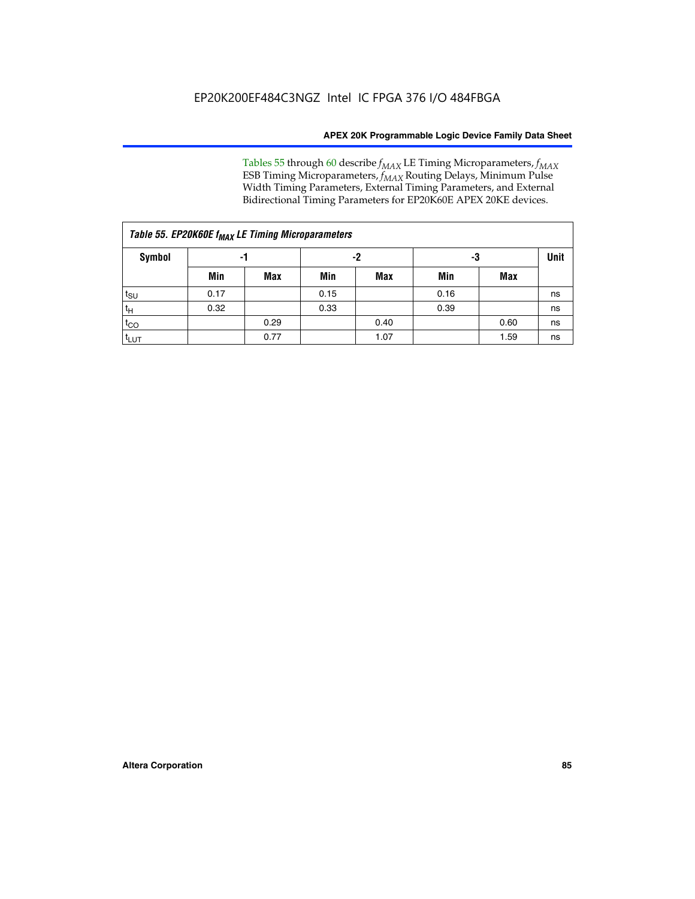Tables 55 through 60 describe $f_{MAX}$ LE Timing Microparameters, $f_{MAX}$ ESB Timing Microparameters, $f_{MAX}$ Routing Delays, Minimum Pulse Width Timing Parameters, External Timing Parameters, and External Bidirectional Timing Parameters for EP20K60E APEX 20KE devices.

| Table 55. EP20K60E $f_{MAX}$ LE Timing Microparameters | | | | | | | |
|---|---|---|---|---|---|---|---|
| Symbol | -1 | | -2 | | -3 | | Unit |
| | Min | Max | Min | Max | Min | Max | |
| $t_{SU}$ | 0.17 | | 0.15 | | 0.16 | | ns |
| $t_H$ | 0.32 | | 0.33 | | 0.39 | | ns |
| $t_{CO}$ | | 0.29 | | 0.40 | | 0.60 | ns |
| $t_{LUT}$ | | 0.77 | | 1.07 | | 1.59 | ns |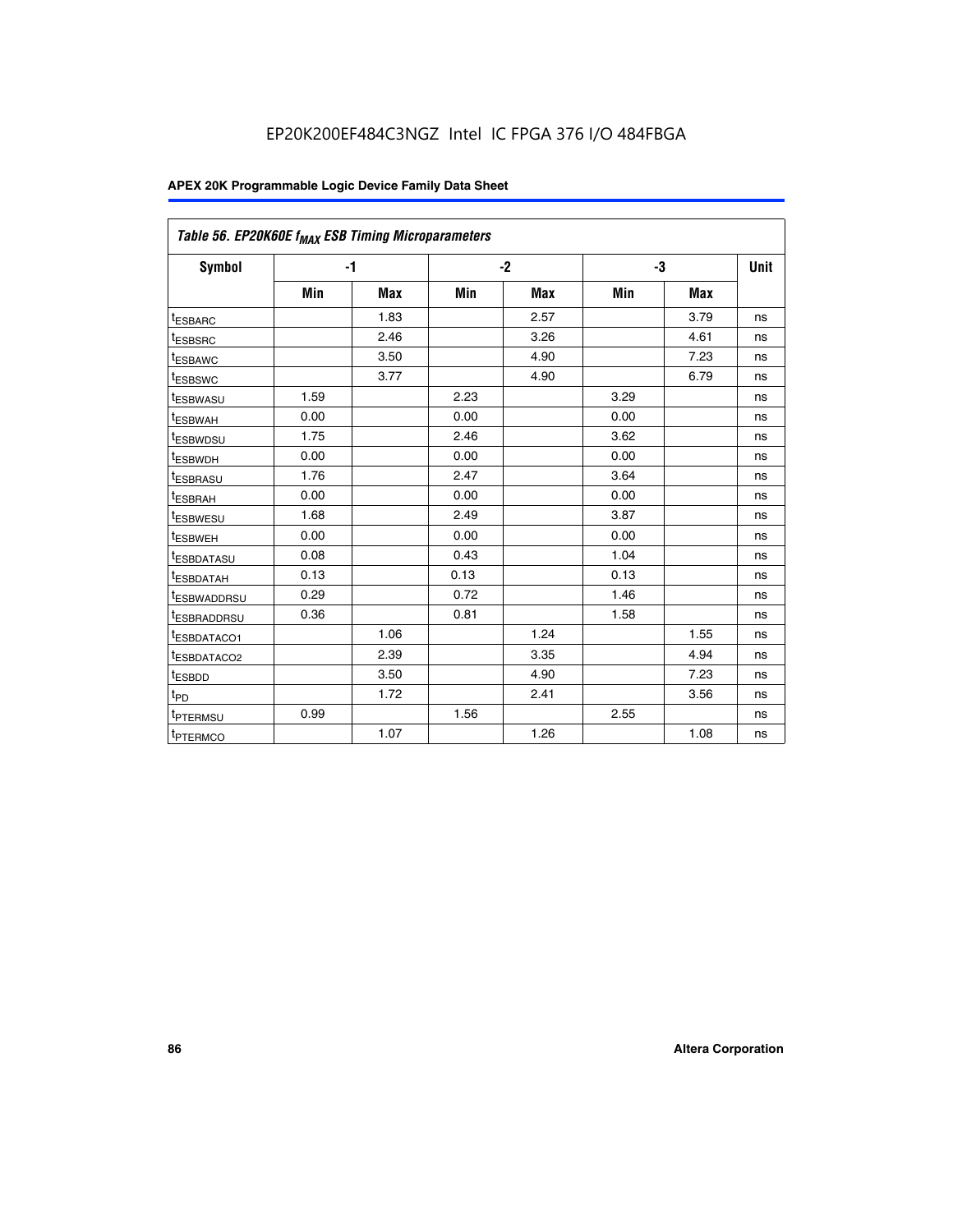## Table 56. EP20K60E $f_{MAX}$ ESB Timing Microparameters

| Symbol | -1 | | -2 | | -3 | | Unit |
|---|---|---|---|---|---|---|---|
| | Min | Max | Min | Max | Min | Max | |
| $t_{ESBARC}$ | | 1.83 | | 2.57 | | 3.79 | ns |
| $t_{ESBSRC}$ | | 2.46 | | 3.26 | | 4.61 | ns |
| $t_{ESBAWC}$ | | 3.50 | | 4.90 | | 7.23 | ns |
| $t_{ESBSWC}$ | | 3.77 | | 4.90 | | 6.79 | ns |
| $t_{ESBWASU}$ | 1.59 | | 2.23 | | 3.29 | | ns |
| $t_{ESBWAH}$ | 0.00 | | 0.00 | | 0.00 | | ns |
| $t_{ESBWDSU}$ | 1.75 | | 2.46 | | 3.62 | | ns |
| $t_{ESBWDH}$ | 0.00 | | 0.00 | | 0.00 | | ns |
| $t_{ESBRASU}$ | 1.76 | | 2.47 | | 3.64 | | ns |
| $t_{ESBRAH}$ | 0.00 | | 0.00 | | 0.00 | | ns |
| $t_{ESBWESU}$ | 1.68 | | 2.49 | | 3.87 | | ns |
| $t_{ESBWEH}$ | 0.00 | | 0.00 | | 0.00 | | ns |
| $t_{ESBDATASU}$ | 0.08 | | 0.43 | | 1.04 | | ns |
| $t_{ESBDATAH}$ | 0.13 | | 0.13 | | 0.13 | | ns |
| $t_{ESBWADDRSU}$ | 0.29 | | 0.72 | | 1.46 | | ns |
| $t_{ESBRADDRSU}$ | 0.36 | | 0.81 | | 1.58 | | ns |
| $t_{ESBDATACO1}$ | | 1.06 | | 1.24 | | 1.55 | ns |
| $t_{ESBDATACO2}$ | | 2.39 | | 3.35 | | 4.94 | ns |
| $t_{ESBDD}$ | | 3.50 | | 4.90 | | 7.23 | ns |
| $t_{PD}$ | | 1.72 | | 2.41 | | 3.56 | ns |
| $t_{PTERMSU}$ | 0.99 | | 1.56 | | 2.55 | | ns |
| $t_{PTERMCO}$ | | 1.07 | | 1.26 | | 1.08 | ns |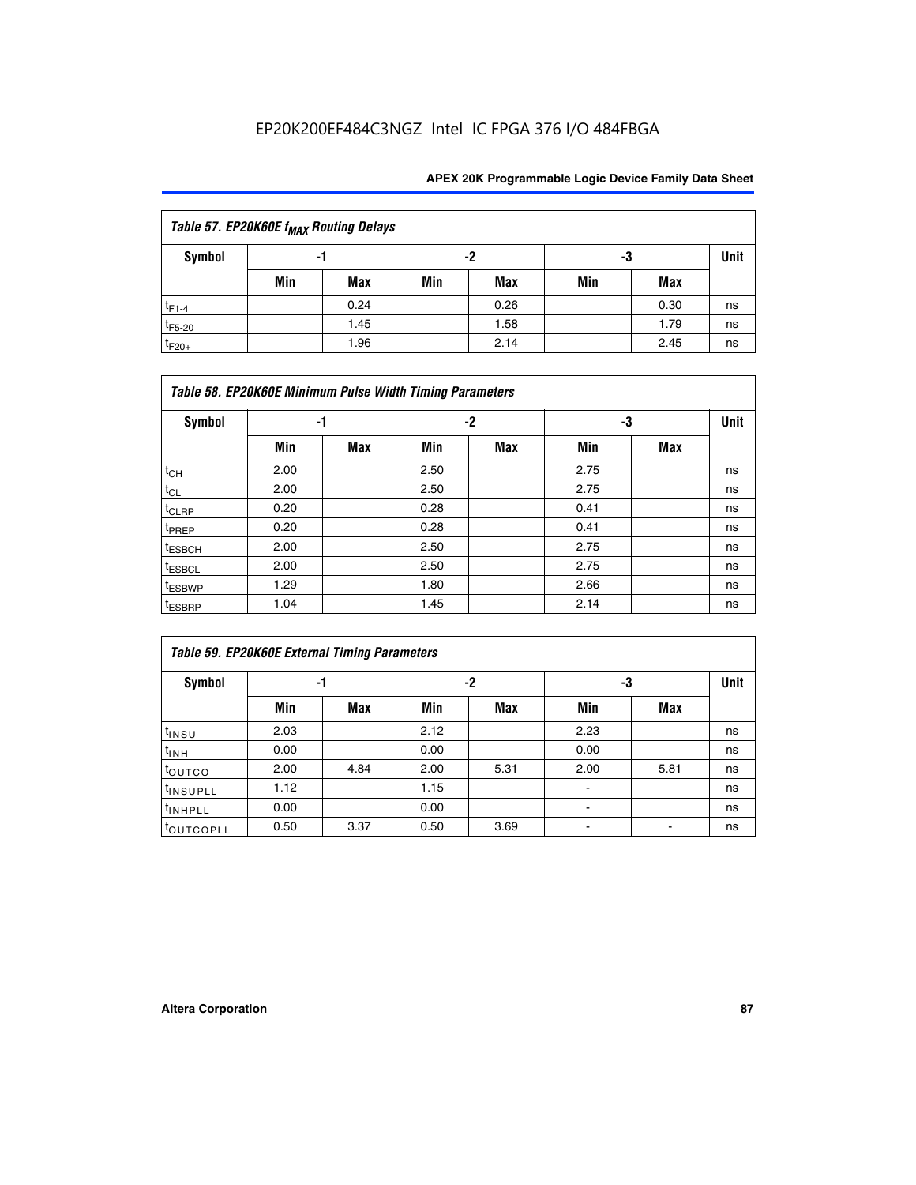**Table 57. EP20K60E $f_{MAX}$ Routing Delays**

| Symbol | -1 | | -2 | | -3 | | Unit |
|---|---|---|---|---|---|---|---|
| | Min | Max | Min | Max | Min | Max | |
| $t_{F1-4}$ | | 0.24 | | 0.26 | | 0.30 | ns |
| $t_{F5-20}$ | | 1.45 | | 1.58 | | 1.79 | ns |
| $t_{F20+}$ | | 1.96 | | 2.14 | | 2.45 | ns |

**Table 58. EP20K60E Minimum Pulse Width Timing Parameters**

| Symbol | -1 | | -2 | | -3 | | Unit |
|---|---|---|---|---|---|---|---|
| | Min | Max | Min | Max | Min | Max | |
| $t_{CH}$ | 2.00 | | 2.50 | | 2.75 | | ns |
| $t_{CL}$ | 2.00 | | 2.50 | | 2.75 | | ns |
| $t_{CLRP}$ | 0.20 | | 0.28 | | 0.41 | | ns |
| $t_{PREP}$ | 0.20 | | 0.28 | | 0.41 | | ns |
| $t_{ESBCH}$ | 2.00 | | 2.50 | | 2.75 | | ns |
| $t_{ESBCL}$ | 2.00 | | 2.50 | | 2.75 | | ns |
| $t_{ESBWP}$ | 1.29 | | 1.80 | | 2.66 | | ns |
| $t_{ESBRP}$ | 1.04 | | 1.45 | | 2.14 | | ns |

**Table 59. EP20K60E External Timing Parameters**

| Symbol | -1 | | -2 | | -3 | | Unit |
|---|---|---|---|---|---|---|---|
| | Min | Max | Min | Max | Min | Max | |
| $t_{INSU}$ | 2.03 | | 2.12 | | 2.23 | | ns |
| $t_{INH}$ | 0.00 | | 0.00 | | 0.00 | | ns |
| $t_{OUTCO}$ | 2.00 | 4.84 | 2.00 | 5.31 | 2.00 | 5.81 | ns |
| $t_{INSUPLL}$ | 1.12 | | 1.15 | | - | | ns |
| $t_{INHPLL}$ | 0.00 | | 0.00 | | - | | ns |
| $t_{OUTCOPLL}$ | 0.50 | 3.37 | 0.50 | 3.69 | - | - | ns |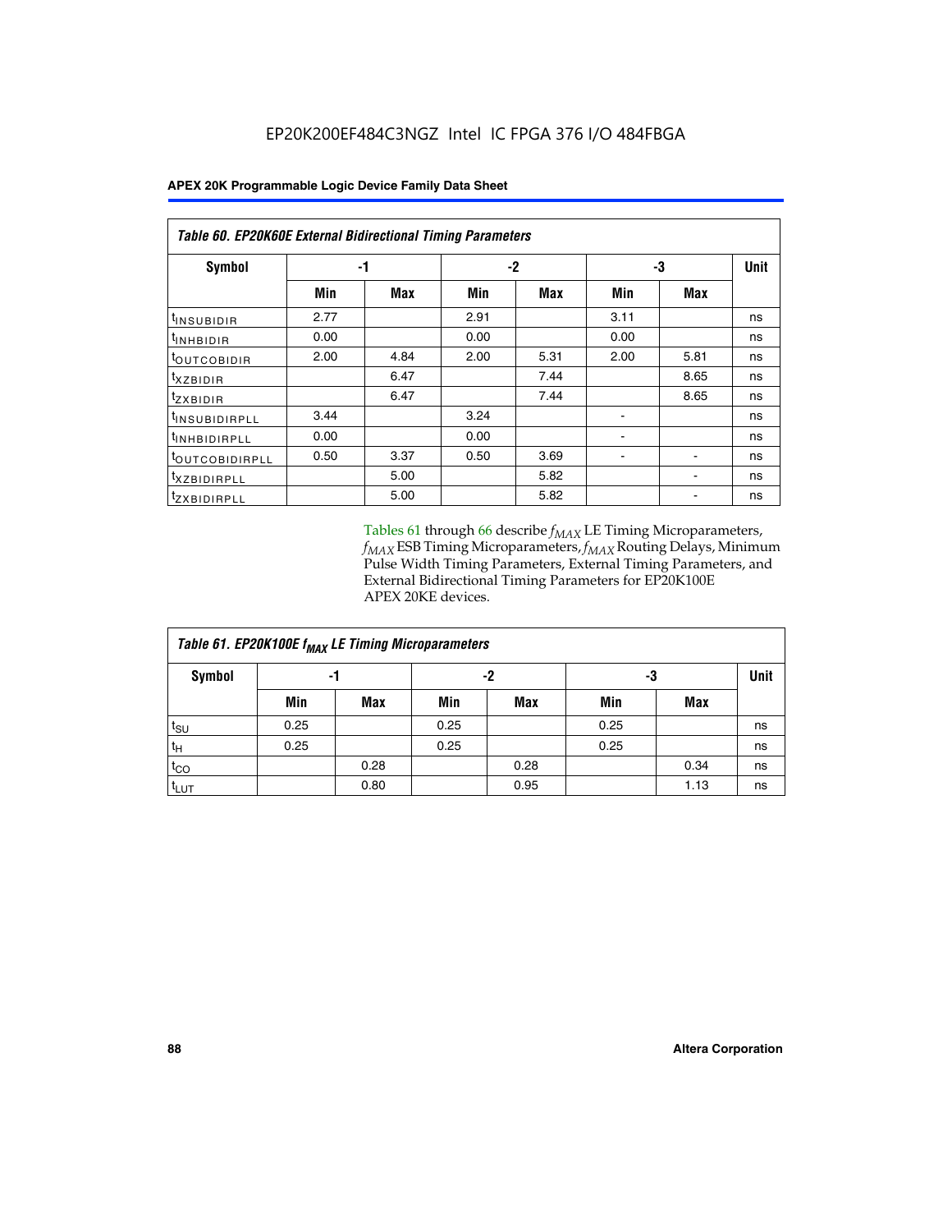EP20K200EF484C3NGZ Intel IC FPGA 376 I/O 484FBGA

| Table 60. EP20K60E External Bidirectional Timing Parameters | | | | | | | |
|---|---|---|---|---|---|---|---|
| Symbol | -1 | | -2 | | -3 | | Unit |
| | Min | Max | Min | Max | Min | Max | |
| $t_{INSUBIDIR}$ | 2.77 | | 2.91 | | 3.11 | | ns |
| $t_{INHBIDIR}$ | 0.00 | | 0.00 | | 0.00 | | ns |
| $t_{OUTCOBIDIR}$ | 2.00 | 4.84 | 2.00 | 5.31 | 2.00 | 5.81 | ns |
| $t_{XZBIDIR}$ | | 6.47 | | 7.44 | | 8.65 | ns |
| $t_{ZXBIDIR}$ | | 6.47 | | 7.44 | | 8.65 | ns |
| $t_{INSUBIDIRPLL}$ | 3.44 | | 3.24 | | - | | ns |
| $t_{INHBIDIRPLL}$ | 0.00 | | 0.00 | | - | | ns |
| $t_{OUTCOBIDIRPLL}$ | 0.50 | 3.37 | 0.50 | 3.69 | - | - | ns |
| $t_{XZBIDIRPLL}$ | | 5.00 | | 5.82 | | - | ns |
| $t_{ZXBIDIRPLL}$ | | 5.00 | | 5.82 | | - | ns |

Tables 61 through 66 describe $f_{MAX}$ LE Timing Microparameters, $f_{MAX}$ ESB Timing Microparameters, $f_{MAX}$ Routing Delays, Minimum Pulse Width Timing Parameters, External Timing Parameters, and External Bidirectional Timing Parameters for EP20K100E APEX 20KE devices.

| Table 61. EP20K100E $f_{MAX}$ LE Timing Microparameters | | | | | | | |
|---|---|---|---|---|---|---|---|
| Symbol | -1 | | -2 | | -3 | | Unit |
| | Min | Max | Min | Max | Min | Max | |
| $t_{SU}$ | 0.25 | | 0.25 | | 0.25 | | ns |
| $t_H$ | 0.25 | | 0.25 | | 0.25 | | ns |
| $t_{CO}$ | | 0.28 | | 0.28 | | 0.34 | ns |
| $t_{LUT}$ | | 0.80 | | 0.95 | | 1.13 | ns |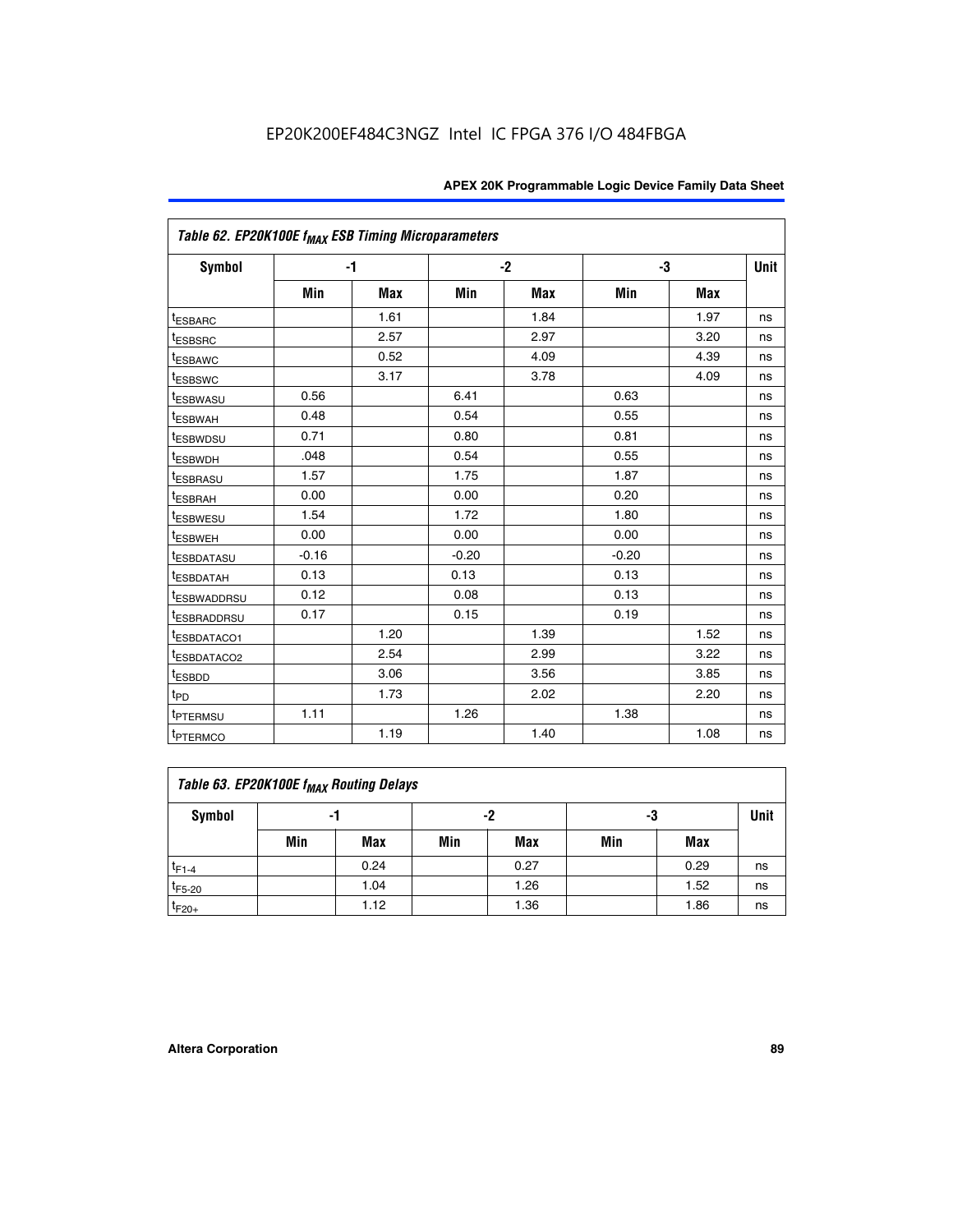EP20K200EF484C3NGZ Intel IC FPGA 376 I/O 484FBGA

### Table 62. EP20K100E $f_{MAX}$ ESB Timing Microparameters

| Symbol | -1 | | -2 | | -3 | | Unit |
|---|---|---|---|---|---|---|---|
| | Min | Max | Min | Max | Min | Max | |
| $t_{ESBARC}$ | | 1.61 | | 1.84 | | 1.97 | ns |
| $t_{ESBSRC}$ | | 2.57 | | 2.97 | | 3.20 | ns |
| $t_{ESBAWC}$ | | 0.52 | | 4.09 | | 4.39 | ns |
| $t_{ESBSWC}$ | | 3.17 | | 3.78 | | 4.09 | ns |
| $t_{ESBWASU}$ | 0.56 | | 6.41 | | 0.63 | | ns |
| $t_{ESBWAH}$ | 0.48 | | 0.54 | | 0.55 | | ns |
| $t_{ESBWDSU}$ | 0.71 | | 0.80 | | 0.81 | | ns |
| $t_{ESBWDH}$ | .048 | | 0.54 | | 0.55 | | ns |
| $t_{ESBRASU}$ | 1.57 | | 1.75 | | 1.87 | | ns |
| $t_{ESBRAH}$ | 0.00 | | 0.00 | | 0.20 | | ns |
| $t_{ESBWESU}$ | 1.54 | | 1.72 | | 1.80 | | ns |
| $t_{ESBWEH}$ | 0.00 | | 0.00 | | 0.00 | | ns |
| $t_{ESBDATASU}$ | -0.16 | | -0.20 | | -0.20 | | ns |
| $t_{ESBDATAH}$ | 0.13 | | 0.13 | | 0.13 | | ns |
| $t_{ESBWADDRSU}$ | 0.12 | | 0.08 | | 0.13 | | ns |
| $t_{ESBRADDRSU}$ | 0.17 | | 0.15 | | 0.19 | | ns |
| $t_{ESBDATACO1}$ | | 1.20 | | 1.39 | | 1.52 | ns |
| $t_{ESBDATACO2}$ | | 2.54 | | 2.99 | | 3.22 | ns |
| $t_{ESBDD}$ | | 3.06 | | 3.56 | | 3.85 | ns |
| $t_{PD}$ | | 1.73 | | 2.02 | | 2.20 | ns |
| $t_{PTERMSU}$ | 1.11 | | 1.26 | | 1.38 | | ns |
| $t_{PTERMCO}$ | | 1.19 | | 1.40 | | 1.08 | ns |

### Table 63. EP20K100E $f_{MAX}$ Routing Delays

| Symbol | -1 | | -2 | | -3 | | Unit |
|---|---|---|---|---|---|---|---|
| | Min | Max | Min | Max | Min | Max | |
| $t_{F1-4}$ | | 0.24 | | 0.27 | | 0.29 | ns |
| $t_{F5-20}$ | | 1.04 | | 1.26 | | 1.52 | ns |
| $t_{F20+}$ | | 1.12 | | 1.36 | | 1.86 | ns |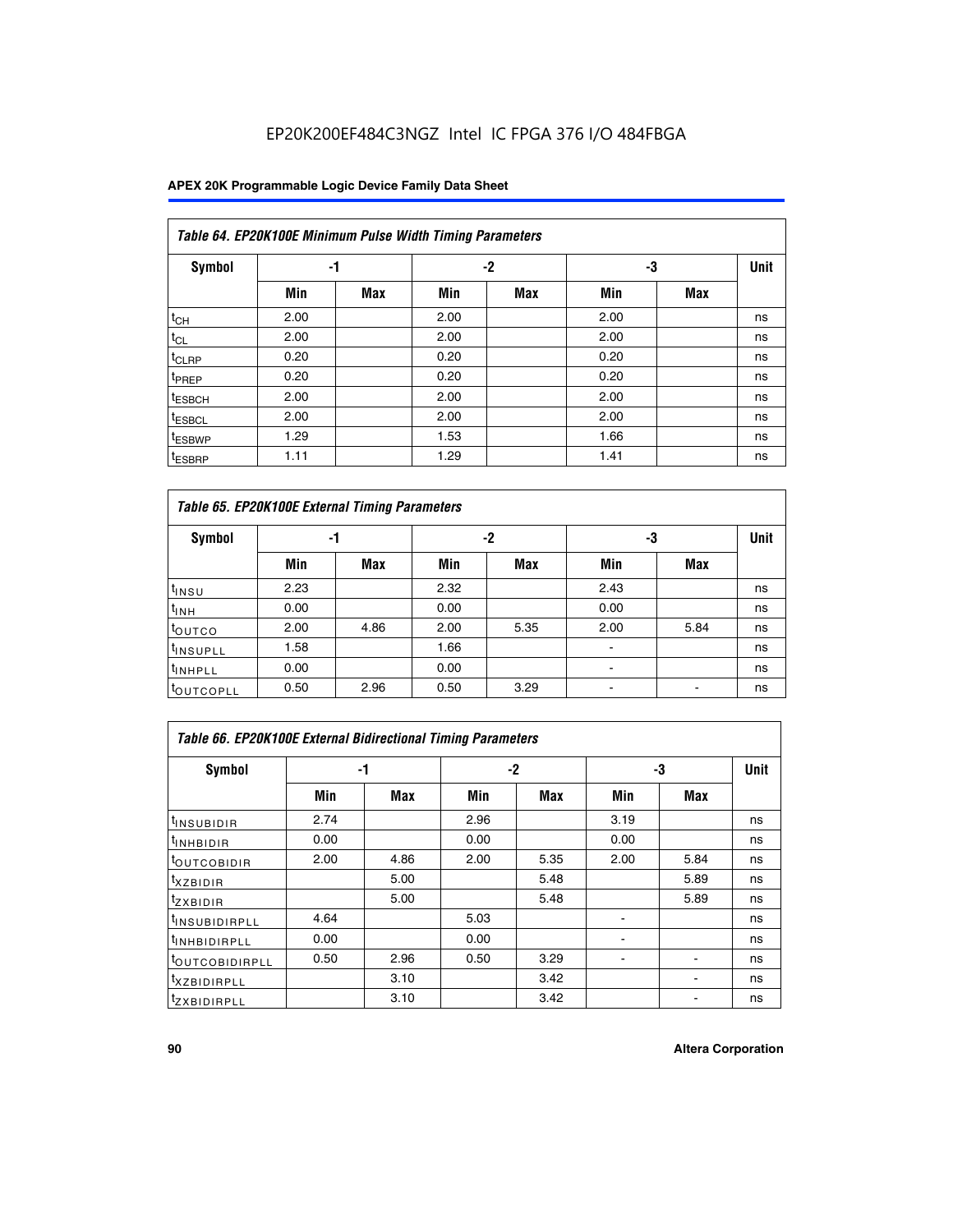EP20K200EF484C3NGZ Intel IC FPGA 376 I/O 484FBGA

| Table 64. EP20K100E Minimum Pulse Width Timing Parameters | | | | | | | |
|---|---|---|---|---|---|---|---|
| Symbol | -1 | | -2 | | -3 | | Unit |
| | Min | Max | Min | Max | Min | Max | |
| $t_{CH}$ | 2.00 | | 2.00 | | 2.00 | | ns |
| $t_{CL}$ | 2.00 | | 2.00 | | 2.00 | | ns |
| $t_{CLRP}$ | 0.20 | | 0.20 | | 0.20 | | ns |
| $t_{PREP}$ | 0.20 | | 0.20 | | 0.20 | | ns |
| $t_{ESBCH}$ | 2.00 | | 2.00 | | 2.00 | | ns |
| $t_{ESBCL}$ | 2.00 | | 2.00 | | 2.00 | | ns |
| $t_{ESBWP}$ | 1.29 | | 1.53 | | 1.66 | | ns |
| $t_{ESBRP}$ | 1.11 | | 1.29 | | 1.41 | | ns |

| Table 65. EP20K100E External Timing Parameters | | | | | | | |
|---|---|---|---|---|---|---|---|
| Symbol | -1 | | -2 | | -3 | | Unit |
| | Min | Max | Min | Max | Min | Max | |
| $t_{INSU}$ | 2.23 | | 2.32 | | 2.43 | | ns |
| $t_{INH}$ | 0.00 | | 0.00 | | 0.00 | | ns |
| $t_{OUTCO}$ | 2.00 | 4.86 | 2.00 | 5.35 | 2.00 | 5.84 | ns |
| $t_{INSUPLL}$ | 1.58 | | 1.66 | | - | | ns |
| $t_{INHPLL}$ | 0.00 | | 0.00 | | - | | ns |
| $t_{OUTCOPLL}$ | 0.50 | 2.96 | 0.50 | 3.29 | - | - | ns |

| Table 66. EP20K100E External Bidirectional Timing Parameters | | | | | | | |
|---|---|---|---|---|---|---|---|
| Symbol | -1 | | -2 | | -3 | | Unit |
| | Min | Max | Min | Max | Min | Max | |
| $t_{INSUBIDIR}$ | 2.74 | | 2.96 | | 3.19 | | ns |
| $t_{INHBIDIR}$ | 0.00 | | 0.00 | | 0.00 | | ns |
| $t_{OUTCOBIDIR}$ | 2.00 | 4.86 | 2.00 | 5.35 | 2.00 | 5.84 | ns |
| $t_{XZBIDIR}$ | | 5.00 | | 5.48 | | 5.89 | ns |
| $t_{ZXBIDIR}$ | | 5.00 | | 5.48 | | 5.89 | ns |
| $t_{INSUBIDIRPLL}$ | 4.64 | | 5.03 | | - | | ns |
| $t_{INHBIDIRPLL}$ | 0.00 | | 0.00 | | - | | ns |
| $t_{OUTCOBIDIRPLL}$ | 0.50 | 2.96 | 0.50 | 3.29 | - | - | ns |
| $t_{XZBIDIRPLL}$ | | 3.10 | | 3.42 | | - | ns |
| $t_{ZXBIDIRPLL}$ | | 3.10 | | 3.42 | | - | ns |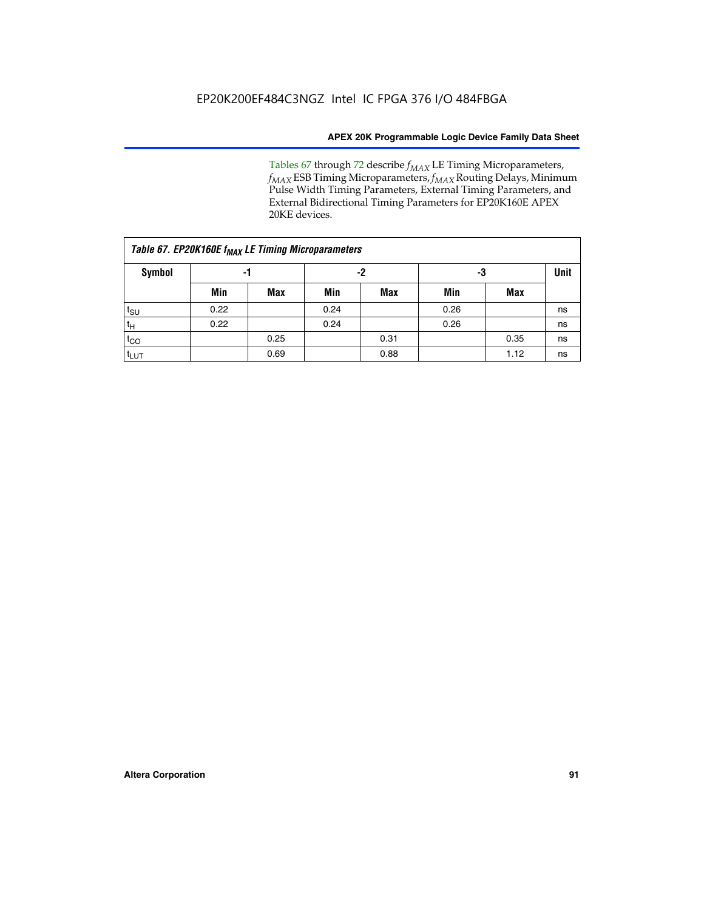Tables 67 through 72 describe $f_{MAX}$ LE Timing Microparameters, $f_{MAX}$ ESB Timing Microparameters, $f_{MAX}$ Routing Delays, Minimum Pulse Width Timing Parameters, External Timing Parameters, and External Bidirectional Timing Parameters for EP20K160E APEX 20KE devices.

**Table 67. EP20K160E $f_{MAX}$ LE Timing Microparameters**

| Symbol | -1 | | -2 | | -3 | | Unit |
|---|---|---|---|---|---|---|---|
| | Min | Max | Min | Max | Min | Max | |
| $t_{SU}$ | 0.22 | | 0.24 | | 0.26 | | ns |
| $t_H$ | 0.22 | | 0.24 | | 0.26 | | ns |
| $t_{CO}$ | | 0.25 | | 0.31 | | 0.35 | ns |
| $t_{LUT}$ | | 0.69 | | 0.88 | | 1.12 | ns |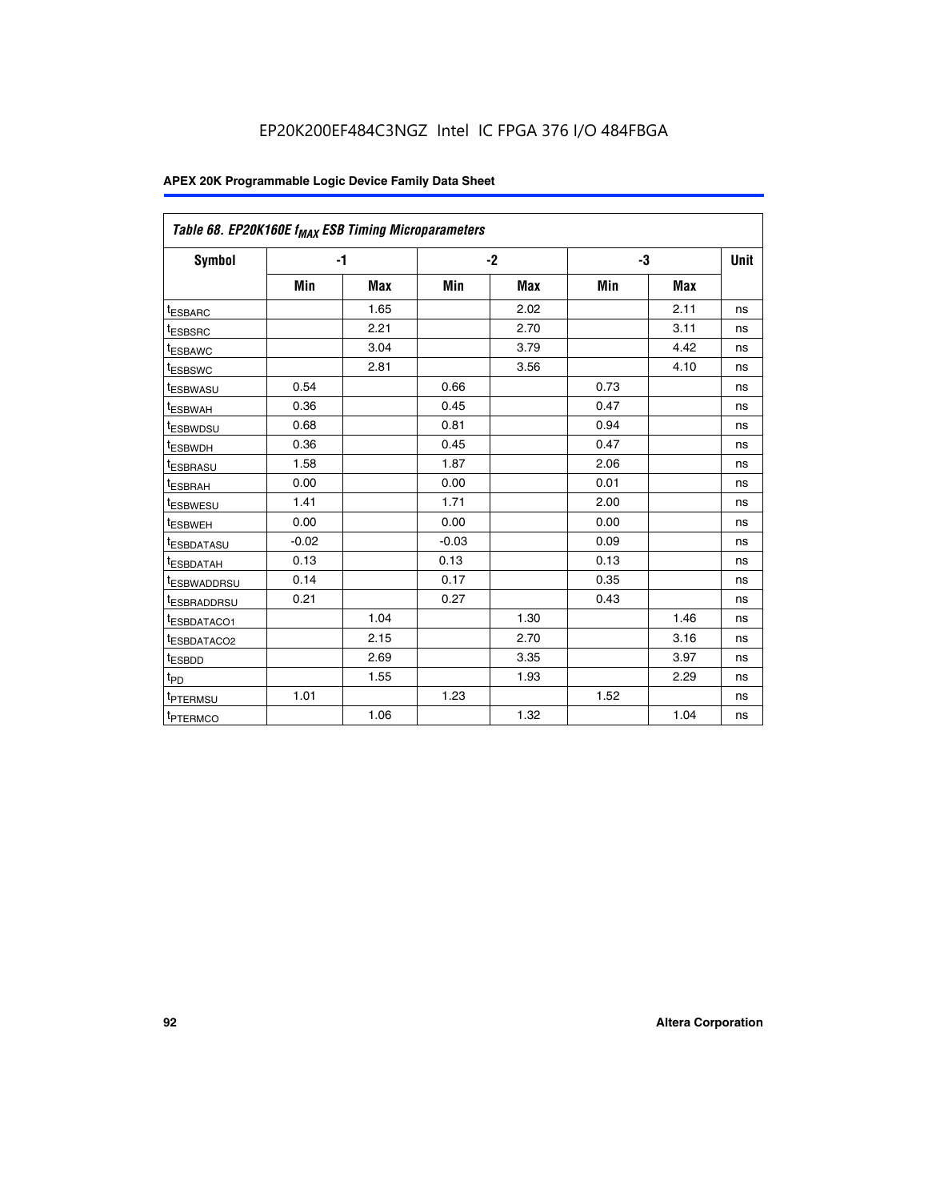Table 68. EP20K160E $f_{MAX}$ ESB Timing Microparameters

| Symbol | -1 | | -2 | | -3 | | Unit |
|---|---|---|---|---|---|---|---|
| | Min | Max | Min | Max | Min | Max | |
| $t_{ESBARC}$ | | 1.65 | | 2.02 | | 2.11 | ns |
| $t_{ESBSRC}$ | | 2.21 | | 2.70 | | 3.11 | ns |
| $t_{ESBAWC}$ | | 3.04 | | 3.79 | | 4.42 | ns |
| $t_{ESBSWC}$ | | 2.81 | | 3.56 | | 4.10 | ns |
| $t_{ESBWASU}$ | 0.54 | | 0.66 | | 0.73 | | ns |
| $t_{ESBWAH}$ | 0.36 | | 0.45 | | 0.47 | | ns |
| $t_{ESBWDSU}$ | 0.68 | | 0.81 | | 0.94 | | ns |
| $t_{ESBWDH}$ | 0.36 | | 0.45 | | 0.47 | | ns |
| $t_{ESBRASU}$ | 1.58 | | 1.87 | | 2.06 | | ns |
| $t_{ESBRAH}$ | 0.00 | | 0.00 | | 0.01 | | ns |
| $t_{ESBWESU}$ | 1.41 | | 1.71 | | 2.00 | | ns |
| $t_{ESBWEH}$ | 0.00 | | 0.00 | | 0.00 | | ns |
| $t_{ESBDATASU}$ | -0.02 | | -0.03 | | 0.09 | | ns |
| $t_{ESBDATAH}$ | 0.13 | | 0.13 | | 0.13 | | ns |
| $t_{ESBWADDRSU}$ | 0.14 | | 0.17 | | 0.35 | | ns |
| $t_{ESBRADDRSU}$ | 0.21 | | 0.27 | | 0.43 | | ns |
| $t_{ESBDATACO1}$ | | 1.04 | | 1.30 | | 1.46 | ns |
| $t_{ESBDATACO2}$ | | 2.15 | | 2.70 | | 3.16 | ns |
| $t_{ESBDD}$ | | 2.69 | | 3.35 | | 3.97 | ns |
| $t_{PD}$ | | 1.55 | | 1.93 | | 2.29 | ns |
| $t_{PTERMSU}$ | 1.01 | | 1.23 | | 1.52 | | ns |
| $t_{PTERMCO}$ | | 1.06 | | 1.32 | | 1.04 | ns |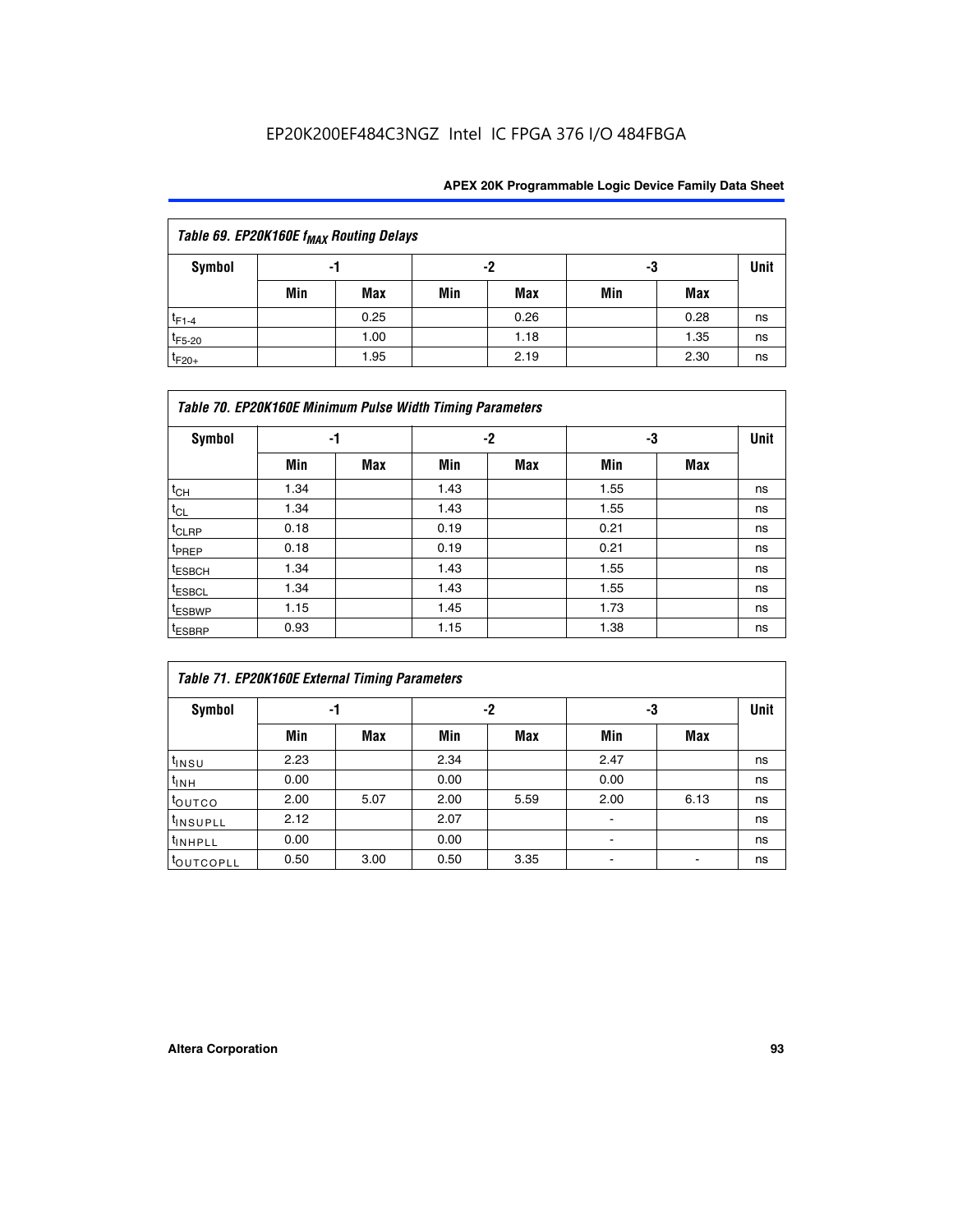Table 69. EP20K160E $f_{MAX}$ Routing Delays

| Symbol | -1 | | -2 | | -3 | | Unit |
|---|---|---|---|---|---|---|---|
| | Min | Max | Min | Max | Min | Max | |
| $t_{F1-4}$ | | 0.25 | | 0.26 | | 0.28 | ns |
| $t_{F5-20}$ | | 1.00 | | 1.18 | | 1.35 | ns |
| $t_{F20+}$ | | 1.95 | | 2.19 | | 2.30 | ns |

Table 70. EP20K160E Minimum Pulse Width Timing Parameters

| Symbol | -1 | | -2 | | -3 | | Unit |
|---|---|---|---|---|---|---|---|
| | Min | Max | Min | Max | Min | Max | |
| $t_{CH}$ | 1.34 | | 1.43 | | 1.55 | | ns |
| $t_{CL}$ | 1.34 | | 1.43 | | 1.55 | | ns |
| $t_{CLRP}$ | 0.18 | | 0.19 | | 0.21 | | ns |
| $t_{PREP}$ | 0.18 | | 0.19 | | 0.21 | | ns |
| $t_{ESBCH}$ | 1.34 | | 1.43 | | 1.55 | | ns |
| $t_{ESBCL}$ | 1.34 | | 1.43 | | 1.55 | | ns |
| $t_{ESBWP}$ | 1.15 | | 1.45 | | 1.73 | | ns |
| $t_{ESBRP}$ | 0.93 | | 1.15 | | 1.38 | | ns |

Table 71. EP20K160E External Timing Parameters

| Symbol | -1 | | -2 | | -3 | | Unit |
|---|---|---|---|---|---|---|---|
| | Min | Max | Min | Max | Min | Max | |
| $t_{INSU}$ | 2.23 | | 2.34 | | 2.47 | | ns |
| $t_{INH}$ | 0.00 | | 0.00 | | 0.00 | | ns |
| $t_{OUTCO}$ | 2.00 | 5.07 | 2.00 | 5.59 | 2.00 | 6.13 | ns |
| $t_{INSUPLL}$ | 2.12 | | 2.07 | | - | | ns |
| $t_{INHPLL}$ | 0.00 | | 0.00 | | - | | ns |
| $t_{OUTCOPLL}$ | 0.50 | 3.00 | 0.50 | 3.35 | - | - | ns |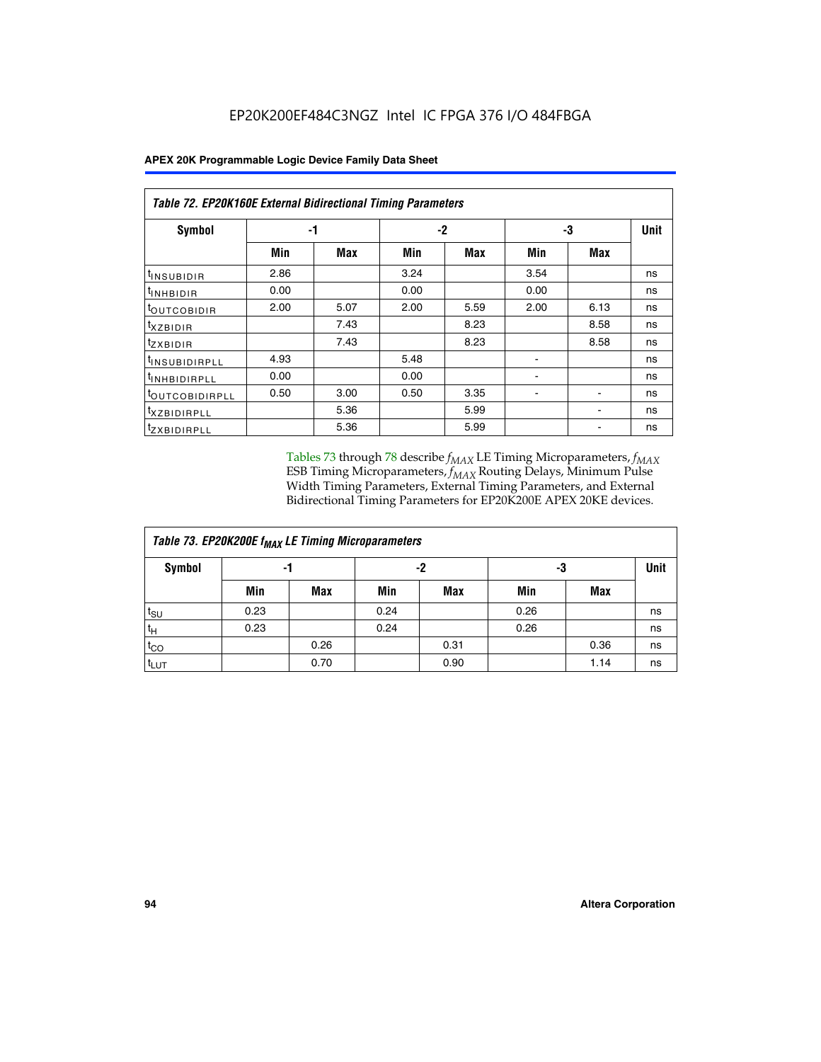EP20K200EF484C3NGZ Intel IC FPGA 376 I/O 484FBGA

| Table 72. EP20K160E External Bidirectional Timing Parameters | | | | | | | |
|---|---|---|---|---|---|---|---|
| Symbol | -1 | | -2 | | -3 | | Unit |
| | Min | Max | Min | Max | Min | Max | |
| $t_{INSUBIDIR}$ | 2.86 | | 3.24 | | 3.54 | | ns |
| $t_{INHBIDIR}$ | 0.00 | | 0.00 | | 0.00 | | ns |
| $t_{OUTCOBIDIR}$ | 2.00 | 5.07 | 2.00 | 5.59 | 2.00 | 6.13 | ns |
| $t_{XZBIDIR}$ | | 7.43 | | 8.23 | | 8.58 | ns |
| $t_{ZXBIDIR}$ | | 7.43 | | 8.23 | | 8.58 | ns |
| $t_{INSUBIDIRPLL}$ | 4.93 | | 5.48 | | - | | ns |
| $t_{INHBIDIRPLL}$ | 0.00 | | 0.00 | | - | | ns |
| $t_{OUTCOBIDIRPLL}$ | 0.50 | 3.00 | 0.50 | 3.35 | - | - | ns |
| $t_{XZBIDIRPLL}$ | | 5.36 | | 5.99 | | - | ns |
| $t_{ZXBIDIRPLL}$ | | 5.36 | | 5.99 | | - | ns |

Tables 73 through 78 describe $f_{MAX}$ LE Timing Microparameters, $f_{MAX}$ ESB Timing Microparameters, $f_{MAX}$ Routing Delays, Minimum Pulse Width Timing Parameters, External Timing Parameters, and External Bidirectional Timing Parameters for EP20K200E APEX 20KE devices.

| Table 73. EP20K200E $f_{MAX}$ LE Timing Microparameters | | | | | | | |
|---|---|---|---|---|---|---|---|
| Symbol | -1 | | -2 | | -3 | | Unit |
| | Min | Max | Min | Max | Min | Max | |
| $t_{SU}$ | 0.23 | | 0.24 | | 0.26 | | ns |
| $t_H$ | 0.23 | | 0.24 | | 0.26 | | ns |
| $t_{CO}$ | | 0.26 | | 0.31 | | 0.36 | ns |
| $t_{LUT}$ | | 0.70 | | 0.90 | | 1.14 | ns |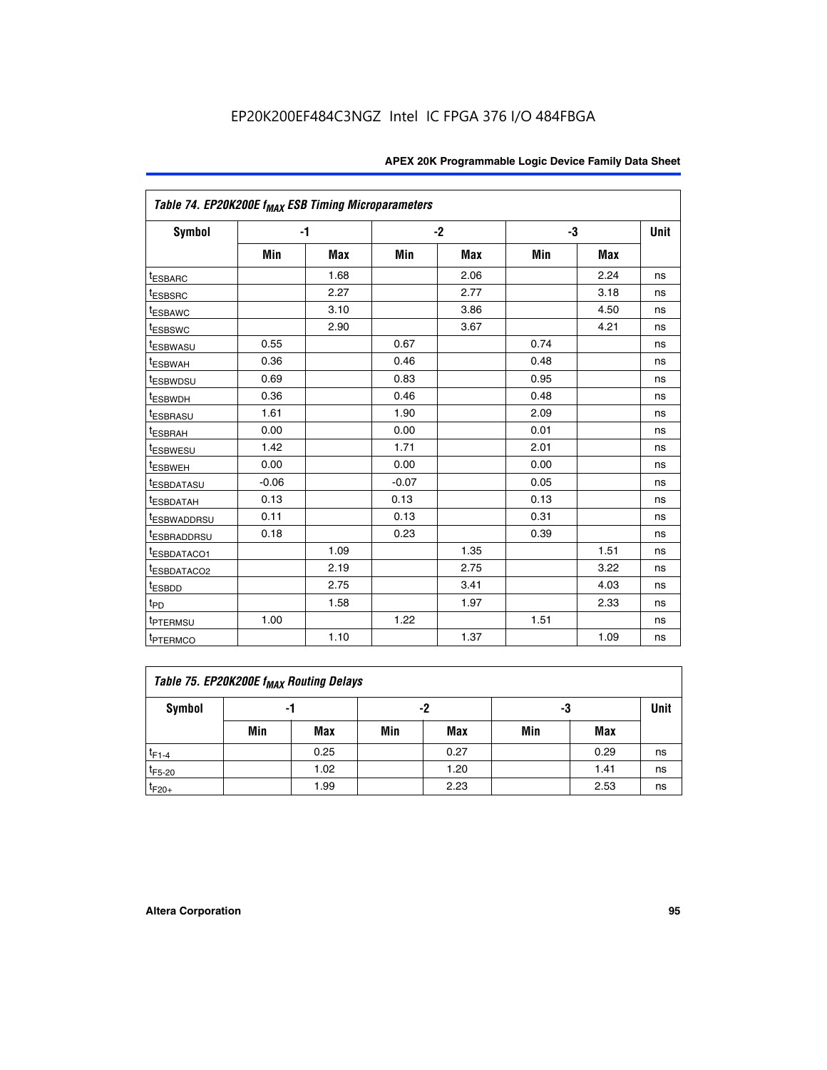| Table 74. EP20K200E $f_{MAX}$ ESB Timing Microparameters | | | | | | | |
|---|---|---|---|---|---|---|---|
| Symbol | -1 | | -2 | | -3 | | Unit |
| | Min | Max | Min | Max | Min | Max | |
| $t_{ESBARC}$ | | 1.68 | | 2.06 | | 2.24 | ns |
| $t_{ESBSRC}$ | | 2.27 | | 2.77 | | 3.18 | ns |
| $t_{ESBAWC}$ | | 3.10 | | 3.86 | | 4.50 | ns |
| $t_{ESBSWC}$ | | 2.90 | | 3.67 | | 4.21 | ns |
| $t_{ESBWASU}$ | 0.55 | | 0.67 | | 0.74 | | ns |
| $t_{ESBWAH}$ | 0.36 | | 0.46 | | 0.48 | | ns |
| $t_{ESBWDSU}$ | 0.69 | | 0.83 | | 0.95 | | ns |
| $t_{ESBWDH}$ | 0.36 | | 0.46 | | 0.48 | | ns |
| $t_{ESBRASU}$ | 1.61 | | 1.90 | | 2.09 | | ns |
| $t_{ESBRAH}$ | 0.00 | | 0.00 | | 0.01 | | ns |
| $t_{ESBWESU}$ | 1.42 | | 1.71 | | 2.01 | | ns |
| $t_{ESBWEH}$ | 0.00 | | 0.00 | | 0.00 | | ns |
| $t_{ESBDATASU}$ | -0.06 | | -0.07 | | 0.05 | | ns |
| $t_{ESBDATAH}$ | 0.13 | | 0.13 | | 0.13 | | ns |
| $t_{ESBWADDRSU}$ | 0.11 | | 0.13 | | 0.31 | | ns |
| $t_{ESBRADDRSU}$ | 0.18 | | 0.23 | | 0.39 | | ns |
| $t_{ESBDATACO1}$ | | 1.09 | | 1.35 | | 1.51 | ns |
| $t_{ESBDATACO2}$ | | 2.19 | | 2.75 | | 3.22 | ns |
| $t_{ESBDD}$ | | 2.75 | | 3.41 | | 4.03 | ns |
| $t_{PD}$ | | 1.58 | | 1.97 | | 2.33 | ns |
| $t_{PTERMSU}$ | 1.00 | | 1.22 | | 1.51 | | ns |
| $t_{PTERMCO}$ | | 1.10 | | 1.37 | | 1.09 | ns |

| Table 75. EP20K200E $f_{MAX}$ Routing Delays | | | | | | | |
|---|---|---|---|---|---|---|---|
| Symbol | -1 | | -2 | | -3 | | Unit |
| | Min | Max | Min | Max | Min | Max | |
| $t_{F1-4}$ | | 0.25 | | 0.27 | | 0.29 | ns |
| $t_{F5-20}$ | | 1.02 | | 1.20 | | 1.41 | ns |
| $t_{F20+}$ | | 1.99 | | 2.23 | | 2.53 | ns |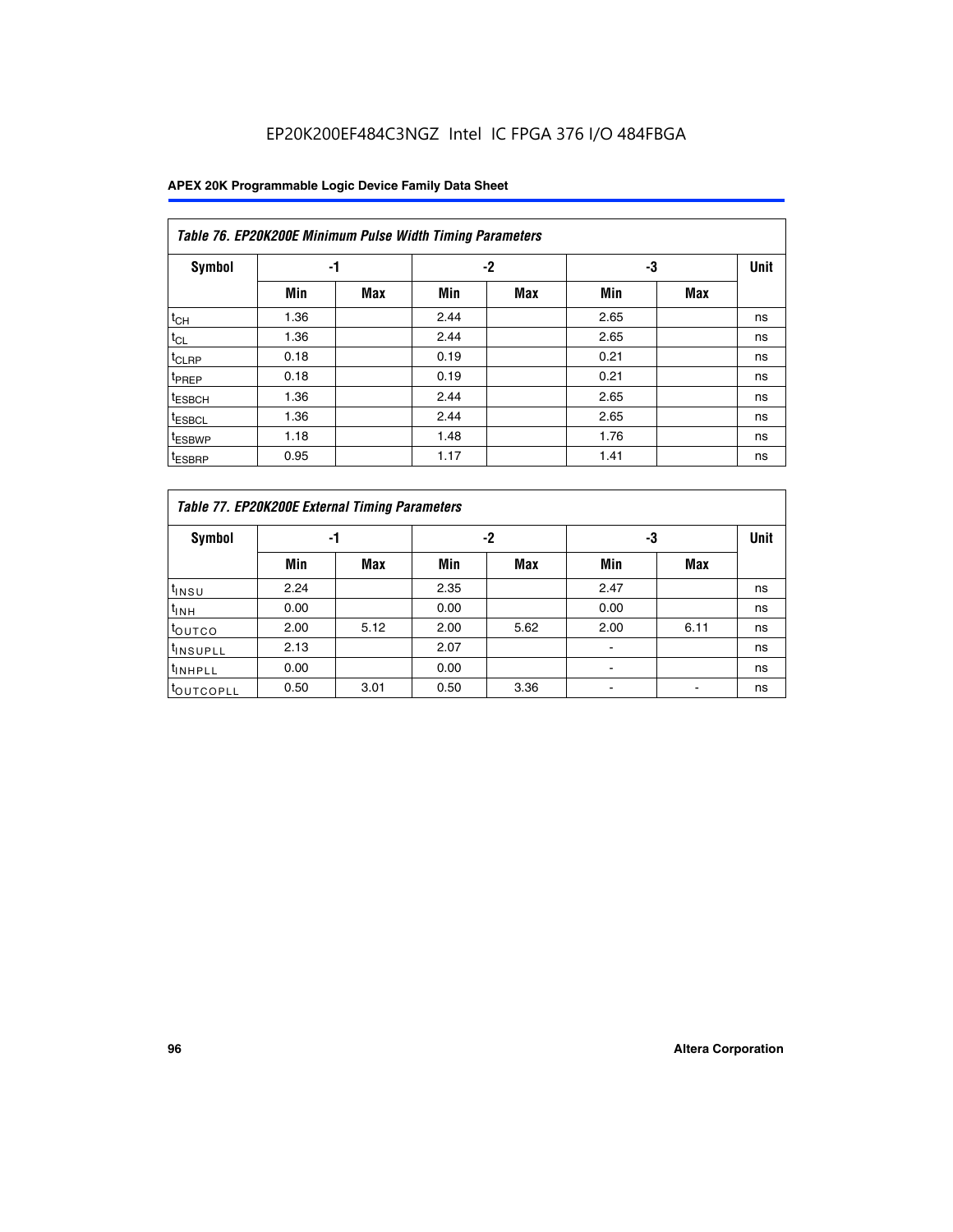### Table 76. EP20K200E Minimum Pulse Width Timing Parameters

| Symbol | -1 | | -2 | | -3 | | Unit |
|---|---|---|---|---|---|---|---|
| | Min | Max | Min | Max | Min | Max | |
| $t_{CH}$ | 1.36 | | 2.44 | | 2.65 | | ns |
| $t_{CL}$ | 1.36 | | 2.44 | | 2.65 | | ns |
| $t_{CLRP}$ | 0.18 | | 0.19 | | 0.21 | | ns |
| $t_{PREP}$ | 0.18 | | 0.19 | | 0.21 | | ns |
| $t_{ESBCH}$ | 1.36 | | 2.44 | | 2.65 | | ns |
| $t_{ESBCL}$ | 1.36 | | 2.44 | | 2.65 | | ns |
| $t_{ESBWP}$ | 1.18 | | 1.48 | | 1.76 | | ns |
| $t_{ESBRP}$ | 0.95 | | 1.17 | | 1.41 | | ns |

### Table 77. EP20K200E External Timing Parameters

| Symbol | -1 | | -2 | | -3 | | Unit |
|---|---|---|---|---|---|---|---|
| | Min | Max | Min | Max | Min | Max | |
| $t_{INSU}$ | 2.24 | | 2.35 | | 2.47 | | ns |
| $t_{INH}$ | 0.00 | | 0.00 | | 0.00 | | ns |
| $t_{OUTCO}$ | 2.00 | 5.12 | 2.00 | 5.62 | 2.00 | 6.11 | ns |
| $t_{INSUPLL}$ | 2.13 | | 2.07 | | - | | ns |
| $t_{INHPLL}$ | 0.00 | | 0.00 | | - | | ns |
| $t_{OUTCOPLL}$ | 0.50 | 3.01 | 0.50 | 3.36 | - | - | ns |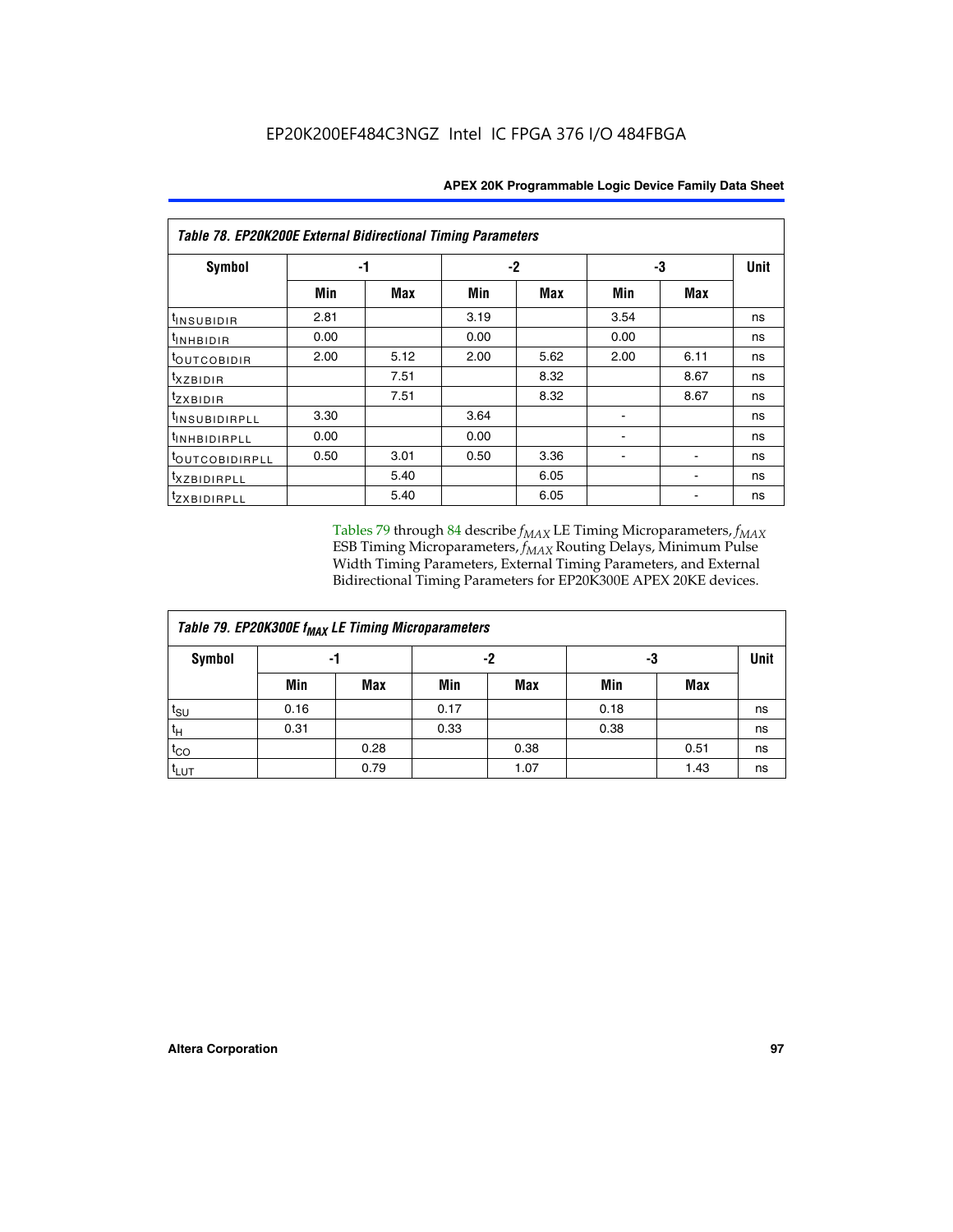**Table 78. EP20K200E External Bidirectional Timing Parameters**

| Symbol | -1 | | -2 | | -3 | | Unit |
|---|---|---|---|---|---|---|---|
| | Min | Max | Min | Max | Min | Max | |
| $t_{INSUBIDIR}$ | 2.81 | | 3.19 | | 3.54 | | ns |
| $t_{INHBIDIR}$ | 0.00 | | 0.00 | | 0.00 | | ns |
| $t_{OUTCOBIDIR}$ | 2.00 | 5.12 | 2.00 | 5.62 | 2.00 | 6.11 | ns |
| $t_{XZBIDIR}$ | | 7.51 | | 8.32 | | 8.67 | ns |
| $t_{ZXBIDIR}$ | | 7.51 | | 8.32 | | 8.67 | ns |
| $t_{INSUBIDIRPLL}$ | 3.30 | | 3.64 | | - | | ns |
| $t_{INHBIDIRPLL}$ | 0.00 | | 0.00 | | - | | ns |
| $t_{OUTCOBIDIRPLL}$ | 0.50 | 3.01 | 0.50 | 3.36 | - | - | ns |
| $t_{XZBIDIRPLL}$ | | 5.40 | | 6.05 | | - | ns |
| $t_{ZXBIDIRPLL}$ | | 5.40 | | 6.05 | | - | ns |

Tables 79 through 84 describe $f_{MAX}$ LE Timing Microparameters, $f_{MAX}$ ESB Timing Microparameters, $f_{MAX}$ Routing Delays, Minimum Pulse Width Timing Parameters, External Timing Parameters, and External Bidirectional Timing Parameters for EP20K300E APEX 20KE devices.

**Table 79. EP20K300E $f_{MAX}$ LE Timing Microparameters**

| Symbol | -1 | | -2 | | -3 | | Unit |
|---|---|---|---|---|---|---|---|
| | Min | Max | Min | Max | Min | Max | |
| $t_{SU}$ | 0.16 | | 0.17 | | 0.18 | | ns |
| $t_H$ | 0.31 | | 0.33 | | 0.38 | | ns |
| $t_{CO}$ | | 0.28 | | 0.38 | | 0.51 | ns |
| $t_{LUT}$ | | 0.79 | | 1.07 | | 1.43 | ns |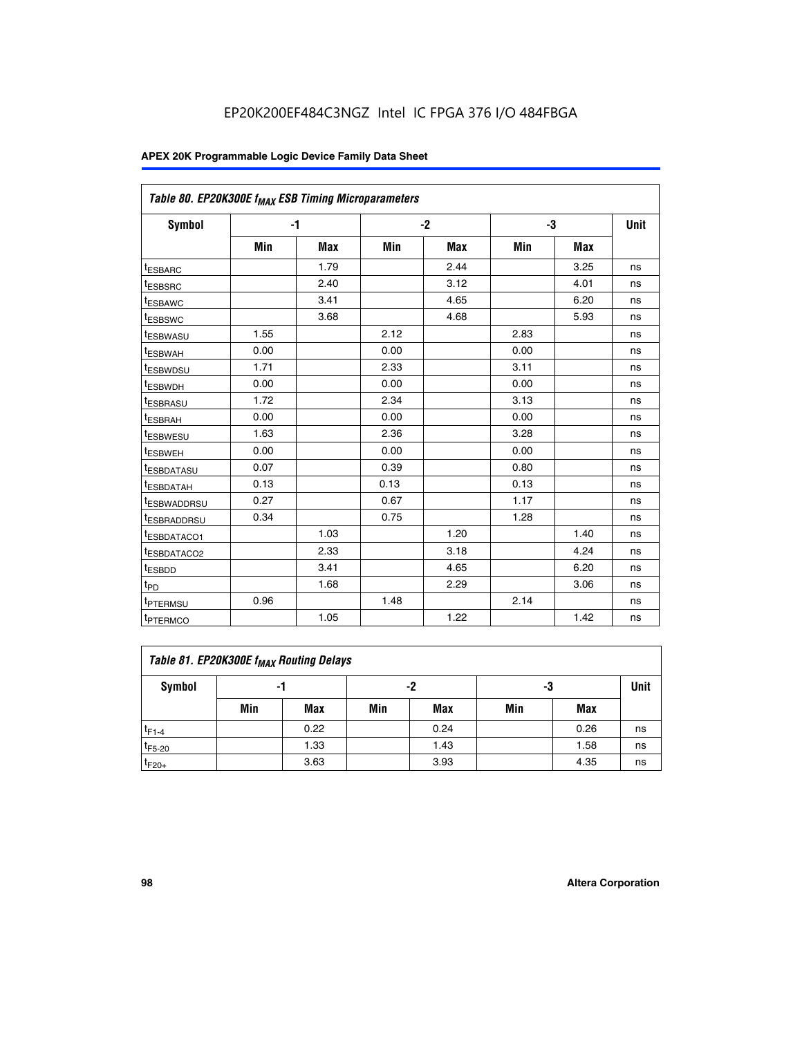Table 80. EP20K300E $f_{MAX}$ ESB Timing Microparameters

| Symbol | -1 | | -2 | | -3 | | Unit |
|---|---|---|---|---|---|---|---|
| | Min | Max | Min | Max | Min | Max | |
| $t_{ESBARC}$ | | 1.79 | | 2.44 | | 3.25 | ns |
| $t_{ESBSRC}$ | | 2.40 | | 3.12 | | 4.01 | ns |
| $t_{ESBAWC}$ | | 3.41 | | 4.65 | | 6.20 | ns |
| $t_{ESBSWC}$ | | 3.68 | | 4.68 | | 5.93 | ns |
| $t_{ESBWASU}$ | 1.55 | | 2.12 | | 2.83 | | ns |
| $t_{ESBWAH}$ | 0.00 | | 0.00 | | 0.00 | | ns |
| $t_{ESBWDSU}$ | 1.71 | | 2.33 | | 3.11 | | ns |
| $t_{ESBWDH}$ | 0.00 | | 0.00 | | 0.00 | | ns |
| $t_{ESBRASU}$ | 1.72 | | 2.34 | | 3.13 | | ns |
| $t_{ESBRAH}$ | 0.00 | | 0.00 | | 0.00 | | ns |
| $t_{ESBWESU}$ | 1.63 | | 2.36 | | 3.28 | | ns |
| $t_{ESBWEH}$ | 0.00 | | 0.00 | | 0.00 | | ns |
| $t_{ESBDATASU}$ | 0.07 | | 0.39 | | 0.80 | | ns |
| $t_{ESBDATAH}$ | 0.13 | | 0.13 | | 0.13 | | ns |
| $t_{ESBWADDRSU}$ | 0.27 | | 0.67 | | 1.17 | | ns |
| $t_{ESBRADDRSU}$ | 0.34 | | 0.75 | | 1.28 | | ns |
| $t_{ESBDATACO1}$ | | 1.03 | | 1.20 | | 1.40 | ns |
| $t_{ESBDATACO2}$ | | 2.33 | | 3.18 | | 4.24 | ns |
| $t_{ESBDD}$ | | 3.41 | | 4.65 | | 6.20 | ns |
| $t_{PD}$ | | 1.68 | | 2.29 | | 3.06 | ns |
| $t_{PTERMSU}$ | 0.96 | | 1.48 | | 2.14 | | ns |
| $t_{PTERMCO}$ | | 1.05 | | 1.22 | | 1.42 | ns |

Table 81. EP20K300E $f_{MAX}$ Routing Delays

| Symbol | -1 | | -2 | | -3 | | Unit |
|---|---|---|---|---|---|---|---|
| | Min | Max | Min | Max | Min | Max | |
| $t_{F1-4}$ | | 0.22 | | 0.24 | | 0.26 | ns |
| $t_{F5-20}$ | | 1.33 | | 1.43 | | 1.58 | ns |
| $t_{F20+}$ | | 3.63 | | 3.93 | | 4.35 | ns |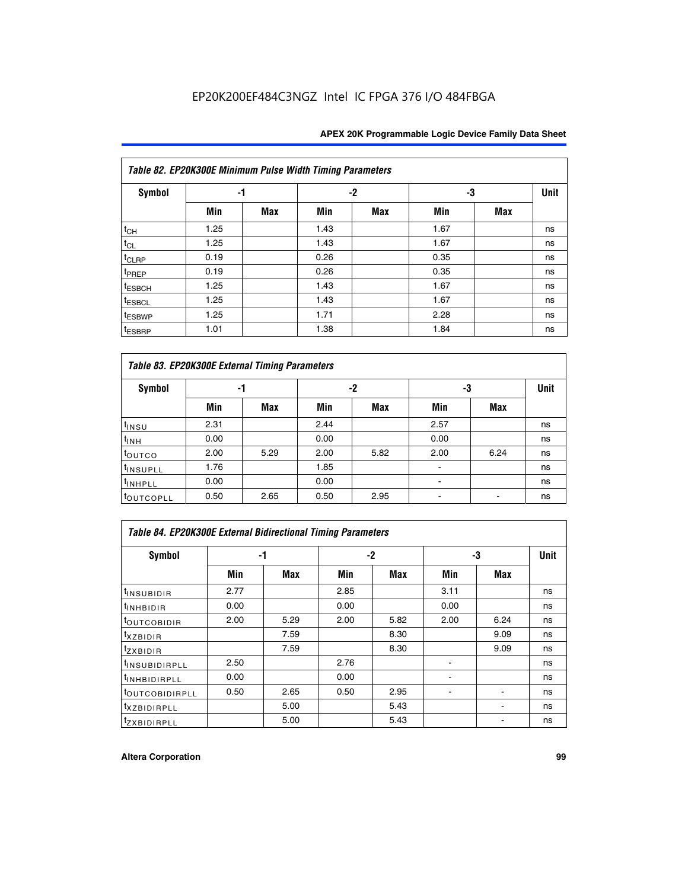Table 82. EP20K300E Minimum Pulse Width Timing Parameters

| Symbol | -1 | | -2 | | -3 | | Unit |
|---|---|---|---|---|---|---|---|
| | Min | Max | Min | Max | Min | Max | |
| $t_{CH}$ | 1.25 | | 1.43 | | 1.67 | | ns |
| $t_{CL}$ | 1.25 | | 1.43 | | 1.67 | | ns |
| $t_{CLRP}$ | 0.19 | | 0.26 | | 0.35 | | ns |
| $t_{PREP}$ | 0.19 | | 0.26 | | 0.35 | | ns |
| $t_{ESBCH}$ | 1.25 | | 1.43 | | 1.67 | | ns |
| $t_{ESBCL}$ | 1.25 | | 1.43 | | 1.67 | | ns |
| $t_{ESBWP}$ | 1.25 | | 1.71 | | 2.28 | | ns |
| $t_{ESBRP}$ | 1.01 | | 1.38 | | 1.84 | | ns |

Table 83. EP20K300E External Timing Parameters

| Symbol | -1 | | -2 | | -3 | | Unit |
|---|---|---|---|---|---|---|---|
| | Min | Max | Min | Max | Min | Max | |
| $t_{INSU}$ | 2.31 | | 2.44 | | 2.57 | | ns |
| $t_{INH}$ | 0.00 | | 0.00 | | 0.00 | | ns |
| $t_{OUTCO}$ | 2.00 | 5.29 | 2.00 | 5.82 | 2.00 | 6.24 | ns |
| $t_{INSUPLL}$ | 1.76 | | 1.85 | | - | | ns |
| $t_{INHPLL}$ | 0.00 | | 0.00 | | - | | ns |
| $t_{OUTCOPLL}$ | 0.50 | 2.65 | 0.50 | 2.95 | - | - | ns |

Table 84. EP20K300E External Bidirectional Timing Parameters

| Symbol | -1 | | -2 | | -3 | | Unit |
|---|---|---|---|---|---|---|---|
| | Min | Max | Min | Max | Min | Max | |
| $t_{INSUBIDIR}$ | 2.77 | | 2.85 | | 3.11 | | ns |
| $t_{INHBIDIR}$ | 0.00 | | 0.00 | | 0.00 | | ns |
| $t_{OUTCOBIDIR}$ | 2.00 | 5.29 | 2.00 | 5.82 | 2.00 | 6.24 | ns |
| $t_{XZBIDIR}$ | | 7.59 | | 8.30 | | 9.09 | ns |
| $t_{ZXBIDIR}$ | | 7.59 | | 8.30 | | 9.09 | ns |
| $t_{INSUBIDIRPLL}$ | 2.50 | | 2.76 | | - | | ns |
| $t_{INHBIDIRPLL}$ | 0.00 | | 0.00 | | - | | ns |
| $t_{OUTCOBIDIRPLL}$ | 0.50 | 2.65 | 0.50 | 2.95 | - | - | ns |
| $t_{XZBIDIRPLL}$ | | 5.00 | | 5.43 | | - | ns |
| $t_{ZXBIDIRPLL}$ | | 5.00 | | 5.43 | | - | ns |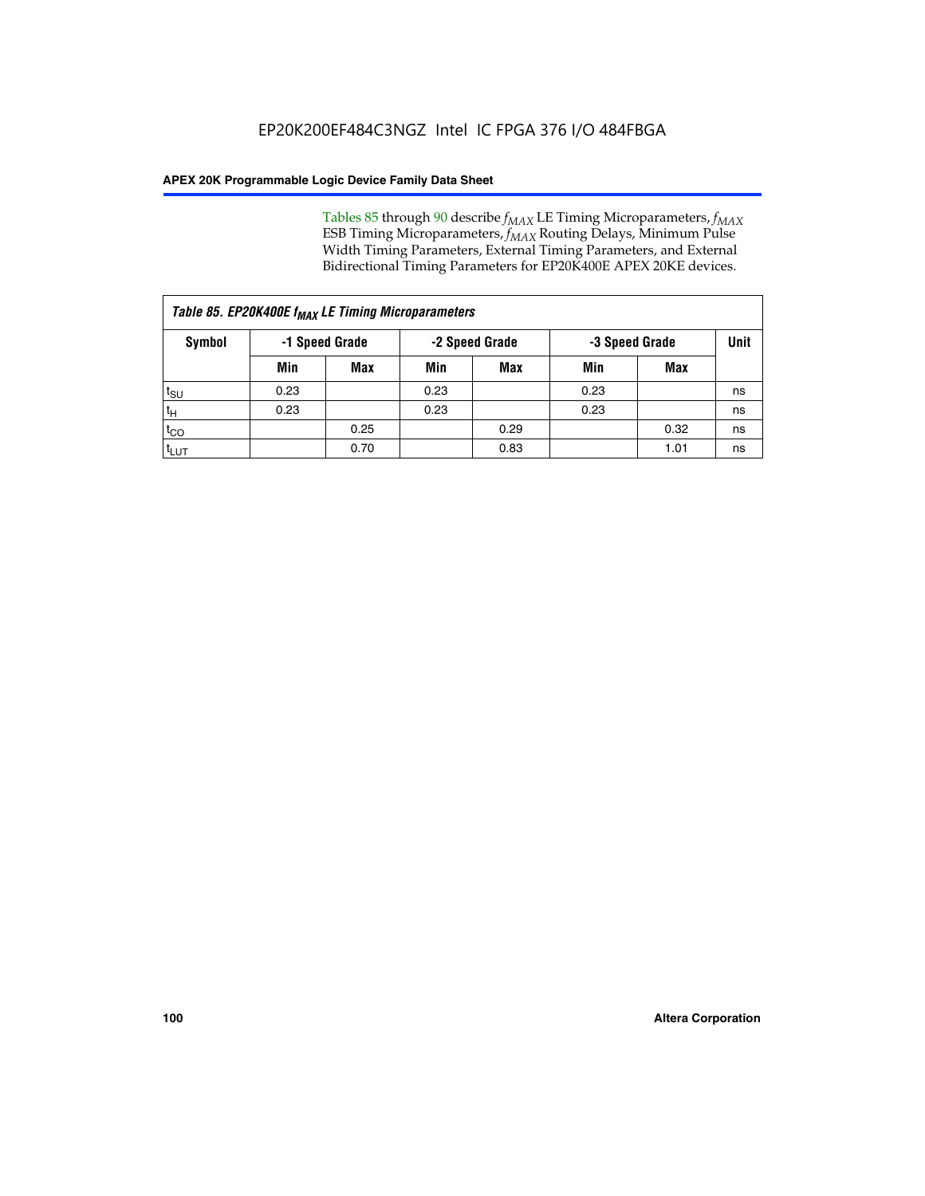Tables 85 through 90 describe $f_{MAX}$ LE Timing Microparameters, $f_{MAX}$ ESB Timing Microparameters, $f_{MAX}$ Routing Delays, Minimum Pulse Width Timing Parameters, External Timing Parameters, and External Bidirectional Timing Parameters for EP20K400E APEX 20KE devices.

| Table 85. EP20K400E $f_{MAX}$ LE Timing Microparameters | | | | | | | |
|---|---|---|---|---|---|---|---|
| Symbol | -1 Speed Grade | | -2 Speed Grade | | -3 Speed Grade | | Unit |
| | Min | Max | Min | Max | Min | Max | |
| $t_{SU}$ | 0.23 | | 0.23 | | 0.23 | | ns |
| $t_{H}$ | 0.23 | | 0.23 | | 0.23 | | ns |
| $t_{CO}$ | | 0.25 | | 0.29 | | 0.32 | ns |
| $t_{LUT}$ | | 0.70 | | 0.83 | | 1.01 | ns |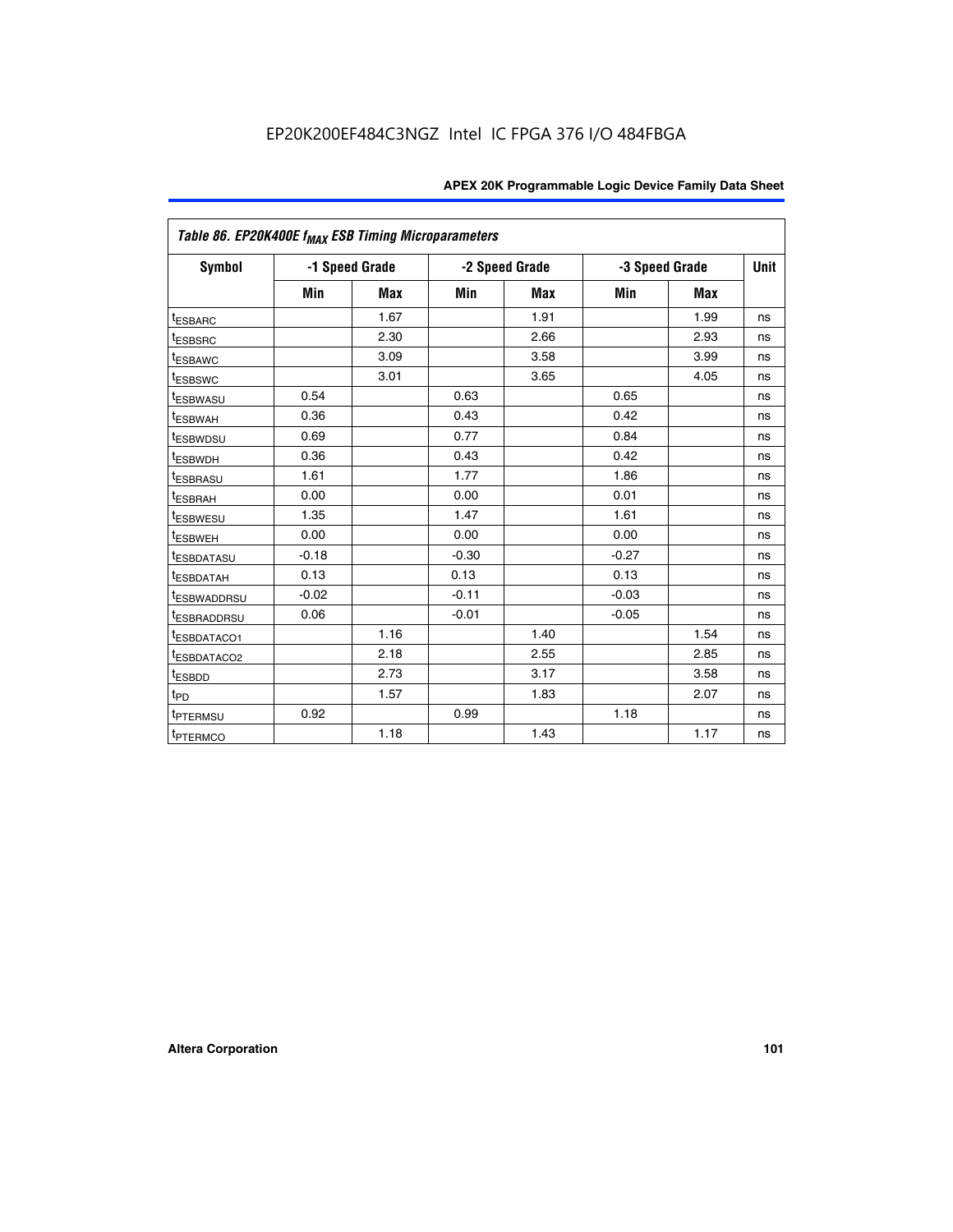EP20K200EF484C3NGZ Intel IC FPGA 376 I/O 484FBGA

| *Table 86. EP20K400E $f_{MAX}$ ESB Timing Microparameters* | | | | | | | |
|---|---|---|---|---|---|---|---|
| **Symbol** | **-1 Speed Grade** | | **-2 Speed Grade** | | **-3 Speed Grade** | | **Unit** |
| | **Min** | **Max** | **Min** | **Max** | **Min** | **Max** | |
| $t_{ESBARC}$ | | 1.67 | | 1.91 | | 1.99 | ns |
| $t_{ESBSRC}$ | | 2.30 | | 2.66 | | 2.93 | ns |
| $t_{ESBAWC}$ | | 3.09 | | 3.58 | | 3.99 | ns |
| $t_{ESBSWC}$ | | 3.01 | | 3.65 | | 4.05 | ns |
| $t_{ESBWASU}$ | 0.54 | | 0.63 | | 0.65 | | ns |
| $t_{ESBWAH}$ | 0.36 | | 0.43 | | 0.42 | | ns |
| $t_{ESBWDSU}$ | 0.69 | | 0.77 | | 0.84 | | ns |
| $t_{ESBWDH}$ | 0.36 | | 0.43 | | 0.42 | | ns |
| $t_{ESBRASU}$ | 1.61 | | 1.77 | | 1.86 | | ns |
| $t_{ESBRAH}$ | 0.00 | | 0.00 | | 0.01 | | ns |
| $t_{ESBWESU}$ | 1.35 | | 1.47 | | 1.61 | | ns |
| $t_{ESBWEH}$ | 0.00 | | 0.00 | | 0.00 | | ns |
| $t_{ESBDATASU}$ | -0.18 | | -0.30 | | -0.27 | | ns |
| $t_{ESBDATAH}$ | 0.13 | | 0.13 | | 0.13 | | ns |
| $t_{ESBWADDRSU}$ | -0.02 | | -0.11 | | -0.03 | | ns |
| $t_{ESBRADDRSU}$ | 0.06 | | -0.01 | | -0.05 | | ns |
| $t_{ESBDATACO1}$ | | 1.16 | | 1.40 | | 1.54 | ns |
| $t_{ESBDATACO2}$ | | 2.18 | | 2.55 | | 2.85 | ns |
| $t_{ESBDD}$ | | 2.73 | | 3.17 | | 3.58 | ns |
| $t_{PD}$ | | 1.57 | | 1.83 | | 2.07 | ns |
| $t_{PTERMSU}$ | 0.92 | | 0.99 | | 1.18 | | ns |
| $t_{PTERMCO}$ | | 1.18 | | 1.43 | | 1.17 | ns |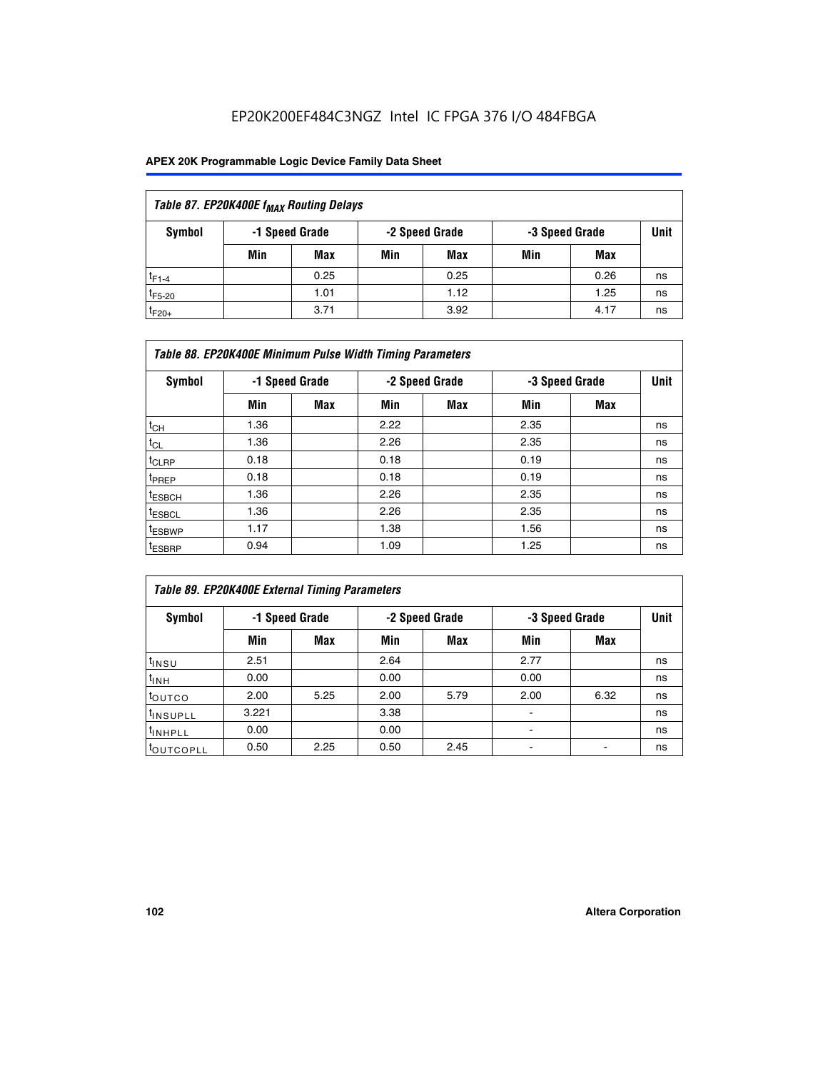Table 87. EP20K400E $f_{MAX}$ Routing Delays

| Symbol | -1 Speed Grade | | -2 Speed Grade | | -3 Speed Grade | | Unit |
|---|---|---|---|---|---|---|---|
| | Min | Max | Min | Max | Min | Max | |
| $t_{F1-4}$ | | 0.25 | | 0.25 | | 0.26 | ns |
| $t_{F5-20}$ | | 1.01 | | 1.12 | | 1.25 | ns |
| $t_{F20+}$ | | 3.71 | | 3.92 | | 4.17 | ns |

Table 88. EP20K400E Minimum Pulse Width Timing Parameters

| Symbol | -1 Speed Grade | | -2 Speed Grade | | -3 Speed Grade | | Unit |
|---|---|---|---|---|---|---|---|
| | Min | Max | Min | Max | Min | Max | |
| $t_{CH}$ | 1.36 | | 2.22 | | 2.35 | | ns |
| $t_{CL}$ | 1.36 | | 2.26 | | 2.35 | | ns |
| $t_{CLRP}$ | 0.18 | | 0.18 | | 0.19 | | ns |
| $t_{PREP}$ | 0.18 | | 0.18 | | 0.19 | | ns |
| $t_{ESBCH}$ | 1.36 | | 2.26 | | 2.35 | | ns |
| $t_{ESBCL}$ | 1.36 | | 2.26 | | 2.35 | | ns |
| $t_{ESBWP}$ | 1.17 | | 1.38 | | 1.56 | | ns |
| $t_{ESBRP}$ | 0.94 | | 1.09 | | 1.25 | | ns |

Table 89. EP20K400E External Timing Parameters

| Symbol | -1 Speed Grade | | -2 Speed Grade | | -3 Speed Grade | | Unit |
|---|---|---|---|---|---|---|---|
| | Min | Max | Min | Max | Min | Max | |
| $t_{INSU}$ | 2.51 | | 2.64 | | 2.77 | | ns |
| $t_{INH}$ | 0.00 | | 0.00 | | 0.00 | | ns |
| $t_{OUTCO}$ | 2.00 | 5.25 | 2.00 | 5.79 | 2.00 | 6.32 | ns |
| $t_{INSUPLL}$ | 3.221 | | 3.38 | | - | | ns |
| $t_{INHPLL}$ | 0.00 | | 0.00 | | - | | ns |
| $t_{OUTCOPLL}$ | 0.50 | 2.25 | 0.50 | 2.45 | - | - | ns |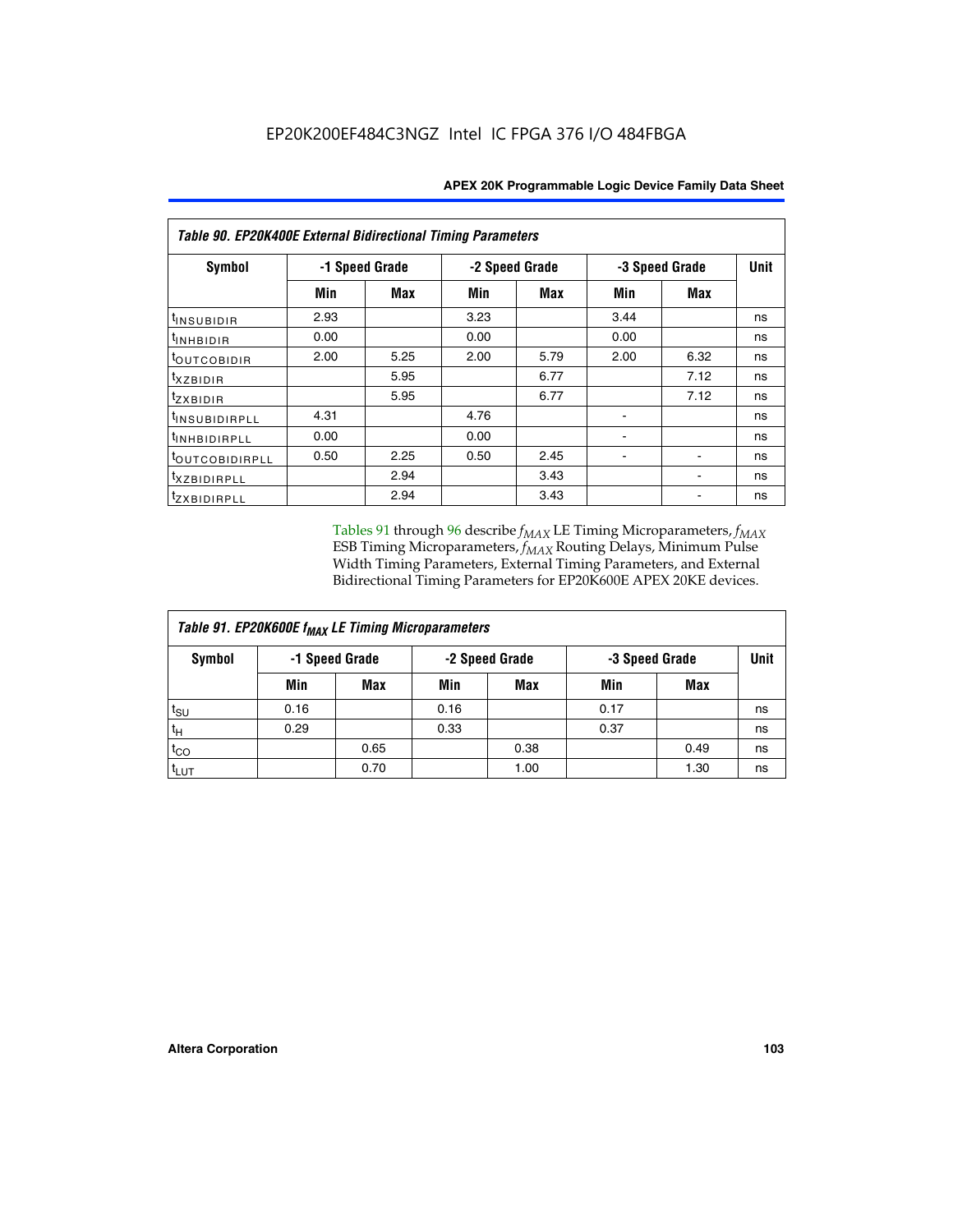**Table 90. EP20K400E External Bidirectional Timing Parameters**

| Symbol | -1 Speed Grade | | -2 Speed Grade | | -3 Speed Grade | | Unit |
|---|---|---|---|---|---|---|---|
| | Min | Max | Min | Max | Min | Max | |
| $t_{INSUBIDIR}$ | 2.93 | | 3.23 | | 3.44 | | ns |
| $t_{INHBIDIR}$ | 0.00 | | 0.00 | | 0.00 | | ns |
| $t_{OUTCOBIDIR}$ | 2.00 | 5.25 | 2.00 | 5.79 | 2.00 | 6.32 | ns |
| $t_{XZBIDIR}$ | | 5.95 | | 6.77 | | 7.12 | ns |
| $t_{ZXBIDIR}$ | | 5.95 | | 6.77 | | 7.12 | ns |
| $t_{INSUBIDIRPLL}$ | 4.31 | | 4.76 | | - | | ns |
| $t_{INHBIDIRPLL}$ | 0.00 | | 0.00 | | - | | ns |
| $t_{OUTCOBIDIRPLL}$ | 0.50 | 2.25 | 0.50 | 2.45 | - | - | ns |
| $t_{XZBIDIRPLL}$ | | 2.94 | | 3.43 | | - | ns |
| $t_{ZXBIDIRPLL}$ | | 2.94 | | 3.43 | | - | ns |

Tables 91 through 96 describe $f_{MAX}$ LE Timing Microparameters, $f_{MAX}$ ESB Timing Microparameters, $f_{MAX}$ Routing Delays, Minimum Pulse Width Timing Parameters, External Timing Parameters, and External Bidirectional Timing Parameters for EP20K600E APEX 20KE devices.

**Table 91. EP20K600E $f_{MAX}$ LE Timing Microparameters**

| Symbol | -1 Speed Grade | | -2 Speed Grade | | -3 Speed Grade | | Unit |
|---|---|---|---|---|---|---|---|
| | Min | Max | Min | Max | Min | Max | |
| $t_{SU}$ | 0.16 | | 0.16 | | 0.17 | | ns |
| $t_{H}$ | 0.29 | | 0.33 | | 0.37 | | ns |
| $t_{CO}$ | | 0.65 | | 0.38 | | 0.49 | ns |
| $t_{LUT}$ | | 0.70 | | 1.00 | | 1.30 | ns |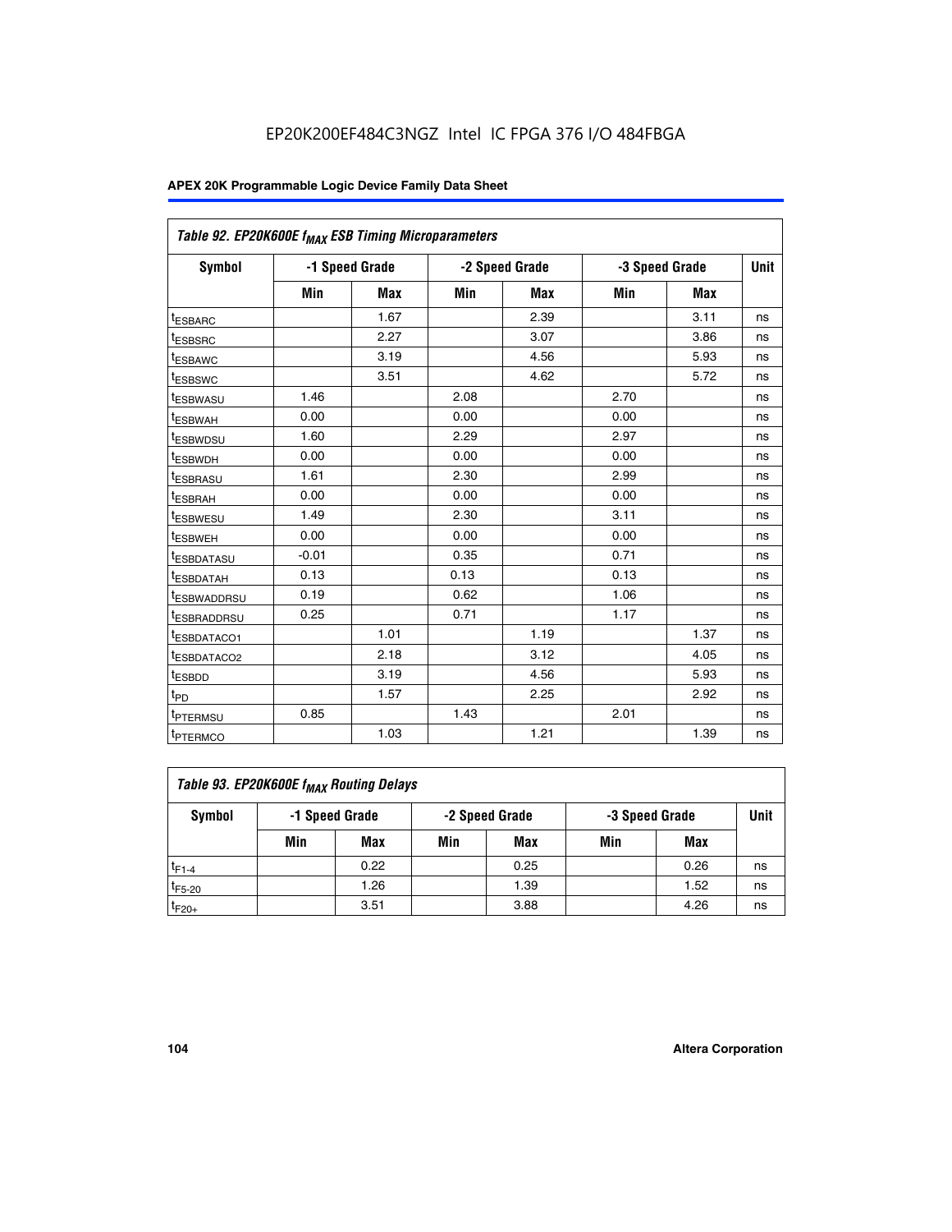## Table 92. EP20K600E $f_{MAX}$ ESB Timing Microparameters

| Symbol | -1 Speed Grade | | -2 Speed Grade | | -3 Speed Grade | | Unit |
|---|---|---|---|---|---|---|---|
| | Min | Max | Min | Max | Min | Max | |
| $t_{ESBARC}$ | | 1.67 | | 2.39 | | 3.11 | ns |
| $t_{ESBSRC}$ | | 2.27 | | 3.07 | | 3.86 | ns |
| $t_{ESBAWC}$ | | 3.19 | | 4.56 | | 5.93 | ns |
| $t_{ESBSWC}$ | | 3.51 | | 4.62 | | 5.72 | ns |
| $t_{ESBWASU}$ | 1.46 | | 2.08 | | 2.70 | | ns |
| $t_{ESBWAH}$ | 0.00 | | 0.00 | | 0.00 | | ns |
| $t_{ESBWDSU}$ | 1.60 | | 2.29 | | 2.97 | | ns |
| $t_{ESBWDH}$ | 0.00 | | 0.00 | | 0.00 | | ns |
| $t_{ESBRASU}$ | 1.61 | | 2.30 | | 2.99 | | ns |
| $t_{ESBRAH}$ | 0.00 | | 0.00 | | 0.00 | | ns |
| $t_{ESBWESU}$ | 1.49 | | 2.30 | | 3.11 | | ns |
| $t_{ESBWEH}$ | 0.00 | | 0.00 | | 0.00 | | ns |
| $t_{ESBDATASU}$ | -0.01 | | 0.35 | | 0.71 | | ns |
| $t_{ESBDATAH}$ | 0.13 | | 0.13 | | 0.13 | | ns |
| $t_{ESBWADDRSU}$ | 0.19 | | 0.62 | | 1.06 | | ns |
| $t_{ESBRADDRSU}$ | 0.25 | | 0.71 | | 1.17 | | ns |
| $t_{ESBDATACO1}$ | | 1.01 | | 1.19 | | 1.37 | ns |
| $t_{ESBDATACO2}$ | | 2.18 | | 3.12 | | 4.05 | ns |
| $t_{ESBDD}$ | | 3.19 | | 4.56 | | 5.93 | ns |
| $t_{PD}$ | | 1.57 | | 2.25 | | 2.92 | ns |
| $t_{PTERMSU}$ | 0.85 | | 1.43 | | 2.01 | | ns |
| $t_{PTERMCO}$ | | 1.03 | | 1.21 | | 1.39 | ns |

## Table 93. EP20K600E $f_{MAX}$ Routing Delays

| Symbol | -1 Speed Grade | | -2 Speed Grade | | -3 Speed Grade | | Unit |
|---|---|---|---|---|---|---|---|
| | Min | Max | Min | Max | Min | Max | |
| $t_{F1-4}$ | | 0.22 | | 0.25 | | 0.26 | ns |
| $t_{F5-20}$ | | 1.26 | | 1.39 | | 1.52 | ns |
| $t_{F20+}$ | | 3.51 | | 3.88 | | 4.26 | ns |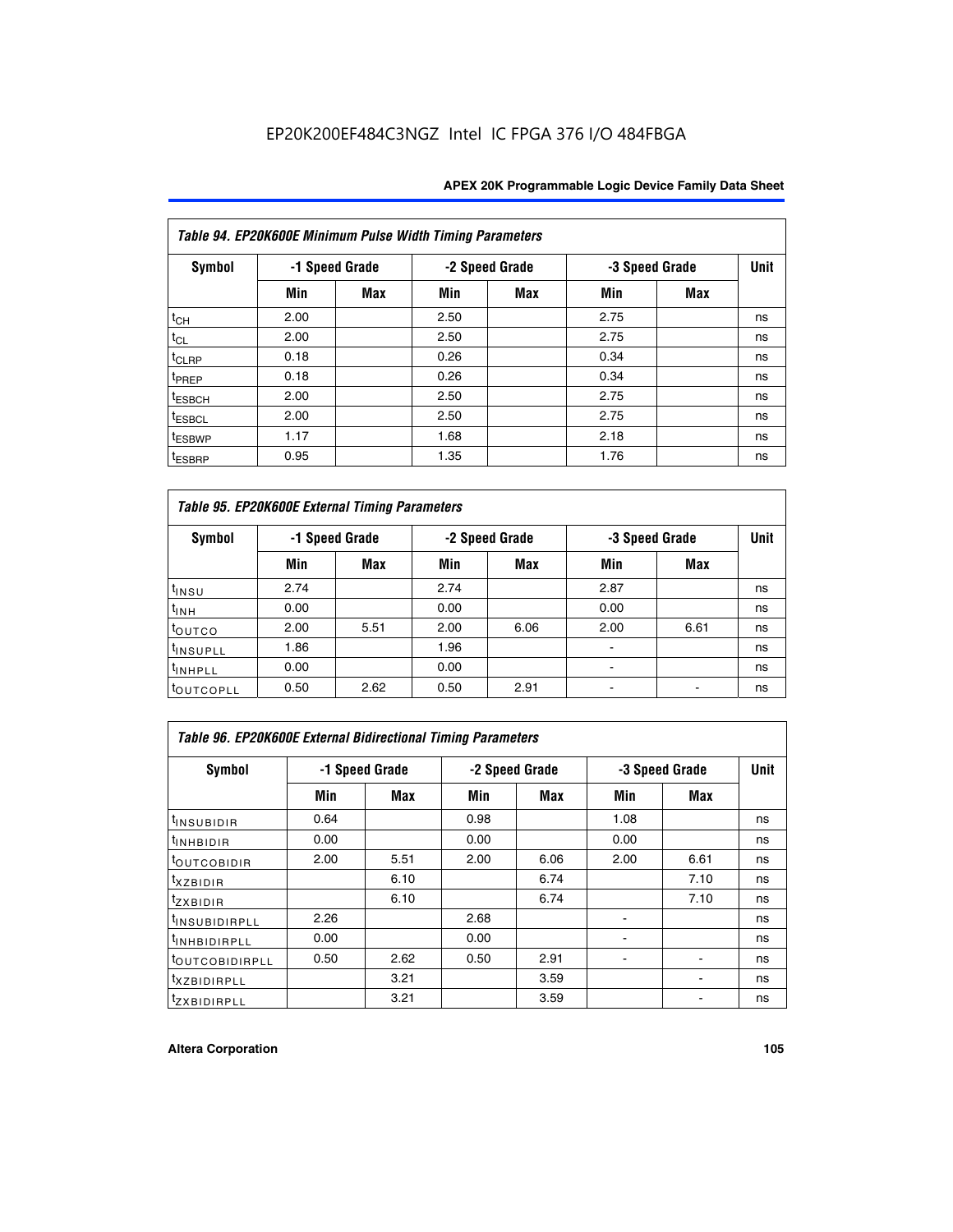| Table 94. EP20K600E Minimum Pulse Width Timing Parameters | | | | | | | |
|---|---|---|---|---|---|---|---|
| Symbol | -1 Speed Grade | | -2 Speed Grade | | -3 Speed Grade | | Unit |
| | Min | Max | Min | Max | Min | Max | |
| $t_{CH}$ | 2.00 | | 2.50 | | 2.75 | | ns |
| $t_{CL}$ | 2.00 | | 2.50 | | 2.75 | | ns |
| $t_{CLRP}$ | 0.18 | | 0.26 | | 0.34 | | ns |
| $t_{PREP}$ | 0.18 | | 0.26 | | 0.34 | | ns |
| $t_{ESBCH}$ | 2.00 | | 2.50 | | 2.75 | | ns |
| $t_{ESBCL}$ | 2.00 | | 2.50 | | 2.75 | | ns |
| $t_{ESBWP}$ | 1.17 | | 1.68 | | 2.18 | | ns |
| $t_{ESBRP}$ | 0.95 | | 1.35 | | 1.76 | | ns |

| Table 95. EP20K600E External Timing Parameters | | | | | | | |
|---|---|---|---|---|---|---|---|
| Symbol | -1 Speed Grade | | -2 Speed Grade | | -3 Speed Grade | | Unit |
| | Min | Max | Min | Max | Min | Max | |
| $t_{INSU}$ | 2.74 | | 2.74 | | 2.87 | | ns |
| $t_{INH}$ | 0.00 | | 0.00 | | 0.00 | | ns |
| $t_{OUTCO}$ | 2.00 | 5.51 | 2.00 | 6.06 | 2.00 | 6.61 | ns |
| $t_{INSUPLL}$ | 1.86 | | 1.96 | | - | | ns |
| $t_{INHPLL}$ | 0.00 | | 0.00 | | - | | ns |
| $t_{OUTCOPLL}$ | 0.50 | 2.62 | 0.50 | 2.91 | - | - | ns |

| Table 96. EP20K600E External Bidirectional Timing Parameters | | | | | | | |
|---|---|---|---|---|---|---|---|
| Symbol | -1 Speed Grade | | -2 Speed Grade | | -3 Speed Grade | | Unit |
| | Min | Max | Min | Max | Min | Max | |
| $t_{INSUBIDIR}$ | 0.64 | | 0.98 | | 1.08 | | ns |
| $t_{INHBIDIR}$ | 0.00 | | 0.00 | | 0.00 | | ns |
| $t_{OUTCOBIDIR}$ | 2.00 | 5.51 | 2.00 | 6.06 | 2.00 | 6.61 | ns |
| $t_{XZBIDIR}$ | | 6.10 | | 6.74 | | 7.10 | ns |
| $t_{ZXBIDIR}$ | | 6.10 | | 6.74 | | 7.10 | ns |
| $t_{INSUBIDIRPLL}$ | 2.26 | | 2.68 | | - | | ns |
| $t_{INHBIDIRPLL}$ | 0.00 | | 0.00 | | - | | ns |
| $t_{OUTCOBIDIRPLL}$ | 0.50 | 2.62 | 0.50 | 2.91 | - | - | ns |
| $t_{XZBIDIRPLL}$ | | 3.21 | | 3.59 | | - | ns |
| $t_{ZXBIDIRPLL}$ | | 3.21 | | 3.59 | | - | ns |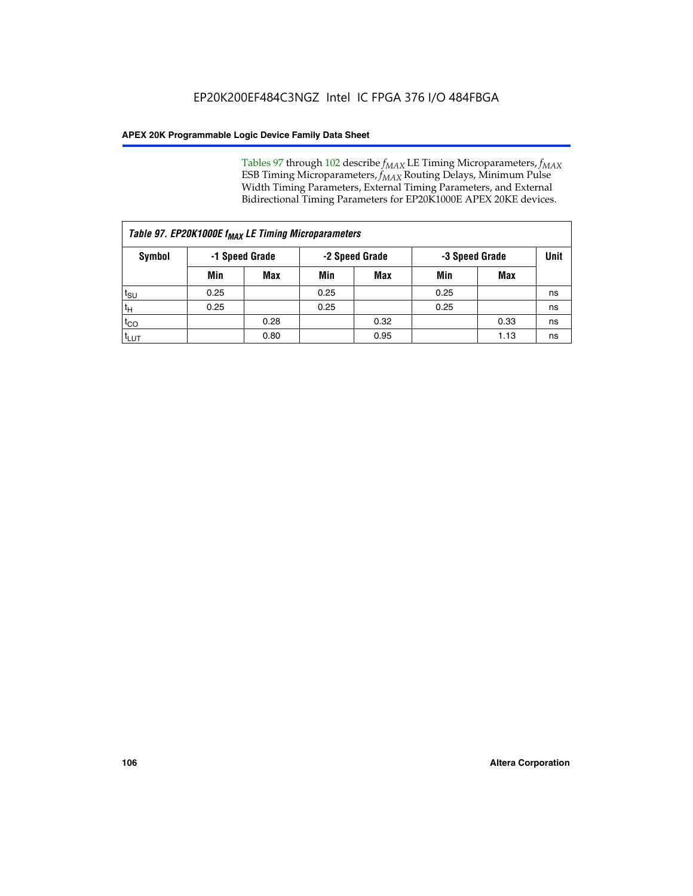Tables 97 through 102 describe $f_{MAX}$ LE Timing Microparameters, $f_{MAX}$ ESB Timing Microparameters, $f_{MAX}$ Routing Delays, Minimum Pulse Width Timing Parameters, External Timing Parameters, and External Bidirectional Timing Parameters for EP20K1000E APEX 20KE devices.

| *Table 97. EP20K1000E $f_{MAX}$ LE Timing Microparameters* | | | | | | | |
|---|---|---|---|---|---|---|---|
| **Symbol** | **-1 Speed Grade** | | **-2 Speed Grade** | | **-3 Speed Grade** | | **Unit** |
| | **Min** | **Max** | **Min** | **Max** | **Min** | **Max** | |
| $t_{SU}$ | 0.25 | | 0.25 | | 0.25 | | ns |
| $t_H$ | 0.25 | | 0.25 | | 0.25 | | ns |
| $t_{CO}$ | | 0.28 | | 0.32 | | 0.33 | ns |
| $t_{LUT}$ | | 0.80 | | 0.95 | | 1.13 | ns |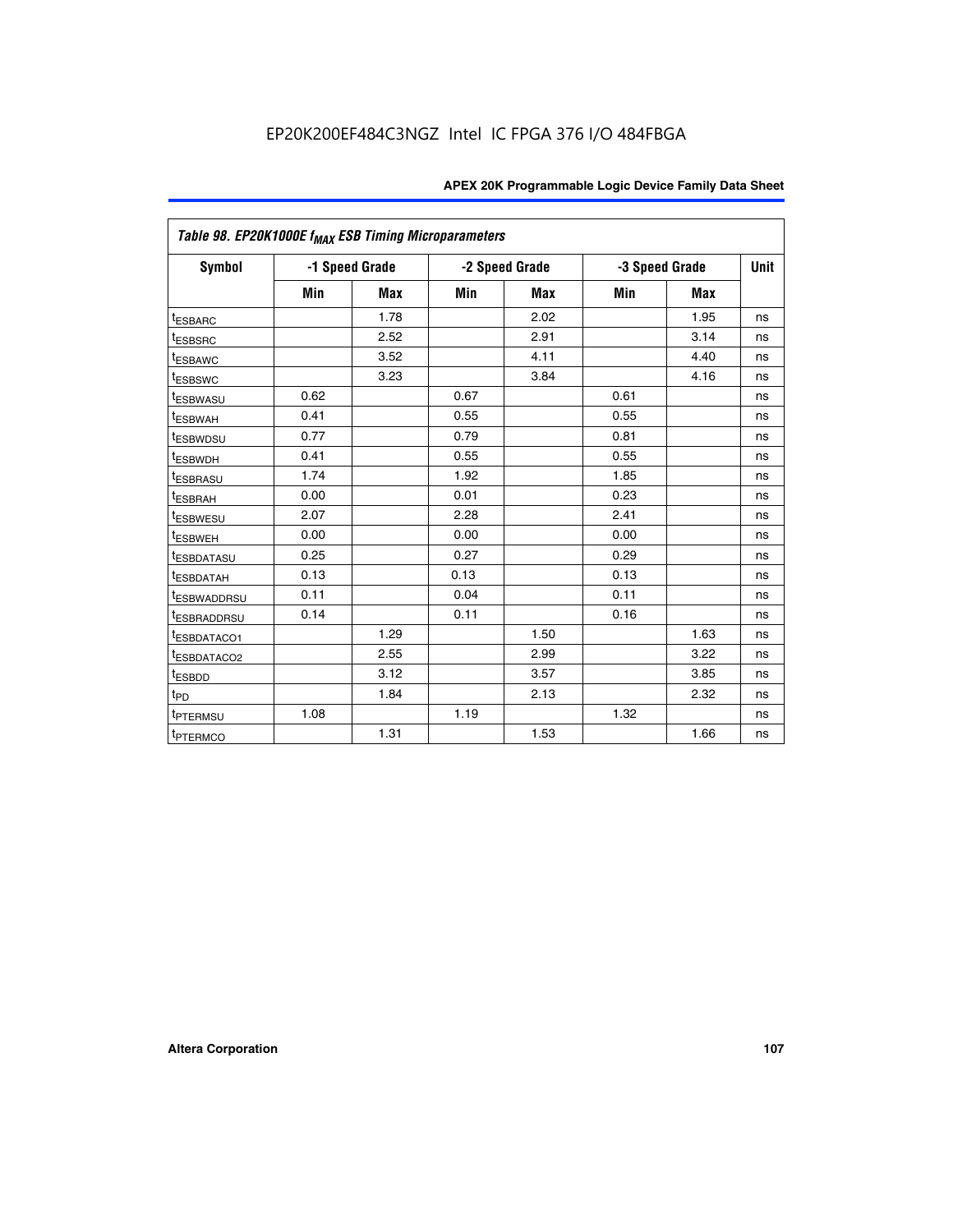Table 98. EP20K1000E $f_{MAX}$ ESB Timing Microparameters

| Symbol | -1 Speed Grade | | -2 Speed Grade | | -3 Speed Grade | | Unit |
|---|---|---|---|---|---|---|---|
| | Min | Max | Min | Max | Min | Max | |
| $t_{ESBARC}$ | | 1.78 | | 2.02 | | 1.95 | ns |
| $t_{ESBSRC}$ | | 2.52 | | 2.91 | | 3.14 | ns |
| $t_{ESBAWC}$ | | 3.52 | | 4.11 | | 4.40 | ns |
| $t_{ESBSWC}$ | | 3.23 | | 3.84 | | 4.16 | ns |
| $t_{ESBWASU}$ | 0.62 | | 0.67 | | 0.61 | | ns |
| $t_{ESBWAH}$ | 0.41 | | 0.55 | | 0.55 | | ns |
| $t_{ESBWDSU}$ | 0.77 | | 0.79 | | 0.81 | | ns |
| $t_{ESBWDH}$ | 0.41 | | 0.55 | | 0.55 | | ns |
| $t_{ESBRASU}$ | 1.74 | | 1.92 | | 1.85 | | ns |
| $t_{ESBRAH}$ | 0.00 | | 0.01 | | 0.23 | | ns |
| $t_{ESBWESU}$ | 2.07 | | 2.28 | | 2.41 | | ns |
| $t_{ESBWEH}$ | 0.00 | | 0.00 | | 0.00 | | ns |
| $t_{ESBDATASU}$ | 0.25 | | 0.27 | | 0.29 | | ns |
| $t_{ESBDATAH}$ | 0.13 | | 0.13 | | 0.13 | | ns |
| $t_{ESBWADDRSU}$ | 0.11 | | 0.04 | | 0.11 | | ns |
| $t_{ESBRADDRSU}$ | 0.14 | | 0.11 | | 0.16 | | ns |
| $t_{ESBDATACO1}$ | | 1.29 | | 1.50 | | 1.63 | ns |
| $t_{ESBDATACO2}$ | | 2.55 | | 2.99 | | 3.22 | ns |
| $t_{ESBDD}$ | | 3.12 | | 3.57 | | 3.85 | ns |
| $t_{PD}$ | | 1.84 | | 2.13 | | 2.32 | ns |
| $t_{PTERMSU}$ | 1.08 | | 1.19 | | 1.32 | | ns |
| $t_{PTERMCO}$ | | 1.31 | | 1.53 | | 1.66 | ns |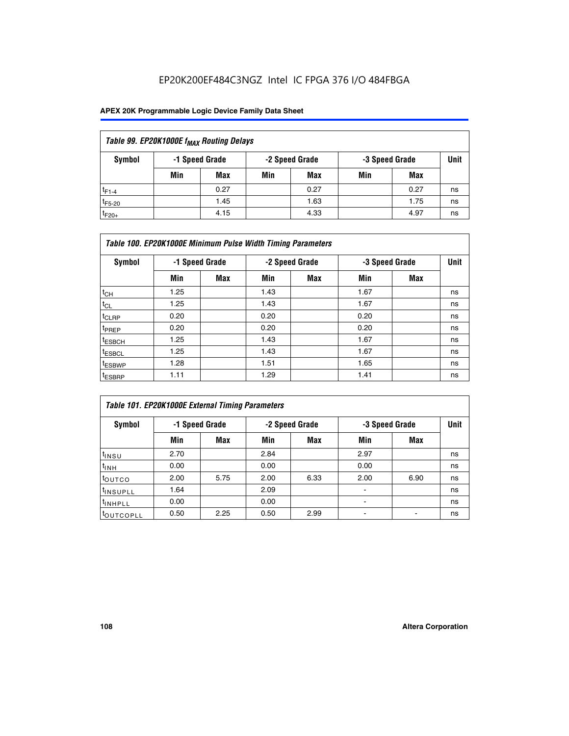EP20K200EF484C3NGZ Intel IC FPGA 376 I/O 484FBGA

| Table 99. EP20K1000E $f_{MAX}$ Routing Delays | | | | | | | |
|---|---|---|---|---|---|---|---|
| Symbol | -1 Speed Grade | | -2 Speed Grade | | -3 Speed Grade | | Unit |
| | Min | Max | Min | Max | Min | Max | |
| $t_{F1-4}$ | | 0.27 | | 0.27 | | 0.27 | ns |
| $t_{F5-20}$ | | 1.45 | | 1.63 | | 1.75 | ns |
| $t_{F20+}$ | | 4.15 | | 4.33 | | 4.97 | ns |

| Table 100. EP20K1000E Minimum Pulse Width Timing Parameters | | | | | | | |
|---|---|---|---|---|---|---|---|
| Symbol | -1 Speed Grade | | -2 Speed Grade | | -3 Speed Grade | | Unit |
| | Min | Max | Min | Max | Min | Max | |
| $t_{CH}$ | 1.25 | | 1.43 | | 1.67 | | ns |
| $t_{CL}$ | 1.25 | | 1.43 | | 1.67 | | ns |
| $t_{CLRP}$ | 0.20 | | 0.20 | | 0.20 | | ns |
| $t_{PREP}$ | 0.20 | | 0.20 | | 0.20 | | ns |
| $t_{ESBCH}$ | 1.25 | | 1.43 | | 1.67 | | ns |
| $t_{ESBCL}$ | 1.25 | | 1.43 | | 1.67 | | ns |
| $t_{ESBWP}$ | 1.28 | | 1.51 | | 1.65 | | ns |
| $t_{ESBRP}$ | 1.11 | | 1.29 | | 1.41 | | ns |

| Table 101. EP20K1000E External Timing Parameters | | | | | | | |
|---|---|---|---|---|---|---|---|
| Symbol | -1 Speed Grade | | -2 Speed Grade | | -3 Speed Grade | | Unit |
| | Min | Max | Min | Max | Min | Max | |
| $t_{INSU}$ | 2.70 | | 2.84 | | 2.97 | | ns |
| $t_{INH}$ | 0.00 | | 0.00 | | 0.00 | | ns |
| $t_{OUTCO}$ | 2.00 | 5.75 | 2.00 | 6.33 | 2.00 | 6.90 | ns |
| $t_{INSUPLL}$ | 1.64 | | 2.09 | | - | | ns |
| $t_{INHPLL}$ | 0.00 | | 0.00 | | - | | ns |
| $t_{OUTCOPLL}$ | 0.50 | 2.25 | 0.50 | 2.99 | - | - | ns |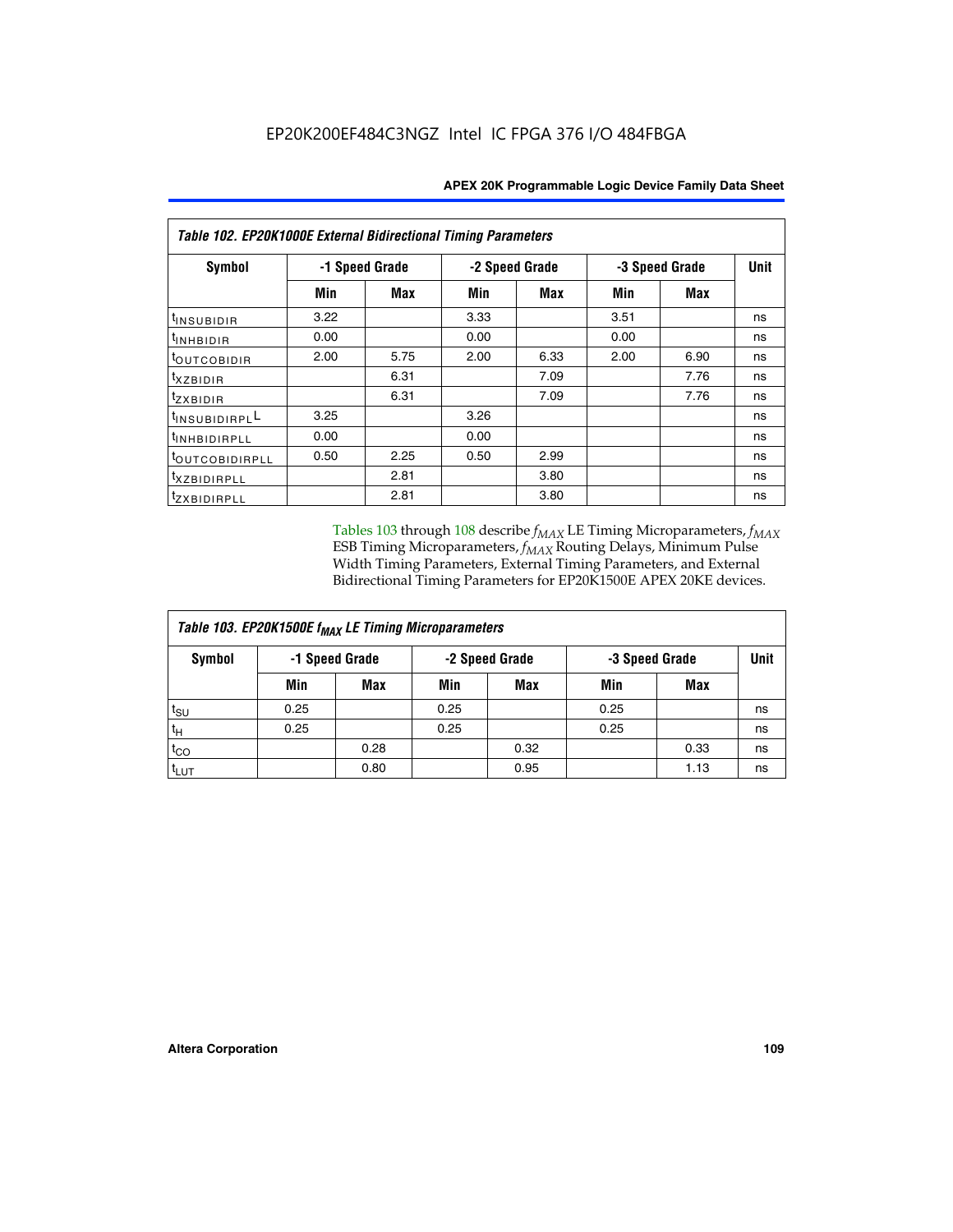## Table 102. EP20K1000E External Bidirectional Timing Parameters

| Symbol | -1 Speed Grade | | -2 Speed Grade | | -3 Speed Grade | | Unit |
|---|---|---|---|---|---|---|---|
| | Min | Max | Min | Max | Min | Max | |
| $t_{INSUBIDIR}$ | 3.22 | | 3.33 | | 3.51 | | ns |
| $t_{INHBIDIR}$ | 0.00 | | 0.00 | | 0.00 | | ns |
| $t_{OUTCOBIDIR}$ | 2.00 | 5.75 | 2.00 | 6.33 | 2.00 | 6.90 | ns |
| $t_{XZBIDIR}$ | | 6.31 | | 7.09 | | 7.76 | ns |
| $t_{ZXBIDIR}$ | | 6.31 | | 7.09 | | 7.76 | ns |
| $t_{INSUBIDIRPLL}$ | 3.25 | | 3.26 | | | | ns |
| $t_{INHBIDIRPLL}$ | 0.00 | | 0.00 | | | | ns |
| $t_{OUTCOBIDIRPLL}$ | 0.50 | 2.25 | 0.50 | 2.99 | | | ns |
| $t_{XZBIDIRPLL}$ | | 2.81 | | 3.80 | | | ns |
| $t_{ZXBIDIRPLL}$ | | 2.81 | | 3.80 | | | ns |

Tables 103 through 108 describe $f_{MAX}$ LE Timing Microparameters, $f_{MAX}$ ESB Timing Microparameters, $f_{MAX}$ Routing Delays, Minimum Pulse Width Timing Parameters, External Timing Parameters, and External Bidirectional Timing Parameters for EP20K1500E APEX 20KE devices.

## Table 103. EP20K1500E $f_{MAX}$ LE Timing Microparameters

| Symbol | -1 Speed Grade | | -2 Speed Grade | | -3 Speed Grade | | Unit |
|---|---|---|---|---|---|---|---|
| | Min | Max | Min | Max | Min | Max | |
| $t_{SU}$ | 0.25 | | 0.25 | | 0.25 | | ns |
| $t_H$ | 0.25 | | 0.25 | | 0.25 | | ns |
| $t_{CO}$ | | 0.28 | | 0.32 | | 0.33 | ns |
| $t_{LUT}$ | | 0.80 | | 0.95 | | 1.13 | ns |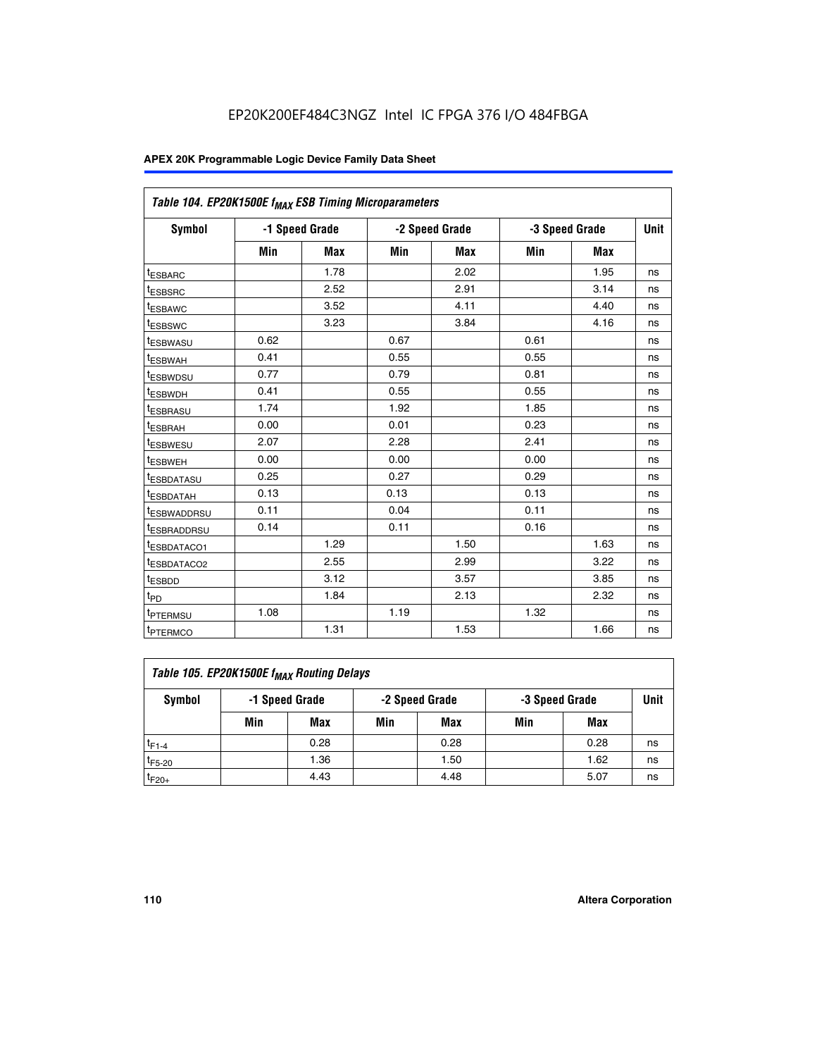EP20K200EF484C3NGZ Intel IC FPGA 376 I/O 484FBGA

| Table 104. EP20K1500E $f_{MAX}$ ESB Timing Microparameters | | | | | | | |
|---|---|---|---|---|---|---|---|
| Symbol | -1 Speed Grade | | -2 Speed Grade | | -3 Speed Grade | | Unit |
| | Min | Max | Min | Max | Min | Max | |
| $t_{ESBARC}$ | | 1.78 | | 2.02 | | 1.95 | ns |
| $t_{ESBSRC}$ | | 2.52 | | 2.91 | | 3.14 | ns |
| $t_{ESBAWC}$ | | 3.52 | | 4.11 | | 4.40 | ns |
| $t_{ESBSWC}$ | | 3.23 | | 3.84 | | 4.16 | ns |
| $t_{ESBWASU}$ | 0.62 | | 0.67 | | 0.61 | | ns |
| $t_{ESBWAH}$ | 0.41 | | 0.55 | | 0.55 | | ns |
| $t_{ESBWDSU}$ | 0.77 | | 0.79 | | 0.81 | | ns |
| $t_{ESBWDH}$ | 0.41 | | 0.55 | | 0.55 | | ns |
| $t_{ESBRASU}$ | 1.74 | | 1.92 | | 1.85 | | ns |
| $t_{ESBRAH}$ | 0.00 | | 0.01 | | 0.23 | | ns |
| $t_{ESBWESU}$ | 2.07 | | 2.28 | | 2.41 | | ns |
| $t_{ESBWEH}$ | 0.00 | | 0.00 | | 0.00 | | ns |
| $t_{ESBDATASU}$ | 0.25 | | 0.27 | | 0.29 | | ns |
| $t_{ESBDATAH}$ | 0.13 | | 0.13 | | 0.13 | | ns |
| $t_{ESBWADDRSU}$ | 0.11 | | 0.04 | | 0.11 | | ns |
| $t_{ESBRADDRSU}$ | 0.14 | | 0.11 | | 0.16 | | ns |
| $t_{ESBDATACO1}$ | | 1.29 | | 1.50 | | 1.63 | ns |
| $t_{ESBDATACO2}$ | | 2.55 | | 2.99 | | 3.22 | ns |
| $t_{ESBDD}$ | | 3.12 | | 3.57 | | 3.85 | ns |
| $t_{PD}$ | | 1.84 | | 2.13 | | 2.32 | ns |
| $t_{PTERMSU}$ | 1.08 | | 1.19 | | 1.32 | | ns |
| $t_{PTERMCO}$ | | 1.31 | | 1.53 | | 1.66 | ns |

| Table 105. EP20K1500E $f_{MAX}$ Routing Delays | | | | | | | |
|---|---|---|---|---|---|---|---|
| Symbol | -1 Speed Grade | | -2 Speed Grade | | -3 Speed Grade | | Unit |
| | Min | Max | Min | Max | Min | Max | |
| $t_{F1-4}$ | | 0.28 | | 0.28 | | 0.28 | ns |
| $t_{F5-20}$ | | 1.36 | | 1.50 | | 1.62 | ns |
| $t_{F20+}$ | | 4.43 | | 4.48 | | 5.07 | ns |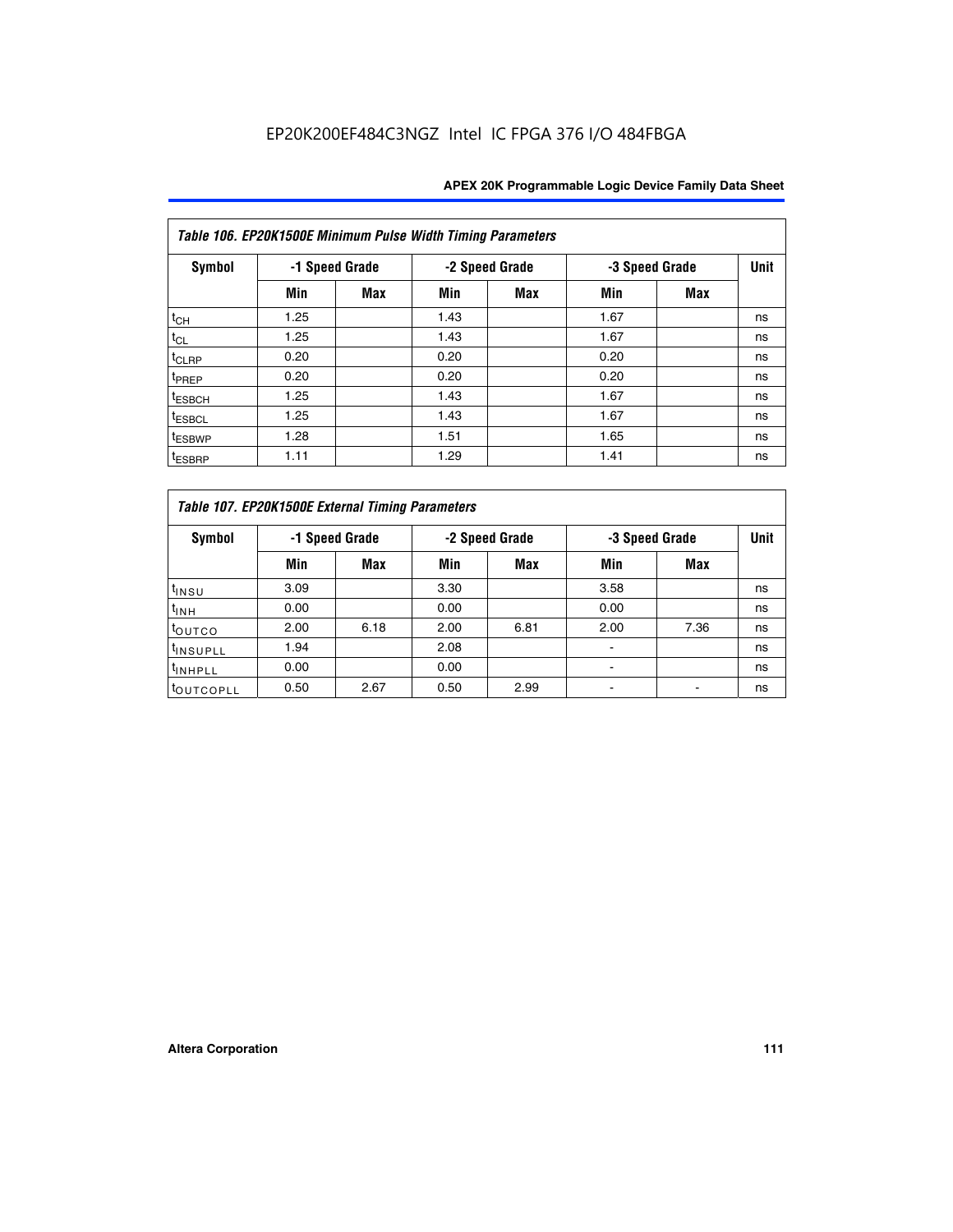EP20K200EF484C3NGZ Intel IC FPGA 376 I/O 484FBGA

| Table 106. EP20K1500E Minimum Pulse Width Timing Parameters | | | | | | | |
|---|---|---|---|---|---|---|---|
| Symbol | -1 Speed Grade | | -2 Speed Grade | | -3 Speed Grade | | Unit |
| | Min | Max | Min | Max | Min | Max | |
| $t_{CH}$ | 1.25 | | 1.43 | | 1.67 | | ns |
| $t_{CL}$ | 1.25 | | 1.43 | | 1.67 | | ns |
| $t_{CLRP}$ | 0.20 | | 0.20 | | 0.20 | | ns |
| $t_{PREP}$ | 0.20 | | 0.20 | | 0.20 | | ns |
| $t_{ESBCH}$ | 1.25 | | 1.43 | | 1.67 | | ns |
| $t_{ESBCL}$ | 1.25 | | 1.43 | | 1.67 | | ns |
| $t_{ESBWP}$ | 1.28 | | 1.51 | | 1.65 | | ns |
| $t_{ESBRP}$ | 1.11 | | 1.29 | | 1.41 | | ns |

| Table 107. EP20K1500E External Timing Parameters | | | | | | | |
|---|---|---|---|---|---|---|---|
| Symbol | -1 Speed Grade | | -2 Speed Grade | | -3 Speed Grade | | Unit |
| | Min | Max | Min | Max | Min | Max | |
| $t_{INSU}$ | 3.09 | | 3.30 | | 3.58 | | ns |
| $t_{INH}$ | 0.00 | | 0.00 | | 0.00 | | ns |
| $t_{OUTCO}$ | 2.00 | 6.18 | 2.00 | 6.81 | 2.00 | 7.36 | ns |
| $t_{INSUPLL}$ | 1.94 | | 2.08 | | - | | ns |
| $t_{INHPLL}$ | 0.00 | | 0.00 | | - | | ns |
| $t_{OUTCOPLL}$ | 0.50 | 2.67 | 0.50 | 2.99 | - | - | ns |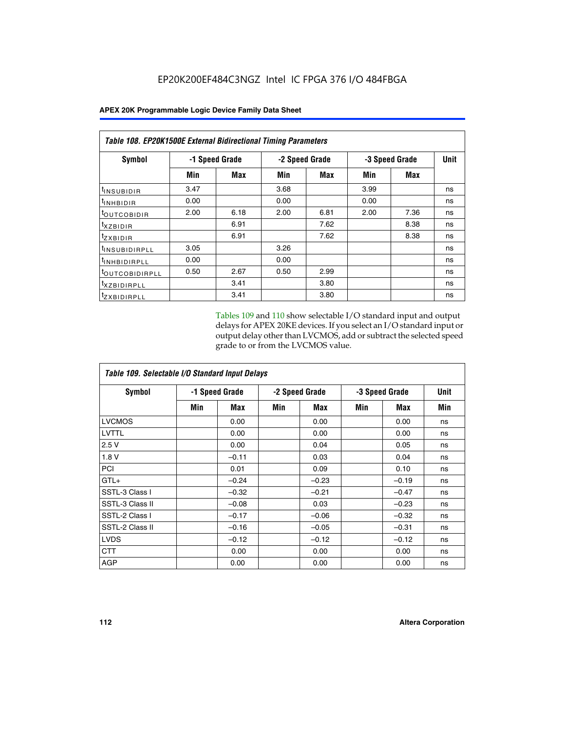**Table 108. EP20K1500E External Bidirectional Timing Parameters**

| Symbol | -1 Speed Grade | | -2 Speed Grade | | -3 Speed Grade | | Unit |
|---|---|---|---|---|---|---|---|
| | Min | Max | Min | Max | Min | Max | |
| $t_{INSUBIDIR}$ | 3.47 | | 3.68 | | 3.99 | | ns |
| $t_{INHBIDIR}$ | 0.00 | | 0.00 | | 0.00 | | ns |
| $t_{OUTCOBIDIR}$ | 2.00 | 6.18 | 2.00 | 6.81 | 2.00 | 7.36 | ns |
| $t_{XZBIDIR}$ | | 6.91 | | 7.62 | | 8.38 | ns |
| $t_{ZXBIDIR}$ | | 6.91 | | 7.62 | | 8.38 | ns |
| $t_{INSUBIDIRPLL}$ | 3.05 | | 3.26 | | | | ns |
| $t_{INHBIDIRPLL}$ | 0.00 | | 0.00 | | | | ns |
| $t_{OUTCOBIDIRPLL}$ | 0.50 | 2.67 | 0.50 | 2.99 | | | ns |
| $t_{XZBIDIRPLL}$ | | 3.41 | | 3.80 | | | ns |
| $t_{ZXBIDIRPLL}$ | | 3.41 | | 3.80 | | | ns |

Tables 109 and 110 show selectable I/O standard input and output delays for APEX 20KE devices. If you select an I/O standard input or output delay other than LVCMOS, add or subtract the selected speed grade to or from the LVCMOS value.

**Table 109. Selectable I/O Standard Input Delays**

| Symbol | -1 Speed Grade | | -2 Speed Grade | | -3 Speed Grade | | Unit |
|---|---|---|---|---|---|---|---|
| | Min | Max | Min | Max | Min | Max | Min |
| LVCMOS | | 0.00 | | 0.00 | | 0.00 | ns |
| LVTTL | | 0.00 | | 0.00 | | 0.00 | ns |
| 2.5 V | | 0.00 | | 0.04 | | 0.05 | ns |
| 1.8 V | | –0.11 | | 0.03 | | 0.04 | ns |
| PCI | | 0.01 | | 0.09 | | 0.10 | ns |
| GTL+ | | –0.24 | | –0.23 | | –0.19 | ns |
| SSTL-3 Class I | | –0.32 | | –0.21 | | –0.47 | ns |
| SSTL-3 Class II | | –0.08 | | 0.03 | | –0.23 | ns |
| SSTL-2 Class I | | –0.17 | | –0.06 | | –0.32 | ns |
| SSTL-2 Class II | | –0.16 | | –0.05 | | –0.31 | ns |
| LVDS | | –0.12 | | –0.12 | | –0.12 | ns |
| CTT | | 0.00 | | 0.00 | | 0.00 | ns |
| AGP | | 0.00 | | 0.00 | | 0.00 | ns |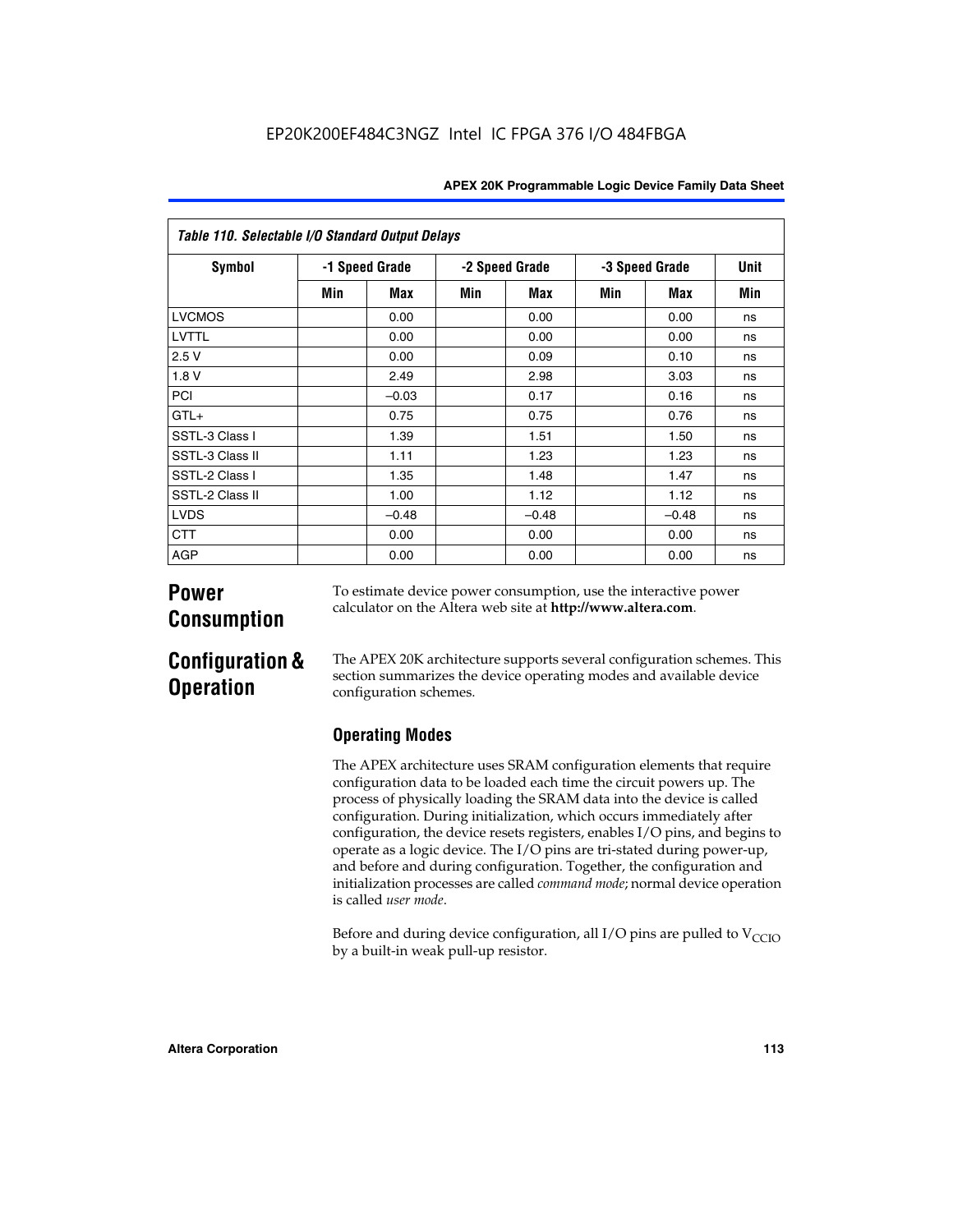EP20K200EF484C3NGZ Intel IC FPGA 376 I/O 484FBGA

| Table 110. Selectable I/O Standard Output Delays | | | | | | | |
|---|---|---|---|---|---|---|---|
| Symbol | -1 Speed Grade | | -2 Speed Grade | | -3 Speed Grade | | Unit |
| | Min | Max | Min | Max | Min | Max | Min |
| LVCMOS | | 0.00 | | 0.00 | | 0.00 | ns |
| LVTTL | | 0.00 | | 0.00 | | 0.00 | ns |
| 2.5 V | | 0.00 | | 0.09 | | 0.10 | ns |
| 1.8 V | | 2.49 | | 2.98 | | 3.03 | ns |
| PCI | | –0.03 | | 0.17 | | 0.16 | ns |
| GTL+ | | 0.75 | | 0.75 | | 0.76 | ns |
| SSTL-3 Class I | | 1.39 | | 1.51 | | 1.50 | ns |
| SSTL-3 Class II | | 1.11 | | 1.23 | | 1.23 | ns |
| SSTL-2 Class I | | 1.35 | | 1.48 | | 1.47 | ns |
| SSTL-2 Class II | | 1.00 | | 1.12 | | 1.12 | ns |
| LVDS | | –0.48 | | –0.48 | | –0.48 | ns |
| CTT | | 0.00 | | 0.00 | | 0.00 | ns |
| AGP | | 0.00 | | 0.00 | | 0.00 | ns |

# Power Consumption

To estimate device power consumption, use the interactive power calculator on the Altera web site at **http://www.altera.com**.

# Configuration & Operation

The APEX 20K architecture supports several configuration schemes. This section summarizes the device operating modes and available device configuration schemes.

## Operating Modes

The APEX architecture uses SRAM configuration elements that require configuration data to be loaded each time the circuit powers up. The process of physically loading the SRAM data into the device is called configuration. During initialization, which occurs immediately after configuration, the device resets registers, enables I/O pins, and begins to operate as a logic device. The I/O pins are tri-stated during power-up, and before and during configuration. Together, the configuration and initialization processes are called *command mode*; normal device operation is called *user mode*.

Before and during device configuration, all I/O pins are pulled to $V_{CCIO}$ by a built-in weak pull-up resistor.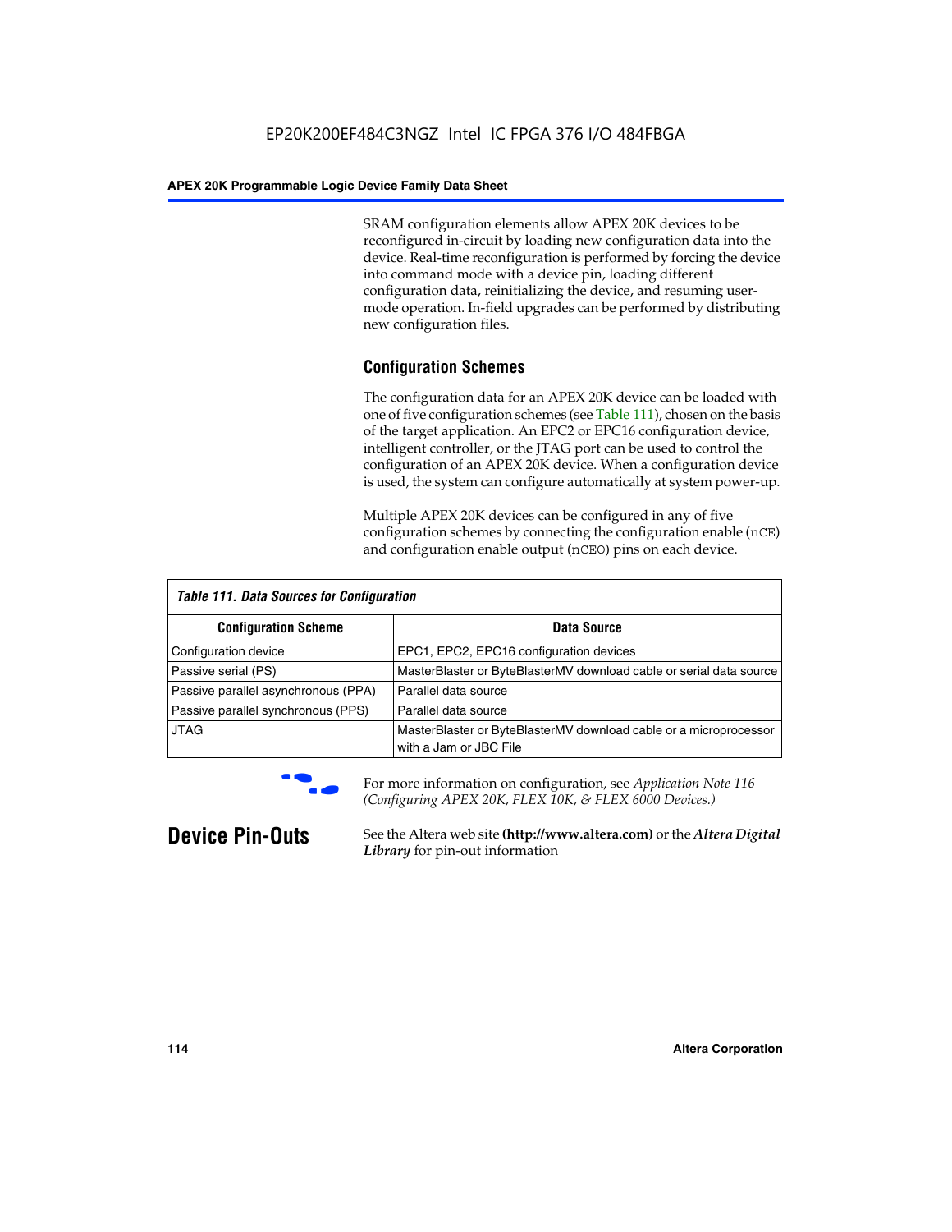SRAM configuration elements allow APEX 20K devices to be reconfigured in-circuit by loading new configuration data into the device. Real-time reconfiguration is performed by forcing the device into command mode with a device pin, loading different configuration data, reinitializing the device, and resuming user-mode operation. In-field upgrades can be performed by distributing new configuration files.

### Configuration Schemes

The configuration data for an APEX 20K device can be loaded with one of five configuration schemes (see Table 111), chosen on the basis of the target application. An EPC2 or EPC16 configuration device, intelligent controller, or the JTAG port can be used to control the configuration of an APEX 20K device. When a configuration device is used, the system can configure automatically at system power-up.

Multiple APEX 20K devices can be configured in any of five configuration schemes by connecting the configuration enable (`nCE`) and configuration enable output (`nCEO`) pins on each device.

*Table 111. Data Sources for Configuration*

| Configuration Scheme | Data Source |
|---|---|
| Configuration device | EPC1, EPC2, EPC16 configuration devices |
| Passive serial (PS) | MasterBlaster or ByteBlasterMV download cable or serial data source |
| Passive parallel asynchronous (PPA) | Parallel data source |
| Passive parallel synchronous (PPS) | Parallel data source |
| JTAG | MasterBlaster or ByteBlasterMV download cable or a microprocessor with a Jam or JBC File |

For more information on configuration, see *Application Note 116 (Configuring APEX 20K, FLEX 10K, & FLEX 6000 Devices.)*

## Device Pin-Outs

See the Altera web site **(http://www.altera.com)** or the ***Altera Digital Library*** for pin-out information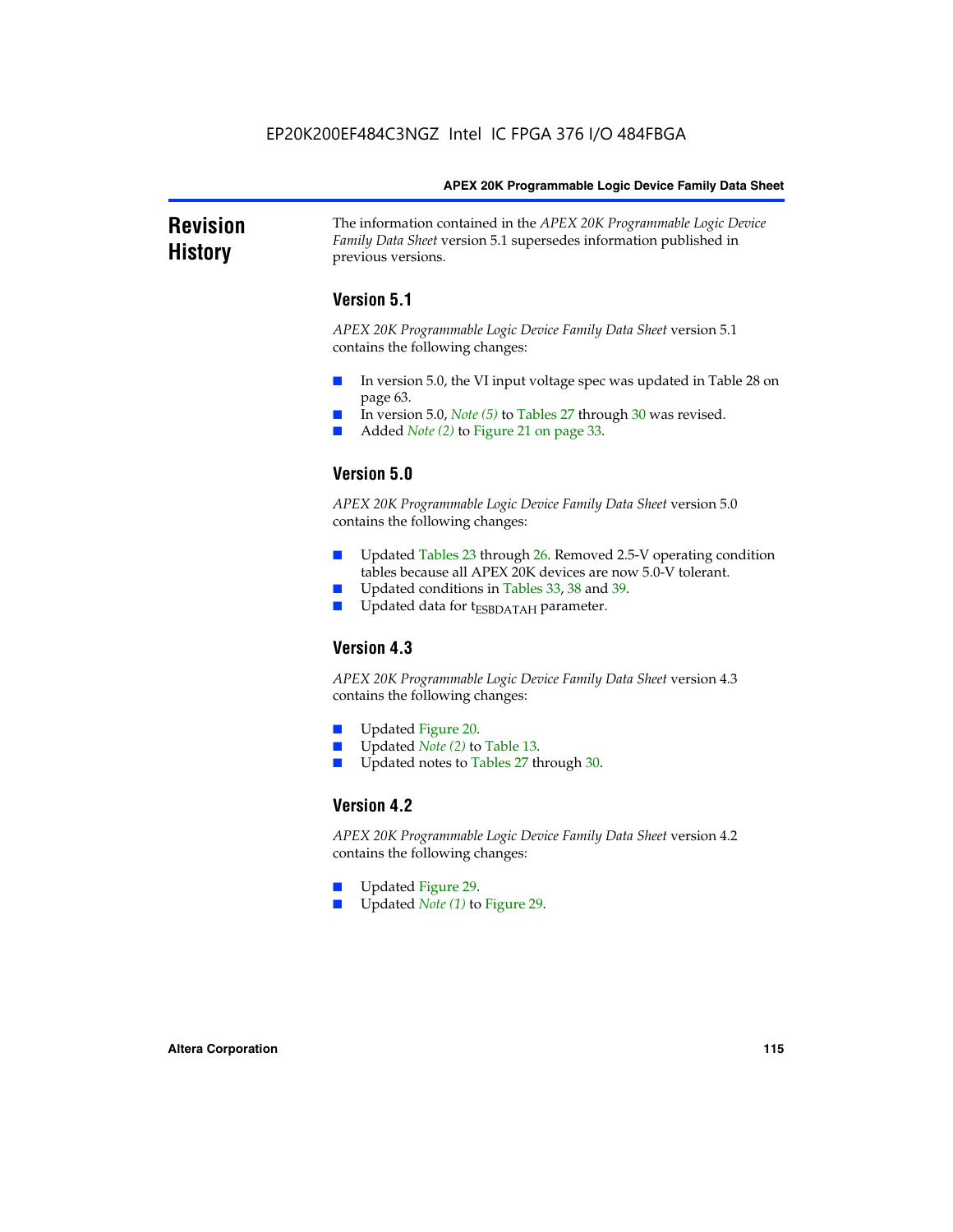# Revision History

The information contained in the *APEX 20K Programmable Logic Device Family Data Sheet* version 5.1 supersedes information published in previous versions.

## Version 5.1

*APEX 20K Programmable Logic Device Family Data Sheet* version 5.1 contains the following changes:

- In version 5.0, the VI input voltage spec was updated in Table 28 on page 63.
- In version 5.0, *Note (5)* to Tables 27 through 30 was revised.
- Added *Note (2)* to Figure 21 on page 33.

## Version 5.0

*APEX 20K Programmable Logic Device Family Data Sheet* version 5.0 contains the following changes:

- Updated Tables 23 through 26. Removed 2.5-V operating condition tables because all APEX 20K devices are now 5.0-V tolerant.
- Updated conditions in Tables 33, 38 and 39.
- Updated data for $t_{ESBDATAH}$ parameter.

## Version 4.3

*APEX 20K Programmable Logic Device Family Data Sheet* version 4.3 contains the following changes:

- Updated Figure 20.
- Updated *Note (2)* to Table 13.
- Updated notes to Tables 27 through 30.

## Version 4.2

*APEX 20K Programmable Logic Device Family Data Sheet* version 4.2 contains the following changes:

- Updated Figure 29.
- Updated *Note (1)* to Figure 29.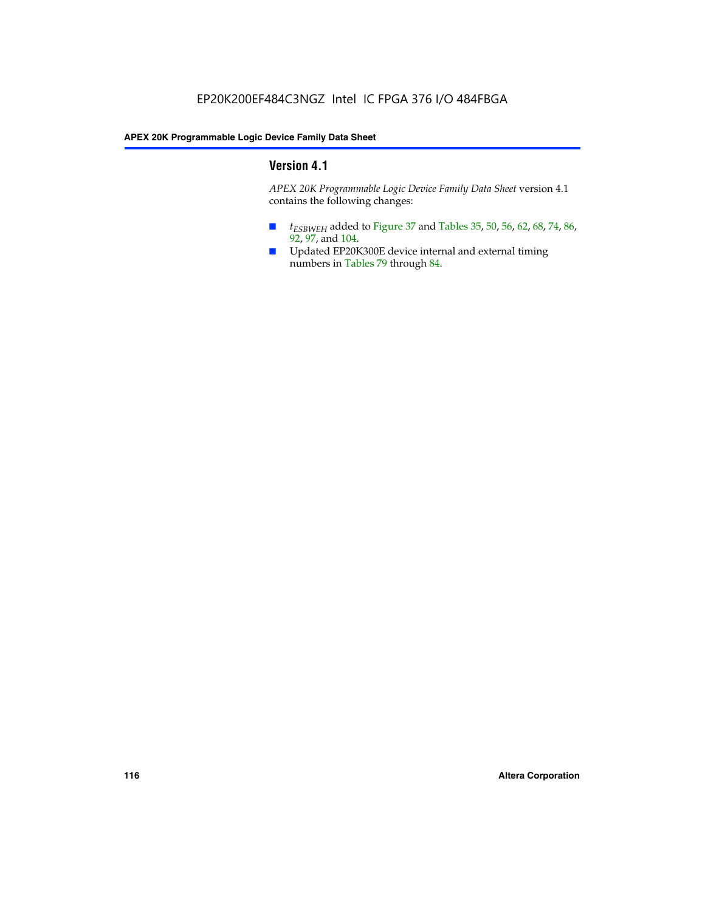## Version 4.1

*APEX 20K Programmable Logic Device Family Data Sheet* version 4.1 contains the following changes:

- $t_{ESBWEH}$ added to Figure 37 and Tables 35, 50, 56, 62, 68, 74, 86, 92, 97, and 104.
- Updated EP20K300E device internal and external timing numbers in Tables 79 through 84.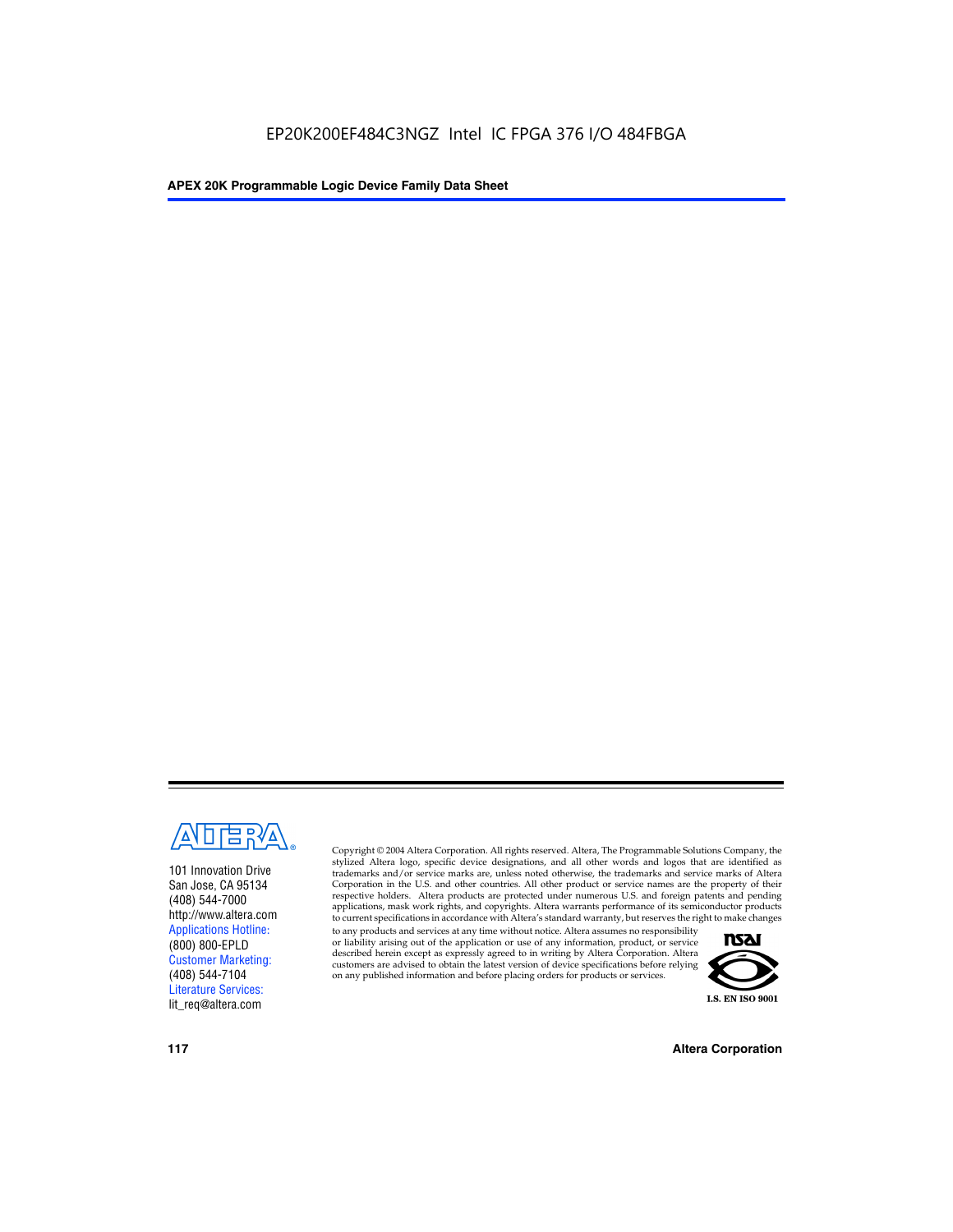101 Innovation Drive
San Jose, CA 95134
(408) 544-7000
http://www.altera.com
Applications Hotline:
(800) 800-EPLD
Customer Marketing:
(408) 544-7104
Literature Services:
lit_req@altera.com

Copyright © 2004 Altera Corporation. All rights reserved. Altera, The Programmable Solutions Company, the stylized Altera logo, specific device designations, and all other words and logos that are identified as trademarks and/or service marks are, unless noted otherwise, the trademarks and service marks of Altera Corporation in the U.S. and other countries. All other product or service names are the property of their respective holders. Altera products are protected under numerous U.S. and foreign patents and pending applications, mask work rights, and copyrights. Altera warrants performance of its semiconductor products to current specifications in accordance with Altera's standard warranty, but reserves the right to make changes to any products and services at any time without notice. Altera assumes no responsibility or liability arising out of the application or use of any information, product, or service described herein except as expressly agreed to in writing by Altera Corporation. Altera customers are advised to obtain the latest version of device specifications before relying on any published information and before placing orders for products or services.

I.S. EN ISO 9001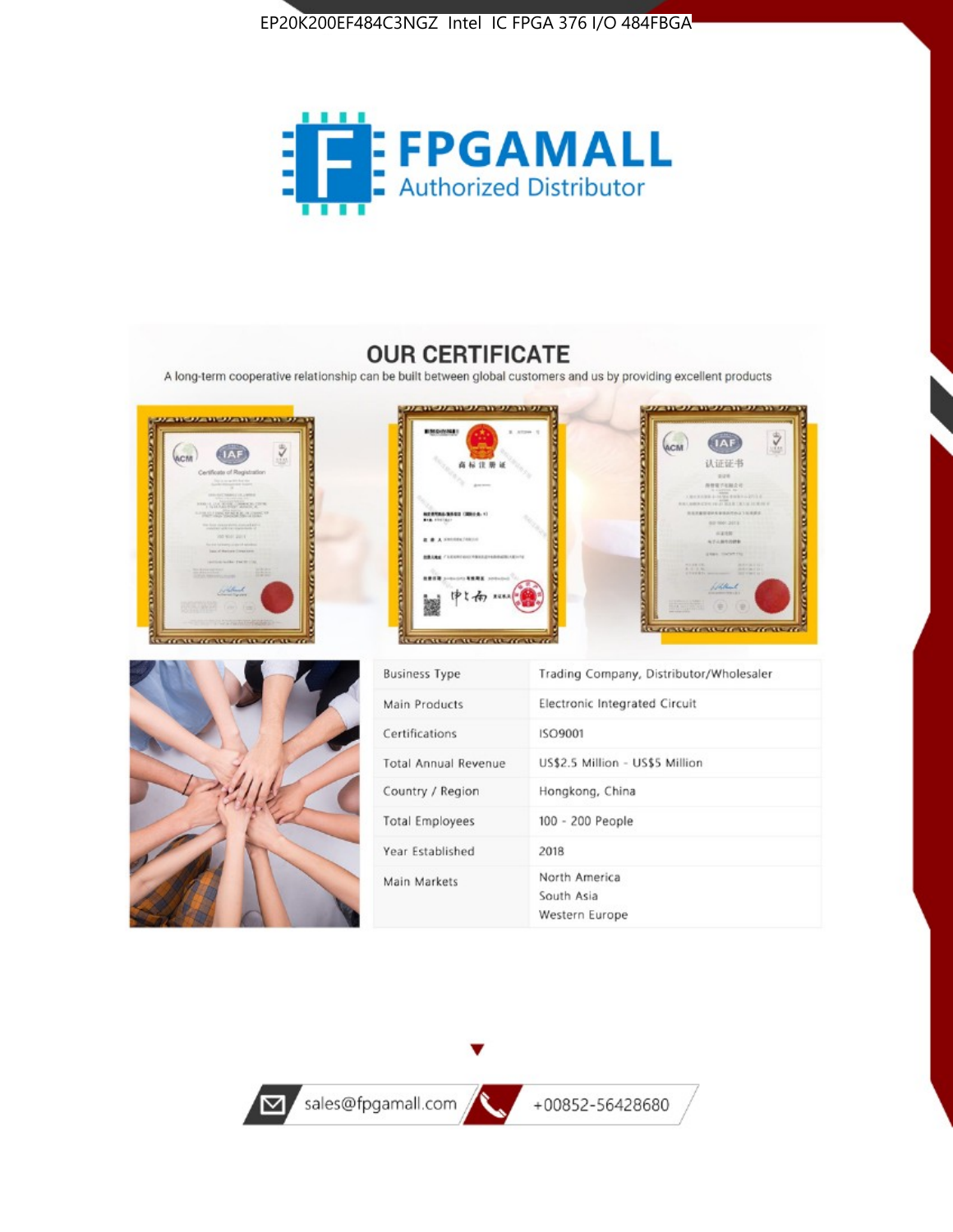FPGAMALL
Authorized Distributor

## OUR CERTIFICATE

A long-term cooperative relationship can be built between global customers and us by providing excellent products

| | |
|---|---|
| Business Type | Trading Company, Distributor/Wholesaler |
| Main Products | Electronic Integrated Circuit |
| Certifications | ISO9001 |
| Total Annual Revenue | US$2.5 Million - US$5 Million |
| Country / Region | Hongkong, China |
| Total Employees | 100 - 200 People |
| Year Established | 2018 |
| Main Markets | North America<br>South Asia<br>Western Europe |

sales@fpgamall.com

+00852-56428680